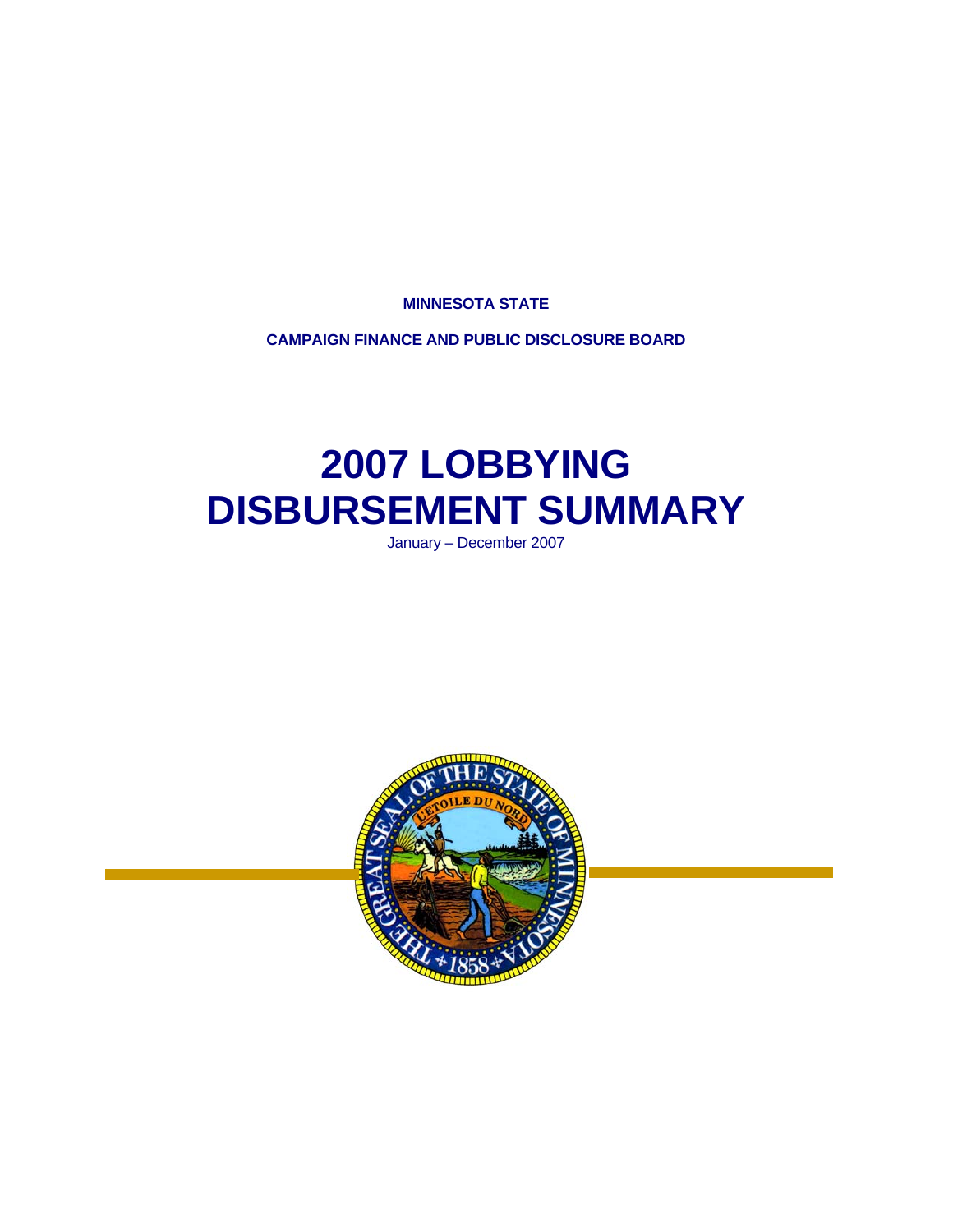**MINNESOTA STATE**

**CAMPAIGN FINANCE AND PUBLIC DISCLOSURE BOARD**

# 2007 LOBBYING DISBURSEMENT SUMMARY

January – December 2007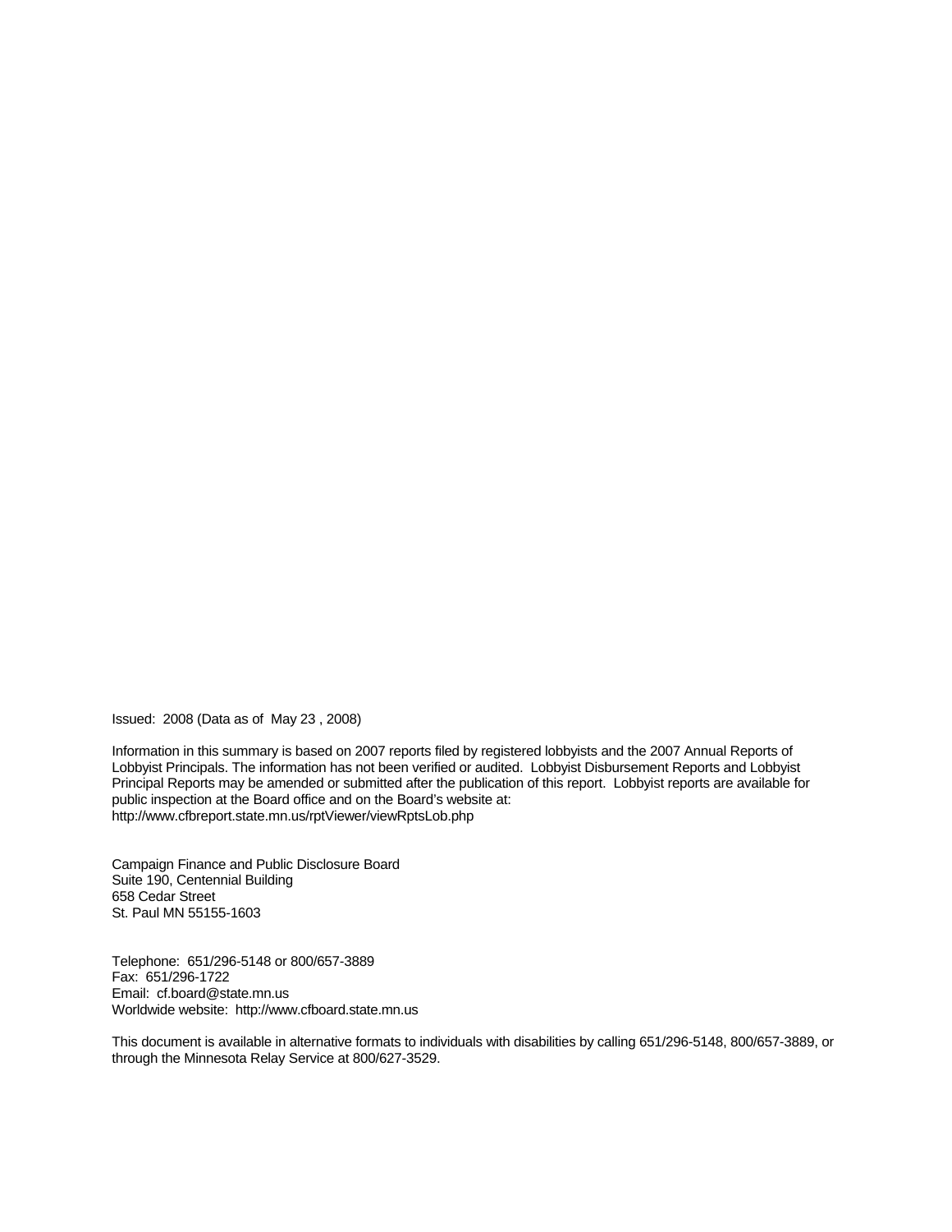Issued: 2008 (Data as of May 23 , 2008)

Information in this summary is based on 2007 reports filed by registered lobbyists and the 2007 Annual Reports of Lobbyist Principals. The information has not been verified or audited. Lobbyist Disbursement Reports and Lobbyist Principal Reports may be amended or submitted after the publication of this report. Lobbyist reports are available for public inspection at the Board office and on the Board's website at: http://www.cfbreport.state.mn.us/rptViewer/viewRptsLob.php

Campaign Finance and Public Disclosure Board
Suite 190, Centennial Building
658 Cedar Street
St. Paul MN 55155-1603

Telephone: 651/296-5148 or 800/657-3889
Fax: 651/296-1722
Email: cf.board@state.mn.us
Worldwide website: http://www.cfboard.state.mn.us

This document is available in alternative formats to individuals with disabilities by calling 651/296-5148, 800/657-3889, or through the Minnesota Relay Service at 800/627-3529.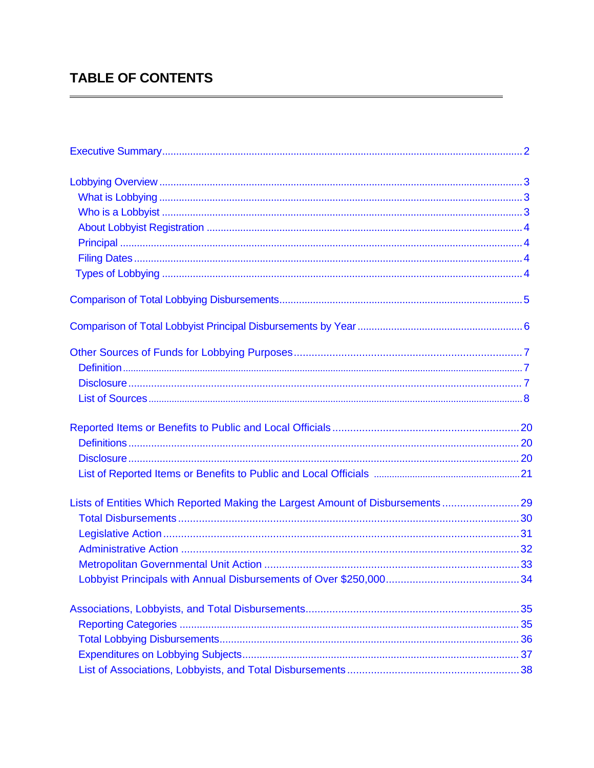# TABLE OF CONTENTS

Executive Summary ..... 2

Lobbying Overview ..... 3
- What is Lobbying ..... 3
- Who is a Lobbyist ..... 3
- About Lobbyist Registration ..... 4
- Principal ..... 4
- Filing Dates ..... 4
- Types of Lobbying ..... 4

Comparison of Total Lobbying Disbursements ..... 5

Comparison of Total Lobbyist Principal Disbursements by Year ..... 6

Other Sources of Funds for Lobbying Purposes ..... 7
- Definition ..... 7
- Disclosure ..... 7
- List of Sources ..... 8

Reported Items or Benefits to Public and Local Officials ..... 20
- Definitions ..... 20
- Disclosure ..... 20
- List of Reported Items or Benefits to Public and Local Officials ..... 21

Lists of Entities Which Reported Making the Largest Amount of Disbursements ..... 29
- Total Disbursements ..... 30
- Legislative Action ..... 31
- Administrative Action ..... 32
- Metropolitan Governmental Unit Action ..... 33
- Lobbyist Principals with Annual Disbursements of Over $250,000 ..... 34

Associations, Lobbyists, and Total Disbursements ..... 35
- Reporting Categories ..... 35
- Total Lobbying Disbursements ..... 36
- Expenditures on Lobbying Subjects ..... 37
- List of Associations, Lobbyists, and Total Disbursements ..... 38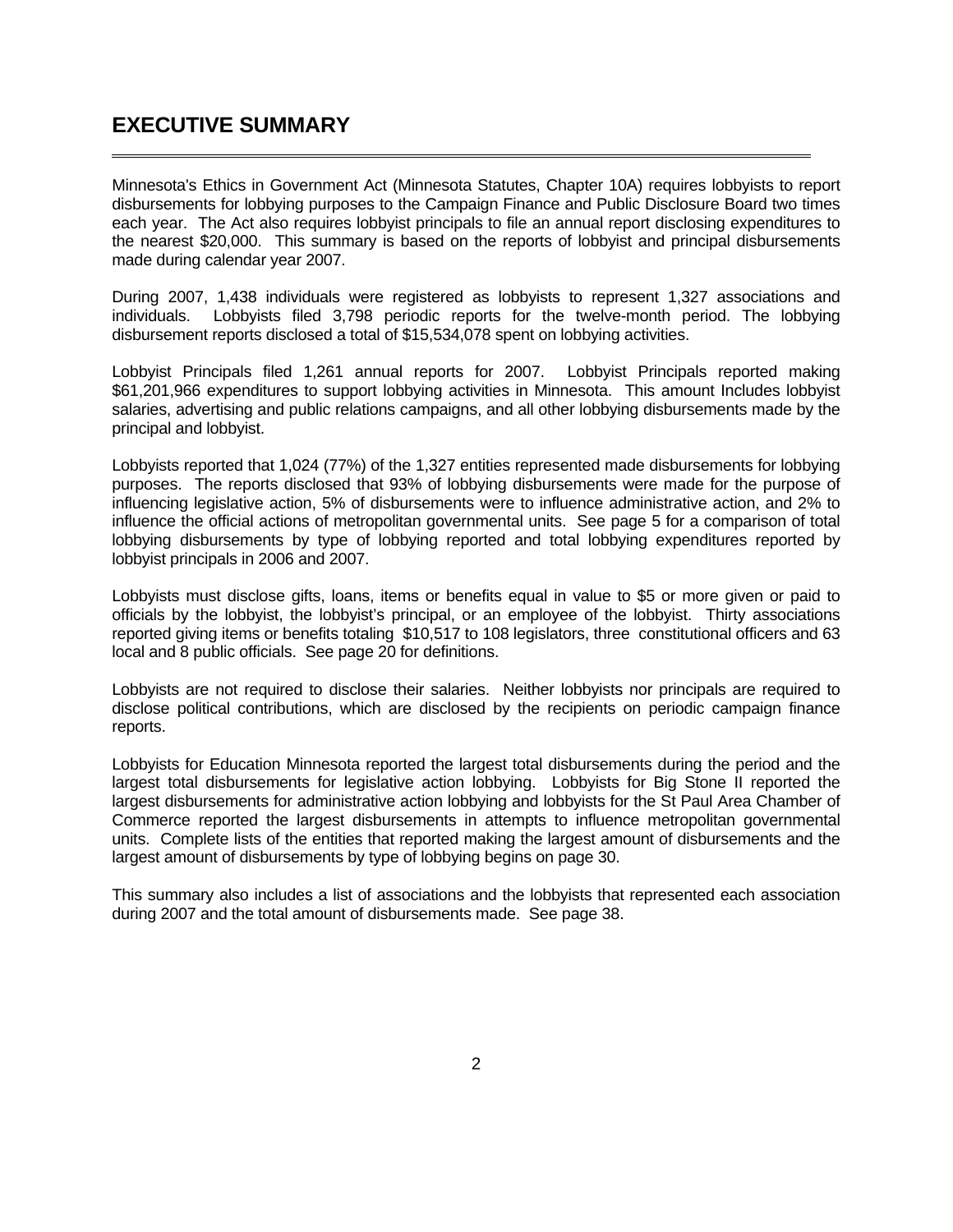# EXECUTIVE SUMMARY

Minnesota's Ethics in Government Act (Minnesota Statutes, Chapter 10A) requires lobbyists to report disbursements for lobbying purposes to the Campaign Finance and Public Disclosure Board two times each year. The Act also requires lobbyist principals to file an annual report disclosing expenditures to the nearest $20,000. This summary is based on the reports of lobbyist and principal disbursements made during calendar year 2007.

During 2007, 1,438 individuals were registered as lobbyists to represent 1,327 associations and individuals. Lobbyists filed 3,798 periodic reports for the twelve-month period. The lobbying disbursement reports disclosed a total of $15,534,078 spent on lobbying activities.

Lobbyist Principals filed 1,261 annual reports for 2007. Lobbyist Principals reported making $61,201,966 expenditures to support lobbying activities in Minnesota. This amount Includes lobbyist salaries, advertising and public relations campaigns, and all other lobbying disbursements made by the principal and lobbyist.

Lobbyists reported that 1,024 (77%) of the 1,327 entities represented made disbursements for lobbying purposes. The reports disclosed that 93% of lobbying disbursements were made for the purpose of influencing legislative action, 5% of disbursements were to influence administrative action, and 2% to influence the official actions of metropolitan governmental units. See page 5 for a comparison of total lobbying disbursements by type of lobbying reported and total lobbying expenditures reported by lobbyist principals in 2006 and 2007.

Lobbyists must disclose gifts, loans, items or benefits equal in value to $5 or more given or paid to officials by the lobbyist, the lobbyist's principal, or an employee of the lobbyist. Thirty associations reported giving items or benefits totaling $10,517 to 108 legislators, three constitutional officers and 63 local and 8 public officials. See page 20 for definitions.

Lobbyists are not required to disclose their salaries. Neither lobbyists nor principals are required to disclose political contributions, which are disclosed by the recipients on periodic campaign finance reports.

Lobbyists for Education Minnesota reported the largest total disbursements during the period and the largest total disbursements for legislative action lobbying. Lobbyists for Big Stone II reported the largest disbursements for administrative action lobbying and lobbyists for the St Paul Area Chamber of Commerce reported the largest disbursements in attempts to influence metropolitan governmental units. Complete lists of the entities that reported making the largest amount of disbursements and the largest amount of disbursements by type of lobbying begins on page 30.

This summary also includes a list of associations and the lobbyists that represented each association during 2007 and the total amount of disbursements made. See page 38.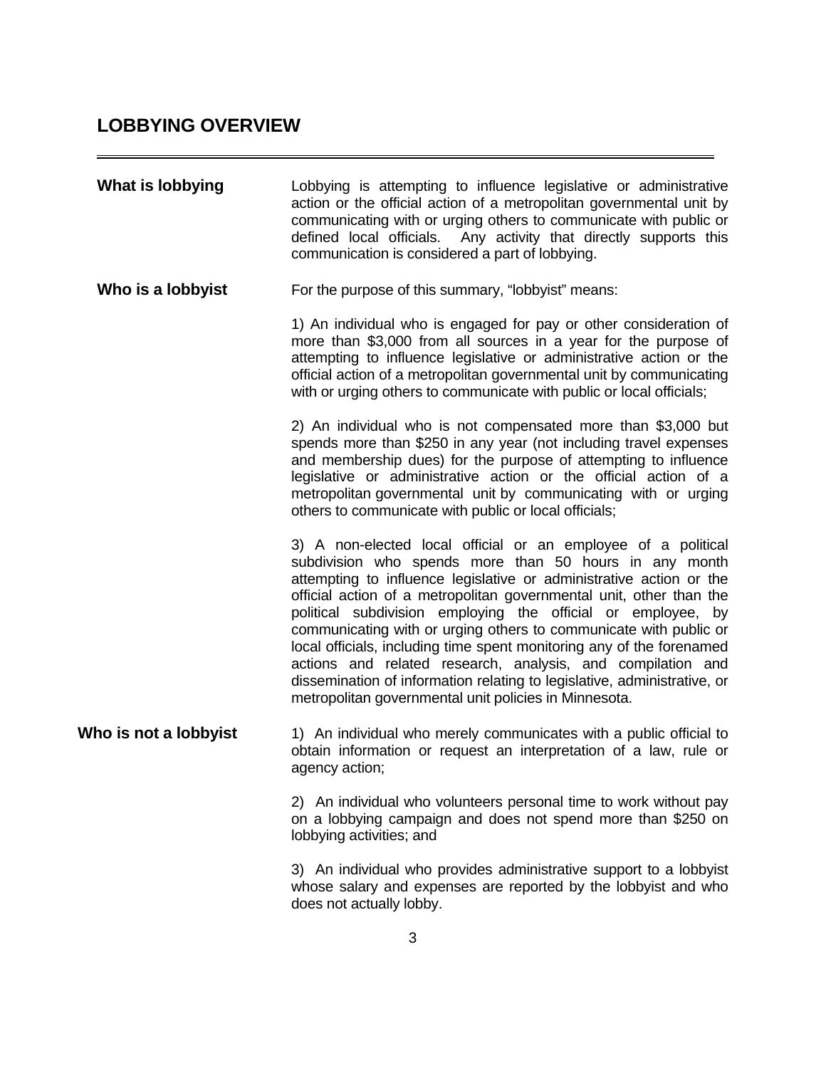## LOBBYING OVERVIEW

**What is lobbying**

Lobbying is attempting to influence legislative or administrative action or the official action of a metropolitan governmental unit by communicating with or urging others to communicate with public or defined local officials. Any activity that directly supports this communication is considered a part of lobbying.

**Who is a lobbyist**

For the purpose of this summary, "lobbyist" means:

1) An individual who is engaged for pay or other consideration of more than $3,000 from all sources in a year for the purpose of attempting to influence legislative or administrative action or the official action of a metropolitan governmental unit by communicating with or urging others to communicate with public or local officials;

2) An individual who is not compensated more than $3,000 but spends more than $250 in any year (not including travel expenses and membership dues) for the purpose of attempting to influence legislative or administrative action or the official action of a metropolitan governmental unit by communicating with or urging others to communicate with public or local officials;

3) A non-elected local official or an employee of a political subdivision who spends more than 50 hours in any month attempting to influence legislative or administrative action or the official action of a metropolitan governmental unit, other than the political subdivision employing the official or employee, by communicating with or urging others to communicate with public or local officials, including time spent monitoring any of the forenamed actions and related research, analysis, and compilation and dissemination of information relating to legislative, administrative, or metropolitan governmental unit policies in Minnesota.

**Who is not a lobbyist**

1) An individual who merely communicates with a public official to obtain information or request an interpretation of a law, rule or agency action;

2) An individual who volunteers personal time to work without pay on a lobbying campaign and does not spend more than $250 on lobbying activities; and

3) An individual who provides administrative support to a lobbyist whose salary and expenses are reported by the lobbyist and who does not actually lobby.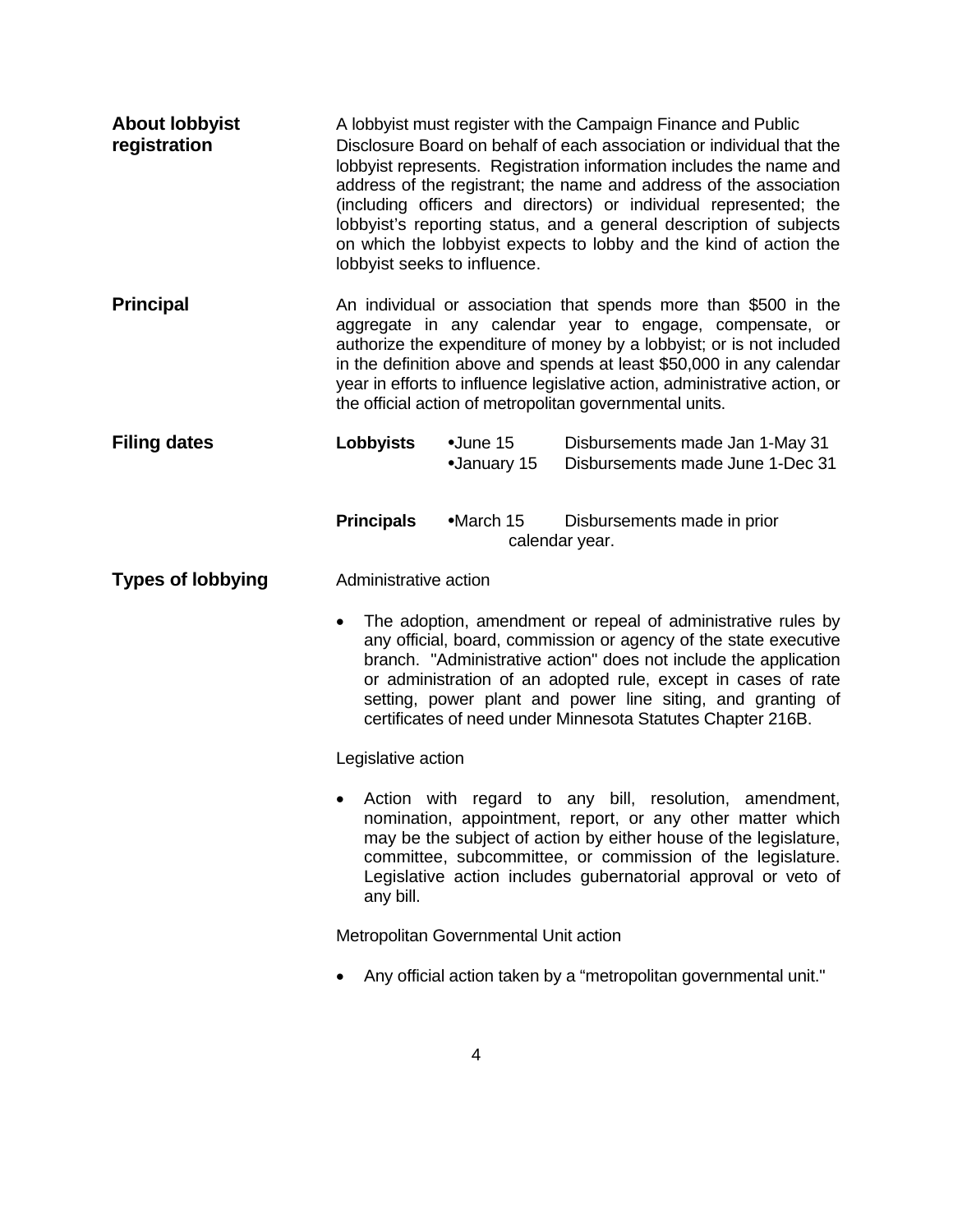**About lobbyist registration**

A lobbyist must register with the Campaign Finance and Public Disclosure Board on behalf of each association or individual that the lobbyist represents. Registration information includes the name and address of the registrant; the name and address of the association (including officers and directors) or individual represented; the lobbyist's reporting status, and a general description of subjects on which the lobbyist expects to lobby and the kind of action the lobbyist seeks to influence.

**Principal**

An individual or association that spends more than $500 in the aggregate in any calendar year to engage, compensate, or authorize the expenditure of money by a lobbyist; or is not included in the definition above and spends at least $50,000 in any calendar year in efforts to influence legislative action, administrative action, or the official action of metropolitan governmental units.

**Filing dates**

| | | |
|---|---|---|
| **Lobbyists** | •June 15 | Disbursements made Jan 1-May 31 |
| | •January 15 | Disbursements made June 1-Dec 31 |
| **Principals** | •March 15 | Disbursements made in prior calendar year. |

**Types of lobbying**

Administrative action

- The adoption, amendment or repeal of administrative rules by any official, board, commission or agency of the state executive branch. "Administrative action" does not include the application or administration of an adopted rule, except in cases of rate setting, power plant and power line siting, and granting of certificates of need under Minnesota Statutes Chapter 216B.

Legislative action

- Action with regard to any bill, resolution, amendment, nomination, appointment, report, or any other matter which may be the subject of action by either house of the legislature, committee, subcommittee, or commission of the legislature. Legislative action includes gubernatorial approval or veto of any bill.

Metropolitan Governmental Unit action

- Any official action taken by a "metropolitan governmental unit."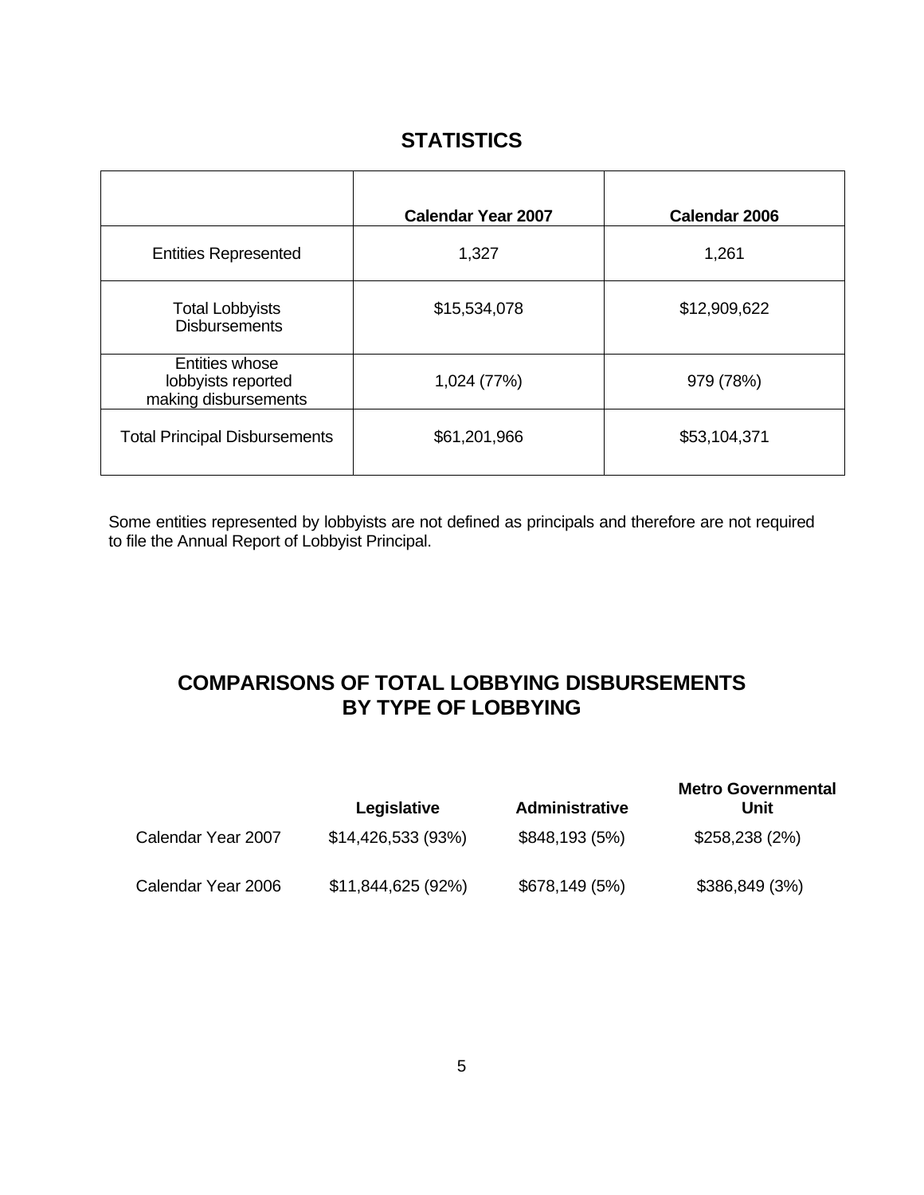## STATISTICS

| | Calendar Year 2007 | Calendar 2006 |
|---|---|---|
| Entities Represented | 1,327 | 1,261 |
| Total Lobbyists Disbursements | $15,534,078 | $12,909,622 |
| Entities whose lobbyists reported making disbursements | 1,024 (77%) | 979 (78%) |
| Total Principal Disbursements | $61,201,966 | $53,104,371 |

Some entities represented by lobbyists are not defined as principals and therefore are not required to file the Annual Report of Lobbyist Principal.

## COMPARISONS OF TOTAL LOBBYING DISBURSEMENTS BY TYPE OF LOBBYING

| | Legislative | Administrative | Metro Governmental Unit |
|---|---|---|---|
| Calendar Year 2007 | $14,426,533 (93%) | $848,193 (5%) | $258,238 (2%) |
| Calendar Year 2006 | $11,844,625 (92%) | $678,149 (5%) | $386,849 (3%) |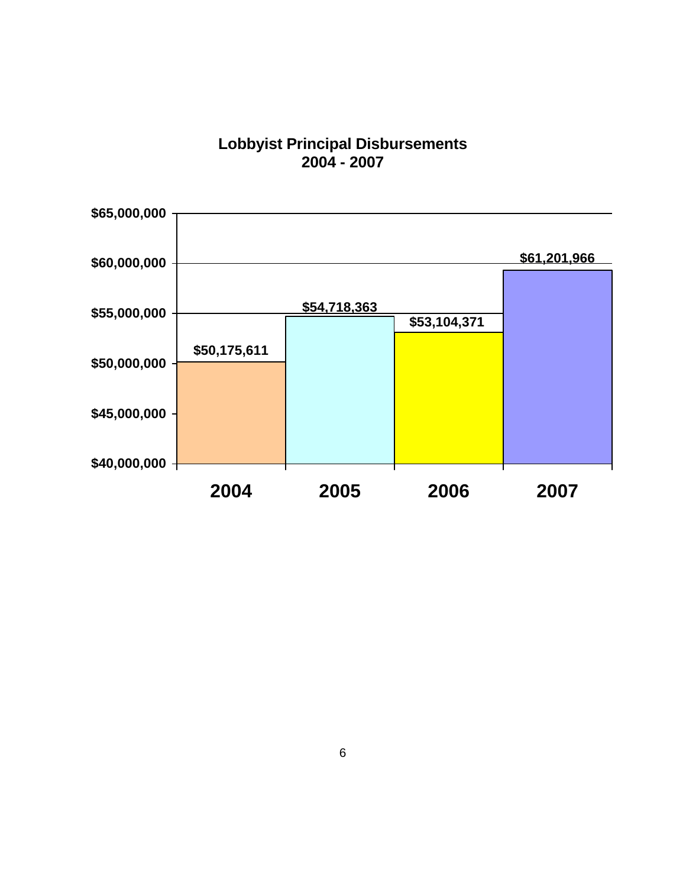**Lobbyist Principal Disbursements**
**2004 - 2007**

| Year | Disbursements |
|---|---|
| 2004 | $50,175,611 |
| 2005 | $54,718,363 |
| 2006 | $53,104,371 |
| 2007 | $61,201,966 |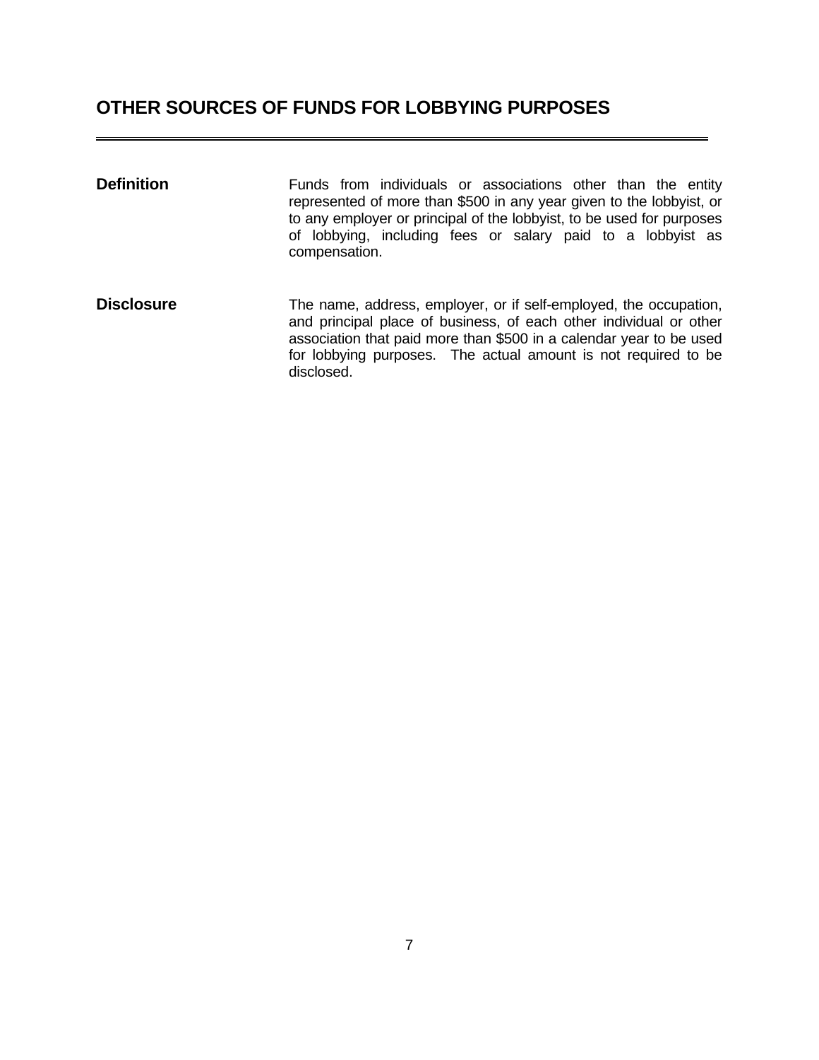## OTHER SOURCES OF FUNDS FOR LOBBYING PURPOSES

**Definition**

Funds from individuals or associations other than the entity represented of more than $500 in any year given to the lobbyist, or to any employer or principal of the lobbyist, to be used for purposes of lobbying, including fees or salary paid to a lobbyist as compensation.

**Disclosure**

The name, address, employer, or if self-employed, the occupation, and principal place of business, of each other individual or other association that paid more than $500 in a calendar year to be used for lobbying purposes. The actual amount is not required to be disclosed.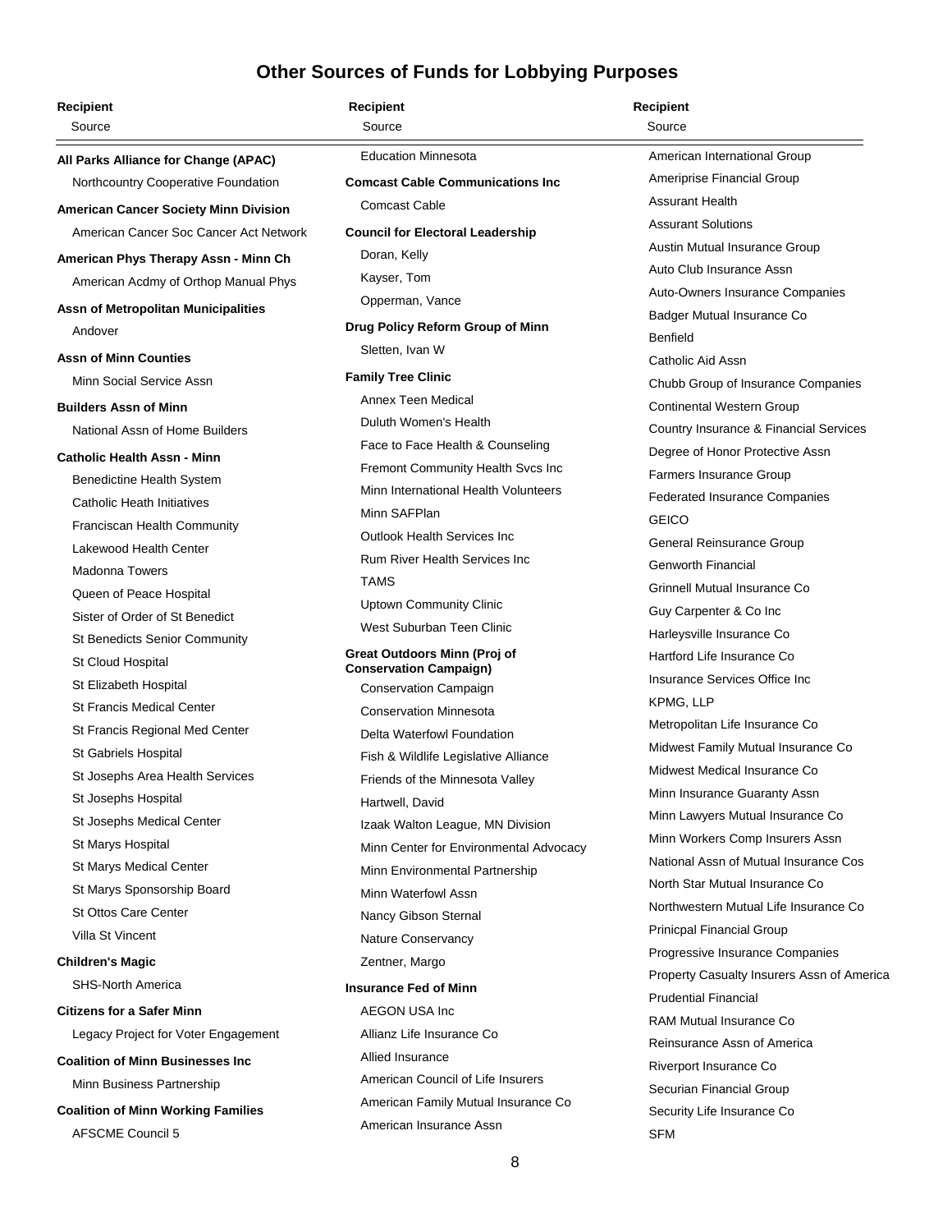# Other Sources of Funds for Lobbying Purposes

**Recipient**
Source

**All Parks Alliance for Change (APAC)**
Northcountry Cooperative Foundation

**American Cancer Society Minn Division**
American Cancer Soc Cancer Act Network

**American Phys Therapy Assn - Minn Ch**
American Acdmy of Orthop Manual Phys

**Assn of Metropolitan Municipalities**
Andover

**Assn of Minn Counties**
Minn Social Service Assn

**Builders Assn of Minn**
National Assn of Home Builders

**Catholic Health Assn - Minn**
Benedictine Health System
Catholic Heath Initiatives
Franciscan Health Community
Lakewood Health Center
Madonna Towers
Queen of Peace Hospital
Sister of Order of St Benedict
St Benedicts Senior Community
St Cloud Hospital
St Elizabeth Hospital
St Francis Medical Center
St Francis Regional Med Center
St Gabriels Hospital
St Josephs Area Health Services
St Josephs Hospital
St Josephs Medical Center
St Marys Hospital
St Marys Medical Center
St Marys Sponsorship Board
St Ottos Care Center
Villa St Vincent

**Children's Magic**
SHS-North America

**Citizens for a Safer Minn**
Legacy Project for Voter Engagement

**Coalition of Minn Businesses Inc**
Minn Business Partnership

**Coalition of Minn Working Families**
AFSCME Council 5
Education Minnesota

**Comcast Cable Communications Inc**
Comcast Cable

**Council for Electoral Leadership**
Doran, Kelly
Kayser, Tom
Opperman, Vance

**Drug Policy Reform Group of Minn**
Sletten, Ivan W

**Family Tree Clinic**
Annex Teen Medical
Duluth Women's Health
Face to Face Health & Counseling
Fremont Community Health Svcs Inc
Minn International Health Volunteers
Minn SAFPlan
Outlook Health Services Inc
Rum River Health Services Inc
TAMS
Uptown Community Clinic
West Suburban Teen Clinic

**Great Outdoors Minn (Proj of Conservation Campaign)**
Conservation Campaign
Conservation Minnesota
Delta Waterfowl Foundation
Fish & Wildlife Legislative Alliance
Friends of the Minnesota Valley
Hartwell, David
Izaak Walton League, MN Division
Minn Center for Environmental Advocacy
Minn Environmental Partnership
Minn Waterfowl Assn
Nancy Gibson Sternal
Nature Conservancy
Zentner, Margo

**Insurance Fed of Minn**
AEGON USA Inc
Allianz Life Insurance Co
Allied Insurance
American Council of Life Insurers
American Family Mutual Insurance Co
American Insurance Assn
American International Group
Ameriprise Financial Group
Assurant Health
Assurant Solutions
Austin Mutual Insurance Group
Auto Club Insurance Assn
Auto-Owners Insurance Companies
Badger Mutual Insurance Co
Benfield
Catholic Aid Assn
Chubb Group of Insurance Companies
Continental Western Group
Country Insurance & Financial Services
Degree of Honor Protective Assn
Farmers Insurance Group
Federated Insurance Companies
GEICO
General Reinsurance Group
Genworth Financial
Grinnell Mutual Insurance Co
Guy Carpenter & Co Inc
Harleysville Insurance Co
Hartford Life Insurance Co
Insurance Services Office Inc
KPMG, LLP
Metropolitan Life Insurance Co
Midwest Family Mutual Insurance Co
Midwest Medical Insurance Co
Minn Insurance Guaranty Assn
Minn Lawyers Mutual Insurance Co
Minn Workers Comp Insurers Assn
National Assn of Mutual Insurance Cos
North Star Mutual Insurance Co
Northwestern Mutual Life Insurance Co
Prinicpal Financial Group
Progressive Insurance Companies
Property Casualty Insurers Assn of America
Prudential Financial
RAM Mutual Insurance Co
Reinsurance Assn of America
Riverport Insurance Co
Securian Financial Group
Security Life Insurance Co
SFM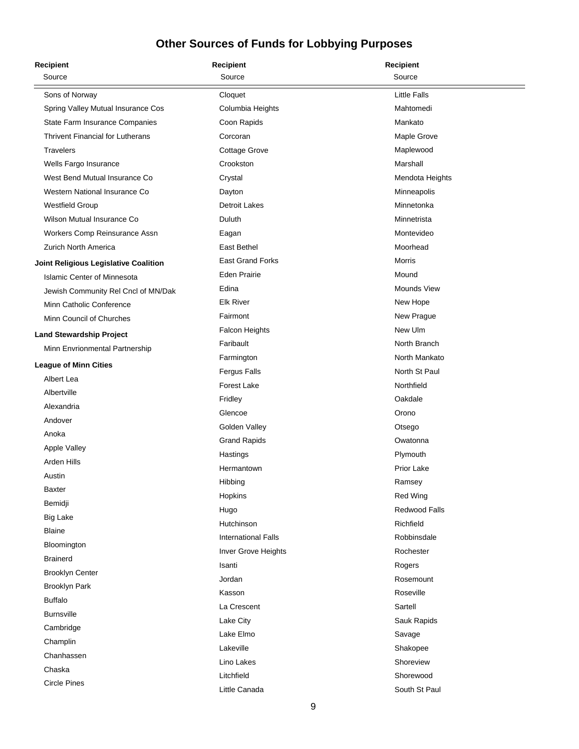# Other Sources of Funds for Lobbying Purposes

**Recipient**
Source

- Sons of Norway
- Spring Valley Mutual Insurance Cos
- State Farm Insurance Companies
- Thrivent Financial for Lutherans
- Travelers
- Wells Fargo Insurance
- West Bend Mutual Insurance Co
- Western National Insurance Co
- Westfield Group
- Wilson Mutual Insurance Co
- Workers Comp Reinsurance Assn
- Zurich North America

**Joint Religious Legislative Coalition**

- Islamic Center of Minnesota
- Jewish Community Rel Cncl of MN/Dak
- Minn Catholic Conference
- Minn Council of Churches

**Land Stewardship Project**

- Minn Envrionmental Partnership

**League of Minn Cities**

- Albert Lea
- Albertville
- Alexandria
- Andover
- Anoka
- Apple Valley
- Arden Hills
- Austin
- Baxter
- Bemidji
- Big Lake
- Blaine
- Bloomington
- Brainerd
- Brooklyn Center
- Brooklyn Park
- Buffalo
- Burnsville
- Cambridge
- Champlin
- Chanhassen
- Chaska
- Circle Pines
- Cloquet
- Columbia Heights
- Coon Rapids
- Corcoran
- Cottage Grove
- Crookston
- Crystal
- Dayton
- Detroit Lakes
- Duluth
- Eagan
- East Bethel
- East Grand Forks
- Eden Prairie
- Edina
- Elk River
- Fairmont
- Falcon Heights
- Faribault
- Farmington
- Fergus Falls
- Forest Lake
- Fridley
- Glencoe
- Golden Valley
- Grand Rapids
- Hastings
- Hermantown
- Hibbing
- Hopkins
- Hugo
- Hutchinson
- International Falls
- Inver Grove Heights
- Isanti
- Jordan
- Kasson
- La Crescent
- Lake City
- Lake Elmo
- Lakeville
- Lino Lakes
- Litchfield
- Little Canada
- Little Falls
- Mahtomedi
- Mankato
- Maple Grove
- Maplewood
- Marshall
- Mendota Heights
- Minneapolis
- Minnetonka
- Minnetrista
- Montevideo
- Moorhead
- Morris
- Mound
- Mounds View
- New Hope
- New Prague
- New Ulm
- North Branch
- North Mankato
- North St Paul
- Northfield
- Oakdale
- Orono
- Otsego
- Owatonna
- Plymouth
- Prior Lake
- Ramsey
- Red Wing
- Redwood Falls
- Richfield
- Robbinsdale
- Rochester
- Rogers
- Rosemount
- Roseville
- Sartell
- Sauk Rapids
- Savage
- Shakopee
- Shoreview
- Shorewood
- South St Paul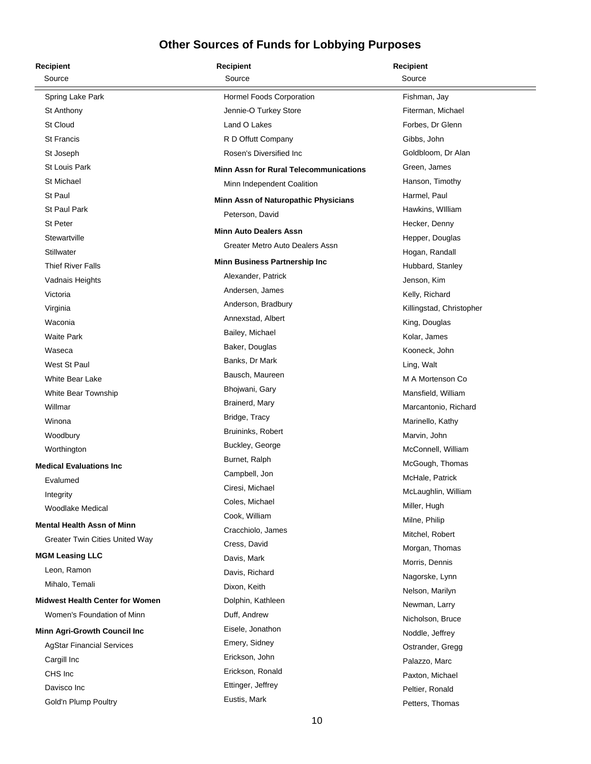# Other Sources of Funds for Lobbying Purposes

**Recipient**
Source

Spring Lake Park
St Anthony
St Cloud
St Francis
St Joseph
St Louis Park
St Michael
St Paul
St Paul Park
St Peter
Stewartville
Stillwater
Thief River Falls
Vadnais Heights
Victoria
Virginia
Waconia
Waite Park
Waseca
West St Paul
White Bear Lake
White Bear Township
Willmar
Winona
Woodbury
Worthington

**Medical Evaluations Inc**

Evalumed
Integrity
Woodlake Medical

**Mental Health Assn of Minn**

Greater Twin Cities United Way

**MGM Leasing LLC**

Leon, Ramon
Mihalo, Temali

**Midwest Health Center for Women**

Women's Foundation of Minn

**Minn Agri-Growth Council Inc**

AgStar Financial Services
Cargill Inc
CHS Inc
Davisco Inc
Gold'n Plump Poultry
Hormel Foods Corporation
Jennie-O Turkey Store
Land O Lakes
R D Offutt Company
Rosen's Diversified Inc

**Minn Assn for Rural Telecommunications**

Minn Independent Coalition

**Minn Assn of Naturopathic Physicians**

Peterson, David

**Minn Auto Dealers Assn**

Greater Metro Auto Dealers Assn

**Minn Business Partnership Inc**

Alexander, Patrick
Andersen, James
Anderson, Bradbury
Annexstad, Albert
Bailey, Michael
Baker, Douglas
Banks, Dr Mark
Bausch, Maureen
Bhojwani, Gary
Brainerd, Mary
Bridge, Tracy
Bruininks, Robert
Buckley, George
Burnet, Ralph
Campbell, Jon
Ciresi, Michael
Coles, Michael
Cook, William
Cracchiolo, James
Cress, David
Davis, Mark
Davis, Richard
Dixon, Keith
Dolphin, Kathleen
Duff, Andrew
Eisele, Jonathon
Emery, Sidney
Erickson, John
Erickson, Ronald
Ettinger, Jeffrey
Eustis, Mark
Fishman, Jay
Fiterman, Michael
Forbes, Dr Glenn
Gibbs, John
Goldbloom, Dr Alan
Green, James
Hanson, Timothy
Harmel, Paul
Hawkins, WIlliam
Hecker, Denny
Hepper, Douglas
Hogan, Randall
Hubbard, Stanley
Jenson, Kim
Kelly, Richard
Killingstad, Christopher
King, Douglas
Kolar, James
Kooneck, John
Ling, Walt
M A Mortenson Co
Mansfield, William
Marcantonio, Richard
Marinello, Kathy
Marvin, John
McConnell, William
McGough, Thomas
McHale, Patrick
McLaughlin, William
Miller, Hugh
Milne, Philip
Mitchel, Robert
Morgan, Thomas
Morris, Dennis
Nagorske, Lynn
Nelson, Marilyn
Newman, Larry
Nicholson, Bruce
Noddle, Jeffrey
Ostrander, Gregg
Palazzo, Marc
Paxton, Michael
Peltier, Ronald
Petters, Thomas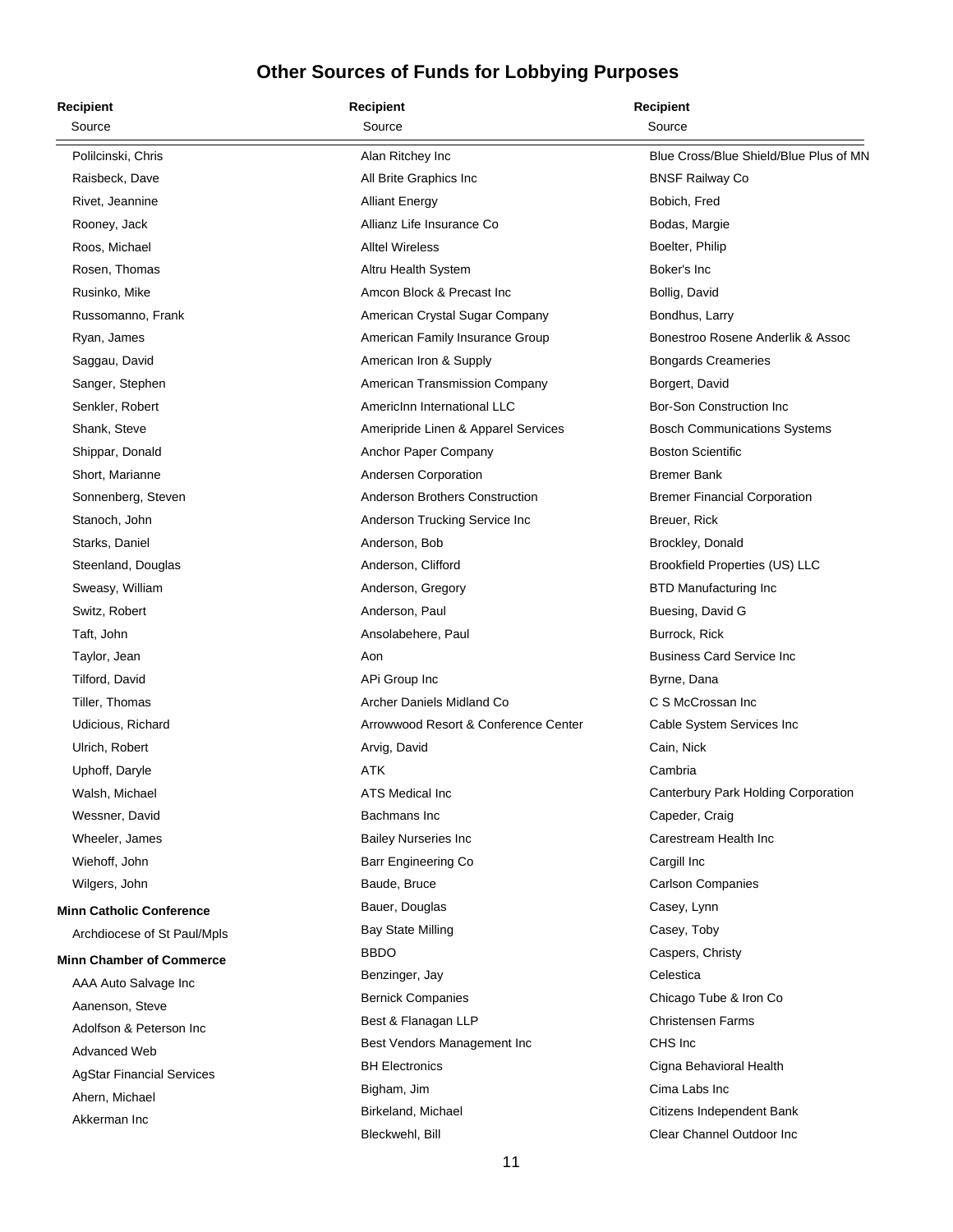# Other Sources of Funds for Lobbying Purposes

**Recipient**
Source

Polilcinski, Chris
Raisbeck, Dave
Rivet, Jeannine
Rooney, Jack
Roos, Michael
Rosen, Thomas
Rusinko, Mike
Russomanno, Frank
Ryan, James
Saggau, David
Sanger, Stephen
Senkler, Robert
Shank, Steve
Shippar, Donald
Short, Marianne
Sonnenberg, Steven
Stanoch, John
Starks, Daniel
Steenland, Douglas
Sweasy, William
Switz, Robert
Taft, John
Taylor, Jean
Tilford, David
Tiller, Thomas
Udicious, Richard
Ulrich, Robert
Uphoff, Daryle
Walsh, Michael
Wessner, David
Wheeler, James
Wiehoff, John
Wilgers, John

**Minn Catholic Conference**

Archdiocese of St Paul/Mpls

**Minn Chamber of Commerce**

AAA Auto Salvage Inc
Aanenson, Steve
Adolfson & Peterson Inc
Advanced Web
AgStar Financial Services
Ahern, Michael
Akkerman Inc
Alan Ritchey Inc
All Brite Graphics Inc
Alliant Energy
Allianz Life Insurance Co
Alltel Wireless
Altru Health System
Amcon Block & Precast Inc
American Crystal Sugar Company
American Family Insurance Group
American Iron & Supply
American Transmission Company
AmericInn International LLC
Ameripride Linen & Apparel Services
Anchor Paper Company
Andersen Corporation
Anderson Brothers Construction
Anderson Trucking Service Inc
Anderson, Bob
Anderson, Clifford
Anderson, Gregory
Anderson, Paul
Ansolabehere, Paul
Aon
APi Group Inc
Archer Daniels Midland Co
Arrowwood Resort & Conference Center
Arvig, David
ATK
ATS Medical Inc
Bachmans Inc
Bailey Nurseries Inc
Barr Engineering Co
Baude, Bruce
Bauer, Douglas
Bay State Milling
BBDO
Benzinger, Jay
Bernick Companies
Best & Flanagan LLP
Best Vendors Management Inc
BH Electronics
Bigham, Jim
Birkeland, Michael
Bleckwehl, Bill
Blue Cross/Blue Shield/Blue Plus of MN
BNSF Railway Co
Bobich, Fred
Bodas, Margie
Boelter, Philip
Boker's Inc
Bollig, David
Bondhus, Larry
Bonestroo Rosene Anderlik & Assoc
Bongards Creameries
Borgert, David
Bor-Son Construction Inc
Bosch Communications Systems
Boston Scientific
Bremer Bank
Bremer Financial Corporation
Breuer, Rick
Brockley, Donald
Brookfield Properties (US) LLC
BTD Manufacturing Inc
Buesing, David G
Burrock, Rick
Business Card Service Inc
Byrne, Dana
C S McCrossan Inc
Cable System Services Inc
Cain, Nick
Cambria
Canterbury Park Holding Corporation
Capeder, Craig
Carestream Health Inc
Cargill Inc
Carlson Companies
Casey, Lynn
Casey, Toby
Caspers, Christy
Celestica
Chicago Tube & Iron Co
Christensen Farms
CHS Inc
Cigna Behavioral Health
Cima Labs Inc
Citizens Independent Bank
Clear Channel Outdoor Inc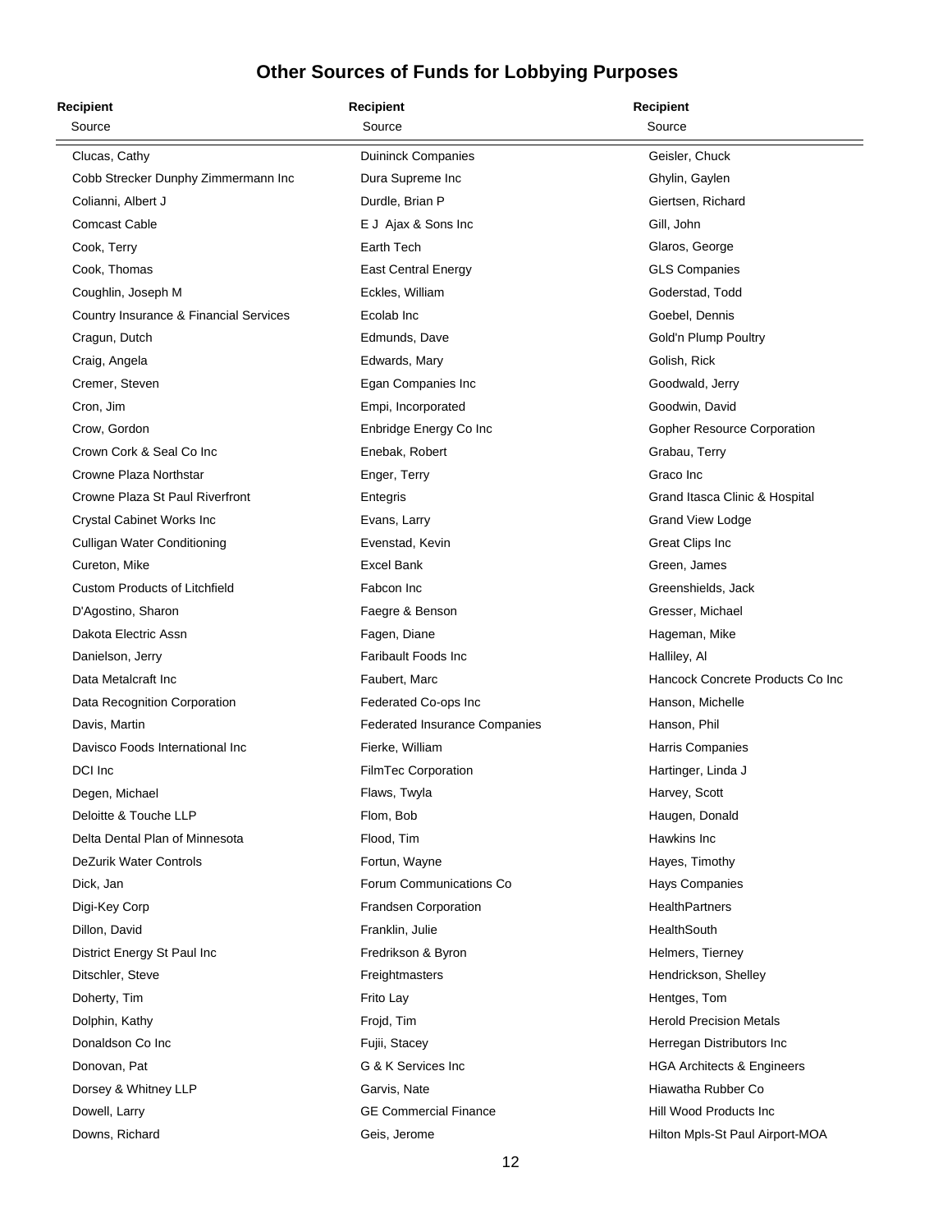# Other Sources of Funds for Lobbying Purposes

**Recipient**
Source

Clucas, Cathy
Cobb Strecker Dunphy Zimmermann Inc
Colianni, Albert J
Comcast Cable
Cook, Terry
Cook, Thomas
Coughlin, Joseph M
Country Insurance & Financial Services
Cragun, Dutch
Craig, Angela
Cremer, Steven
Cron, Jim
Crow, Gordon
Crown Cork & Seal Co Inc
Crowne Plaza Northstar
Crowne Plaza St Paul Riverfront
Crystal Cabinet Works Inc
Culligan Water Conditioning
Cureton, Mike
Custom Products of Litchfield
D'Agostino, Sharon
Dakota Electric Assn
Danielson, Jerry
Data Metalcraft Inc
Data Recognition Corporation
Davis, Martin
Davisco Foods International Inc
DCI Inc
Degen, Michael
Deloitte & Touche LLP
Delta Dental Plan of Minnesota
DeZurik Water Controls
Dick, Jan
Digi-Key Corp
Dillon, David
District Energy St Paul Inc
Ditschler, Steve
Doherty, Tim
Dolphin, Kathy
Donaldson Co Inc
Donovan, Pat
Dorsey & Whitney LLP
Dowell, Larry
Downs, Richard
Duininck Companies
Dura Supreme Inc
Durdle, Brian P
E J Ajax & Sons Inc
Earth Tech
East Central Energy
Eckles, William
Ecolab Inc
Edmunds, Dave
Edwards, Mary
Egan Companies Inc
Empi, Incorporated
Enbridge Energy Co Inc
Enebak, Robert
Enger, Terry
Entegris
Evans, Larry
Evenstad, Kevin
Excel Bank
Fabcon Inc
Faegre & Benson
Fagen, Diane
Faribault Foods Inc
Faubert, Marc
Federated Co-ops Inc
Federated Insurance Companies
Fierke, William
FilmTec Corporation
Flaws, Twyla
Flom, Bob
Flood, Tim
Fortun, Wayne
Forum Communications Co
Frandsen Corporation
Franklin, Julie
Fredrikson & Byron
Freightmasters
Frito Lay
Frojd, Tim
Fujii, Stacey
G & K Services Inc
Garvis, Nate
GE Commercial Finance
Geis, Jerome
Geisler, Chuck
Ghylin, Gaylen
Giertsen, Richard
Gill, John
Glaros, George
GLS Companies
Goderstad, Todd
Goebel, Dennis
Gold'n Plump Poultry
Golish, Rick
Goodwald, Jerry
Goodwin, David
Gopher Resource Corporation
Grabau, Terry
Graco Inc
Grand Itasca Clinic & Hospital
Grand View Lodge
Great Clips Inc
Green, James
Greenshields, Jack
Gresser, Michael
Hageman, Mike
Halliley, Al
Hancock Concrete Products Co Inc
Hanson, Michelle
Hanson, Phil
Harris Companies
Hartinger, Linda J
Harvey, Scott
Haugen, Donald
Hawkins Inc
Hayes, Timothy
Hays Companies
HealthPartners
HealthSouth
Helmers, Tierney
Hendrickson, Shelley
Hentges, Tom
Herold Precision Metals
Herregan Distributors Inc
HGA Architects & Engineers
Hiawatha Rubber Co
Hill Wood Products Inc
Hilton Mpls-St Paul Airport-MOA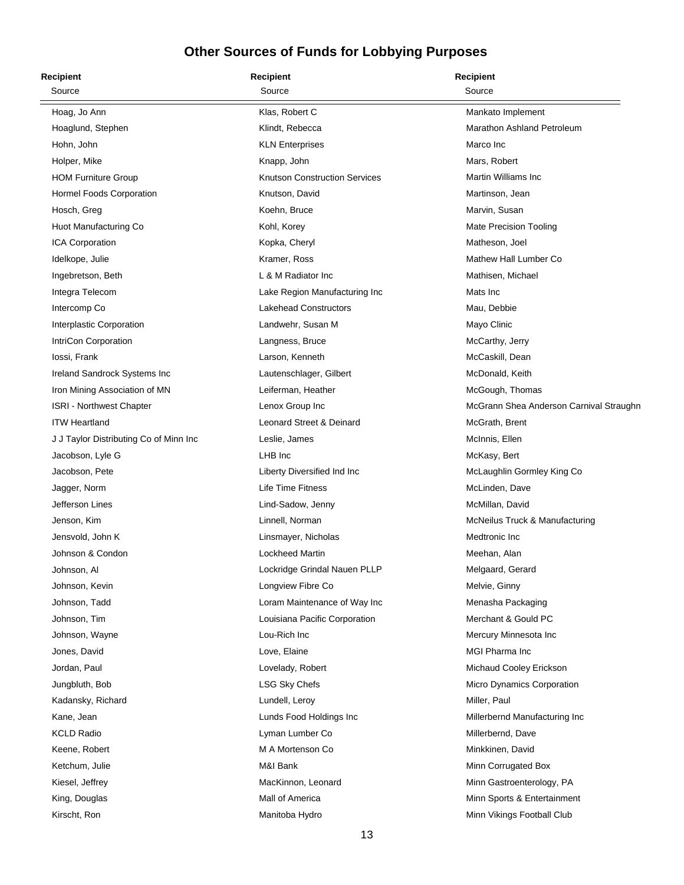# Other Sources of Funds for Lobbying Purposes

| Recipient<br>Source | Recipient<br>Source | Recipient<br>Source |
|---|---|---|
| Hoag, Jo Ann | Klas, Robert C | Mankato Implement |
| Hoaglund, Stephen | Klindt, Rebecca | Marathon Ashland Petroleum |
| Hohn, John | KLN Enterprises | Marco Inc |
| Holper, Mike | Knapp, John | Mars, Robert |
| HOM Furniture Group | Knutson Construction Services | Martin Williams Inc |
| Hormel Foods Corporation | Knutson, David | Martinson, Jean |
| Hosch, Greg | Koehn, Bruce | Marvin, Susan |
| Huot Manufacturing Co | Kohl, Korey | Mate Precision Tooling |
| ICA Corporation | Kopka, Cheryl | Matheson, Joel |
| Idelkope, Julie | Kramer, Ross | Mathew Hall Lumber Co |
| Ingebretson, Beth | L & M Radiator Inc | Mathisen, Michael |
| Integra Telecom | Lake Region Manufacturing Inc | Mats Inc |
| Intercomp Co | Lakehead Constructors | Mau, Debbie |
| Interplastic Corporation | Landwehr, Susan M | Mayo Clinic |
| IntriCon Corporation | Langness, Bruce | McCarthy, Jerry |
| Iossi, Frank | Larson, Kenneth | McCaskill, Dean |
| Ireland Sandrock Systems Inc | Lautenschlager, Gilbert | McDonald, Keith |
| Iron Mining Association of MN | Leiferman, Heather | McGough, Thomas |
| ISRI - Northwest Chapter | Lenox Group Inc | McGrann Shea Anderson Carnival Straughn |
| ITW Heartland | Leonard Street & Deinard | McGrath, Brent |
| J J Taylor Distributing Co of Minn Inc | Leslie, James | McInnis, Ellen |
| Jacobson, Lyle G | LHB Inc | McKasy, Bert |
| Jacobson, Pete | Liberty Diversified Ind Inc | McLaughlin Gormley King Co |
| Jagger, Norm | Life Time Fitness | McLinden, Dave |
| Jefferson Lines | Lind-Sadow, Jenny | McMillan, David |
| Jenson, Kim | Linnell, Norman | McNeilus Truck & Manufacturing |
| Jensvold, John K | Linsmayer, Nicholas | Medtronic Inc |
| Johnson & Condon | Lockheed Martin | Meehan, Alan |
| Johnson, Al | Lockridge Grindal Nauen PLLP | Melgaard, Gerard |
| Johnson, Kevin | Longview Fibre Co | Melvie, Ginny |
| Johnson, Tadd | Loram Maintenance of Way Inc | Menasha Packaging |
| Johnson, Tim | Louisiana Pacific Corporation | Merchant & Gould PC |
| Johnson, Wayne | Lou-Rich Inc | Mercury Minnesota Inc |
| Jones, David | Love, Elaine | MGI Pharma Inc |
| Jordan, Paul | Lovelady, Robert | Michaud Cooley Erickson |
| Jungbluth, Bob | LSG Sky Chefs | Micro Dynamics Corporation |
| Kadansky, Richard | Lundell, Leroy | Miller, Paul |
| Kane, Jean | Lunds Food Holdings Inc | Millerbernd Manufacturing Inc |
| KCLD Radio | Lyman Lumber Co | Millerbernd, Dave |
| Keene, Robert | M A Mortenson Co | Minkkinen, David |
| Ketchum, Julie | M&I Bank | Minn Corrugated Box |
| Kiesel, Jeffrey | MacKinnon, Leonard | Minn Gastroenterology, PA |
| King, Douglas | Mall of America | Minn Sports & Entertainment |
| Kirscht, Ron | Manitoba Hydro | Minn Vikings Football Club |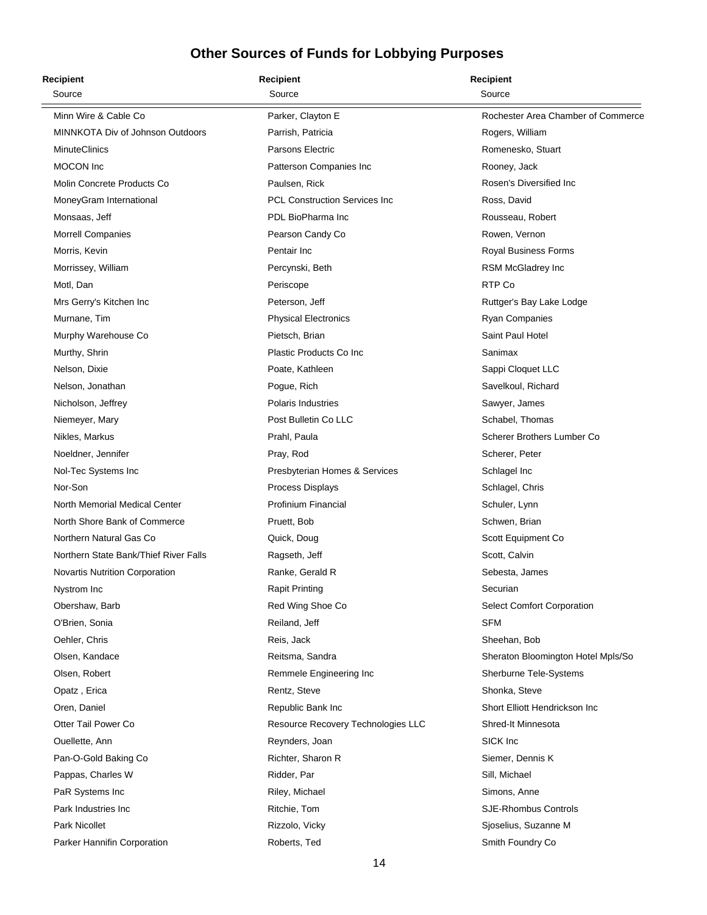# Other Sources of Funds for Lobbying Purposes

| Recipient | Recipient | Recipient |
|---|---|---|
| Source | Source | Source |
| Minn Wire & Cable Co | Parker, Clayton E | Rochester Area Chamber of Commerce |
| MINNKOTA Div of Johnson Outdoors | Parrish, Patricia | Rogers, William |
| MinuteClinics | Parsons Electric | Romenesko, Stuart |
| MOCON Inc | Patterson Companies Inc | Rooney, Jack |
| Molin Concrete Products Co | Paulsen, Rick | Rosen's Diversified Inc |
| MoneyGram International | PCL Construction Services Inc | Ross, David |
| Monsaas, Jeff | PDL BioPharma Inc | Rousseau, Robert |
| Morrell Companies | Pearson Candy Co | Rowen, Vernon |
| Morris, Kevin | Pentair Inc | Royal Business Forms |
| Morrissey, William | Percynski, Beth | RSM McGladrey Inc |
| Motl, Dan | Periscope | RTP Co |
| Mrs Gerry's Kitchen Inc | Peterson, Jeff | Ruttger's Bay Lake Lodge |
| Murnane, Tim | Physical Electronics | Ryan Companies |
| Murphy Warehouse Co | Pietsch, Brian | Saint Paul Hotel |
| Murthy, Shrin | Plastic Products Co Inc | Sanimax |
| Nelson, Dixie | Poate, Kathleen | Sappi Cloquet LLC |
| Nelson, Jonathan | Pogue, Rich | Savelkoul, Richard |
| Nicholson, Jeffrey | Polaris Industries | Sawyer, James |
| Niemeyer, Mary | Post Bulletin Co LLC | Schabel, Thomas |
| Nikles, Markus | Prahl, Paula | Scherer Brothers Lumber Co |
| Noeldner, Jennifer | Pray, Rod | Scherer, Peter |
| Nol-Tec Systems Inc | Presbyterian Homes & Services | Schlagel Inc |
| Nor-Son | Process Displays | Schlagel, Chris |
| North Memorial Medical Center | Profinium Financial | Schuler, Lynn |
| North Shore Bank of Commerce | Pruett, Bob | Schwen, Brian |
| Northern Natural Gas Co | Quick, Doug | Scott Equipment Co |
| Northern State Bank/Thief River Falls | Ragseth, Jeff | Scott, Calvin |
| Novartis Nutrition Corporation | Ranke, Gerald R | Sebesta, James |
| Nystrom Inc | Rapit Printing | Securian |
| Obershaw, Barb | Red Wing Shoe Co | Select Comfort Corporation |
| O'Brien, Sonia | Reiland, Jeff | SFM |
| Oehler, Chris | Reis, Jack | Sheehan, Bob |
| Olsen, Kandace | Reitsma, Sandra | Sheraton Bloomington Hotel Mpls/So |
| Olsen, Robert | Remmele Engineering Inc | Sherburne Tele-Systems |
| Opatz , Erica | Rentz, Steve | Shonka, Steve |
| Oren, Daniel | Republic Bank Inc | Short Elliott Hendrickson Inc |
| Otter Tail Power Co | Resource Recovery Technologies LLC | Shred-It Minnesota |
| Ouellette, Ann | Reynders, Joan | SICK Inc |
| Pan-O-Gold Baking Co | Richter, Sharon R | Siemer, Dennis K |
| Pappas, Charles W | Ridder, Par | Sill, Michael |
| PaR Systems Inc | Riley, Michael | Simons, Anne |
| Park Industries Inc | Ritchie, Tom | SJE-Rhombus Controls |
| Park Nicollet | Rizzolo, Vicky | Sjoselius, Suzanne M |
| Parker Hannifin Corporation | Roberts, Ted | Smith Foundry Co |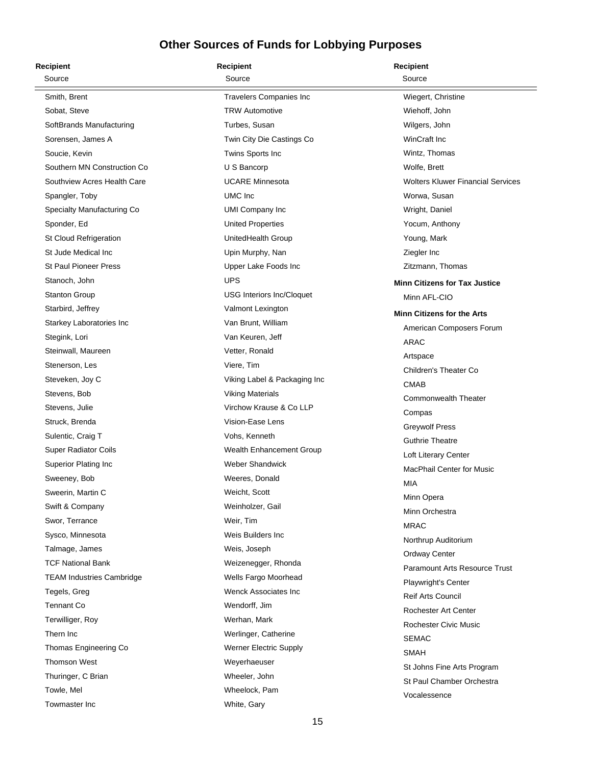# Other Sources of Funds for Lobbying Purposes

**Recipient**
Source

- Smith, Brent
- Sobat, Steve
- SoftBrands Manufacturing
- Sorensen, James A
- Soucie, Kevin
- Southern MN Construction Co
- Southview Acres Health Care
- Spangler, Toby
- Specialty Manufacturing Co
- Sponder, Ed
- St Cloud Refrigeration
- St Jude Medical Inc
- St Paul Pioneer Press
- Stanoch, John
- Stanton Group
- Starbird, Jeffrey
- Starkey Laboratories Inc
- Stegink, Lori
- Steinwall, Maureen
- Stenerson, Les
- Steveken, Joy C
- Stevens, Bob
- Stevens, Julie
- Struck, Brenda
- Sulentic, Craig T
- Super Radiator Coils
- Superior Plating Inc
- Sweeney, Bob
- Sweerin, Martin C
- Swift & Company
- Swor, Terrance
- Sysco, Minnesota
- Talmage, James
- TCF National Bank
- TEAM Industries Cambridge
- Tegels, Greg
- Tennant Co
- Terwilliger, Roy
- Thern Inc
- Thomas Engineering Co
- Thomson West
- Thuringer, C Brian
- Towle, Mel
- Towmaster Inc
- Travelers Companies Inc
- TRW Automotive
- Turbes, Susan
- Twin City Die Castings Co
- Twins Sports Inc
- U S Bancorp
- UCARE Minnesota
- UMC Inc
- UMI Company Inc
- United Properties
- UnitedHealth Group
- Upin Murphy, Nan
- Upper Lake Foods Inc
- UPS
- USG Interiors Inc/Cloquet
- Valmont Lexington
- Van Brunt, William
- Van Keuren, Jeff
- Vetter, Ronald
- Viere, Tim
- Viking Label & Packaging Inc
- Viking Materials
- Virchow Krause & Co LLP
- Vision-Ease Lens
- Vohs, Kenneth
- Wealth Enhancement Group
- Weber Shandwick
- Weeres, Donald
- Weicht, Scott
- Weinholzer, Gail
- Weir, Tim
- Weis Builders Inc
- Weis, Joseph
- Weizenegger, Rhonda
- Wells Fargo Moorhead
- Wenck Associates Inc
- Wendorff, Jim
- Werhan, Mark
- Werlinger, Catherine
- Werner Electric Supply
- Weyerhaeuser
- Wheeler, John
- Wheelock, Pam
- White, Gary
- Wiegert, Christine
- Wiehoff, John
- Wilgers, John
- WinCraft Inc
- Wintz, Thomas
- Wolfe, Brett
- Wolters Kluwer Financial Services
- Worwa, Susan
- Wright, Daniel
- Yocum, Anthony
- Young, Mark
- Ziegler Inc
- Zitzmann, Thomas

**Minn Citizens for Tax Justice**

- Minn AFL-CIO

**Minn Citizens for the Arts**

- American Composers Forum
- ARAC
- Artspace
- Children's Theater Co
- CMAB
- Commonwealth Theater
- Compas
- Greywolf Press
- Guthrie Theatre
- Loft Literary Center
- MacPhail Center for Music
- MIA
- Minn Opera
- Minn Orchestra
- MRAC
- Northrup Auditorium
- Ordway Center
- Paramount Arts Resource Trust
- Playwright's Center
- Reif Arts Council
- Rochester Art Center
- Rochester Civic Music
- SEMAC
- SMAH
- St Johns Fine Arts Program
- St Paul Chamber Orchestra
- Vocalessence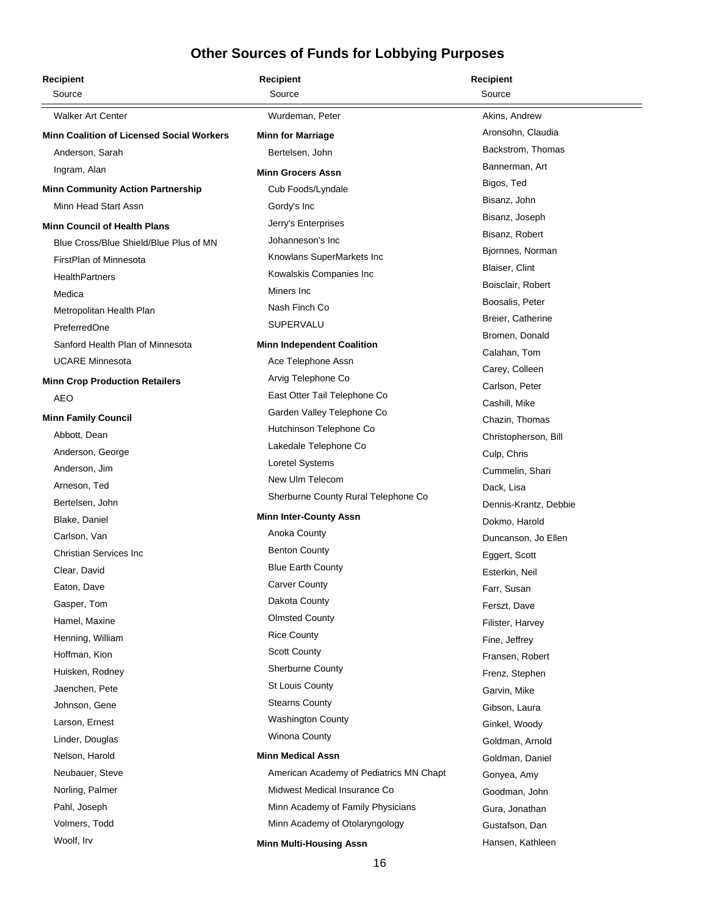# Other Sources of Funds for Lobbying Purposes

**Recipient**
Source

Walker Art Center

**Minn Coalition of Licensed Social Workers**

- Anderson, Sarah
- Ingram, Alan

**Minn Community Action Partnership**

- Minn Head Start Assn

**Minn Council of Health Plans**

- Blue Cross/Blue Shield/Blue Plus of MN
- FirstPlan of Minnesota
- HealthPartners
- Medica
- Metropolitan Health Plan
- PreferredOne
- Sanford Health Plan of Minnesota
- UCARE Minnesota

**Minn Crop Production Retailers**

- AEO

**Minn Family Council**

- Abbott, Dean
- Anderson, George
- Anderson, Jim
- Arneson, Ted
- Bertelsen, John
- Blake, Daniel
- Carlson, Van
- Christian Services Inc
- Clear, David
- Eaton, Dave
- Gasper, Tom
- Hamel, Maxine
- Henning, William
- Hoffman, Kion
- Huisken, Rodney
- Jaenchen, Pete
- Johnson, Gene
- Larson, Ernest
- Linder, Douglas
- Nelson, Harold
- Neubauer, Steve
- Norling, Palmer
- Pahl, Joseph
- Volmers, Todd
- Woolf, Irv
- Wurdeman, Peter

**Minn for Marriage**

- Bertelsen, John

**Minn Grocers Assn**

- Cub Foods/Lyndale
- Gordy's Inc
- Jerry's Enterprises
- Johanneson's Inc
- Knowlans SuperMarkets Inc
- Kowalskis Companies Inc
- Miners Inc
- Nash Finch Co
- SUPERVALU

**Minn Independent Coalition**

- Ace Telephone Assn
- Arvig Telephone Co
- East Otter Tail Telephone Co
- Garden Valley Telephone Co
- Hutchinson Telephone Co
- Lakedale Telephone Co
- Loretel Systems
- New Ulm Telecom
- Sherburne County Rural Telephone Co

**Minn Inter-County Assn**

- Anoka County
- Benton County
- Blue Earth County
- Carver County
- Dakota County
- Olmsted County
- Rice County
- Scott County
- Sherburne County
- St Louis County
- Stearns County
- Washington County
- Winona County

**Minn Medical Assn**

- American Academy of Pediatrics MN Chapt
- Midwest Medical Insurance Co
- Minn Academy of Family Physicians
- Minn Academy of Otolaryngology

**Minn Multi-Housing Assn**

- Akins, Andrew
- Aronsohn, Claudia
- Backstrom, Thomas
- Bannerman, Art
- Bigos, Ted
- Bisanz, John
- Bisanz, Joseph
- Bisanz, Robert
- Bjornnes, Norman
- Blaiser, Clint
- Boisclair, Robert
- Boosalis, Peter
- Breier, Catherine
- Bromen, Donald
- Calahan, Tom
- Carey, Colleen
- Carlson, Peter
- Cashill, Mike
- Chazin, Thomas
- Christopherson, Bill
- Culp, Chris
- Cummelin, Shari
- Dack, Lisa
- Dennis-Krantz, Debbie
- Dokmo, Harold
- Duncanson, Jo Ellen
- Eggert, Scott
- Esterkin, Neil
- Farr, Susan
- Ferszt, Dave
- Filister, Harvey
- Fine, Jeffrey
- Fransen, Robert
- Frenz, Stephen
- Garvin, Mike
- Gibson, Laura
- Ginkel, Woody
- Goldman, Arnold
- Goldman, Daniel
- Gonyea, Amy
- Goodman, John
- Gura, Jonathan
- Gustafson, Dan
- Hansen, Kathleen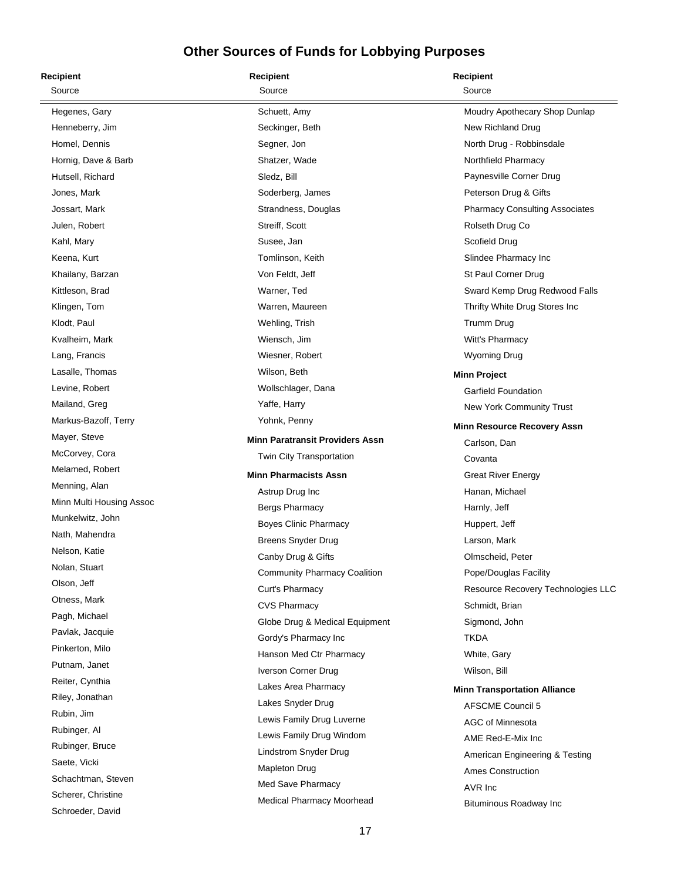# Other Sources of Funds for Lobbying Purposes

**Recipient**
Source

Hegenes, Gary
Henneberry, Jim
Homel, Dennis
Hornig, Dave & Barb
Hutsell, Richard
Jones, Mark
Jossart, Mark
Julen, Robert
Kahl, Mary
Keena, Kurt
Khailany, Barzan
Kittleson, Brad
Klingen, Tom
Klodt, Paul
Kvalheim, Mark
Lang, Francis
Lasalle, Thomas
Levine, Robert
Mailand, Greg
Markus-Bazoff, Terry
Mayer, Steve
McCorvey, Cora
Melamed, Robert
Menning, Alan
Minn Multi Housing Assoc
Munkelwitz, John
Nath, Mahendra
Nelson, Katie
Nolan, Stuart
Olson, Jeff
Otness, Mark
Pagh, Michael
Pavlak, Jacquie
Pinkerton, Milo
Putnam, Janet
Reiter, Cynthia
Riley, Jonathan
Rubin, Jim
Rubinger, Al
Rubinger, Bruce
Saete, Vicki
Schachtman, Steven
Scherer, Christine
Schroeder, David
Schuett, Amy
Seckinger, Beth
Segner, Jon
Shatzer, Wade
Sledz, Bill
Soderberg, James
Strandness, Douglas
Streiff, Scott
Susee, Jan
Tomlinson, Keith
Von Feldt, Jeff
Warner, Ted
Warren, Maureen
Wehling, Trish
Wiensch, Jim
Wiesner, Robert
Wilson, Beth
Wollschlager, Dana
Yaffe, Harry
Yohnk, Penny

**Minn Paratransit Providers Assn**
Twin City Transportation

**Minn Pharmacists Assn**
Astrup Drug Inc
Bergs Pharmacy
Boyes Clinic Pharmacy
Breens Snyder Drug
Canby Drug & Gifts
Community Pharmacy Coalition
Curt's Pharmacy
CVS Pharmacy
Globe Drug & Medical Equipment
Gordy's Pharmacy Inc
Hanson Med Ctr Pharmacy
Iverson Corner Drug
Lakes Area Pharmacy
Lakes Snyder Drug
Lewis Family Drug Luverne
Lewis Family Drug Windom
Lindstrom Snyder Drug
Mapleton Drug
Med Save Pharmacy
Medical Pharmacy Moorhead
Moudry Apothecary Shop Dunlap
New Richland Drug
North Drug - Robbinsdale
Northfield Pharmacy
Paynesville Corner Drug
Peterson Drug & Gifts
Pharmacy Consulting Associates
Rolseth Drug Co
Scofield Drug
Slindee Pharmacy Inc
St Paul Corner Drug
Sward Kemp Drug Redwood Falls
Thrifty White Drug Stores Inc
Trumm Drug
Witt's Pharmacy
Wyoming Drug

**Minn Project**
Garfield Foundation
New York Community Trust

**Minn Resource Recovery Assn**
Carlson, Dan
Covanta
Great River Energy
Hanan, Michael
Harnly, Jeff
Huppert, Jeff
Larson, Mark
Olmscheid, Peter
Pope/Douglas Facility
Resource Recovery Technologies LLC
Schmidt, Brian
Sigmond, John
TKDA
White, Gary
Wilson, Bill

**Minn Transportation Alliance**
AFSCME Council 5
AGC of Minnesota
AME Red-E-Mix Inc
American Engineering & Testing
Ames Construction
AVR Inc
Bituminous Roadway Inc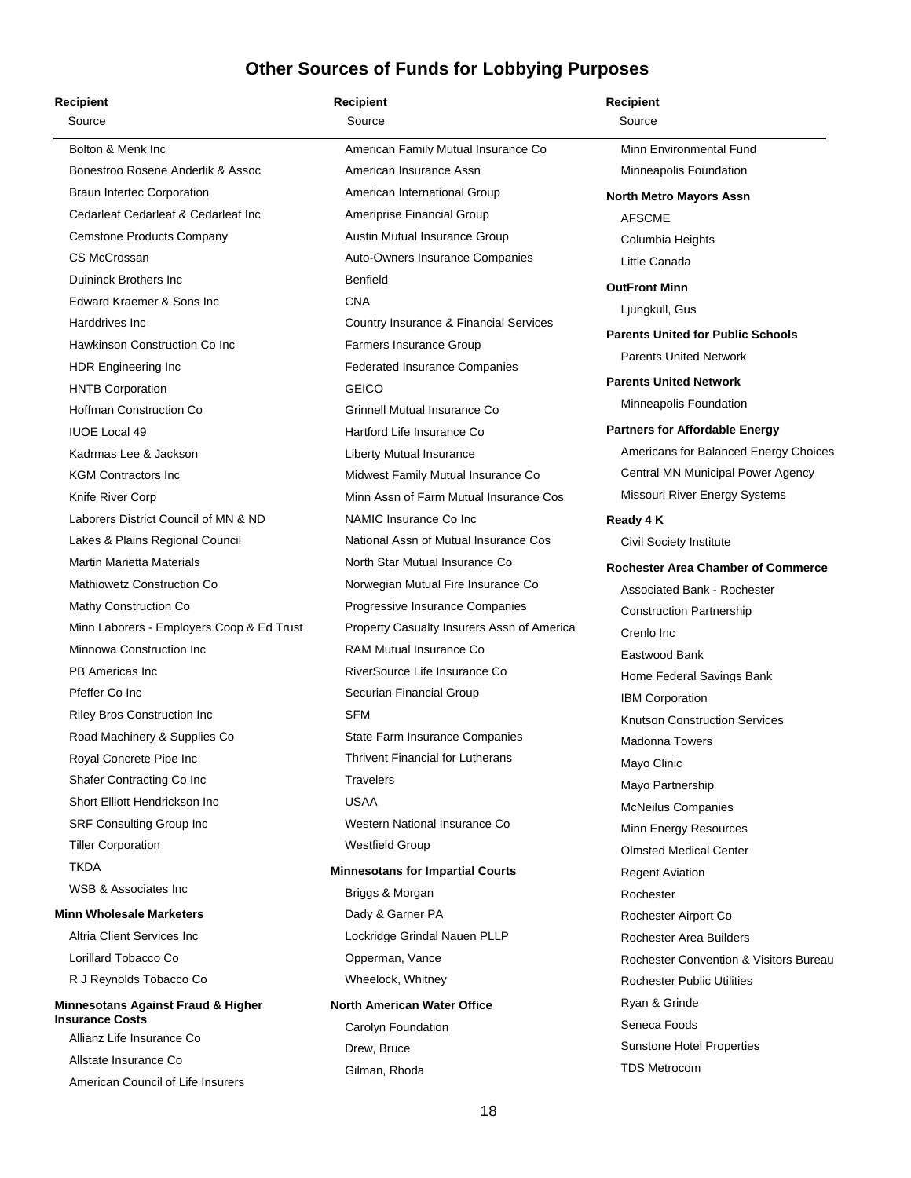# Other Sources of Funds for Lobbying Purposes

**Recipient**
Source

- Bolton & Menk Inc
- Bonestroo Rosene Anderlik & Assoc
- Braun Intertec Corporation
- Cedarleaf Cedarleaf & Cedarleaf Inc
- Cemstone Products Company
- CS McCrossan
- Duininck Brothers Inc
- Edward Kraemer & Sons Inc
- Harddrives Inc
- Hawkinson Construction Co Inc
- HDR Engineering Inc
- HNTB Corporation
- Hoffman Construction Co
- IUOE Local 49
- Kadrmas Lee & Jackson
- KGM Contractors Inc
- Knife River Corp
- Laborers District Council of MN & ND
- Lakes & Plains Regional Council
- Martin Marietta Materials
- Mathiowetz Construction Co
- Mathy Construction Co
- Minn Laborers - Employers Coop & Ed Trust
- Minnowa Construction Inc
- PB Americas Inc
- Pfeffer Co Inc
- Riley Bros Construction Inc
- Road Machinery & Supplies Co
- Royal Concrete Pipe Inc
- Shafer Contracting Co Inc
- Short Elliott Hendrickson Inc
- SRF Consulting Group Inc
- Tiller Corporation
- TKDA
- WSB & Associates Inc

**Minn Wholesale Marketers**
- Altria Client Services Inc
- Lorillard Tobacco Co
- R J Reynolds Tobacco Co

**Minnesotans Against Fraud & Higher Insurance Costs**
- Allianz Life Insurance Co
- Allstate Insurance Co
- American Council of Life Insurers
- American Family Mutual Insurance Co
- American Insurance Assn
- American International Group
- Ameriprise Financial Group
- Austin Mutual Insurance Group
- Auto-Owners Insurance Companies
- Benfield
- CNA
- Country Insurance & Financial Services
- Farmers Insurance Group
- Federated Insurance Companies
- GEICO
- Grinnell Mutual Insurance Co
- Hartford Life Insurance Co
- Liberty Mutual Insurance
- Midwest Family Mutual Insurance Co
- Minn Assn of Farm Mutual Insurance Cos
- NAMIC Insurance Co Inc
- National Assn of Mutual Insurance Cos
- North Star Mutual Insurance Co
- Norwegian Mutual Fire Insurance Co
- Progressive Insurance Companies
- Property Casualty Insurers Assn of America
- RAM Mutual Insurance Co
- RiverSource Life Insurance Co
- Securian Financial Group
- SFM
- State Farm Insurance Companies
- Thrivent Financial for Lutherans
- Travelers
- USAA
- Western National Insurance Co
- Westfield Group

**Minnesotans for Impartial Courts**
- Briggs & Morgan
- Dady & Garner PA
- Lockridge Grindal Nauen PLLP
- Opperman, Vance
- Wheelock, Whitney

**North American Water Office**
- Carolyn Foundation
- Drew, Bruce
- Gilman, Rhoda
- Minn Environmental Fund
- Minneapolis Foundation

**North Metro Mayors Assn**
- AFSCME
- Columbia Heights
- Little Canada

**OutFront Minn**
- Ljungkull, Gus

**Parents United for Public Schools**
- Parents United Network

**Parents United Network**
- Minneapolis Foundation

**Partners for Affordable Energy**
- Americans for Balanced Energy Choices
- Central MN Municipal Power Agency
- Missouri River Energy Systems

**Ready 4 K**
- Civil Society Institute

**Rochester Area Chamber of Commerce**
- Associated Bank - Rochester
- Construction Partnership
- Crenlo Inc
- Eastwood Bank
- Home Federal Savings Bank
- IBM Corporation
- Knutson Construction Services
- Madonna Towers
- Mayo Clinic
- Mayo Partnership
- McNeilus Companies
- Minn Energy Resources
- Olmsted Medical Center
- Regent Aviation
- Rochester
- Rochester Airport Co
- Rochester Area Builders
- Rochester Convention & Visitors Bureau
- Rochester Public Utilities
- Ryan & Grinde
- Seneca Foods
- Sunstone Hotel Properties
- TDS Metrocom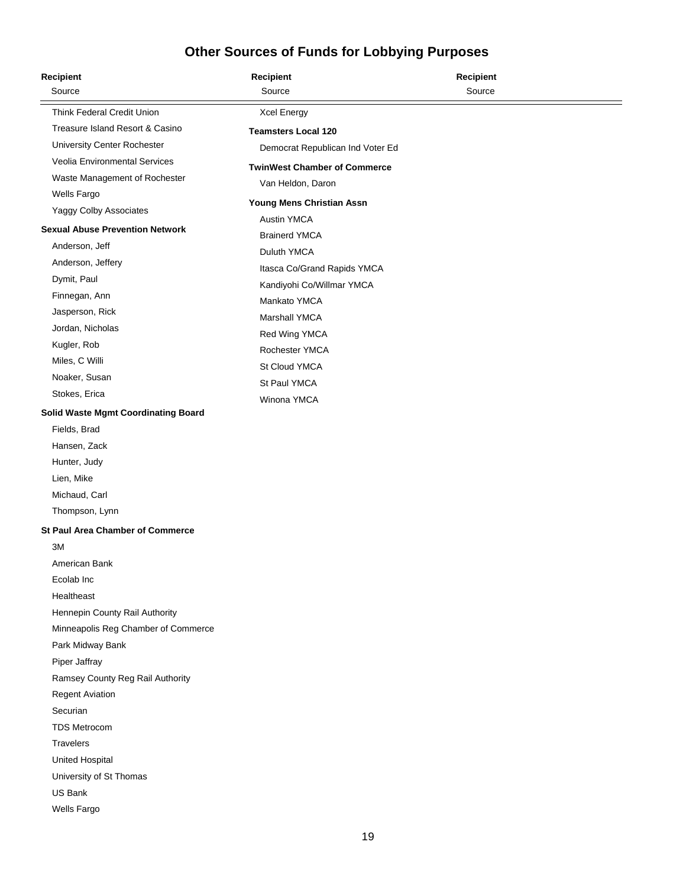# Other Sources of Funds for Lobbying Purposes

**Recipient**
Source

Think Federal Credit Union
Treasure Island Resort & Casino
University Center Rochester
Veolia Environmental Services
Waste Management of Rochester
Wells Fargo
Yaggy Colby Associates

**Sexual Abuse Prevention Network**

Anderson, Jeff
Anderson, Jeffery
Dymit, Paul
Finnegan, Ann
Jasperson, Rick
Jordan, Nicholas
Kugler, Rob
Miles, C Willi
Noaker, Susan
Stokes, Erica

**Solid Waste Mgmt Coordinating Board**

Fields, Brad
Hansen, Zack
Hunter, Judy
Lien, Mike
Michaud, Carl
Thompson, Lynn

**St Paul Area Chamber of Commerce**

3M
American Bank
Ecolab Inc
Healtheast
Hennepin County Rail Authority
Minneapolis Reg Chamber of Commerce
Park Midway Bank
Piper Jaffray
Ramsey County Reg Rail Authority
Regent Aviation
Securian
TDS Metrocom
Travelers
United Hospital
University of St Thomas
US Bank
Wells Fargo

Xcel Energy

**Teamsters Local 120**

Democrat Republican Ind Voter Ed

**TwinWest Chamber of Commerce**

Van Heldon, Daron

**Young Mens Christian Assn**

Austin YMCA
Brainerd YMCA
Duluth YMCA
Itasca Co/Grand Rapids YMCA
Kandiyohi Co/Willmar YMCA
Mankato YMCA
Marshall YMCA
Red Wing YMCA
Rochester YMCA
St Cloud YMCA
St Paul YMCA
Winona YMCA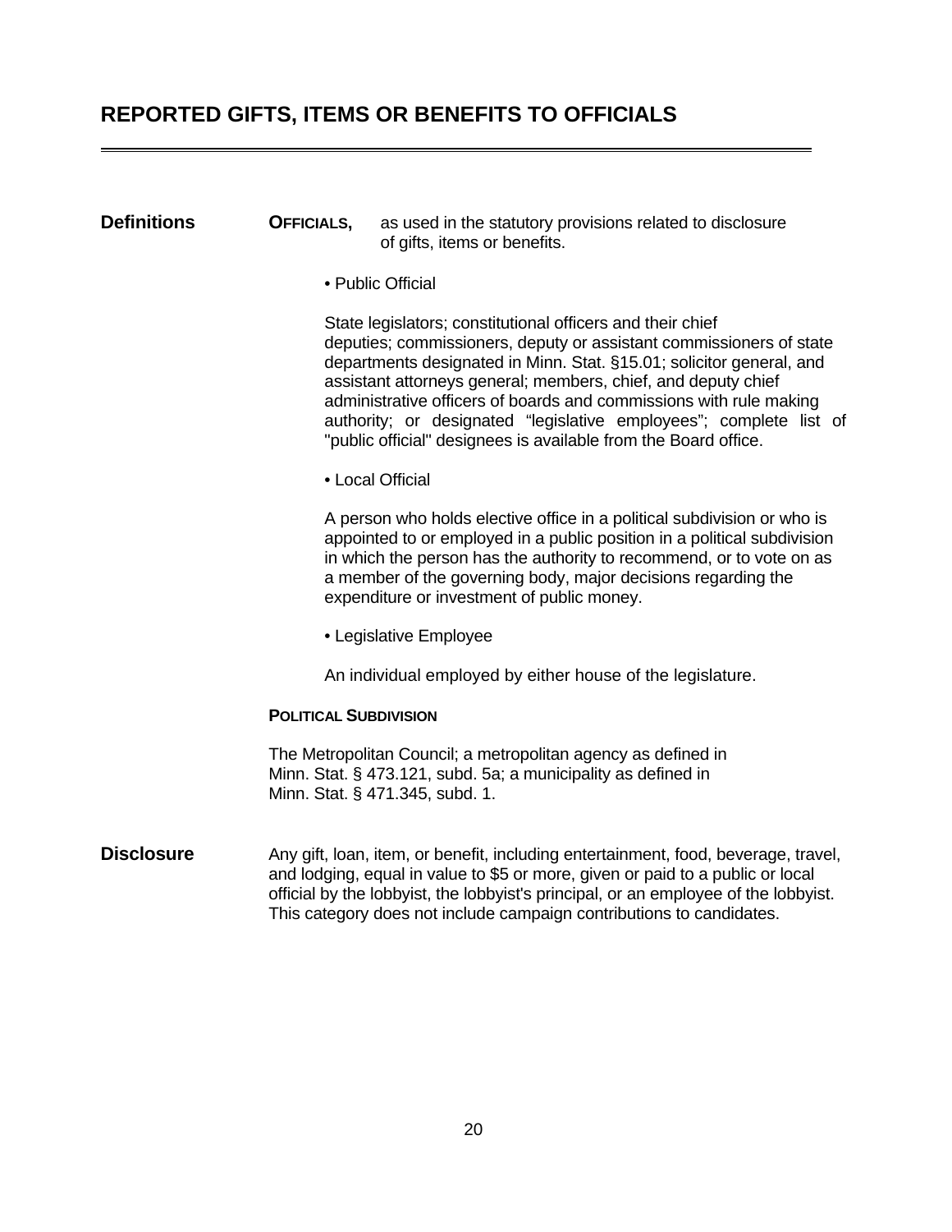# REPORTED GIFTS, ITEMS OR BENEFITS TO OFFICIALS

---

**Definitions**

**OFFICIALS,** as used in the statutory provisions related to disclosure of gifts, items or benefits.

- Public Official

State legislators; constitutional officers and their chief deputies; commissioners, deputy or assistant commissioners of state departments designated in Minn. Stat. §15.01; solicitor general, and assistant attorneys general; members, chief, and deputy chief administrative officers of boards and commissions with rule making authority; or designated "legislative employees"; complete list of "public official" designees is available from the Board office.

- Local Official

A person who holds elective office in a political subdivision or who is appointed to or employed in a public position in a political subdivision in which the person has the authority to recommend, or to vote on as a member of the governing body, major decisions regarding the expenditure or investment of public money.

- Legislative Employee

An individual employed by either house of the legislature.

**POLITICAL SUBDIVISION**

The Metropolitan Council; a metropolitan agency as defined in Minn. Stat. § 473.121, subd. 5a; a municipality as defined in Minn. Stat. § 471.345, subd. 1.

**Disclosure**

Any gift, loan, item, or benefit, including entertainment, food, beverage, travel, and lodging, equal in value to $5 or more, given or paid to a public or local official by the lobbyist, the lobbyist's principal, or an employee of the lobbyist. This category does not include campaign contributions to candidates.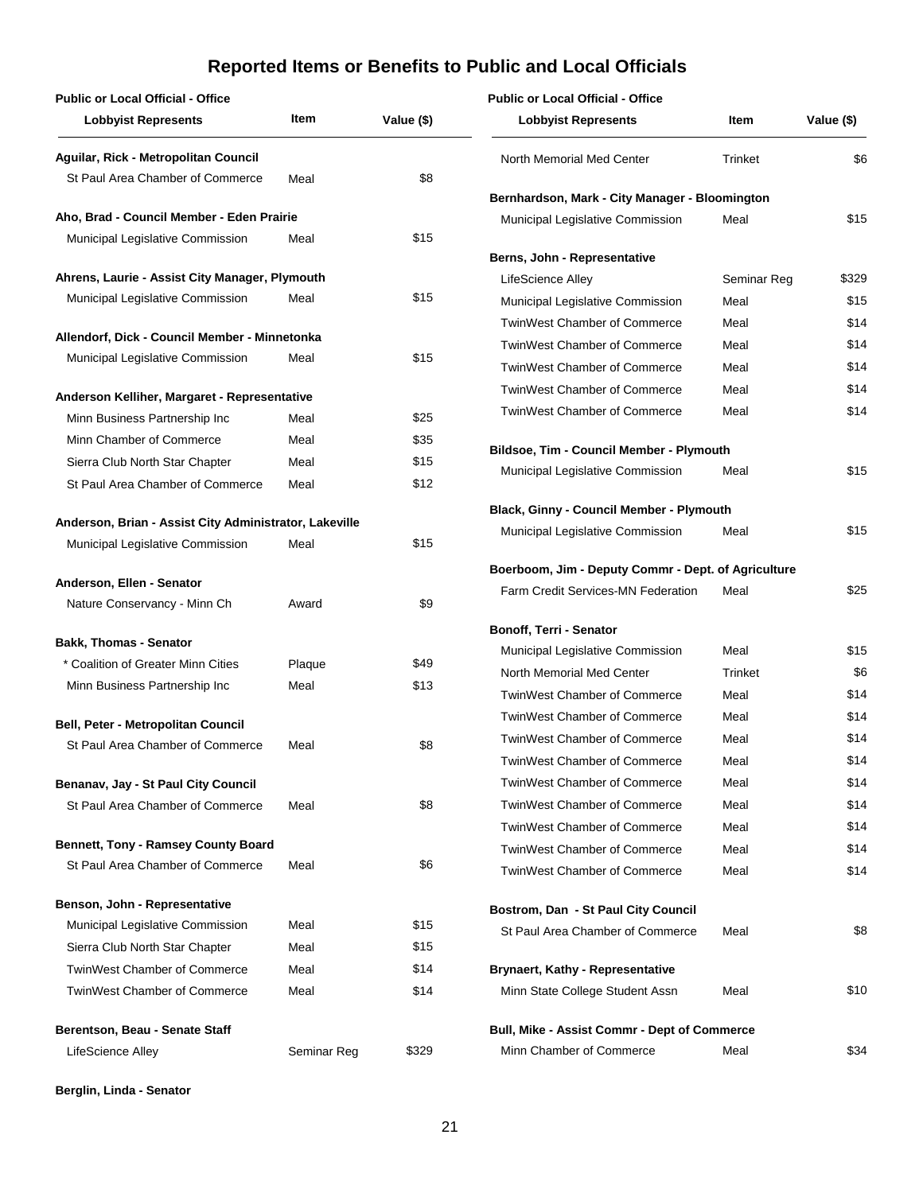# Reported Items or Benefits to Public and Local Officials

| Public or Local Official - Office / Lobbyist Represents | Item | Value ($) |
|---|---|---|
| **Aguilar, Rick - Metropolitan Council** | | |
| St Paul Area Chamber of Commerce | Meal | $8 |
| **Aho, Brad - Council Member - Eden Prairie** | | |
| Municipal Legislative Commission | Meal | $15 |
| **Ahrens, Laurie - Assist City Manager, Plymouth** | | |
| Municipal Legislative Commission | Meal | $15 |
| **Allendorf, Dick - Council Member - Minnetonka** | | |
| Municipal Legislative Commission | Meal | $15 |
| **Anderson Kelliher, Margaret - Representative** | | |
| Minn Business Partnership Inc | Meal | $25 |
| Minn Chamber of Commerce | Meal | $35 |
| Sierra Club North Star Chapter | Meal | $15 |
| St Paul Area Chamber of Commerce | Meal | $12 |
| **Anderson, Brian - Assist City Administrator, Lakeville** | | |
| Municipal Legislative Commission | Meal | $15 |
| **Anderson, Ellen - Senator** | | |
| Nature Conservancy - Minn Ch | Award | $9 |
| **Bakk, Thomas - Senator** | | |
| * Coalition of Greater Minn Cities | Plaque | $49 |
| Minn Business Partnership Inc | Meal | $13 |
| **Bell, Peter - Metropolitan Council** | | |
| St Paul Area Chamber of Commerce | Meal | $8 |
| **Benanav, Jay - St Paul City Council** | | |
| St Paul Area Chamber of Commerce | Meal | $8 |
| **Bennett, Tony - Ramsey County Board** | | |
| St Paul Area Chamber of Commerce | Meal | $6 |
| **Benson, John - Representative** | | |
| Municipal Legislative Commission | Meal | $15 |
| Sierra Club North Star Chapter | Meal | $15 |
| TwinWest Chamber of Commerce | Meal | $14 |
| TwinWest Chamber of Commerce | Meal | $14 |
| **Berentson, Beau - Senate Staff** | | |
| LifeScience Alley | Seminar Reg | $329 |
| **Berglin, Linda - Senator** | | |
| North Memorial Med Center | Trinket | $6 |
| **Bernhardson, Mark - City Manager - Bloomington** | | |
| Municipal Legislative Commission | Meal | $15 |
| **Berns, John - Representative** | | |
| LifeScience Alley | Seminar Reg | $329 |
| Municipal Legislative Commission | Meal | $15 |
| TwinWest Chamber of Commerce | Meal | $14 |
| TwinWest Chamber of Commerce | Meal | $14 |
| TwinWest Chamber of Commerce | Meal | $14 |
| TwinWest Chamber of Commerce | Meal | $14 |
| TwinWest Chamber of Commerce | Meal | $14 |
| **Bildsoe, Tim - Council Member - Plymouth** | | |
| Municipal Legislative Commission | Meal | $15 |
| **Black, Ginny - Council Member - Plymouth** | | |
| Municipal Legislative Commission | Meal | $15 |
| **Boerboom, Jim - Deputy Commr - Dept. of Agriculture** | | |
| Farm Credit Services-MN Federation | Meal | $25 |
| **Bonoff, Terri - Senator** | | |
| Municipal Legislative Commission | Meal | $15 |
| North Memorial Med Center | Trinket | $6 |
| TwinWest Chamber of Commerce | Meal | $14 |
| TwinWest Chamber of Commerce | Meal | $14 |
| TwinWest Chamber of Commerce | Meal | $14 |
| TwinWest Chamber of Commerce | Meal | $14 |
| TwinWest Chamber of Commerce | Meal | $14 |
| TwinWest Chamber of Commerce | Meal | $14 |
| TwinWest Chamber of Commerce | Meal | $14 |
| TwinWest Chamber of Commerce | Meal | $14 |
| TwinWest Chamber of Commerce | Meal | $14 |
| **Bostrom, Dan - St Paul City Council** | | |
| St Paul Area Chamber of Commerce | Meal | $8 |
| **Brynaert, Kathy - Representative** | | |
| Minn State College Student Assn | Meal | $10 |
| **Bull, Mike - Assist Commr - Dept of Commerce** | | |
| Minn Chamber of Commerce | Meal | $34 |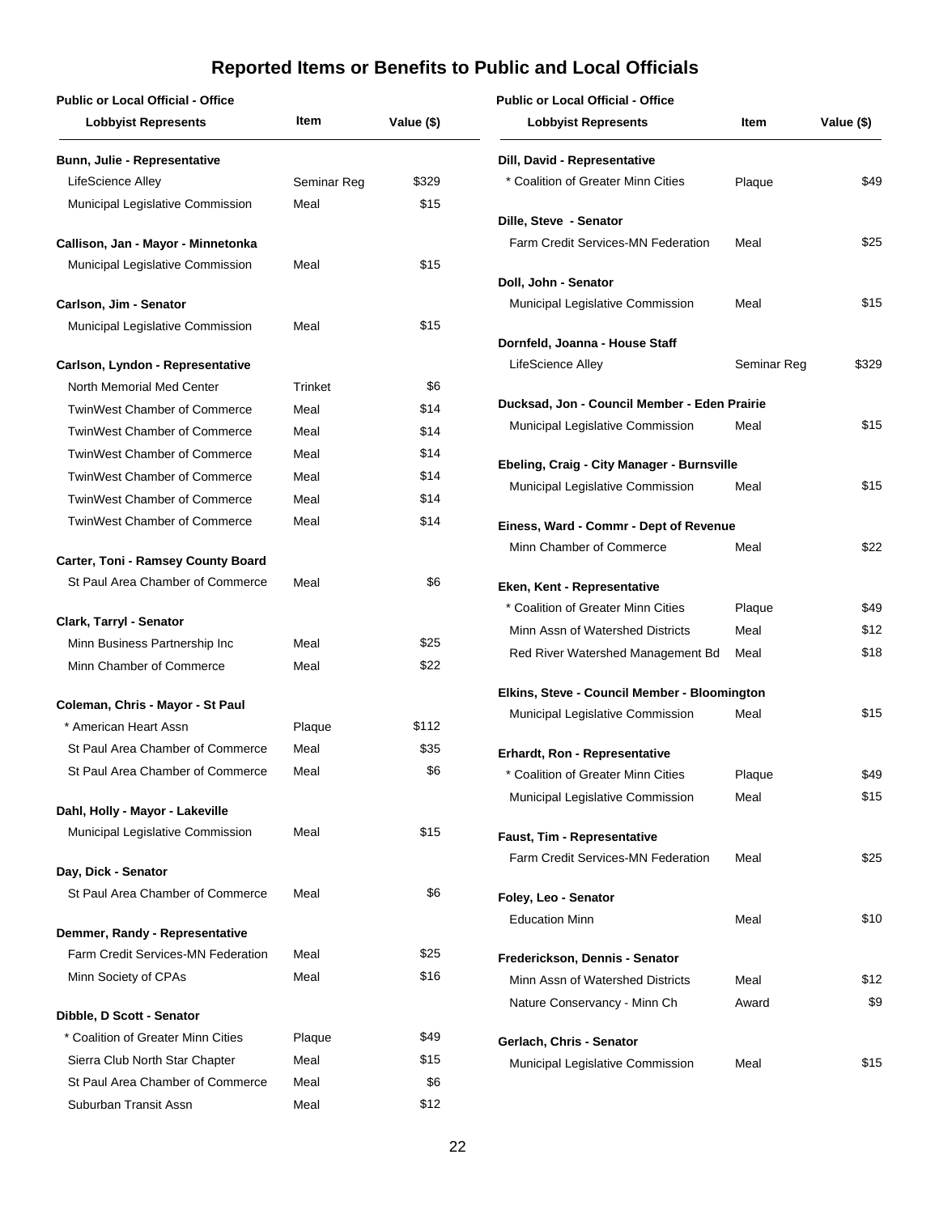# Reported Items or Benefits to Public and Local Officials

| Public or Local Official - Office / Lobbyist Represents | Item | Value ($) |
|---|---|---|
| **Bunn, Julie - Representative** | | |
| LifeScience Alley | Seminar Reg | $329 |
| Municipal Legislative Commission | Meal | $15 |
| **Callison, Jan - Mayor - Minnetonka** | | |
| Municipal Legislative Commission | Meal | $15 |
| **Carlson, Jim - Senator** | | |
| Municipal Legislative Commission | Meal | $15 |
| **Carlson, Lyndon - Representative** | | |
| North Memorial Med Center | Trinket | $6 |
| TwinWest Chamber of Commerce | Meal | $14 |
| TwinWest Chamber of Commerce | Meal | $14 |
| TwinWest Chamber of Commerce | Meal | $14 |
| TwinWest Chamber of Commerce | Meal | $14 |
| TwinWest Chamber of Commerce | Meal | $14 |
| TwinWest Chamber of Commerce | Meal | $14 |
| **Carter, Toni - Ramsey County Board** | | |
| St Paul Area Chamber of Commerce | Meal | $6 |
| **Clark, Tarryl - Senator** | | |
| Minn Business Partnership Inc | Meal | $25 |
| Minn Chamber of Commerce | Meal | $22 |
| **Coleman, Chris - Mayor - St Paul** | | |
| * American Heart Assn | Plaque | $112 |
| St Paul Area Chamber of Commerce | Meal | $35 |
| St Paul Area Chamber of Commerce | Meal | $6 |
| **Dahl, Holly - Mayor - Lakeville** | | |
| Municipal Legislative Commission | Meal | $15 |
| **Day, Dick - Senator** | | |
| St Paul Area Chamber of Commerce | Meal | $6 |
| **Demmer, Randy - Representative** | | |
| Farm Credit Services-MN Federation | Meal | $25 |
| Minn Society of CPAs | Meal | $16 |
| **Dibble, D Scott - Senator** | | |
| * Coalition of Greater Minn Cities | Plaque | $49 |
| Sierra Club North Star Chapter | Meal | $15 |
| St Paul Area Chamber of Commerce | Meal | $6 |
| Suburban Transit Assn | Meal | $12 |
| **Dill, David - Representative** | | |
| * Coalition of Greater Minn Cities | Plaque | $49 |
| **Dille, Steve - Senator** | | |
| Farm Credit Services-MN Federation | Meal | $25 |
| **Doll, John - Senator** | | |
| Municipal Legislative Commission | Meal | $15 |
| **Dornfeld, Joanna - House Staff** | | |
| LifeScience Alley | Seminar Reg | $329 |
| **Ducksad, Jon - Council Member - Eden Prairie** | | |
| Municipal Legislative Commission | Meal | $15 |
| **Ebeling, Craig - City Manager - Burnsville** | | |
| Municipal Legislative Commission | Meal | $15 |
| **Einess, Ward - Commr - Dept of Revenue** | | |
| Minn Chamber of Commerce | Meal | $22 |
| **Eken, Kent - Representative** | | |
| * Coalition of Greater Minn Cities | Plaque | $49 |
| Minn Assn of Watershed Districts | Meal | $12 |
| Red River Watershed Management Bd | Meal | $18 |
| **Elkins, Steve - Council Member - Bloomington** | | |
| Municipal Legislative Commission | Meal | $15 |
| **Erhardt, Ron - Representative** | | |
| * Coalition of Greater Minn Cities | Plaque | $49 |
| Municipal Legislative Commission | Meal | $15 |
| **Faust, Tim - Representative** | | |
| Farm Credit Services-MN Federation | Meal | $25 |
| **Foley, Leo - Senator** | | |
| Education Minn | Meal | $10 |
| **Frederickson, Dennis - Senator** | | |
| Minn Assn of Watershed Districts | Meal | $12 |
| Nature Conservancy - Minn Ch | Award | $9 |
| **Gerlach, Chris - Senator** | | |
| Municipal Legislative Commission | Meal | $15 |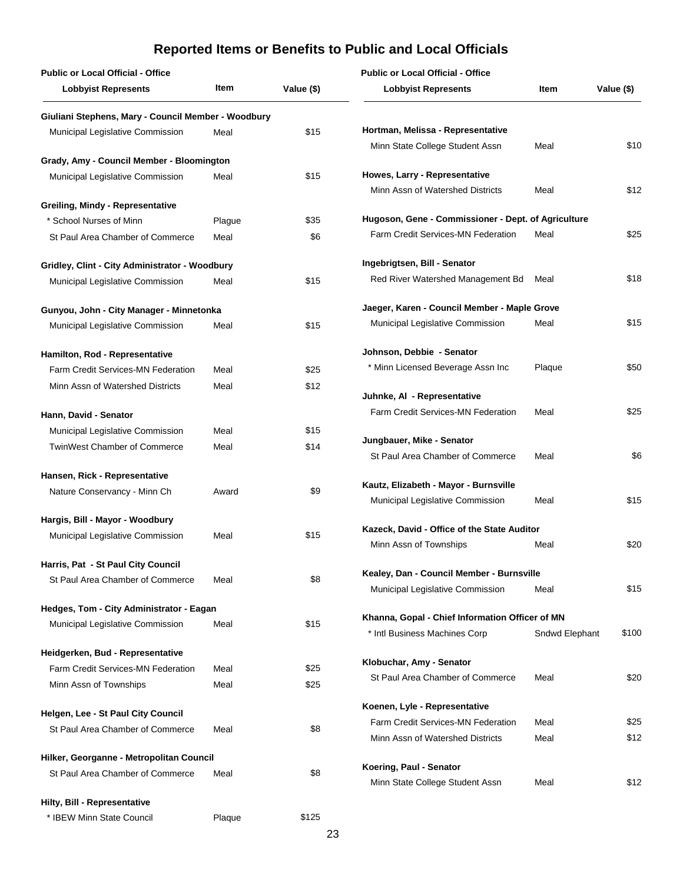# Reported Items or Benefits to Public and Local Officials

| Public or Local Official - Office / Lobbyist Represents | Item | Value ($) |
|---|---|---|
| **Giuliani Stephens, Mary - Council Member - Woodbury** | | |
| Municipal Legislative Commission | Meal | $15 |
| **Grady, Amy - Council Member - Bloomington** | | |
| Municipal Legislative Commission | Meal | $15 |
| **Greiling, Mindy - Representative** | | |
| * School Nurses of Minn | Plague | $35 |
| St Paul Area Chamber of Commerce | Meal | $6 |
| **Gridley, Clint - City Administrator - Woodbury** | | |
| Municipal Legislative Commission | Meal | $15 |
| **Gunyou, John - City Manager - Minnetonka** | | |
| Municipal Legislative Commission | Meal | $15 |
| **Hamilton, Rod - Representative** | | |
| Farm Credit Services-MN Federation | Meal | $25 |
| Minn Assn of Watershed Districts | Meal | $12 |
| **Hann, David - Senator** | | |
| Municipal Legislative Commission | Meal | $15 |
| TwinWest Chamber of Commerce | Meal | $14 |
| **Hansen, Rick - Representative** | | |
| Nature Conservancy - Minn Ch | Award | $9 |
| **Hargis, Bill - Mayor - Woodbury** | | |
| Municipal Legislative Commission | Meal | $15 |
| **Harris, Pat - St Paul City Council** | | |
| St Paul Area Chamber of Commerce | Meal | $8 |
| **Hedges, Tom - City Administrator - Eagan** | | |
| Municipal Legislative Commission | Meal | $15 |
| **Heidgerken, Bud - Representative** | | |
| Farm Credit Services-MN Federation | Meal | $25 |
| Minn Assn of Townships | Meal | $25 |
| **Helgen, Lee - St Paul City Council** | | |
| St Paul Area Chamber of Commerce | Meal | $8 |
| **Hilker, Georganne - Metropolitan Council** | | |
| St Paul Area Chamber of Commerce | Meal | $8 |
| **Hilty, Bill - Representative** | | |
| * IBEW Minn State Council | Plaque | $125 |
| **Hortman, Melissa - Representative** | | |
| Minn State College Student Assn | Meal | $10 |
| **Howes, Larry - Representative** | | |
| Minn Assn of Watershed Districts | Meal | $12 |
| **Hugoson, Gene - Commissioner - Dept. of Agriculture** | | |
| Farm Credit Services-MN Federation | Meal | $25 |
| **Ingebrigtsen, Bill - Senator** | | |
| Red River Watershed Management Bd | Meal | $18 |
| **Jaeger, Karen - Council Member - Maple Grove** | | |
| Municipal Legislative Commission | Meal | $15 |
| **Johnson, Debbie - Senator** | | |
| * Minn Licensed Beverage Assn Inc | Plaque | $50 |
| **Juhnke, Al - Representative** | | |
| Farm Credit Services-MN Federation | Meal | $25 |
| **Jungbauer, Mike - Senator** | | |
| St Paul Area Chamber of Commerce | Meal | $6 |
| **Kautz, Elizabeth - Mayor - Burnsville** | | |
| Municipal Legislative Commission | Meal | $15 |
| **Kazeck, David - Office of the State Auditor** | | |
| Minn Assn of Townships | Meal | $20 |
| **Kealey, Dan - Council Member - Burnsville** | | |
| Municipal Legislative Commission | Meal | $15 |
| **Khanna, Gopal - Chief Information Officer of MN** | | |
| * Intl Business Machines Corp | Sndwd Elephant | $100 |
| **Klobuchar, Amy - Senator** | | |
| St Paul Area Chamber of Commerce | Meal | $20 |
| **Koenen, Lyle - Representative** | | |
| Farm Credit Services-MN Federation | Meal | $25 |
| Minn Assn of Watershed Districts | Meal | $12 |
| **Koering, Paul - Senator** | | |
| Minn State College Student Assn | Meal | $12 |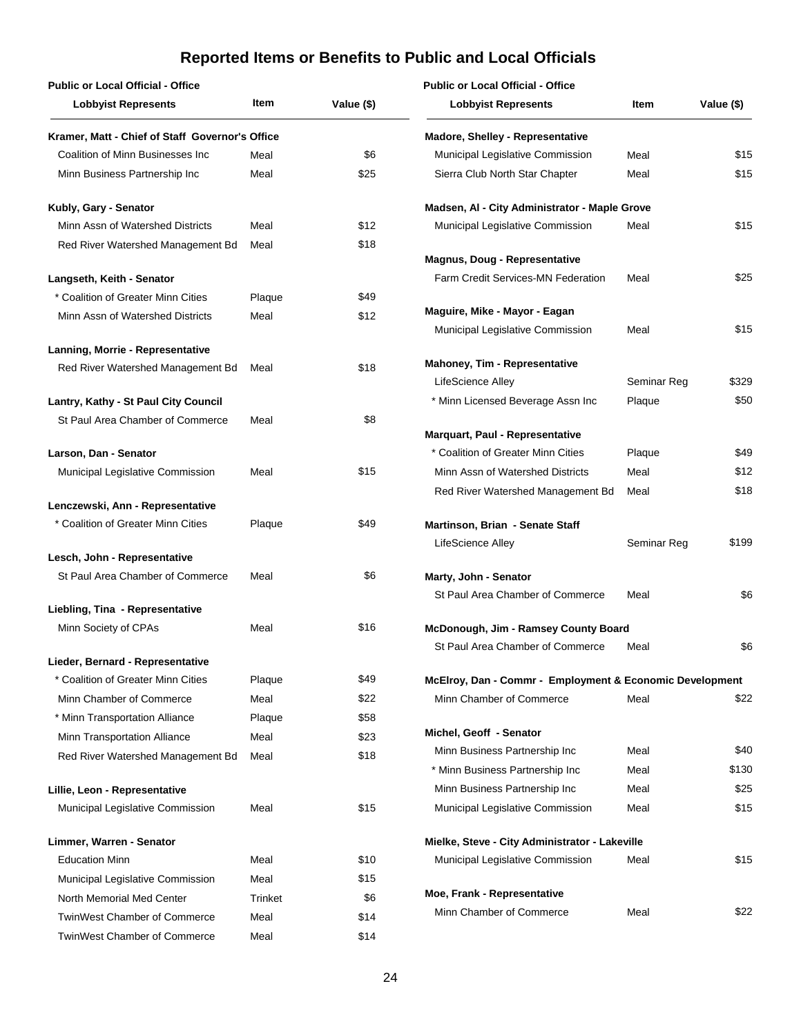# Reported Items or Benefits to Public and Local Officials

| Public or Local Official - Office / Lobbyist Represents | Item | Value ($) |
|---|---|---|
| **Kramer, Matt - Chief of Staff Governor's Office** | | |
| Coalition of Minn Businesses Inc | Meal | $6 |
| Minn Business Partnership Inc | Meal | $25 |
| **Kubly, Gary - Senator** | | |
| Minn Assn of Watershed Districts | Meal | $12 |
| Red River Watershed Management Bd | Meal | $18 |
| **Langseth, Keith - Senator** | | |
| * Coalition of Greater Minn Cities | Plaque | $49 |
| Minn Assn of Watershed Districts | Meal | $12 |
| **Lanning, Morrie - Representative** | | |
| Red River Watershed Management Bd | Meal | $18 |
| **Lantry, Kathy - St Paul City Council** | | |
| St Paul Area Chamber of Commerce | Meal | $8 |
| **Larson, Dan - Senator** | | |
| Municipal Legislative Commission | Meal | $15 |
| **Lenczewski, Ann - Representative** | | |
| * Coalition of Greater Minn Cities | Plaque | $49 |
| **Lesch, John - Representative** | | |
| St Paul Area Chamber of Commerce | Meal | $6 |
| **Liebling, Tina - Representative** | | |
| Minn Society of CPAs | Meal | $16 |
| **Lieder, Bernard - Representative** | | |
| * Coalition of Greater Minn Cities | Plaque | $49 |
| Minn Chamber of Commerce | Meal | $22 |
| * Minn Transportation Alliance | Plaque | $58 |
| Minn Transportation Alliance | Meal | $23 |
| Red River Watershed Management Bd | Meal | $18 |
| **Lillie, Leon - Representative** | | |
| Municipal Legislative Commission | Meal | $15 |
| **Limmer, Warren - Senator** | | |
| Education Minn | Meal | $10 |
| Municipal Legislative Commission | Meal | $15 |
| North Memorial Med Center | Trinket | $6 |
| TwinWest Chamber of Commerce | Meal | $14 |
| TwinWest Chamber of Commerce | Meal | $14 |
| **Madore, Shelley - Representative** | | |
| Municipal Legislative Commission | Meal | $15 |
| Sierra Club North Star Chapter | Meal | $15 |
| **Madsen, Al - City Administrator - Maple Grove** | | |
| Municipal Legislative Commission | Meal | $15 |
| **Magnus, Doug - Representative** | | |
| Farm Credit Services-MN Federation | Meal | $25 |
| **Maguire, Mike - Mayor - Eagan** | | |
| Municipal Legislative Commission | Meal | $15 |
| **Mahoney, Tim - Representative** | | |
| LifeScience Alley | Seminar Reg | $329 |
| * Minn Licensed Beverage Assn Inc | Plaque | $50 |
| **Marquart, Paul - Representative** | | |
| * Coalition of Greater Minn Cities | Plaque | $49 |
| Minn Assn of Watershed Districts | Meal | $12 |
| Red River Watershed Management Bd | Meal | $18 |
| **Martinson, Brian - Senate Staff** | | |
| LifeScience Alley | Seminar Reg | $199 |
| **Marty, John - Senator** | | |
| St Paul Area Chamber of Commerce | Meal | $6 |
| **McDonough, Jim - Ramsey County Board** | | |
| St Paul Area Chamber of Commerce | Meal | $6 |
| **McElroy, Dan - Commr - Employment & Economic Development** | | |
| Minn Chamber of Commerce | Meal | $22 |
| **Michel, Geoff - Senator** | | |
| Minn Business Partnership Inc | Meal | $40 |
| * Minn Business Partnership Inc | Meal | $130 |
| Minn Business Partnership Inc | Meal | $25 |
| Municipal Legislative Commission | Meal | $15 |
| **Mielke, Steve - City Administrator - Lakeville** | | |
| Municipal Legislative Commission | Meal | $15 |
| **Moe, Frank - Representative** | | |
| Minn Chamber of Commerce | Meal | $22 |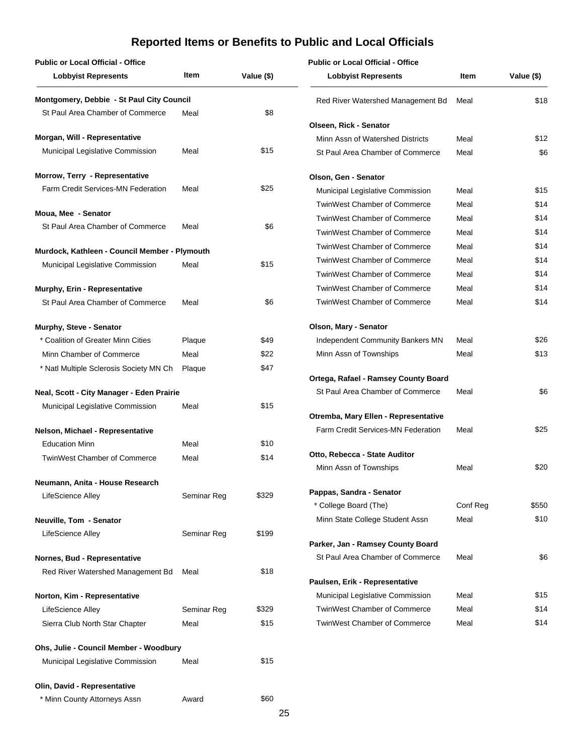# Reported Items or Benefits to Public and Local Officials

| Public or Local Official - Office / Lobbyist Represents | Item | Value ($) |
|---|---|---|
| **Montgomery, Debbie - St Paul City Council** | | |
| St Paul Area Chamber of Commerce | Meal | $8 |
| **Morgan, Will - Representative** | | |
| Municipal Legislative Commission | Meal | $15 |
| **Morrow, Terry - Representative** | | |
| Farm Credit Services-MN Federation | Meal | $25 |
| **Moua, Mee - Senator** | | |
| St Paul Area Chamber of Commerce | Meal | $6 |
| **Murdock, Kathleen - Council Member - Plymouth** | | |
| Municipal Legislative Commission | Meal | $15 |
| **Murphy, Erin - Representative** | | |
| St Paul Area Chamber of Commerce | Meal | $6 |
| **Murphy, Steve - Senator** | | |
| * Coalition of Greater Minn Cities | Plaque | $49 |
| Minn Chamber of Commerce | Meal | $22 |
| * Natl Multiple Sclerosis Society MN Ch | Plaque | $47 |
| **Neal, Scott - City Manager - Eden Prairie** | | |
| Municipal Legislative Commission | Meal | $15 |
| **Nelson, Michael - Representative** | | |
| Education Minn | Meal | $10 |
| TwinWest Chamber of Commerce | Meal | $14 |
| **Neumann, Anita - House Research** | | |
| LifeScience Alley | Seminar Reg | $329 |
| **Neuville, Tom - Senator** | | |
| LifeScience Alley | Seminar Reg | $199 |
| **Nornes, Bud - Representative** | | |
| Red River Watershed Management Bd | Meal | $18 |
| **Norton, Kim - Representative** | | |
| LifeScience Alley | Seminar Reg | $329 |
| Sierra Club North Star Chapter | Meal | $15 |
| **Ohs, Julie - Council Member - Woodbury** | | |
| Municipal Legislative Commission | Meal | $15 |
| **Olin, David - Representative** | | |
| * Minn County Attorneys Assn | Award | $60 |
| Red River Watershed Management Bd | Meal | $18 |
| **Olseen, Rick - Senator** | | |
| Minn Assn of Watershed Districts | Meal | $12 |
| St Paul Area Chamber of Commerce | Meal | $6 |
| **Olson, Gen - Senator** | | |
| Municipal Legislative Commission | Meal | $15 |
| TwinWest Chamber of Commerce | Meal | $14 |
| TwinWest Chamber of Commerce | Meal | $14 |
| TwinWest Chamber of Commerce | Meal | $14 |
| TwinWest Chamber of Commerce | Meal | $14 |
| TwinWest Chamber of Commerce | Meal | $14 |
| TwinWest Chamber of Commerce | Meal | $14 |
| TwinWest Chamber of Commerce | Meal | $14 |
| TwinWest Chamber of Commerce | Meal | $14 |
| **Olson, Mary - Senator** | | |
| Independent Community Bankers MN | Meal | $26 |
| Minn Assn of Townships | Meal | $13 |
| **Ortega, Rafael - Ramsey County Board** | | |
| St Paul Area Chamber of Commerce | Meal | $6 |
| **Otremba, Mary Ellen - Representative** | | |
| Farm Credit Services-MN Federation | Meal | $25 |
| **Otto, Rebecca - State Auditor** | | |
| Minn Assn of Townships | Meal | $20 |
| **Pappas, Sandra - Senator** | | |
| * College Board (The) | Conf Reg | $550 |
| Minn State College Student Assn | Meal | $10 |
| **Parker, Jan - Ramsey County Board** | | |
| St Paul Area Chamber of Commerce | Meal | $6 |
| **Paulsen, Erik - Representative** | | |
| Municipal Legislative Commission | Meal | $15 |
| TwinWest Chamber of Commerce | Meal | $14 |
| TwinWest Chamber of Commerce | Meal | $14 |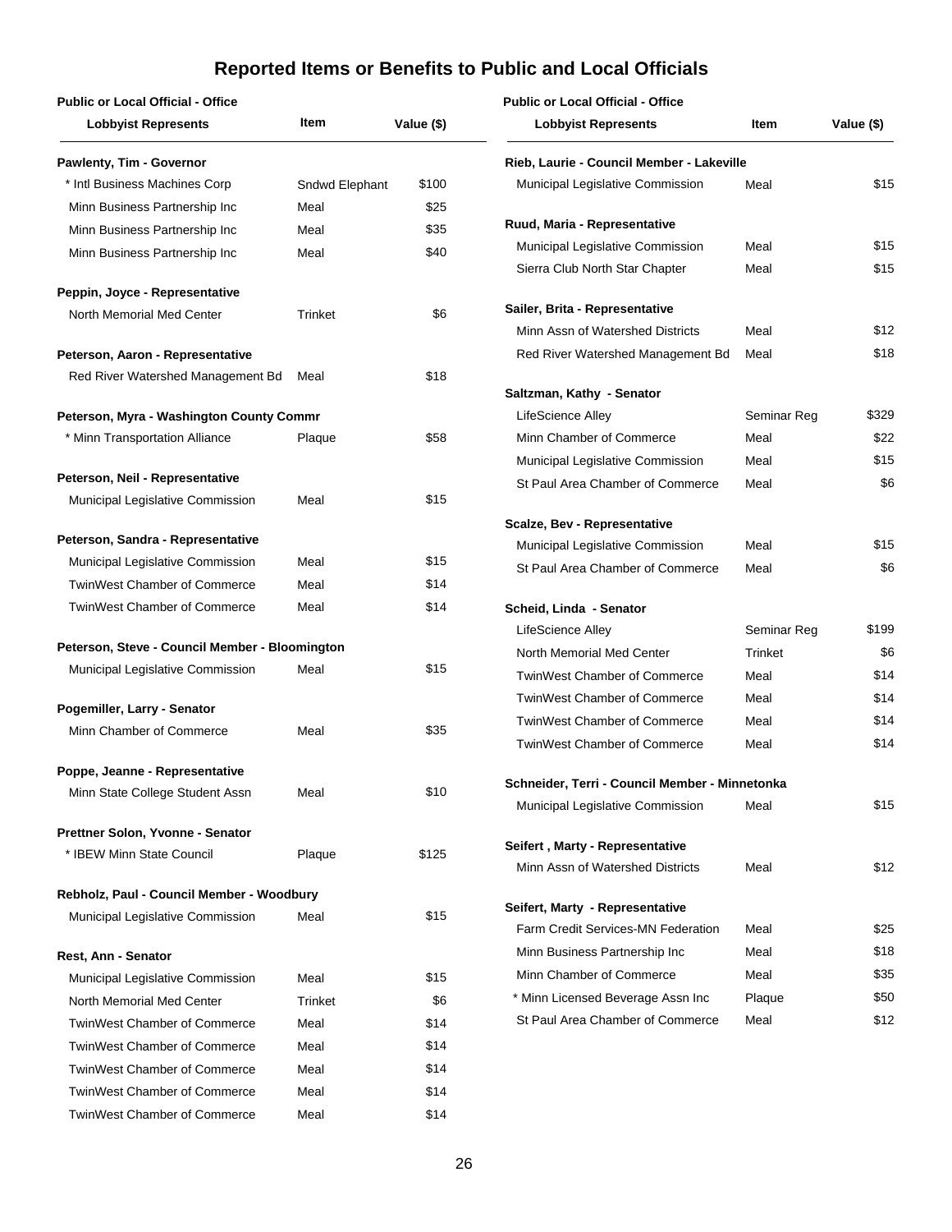# Reported Items or Benefits to Public and Local Officials

| Public or Local Official - Office / Lobbyist Represents | Item | Value ($) |
|---|---|---|
| **Pawlenty, Tim - Governor** | | |
| * Intl Business Machines Corp | Sndwd Elephant | $100 |
| Minn Business Partnership Inc | Meal | $25 |
| Minn Business Partnership Inc | Meal | $35 |
| Minn Business Partnership Inc | Meal | $40 |
| **Peppin, Joyce - Representative** | | |
| North Memorial Med Center | Trinket | $6 |
| **Peterson, Aaron - Representative** | | |
| Red River Watershed Management Bd | Meal | $18 |
| **Peterson, Myra - Washington County Commr** | | |
| * Minn Transportation Alliance | Plaque | $58 |
| **Peterson, Neil - Representative** | | |
| Municipal Legislative Commission | Meal | $15 |
| **Peterson, Sandra - Representative** | | |
| Municipal Legislative Commission | Meal | $15 |
| TwinWest Chamber of Commerce | Meal | $14 |
| TwinWest Chamber of Commerce | Meal | $14 |
| **Peterson, Steve - Council Member - Bloomington** | | |
| Municipal Legislative Commission | Meal | $15 |
| **Pogemiller, Larry - Senator** | | |
| Minn Chamber of Commerce | Meal | $35 |
| **Poppe, Jeanne - Representative** | | |
| Minn State College Student Assn | Meal | $10 |
| **Prettner Solon, Yvonne - Senator** | | |
| * IBEW Minn State Council | Plaque | $125 |
| **Rebholz, Paul - Council Member - Woodbury** | | |
| Municipal Legislative Commission | Meal | $15 |
| **Rest, Ann - Senator** | | |
| Municipal Legislative Commission | Meal | $15 |
| North Memorial Med Center | Trinket | $6 |
| TwinWest Chamber of Commerce | Meal | $14 |
| TwinWest Chamber of Commerce | Meal | $14 |
| TwinWest Chamber of Commerce | Meal | $14 |
| TwinWest Chamber of Commerce | Meal | $14 |
| TwinWest Chamber of Commerce | Meal | $14 |
| **Rieb, Laurie - Council Member - Lakeville** | | |
| Municipal Legislative Commission | Meal | $15 |
| **Ruud, Maria - Representative** | | |
| Municipal Legislative Commission | Meal | $15 |
| Sierra Club North Star Chapter | Meal | $15 |
| **Sailer, Brita - Representative** | | |
| Minn Assn of Watershed Districts | Meal | $12 |
| Red River Watershed Management Bd | Meal | $18 |
| **Saltzman, Kathy - Senator** | | |
| LifeScience Alley | Seminar Reg | $329 |
| Minn Chamber of Commerce | Meal | $22 |
| Municipal Legislative Commission | Meal | $15 |
| St Paul Area Chamber of Commerce | Meal | $6 |
| **Scalze, Bev - Representative** | | |
| Municipal Legislative Commission | Meal | $15 |
| St Paul Area Chamber of Commerce | Meal | $6 |
| **Scheid, Linda - Senator** | | |
| LifeScience Alley | Seminar Reg | $199 |
| North Memorial Med Center | Trinket | $6 |
| TwinWest Chamber of Commerce | Meal | $14 |
| TwinWest Chamber of Commerce | Meal | $14 |
| TwinWest Chamber of Commerce | Meal | $14 |
| TwinWest Chamber of Commerce | Meal | $14 |
| **Schneider, Terri - Council Member - Minnetonka** | | |
| Municipal Legislative Commission | Meal | $15 |
| **Seifert , Marty - Representative** | | |
| Minn Assn of Watershed Districts | Meal | $12 |
| **Seifert, Marty - Representative** | | |
| Farm Credit Services-MN Federation | Meal | $25 |
| Minn Business Partnership Inc | Meal | $18 |
| Minn Chamber of Commerce | Meal | $35 |
| * Minn Licensed Beverage Assn Inc | Plaque | $50 |
| St Paul Area Chamber of Commerce | Meal | $12 |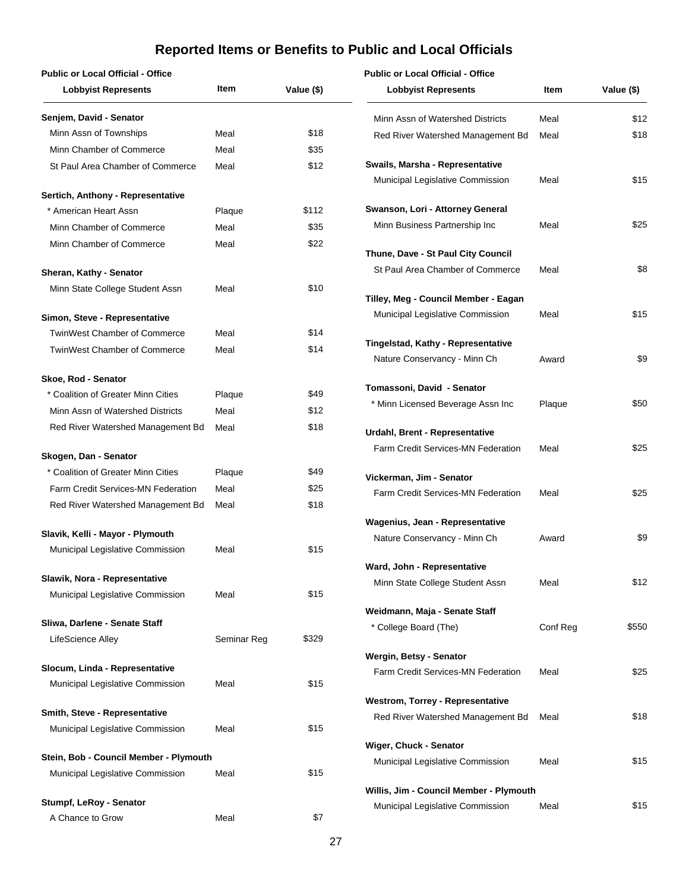# Reported Items or Benefits to Public and Local Officials

| Public or Local Official - Office / Lobbyist Represents | Item | Value ($) |
|---|---|---|
| **Senjem, David - Senator** | | |
| Minn Assn of Townships | Meal | $18 |
| Minn Chamber of Commerce | Meal | $35 |
| St Paul Area Chamber of Commerce | Meal | $12 |
| **Sertich, Anthony - Representative** | | |
| * American Heart Assn | Plaque | $112 |
| Minn Chamber of Commerce | Meal | $35 |
| Minn Chamber of Commerce | Meal | $22 |
| **Sheran, Kathy - Senator** | | |
| Minn State College Student Assn | Meal | $10 |
| **Simon, Steve - Representative** | | |
| TwinWest Chamber of Commerce | Meal | $14 |
| TwinWest Chamber of Commerce | Meal | $14 |
| **Skoe, Rod - Senator** | | |
| * Coalition of Greater Minn Cities | Plaque | $49 |
| Minn Assn of Watershed Districts | Meal | $12 |
| Red River Watershed Management Bd | Meal | $18 |
| **Skogen, Dan - Senator** | | |
| * Coalition of Greater Minn Cities | Plaque | $49 |
| Farm Credit Services-MN Federation | Meal | $25 |
| Red River Watershed Management Bd | Meal | $18 |
| **Slavik, Kelli - Mayor - Plymouth** | | |
| Municipal Legislative Commission | Meal | $15 |
| **Slawik, Nora - Representative** | | |
| Municipal Legislative Commission | Meal | $15 |
| **Sliwa, Darlene - Senate Staff** | | |
| LifeScience Alley | Seminar Reg | $329 |
| **Slocum, Linda - Representative** | | |
| Municipal Legislative Commission | Meal | $15 |
| **Smith, Steve - Representative** | | |
| Municipal Legislative Commission | Meal | $15 |
| **Stein, Bob - Council Member - Plymouth** | | |
| Municipal Legislative Commission | Meal | $15 |
| **Stumpf, LeRoy - Senator** | | |
| A Chance to Grow | Meal | $7 |
| Minn Assn of Watershed Districts | Meal | $12 |
| Red River Watershed Management Bd | Meal | $18 |
| **Swails, Marsha - Representative** | | |
| Municipal Legislative Commission | Meal | $15 |
| **Swanson, Lori - Attorney General** | | |
| Minn Business Partnership Inc | Meal | $25 |
| **Thune, Dave - St Paul City Council** | | |
| St Paul Area Chamber of Commerce | Meal | $8 |
| **Tilley, Meg - Council Member - Eagan** | | |
| Municipal Legislative Commission | Meal | $15 |
| **Tingelstad, Kathy - Representative** | | |
| Nature Conservancy - Minn Ch | Award | $9 |
| **Tomassoni, David - Senator** | | |
| * Minn Licensed Beverage Assn Inc | Plaque | $50 |
| **Urdahl, Brent - Representative** | | |
| Farm Credit Services-MN Federation | Meal | $25 |
| **Vickerman, Jim - Senator** | | |
| Farm Credit Services-MN Federation | Meal | $25 |
| **Wagenius, Jean - Representative** | | |
| Nature Conservancy - Minn Ch | Award | $9 |
| **Ward, John - Representative** | | |
| Minn State College Student Assn | Meal | $12 |
| **Weidmann, Maja - Senate Staff** | | |
| * College Board (The) | Conf Reg | $550 |
| **Wergin, Betsy - Senator** | | |
| Farm Credit Services-MN Federation | Meal | $25 |
| **Westrom, Torrey - Representative** | | |
| Red River Watershed Management Bd | Meal | $18 |
| **Wiger, Chuck - Senator** | | |
| Municipal Legislative Commission | Meal | $15 |
| **Willis, Jim - Council Member - Plymouth** | | |
| Municipal Legislative Commission | Meal | $15 |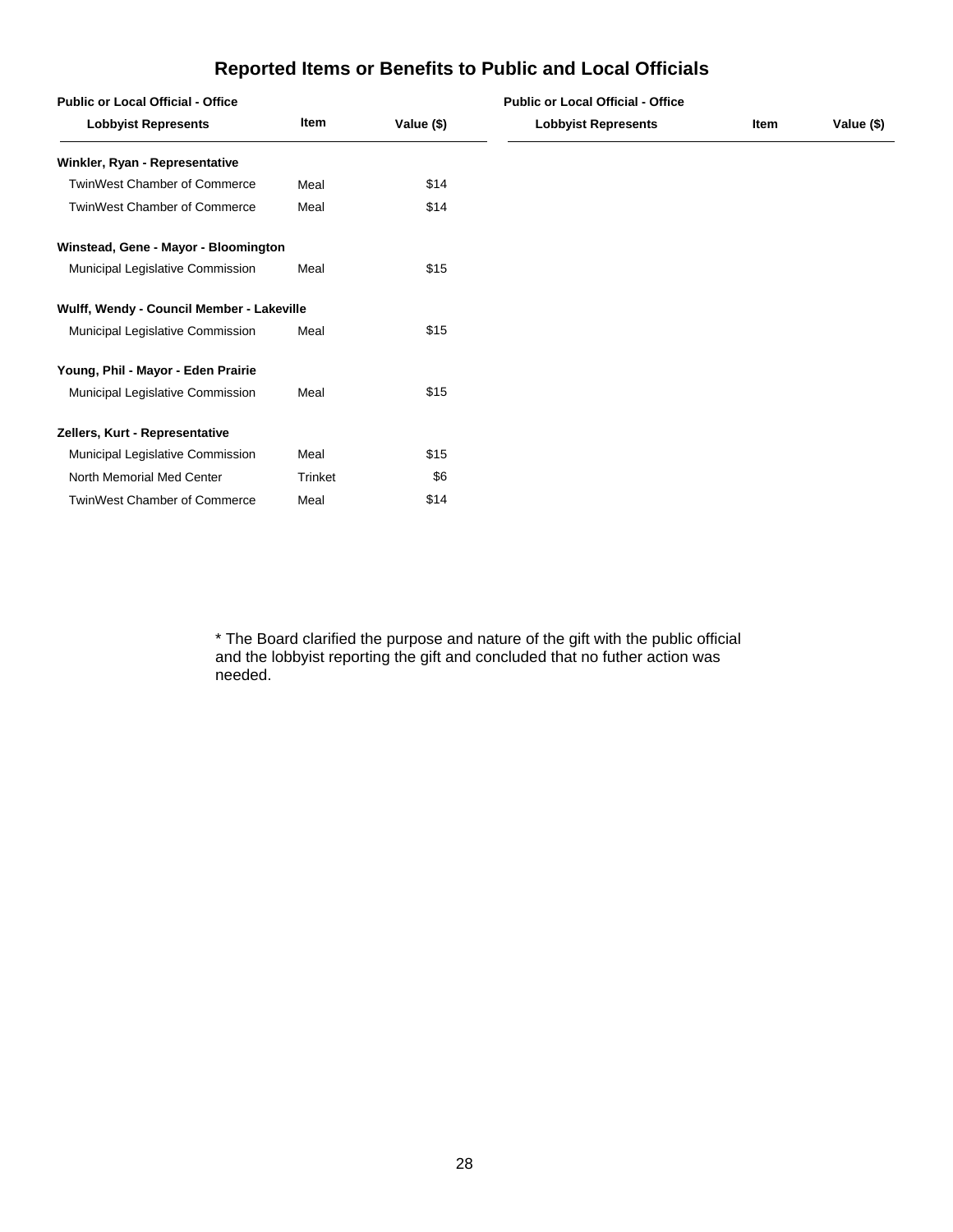## Reported Items or Benefits to Public and Local Officials

| Public or Local Official - Office / Lobbyist Represents | Item | Value ($) |
|---|---|---|
| **Winkler, Ryan - Representative** | | |
| TwinWest Chamber of Commerce | Meal | $14 |
| TwinWest Chamber of Commerce | Meal | $14 |
| **Winstead, Gene - Mayor - Bloomington** | | |
| Municipal Legislative Commission | Meal | $15 |
| **Wulff, Wendy - Council Member - Lakeville** | | |
| Municipal Legislative Commission | Meal | $15 |
| **Young, Phil - Mayor - Eden Prairie** | | |
| Municipal Legislative Commission | Meal | $15 |
| **Zellers, Kurt - Representative** | | |
| Municipal Legislative Commission | Meal | $15 |
| North Memorial Med Center | Trinket | $6 |
| TwinWest Chamber of Commerce | Meal | $14 |

* The Board clarified the purpose and nature of the gift with the public official and the lobbyist reporting the gift and concluded that no futher action was needed.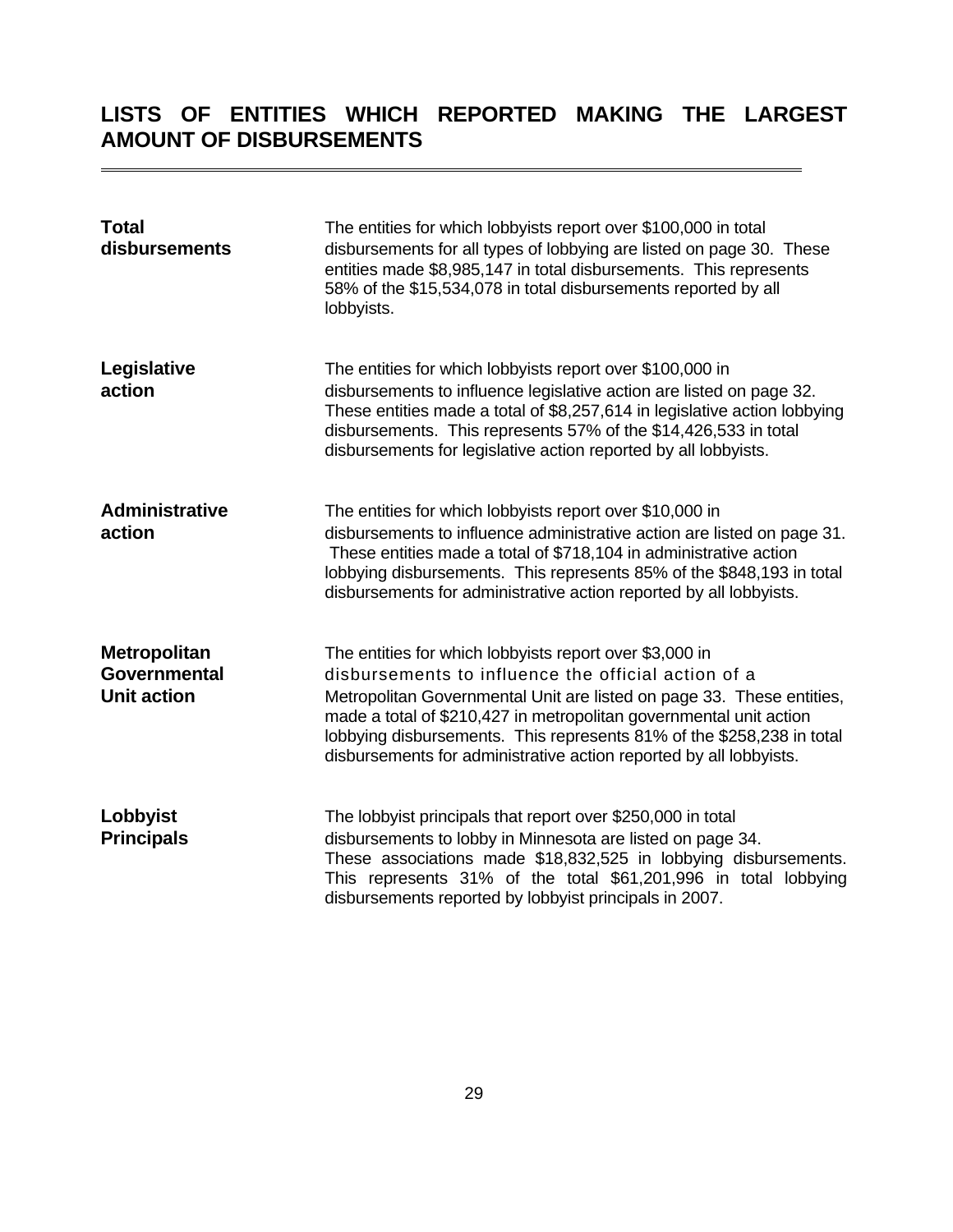# LISTS OF ENTITIES WHICH REPORTED MAKING THE LARGEST AMOUNT OF DISBURSEMENTS

**Total disbursements**

The entities for which lobbyists report over $100,000 in total disbursements for all types of lobbying are listed on page 30. These entities made $8,985,147 in total disbursements. This represents 58% of the $15,534,078 in total disbursements reported by all lobbyists.

**Legislative action**

The entities for which lobbyists report over $100,000 in disbursements to influence legislative action are listed on page 32. These entities made a total of $8,257,614 in legislative action lobbying disbursements. This represents 57% of the $14,426,533 in total disbursements for legislative action reported by all lobbyists.

**Administrative action**

The entities for which lobbyists report over $10,000 in disbursements to influence administrative action are listed on page 31. These entities made a total of $718,104 in administrative action lobbying disbursements. This represents 85% of the $848,193 in total disbursements for administrative action reported by all lobbyists.

**Metropolitan Governmental Unit action**

The entities for which lobbyists report over $3,000 in disbursements to influence the official action of a Metropolitan Governmental Unit are listed on page 33. These entities, made a total of $210,427 in metropolitan governmental unit action lobbying disbursements. This represents 81% of the $258,238 in total disbursements for administrative action reported by all lobbyists.

**Lobbyist Principals**

The lobbyist principals that report over $250,000 in total disbursements to lobby in Minnesota are listed on page 34. These associations made $18,832,525 in lobbying disbursements. This represents 31% of the total $61,201,996 in total lobbying disbursements reported by lobbyist principals in 2007.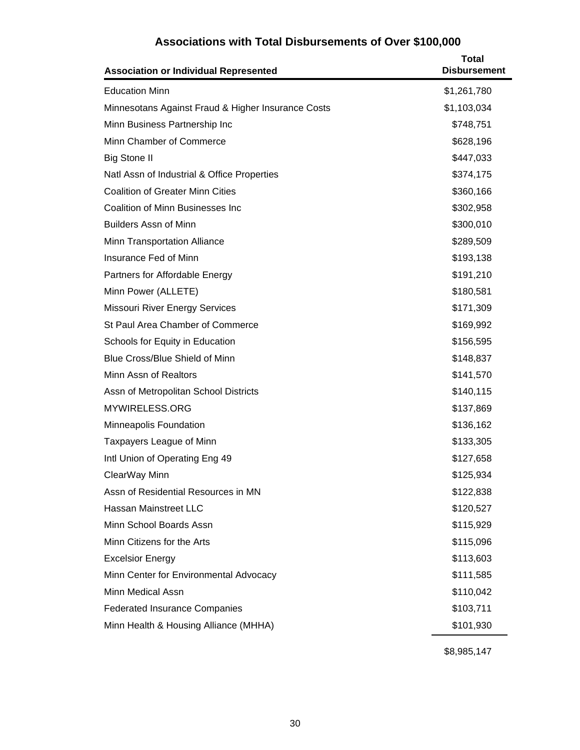# Associations with Total Disbursements of Over $100,000

| Association or Individual Represented | Total Disbursement |
|---|---|
| Education Minn | $1,261,780 |
| Minnesotans Against Fraud & Higher Insurance Costs | $1,103,034 |
| Minn Business Partnership Inc | $748,751 |
| Minn Chamber of Commerce | $628,196 |
| Big Stone II | $447,033 |
| Natl Assn of Industrial & Office Properties | $374,175 |
| Coalition of Greater Minn Cities | $360,166 |
| Coalition of Minn Businesses Inc | $302,958 |
| Builders Assn of Minn | $300,010 |
| Minn Transportation Alliance | $289,509 |
| Insurance Fed of Minn | $193,138 |
| Partners for Affordable Energy | $191,210 |
| Minn Power (ALLETE) | $180,581 |
| Missouri River Energy Services | $171,309 |
| St Paul Area Chamber of Commerce | $169,992 |
| Schools for Equity in Education | $156,595 |
| Blue Cross/Blue Shield of Minn | $148,837 |
| Minn Assn of Realtors | $141,570 |
| Assn of Metropolitan School Districts | $140,115 |
| MYWIRELESS.ORG | $137,869 |
| Minneapolis Foundation | $136,162 |
| Taxpayers League of Minn | $133,305 |
| Intl Union of Operating Eng 49 | $127,658 |
| ClearWay Minn | $125,934 |
| Assn of Residential Resources in MN | $122,838 |
| Hassan Mainstreet LLC | $120,527 |
| Minn School Boards Assn | $115,929 |
| Minn Citizens for the Arts | $115,096 |
| Excelsior Energy | $113,603 |
| Minn Center for Environmental Advocacy | $111,585 |
| Minn Medical Assn | $110,042 |
| Federated Insurance Companies | $103,711 |
| Minn Health & Housing Alliance (MHHA) | $101,930 |
| | $8,985,147 |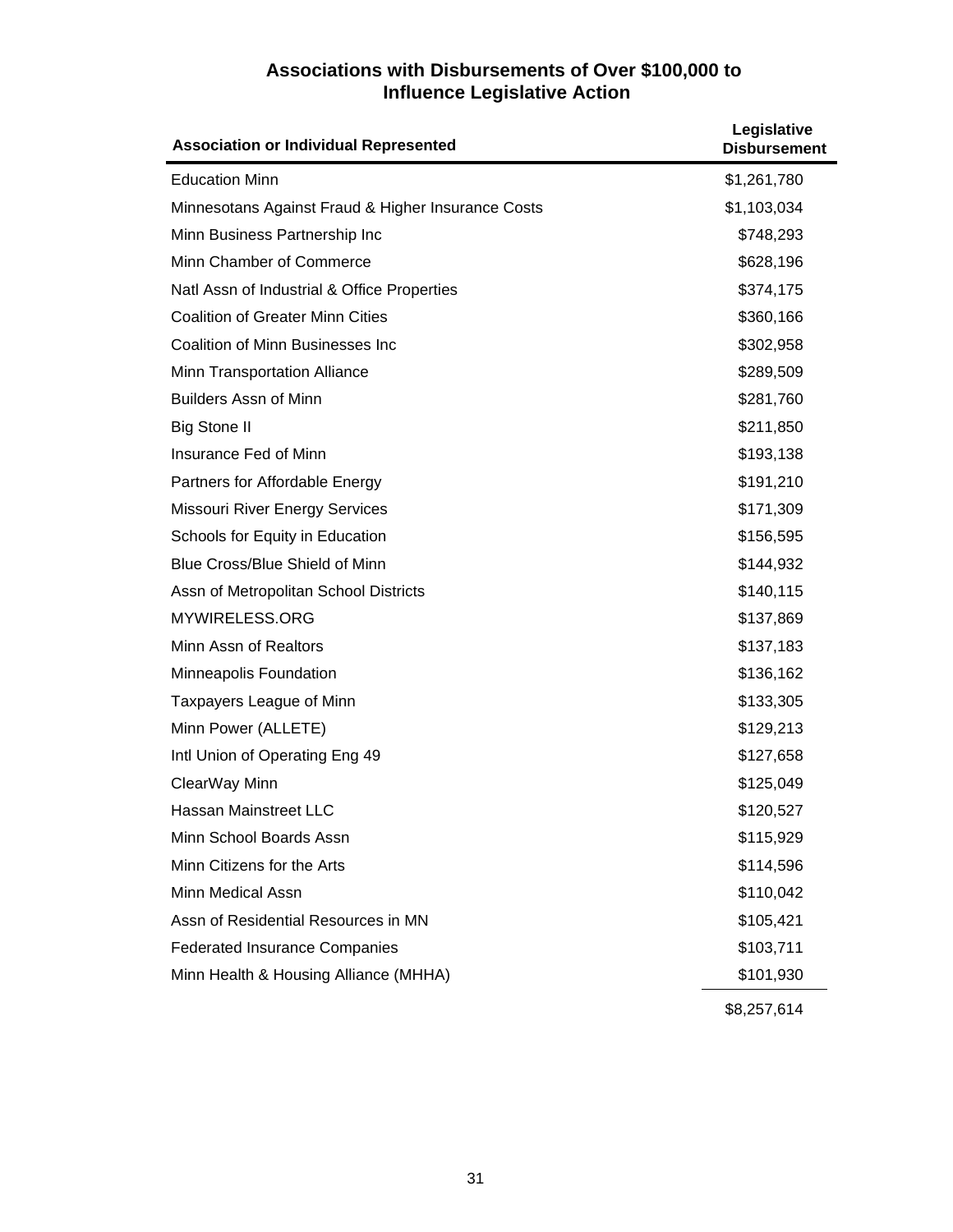## Associations with Disbursements of Over $100,000 to Influence Legislative Action

| Association or Individual Represented | Legislative Disbursement |
|---|---|
| Education Minn | $1,261,780 |
| Minnesotans Against Fraud & Higher Insurance Costs | $1,103,034 |
| Minn Business Partnership Inc | $748,293 |
| Minn Chamber of Commerce | $628,196 |
| Natl Assn of Industrial & Office Properties | $374,175 |
| Coalition of Greater Minn Cities | $360,166 |
| Coalition of Minn Businesses Inc | $302,958 |
| Minn Transportation Alliance | $289,509 |
| Builders Assn of Minn | $281,760 |
| Big Stone II | $211,850 |
| Insurance Fed of Minn | $193,138 |
| Partners for Affordable Energy | $191,210 |
| Missouri River Energy Services | $171,309 |
| Schools for Equity in Education | $156,595 |
| Blue Cross/Blue Shield of Minn | $144,932 |
| Assn of Metropolitan School Districts | $140,115 |
| MYWIRELESS.ORG | $137,869 |
| Minn Assn of Realtors | $137,183 |
| Minneapolis Foundation | $136,162 |
| Taxpayers League of Minn | $133,305 |
| Minn Power (ALLETE) | $129,213 |
| Intl Union of Operating Eng 49 | $127,658 |
| ClearWay Minn | $125,049 |
| Hassan Mainstreet LLC | $120,527 |
| Minn School Boards Assn | $115,929 |
| Minn Citizens for the Arts | $114,596 |
| Minn Medical Assn | $110,042 |
| Assn of Residential Resources in MN | $105,421 |
| Federated Insurance Companies | $103,711 |
| Minn Health & Housing Alliance (MHHA) | $101,930 |
| | $8,257,614 |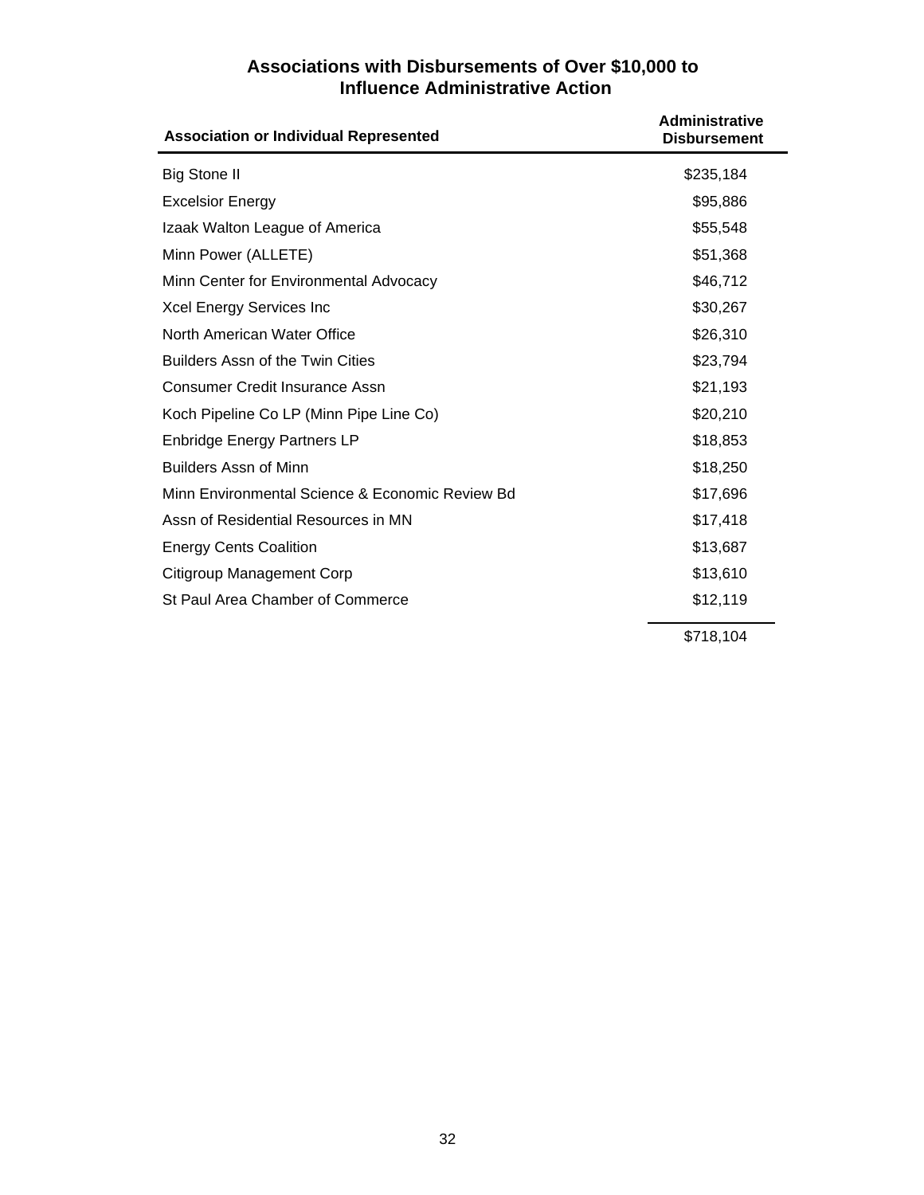## Associations with Disbursements of Over $10,000 to Influence Administrative Action

| Association or Individual Represented | Administrative Disbursement |
|---|---|
| Big Stone II | $235,184 |
| Excelsior Energy | $95,886 |
| Izaak Walton League of America | $55,548 |
| Minn Power (ALLETE) | $51,368 |
| Minn Center for Environmental Advocacy | $46,712 |
| Xcel Energy Services Inc | $30,267 |
| North American Water Office | $26,310 |
| Builders Assn of the Twin Cities | $23,794 |
| Consumer Credit Insurance Assn | $21,193 |
| Koch Pipeline Co LP (Minn Pipe Line Co) | $20,210 |
| Enbridge Energy Partners LP | $18,853 |
| Builders Assn of Minn | $18,250 |
| Minn Environmental Science & Economic Review Bd | $17,696 |
| Assn of Residential Resources in MN | $17,418 |
| Energy Cents Coalition | $13,687 |
| Citigroup Management Corp | $13,610 |
| St Paul Area Chamber of Commerce | $12,119 |
| | $718,104 |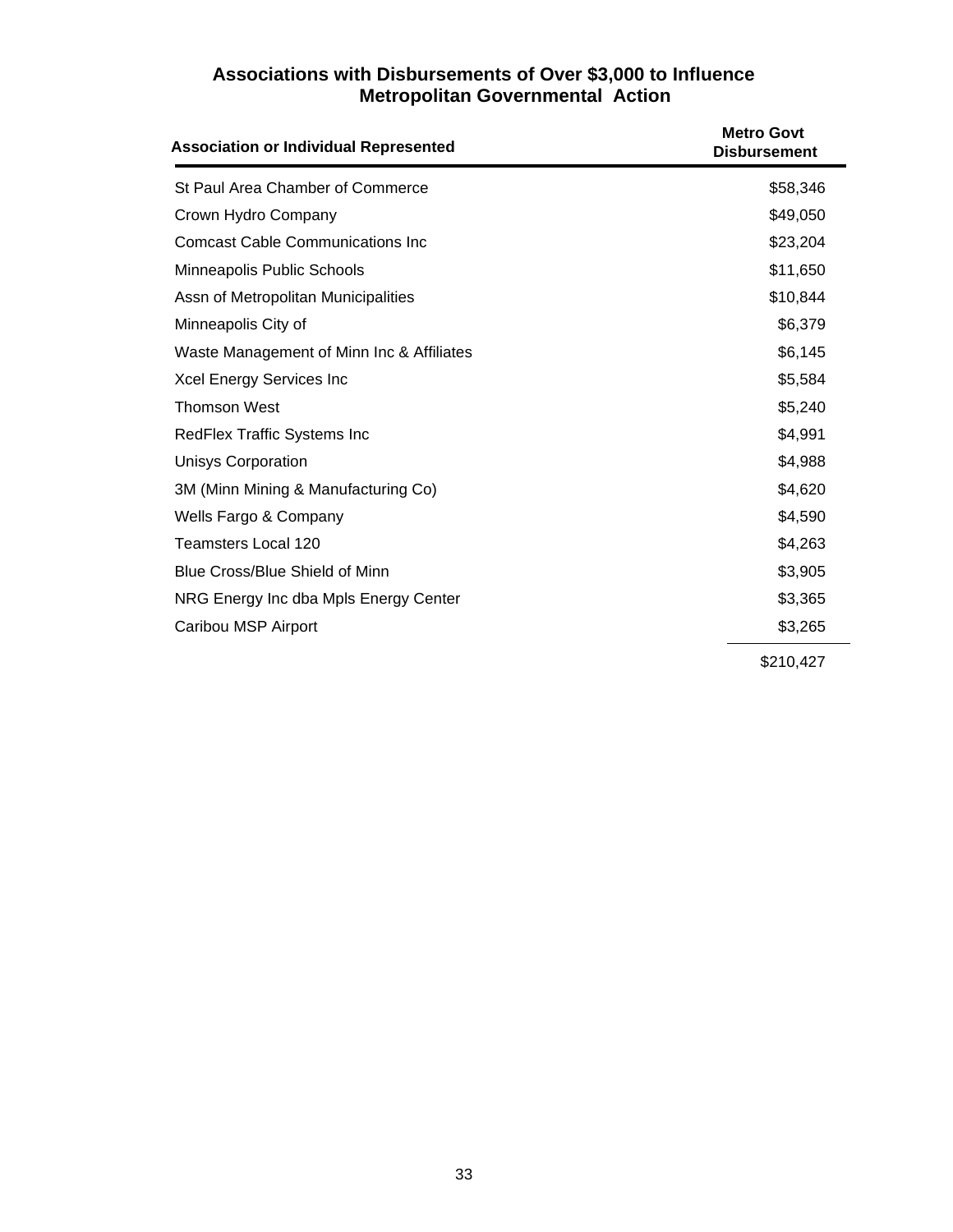## Associations with Disbursements of Over $3,000 to Influence Metropolitan Governmental Action

| Association or Individual Represented | Metro Govt Disbursement |
|---|---|
| St Paul Area Chamber of Commerce | $58,346 |
| Crown Hydro Company | $49,050 |
| Comcast Cable Communications Inc | $23,204 |
| Minneapolis Public Schools | $11,650 |
| Assn of Metropolitan Municipalities | $10,844 |
| Minneapolis City of | $6,379 |
| Waste Management of Minn Inc & Affiliates | $6,145 |
| Xcel Energy Services Inc | $5,584 |
| Thomson West | $5,240 |
| RedFlex Traffic Systems Inc | $4,991 |
| Unisys Corporation | $4,988 |
| 3M (Minn Mining & Manufacturing Co) | $4,620 |
| Wells Fargo & Company | $4,590 |
| Teamsters Local 120 | $4,263 |
| Blue Cross/Blue Shield of Minn | $3,905 |
| NRG Energy Inc dba Mpls Energy Center | $3,365 |
| Caribou MSP Airport | $3,265 |
| | $210,427 |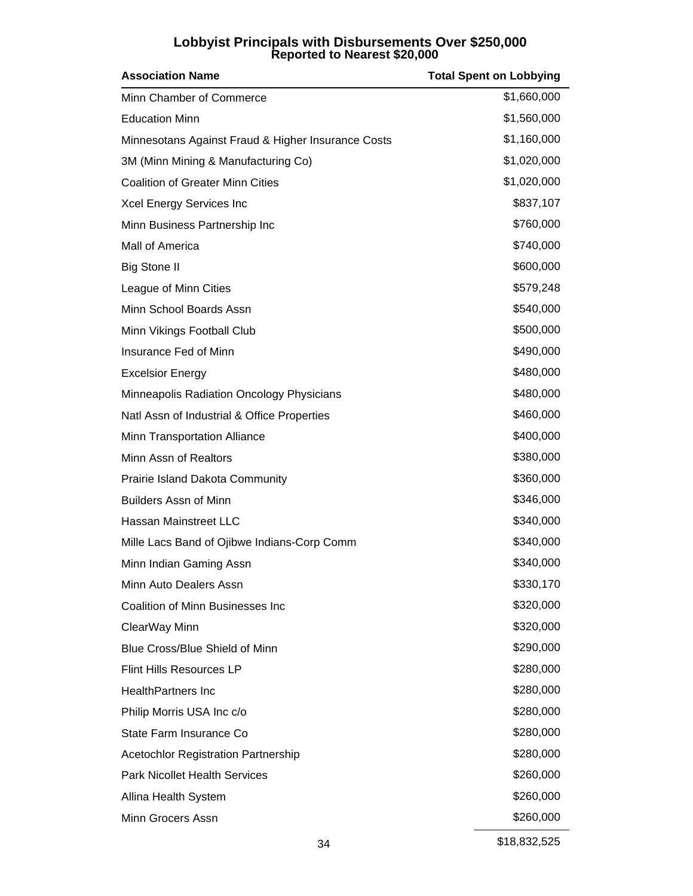## Lobbyist Principals with Disbursements Over $250,000
### Reported to Nearest $20,000

| Association Name | Total Spent on Lobbying |
|---|---:|
| Minn Chamber of Commerce | $1,660,000 |
| Education Minn | $1,560,000 |
| Minnesotans Against Fraud & Higher Insurance Costs | $1,160,000 |
| 3M (Minn Mining & Manufacturing Co) | $1,020,000 |
| Coalition of Greater Minn Cities | $1,020,000 |
| Xcel Energy Services Inc | $837,107 |
| Minn Business Partnership Inc | $760,000 |
| Mall of America | $740,000 |
| Big Stone II | $600,000 |
| League of Minn Cities | $579,248 |
| Minn School Boards Assn | $540,000 |
| Minn Vikings Football Club | $500,000 |
| Insurance Fed of Minn | $490,000 |
| Excelsior Energy | $480,000 |
| Minneapolis Radiation Oncology Physicians | $480,000 |
| Natl Assn of Industrial & Office Properties | $460,000 |
| Minn Transportation Alliance | $400,000 |
| Minn Assn of Realtors | $380,000 |
| Prairie Island Dakota Community | $360,000 |
| Builders Assn of Minn | $346,000 |
| Hassan Mainstreet LLC | $340,000 |
| Mille Lacs Band of Ojibwe Indians-Corp Comm | $340,000 |
| Minn Indian Gaming Assn | $340,000 |
| Minn Auto Dealers Assn | $330,170 |
| Coalition of Minn Businesses Inc | $320,000 |
| ClearWay Minn | $320,000 |
| Blue Cross/Blue Shield of Minn | $290,000 |
| Flint Hills Resources LP | $280,000 |
| HealthPartners Inc | $280,000 |
| Philip Morris USA Inc c/o | $280,000 |
| State Farm Insurance Co | $280,000 |
| Acetochlor Registration Partnership | $280,000 |
| Park Nicollet Health Services | $260,000 |
| Allina Health System | $260,000 |
| Minn Grocers Assn | $260,000 |
| | $18,832,525 |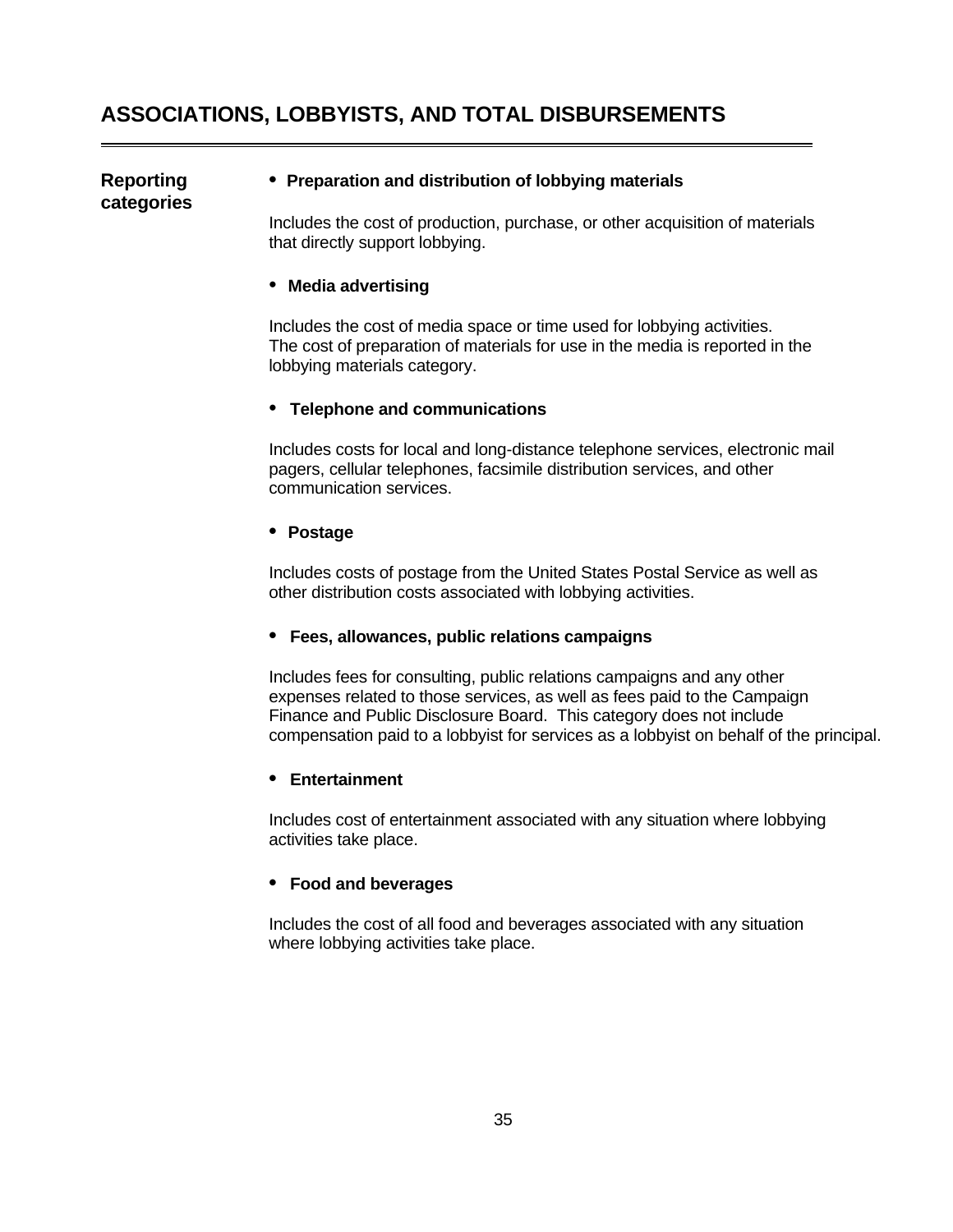## ASSOCIATIONS, LOBBYISTS, AND TOTAL DISBURSEMENTS

**Reporting categories**

- **Preparation and distribution of lobbying materials**

  Includes the cost of production, purchase, or other acquisition of materials that directly support lobbying.

- **Media advertising**

  Includes the cost of media space or time used for lobbying activities. The cost of preparation of materials for use in the media is reported in the lobbying materials category.

- **Telephone and communications**

  Includes costs for local and long-distance telephone services, electronic mail pagers, cellular telephones, facsimile distribution services, and other communication services.

- **Postage**

  Includes costs of postage from the United States Postal Service as well as other distribution costs associated with lobbying activities.

- **Fees, allowances, public relations campaigns**

  Includes fees for consulting, public relations campaigns and any other expenses related to those services, as well as fees paid to the Campaign Finance and Public Disclosure Board. This category does not include compensation paid to a lobbyist for services as a lobbyist on behalf of the principal.

- **Entertainment**

  Includes cost of entertainment associated with any situation where lobbying activities take place.

- **Food and beverages**

  Includes the cost of all food and beverages associated with any situation where lobbying activities take place.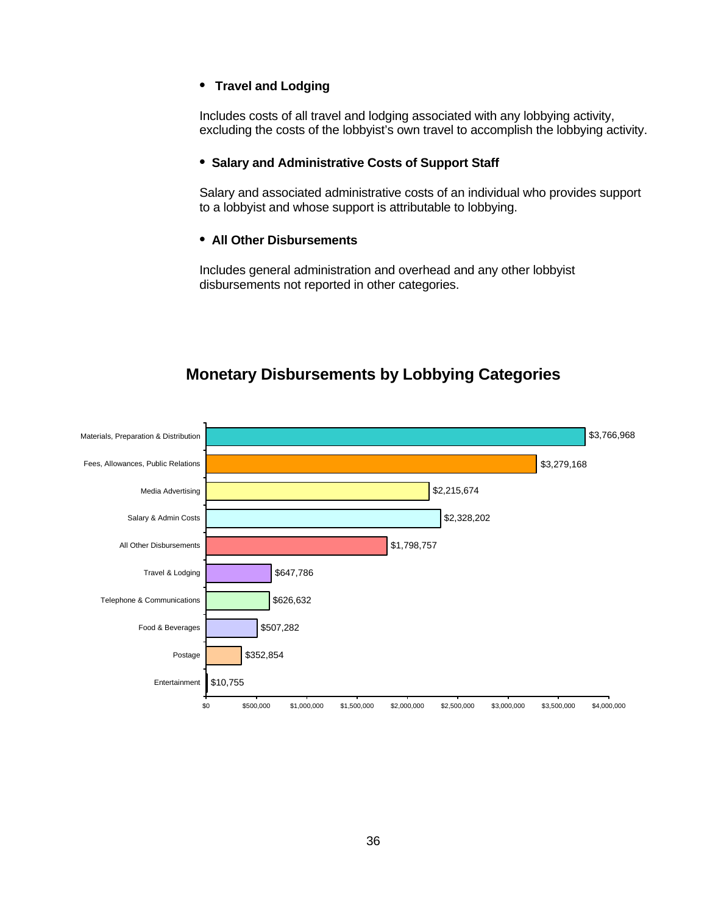- **Travel and Lodging**

Includes costs of all travel and lodging associated with any lobbying activity, excluding the costs of the lobbyist's own travel to accomplish the lobbying activity.

- **Salary and Administrative Costs of Support Staff**

Salary and associated administrative costs of an individual who provides support to a lobbyist and whose support is attributable to lobbying.

- **All Other Disbursements**

Includes general administration and overhead and any other lobbyist disbursements not reported in other categories.

## Monetary Disbursements by Lobbying Categories

| Category | Amount |
|---|---|
| Materials, Preparation & Distribution | $3,766,968 |
| Fees, Allowances, Public Relations | $3,279,168 |
| Media Advertising | $2,215,674 |
| Salary & Admin Costs | $2,328,202 |
| All Other Disbursements | $1,798,757 |
| Travel & Lodging | $647,786 |
| Telephone & Communications | $626,632 |
| Food & Beverages | $507,282 |
| Postage | $352,854 |
| Entertainment | $10,755 |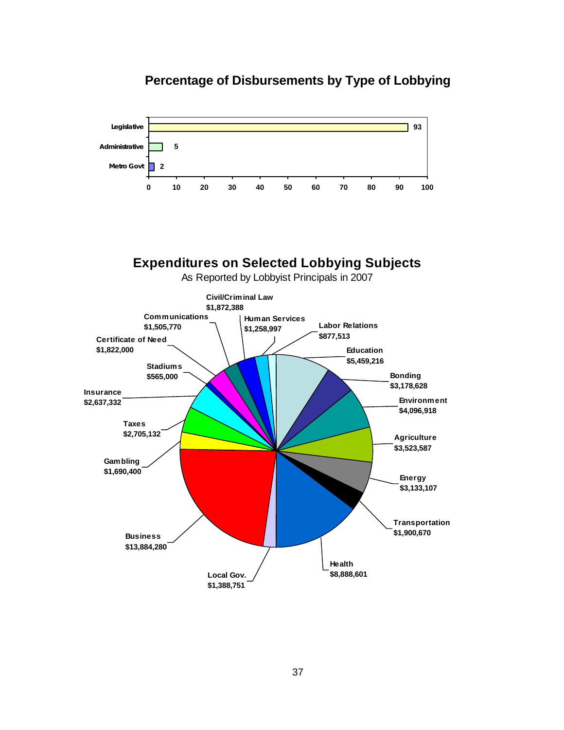## Percentage of Disbursements by Type of Lobbying

| Type | Percentage |
|---|---|
| Legislative | 93 |
| Administrative | 5 |
| Metro Govt | 2 |

## Expenditures on Selected Lobbying Subjects

As Reported by Lobbyist Principals in 2007

| Subject | Expenditure |
|---|---|
| Education | $5,459,216 |
| Bonding | $3,178,628 |
| Environment | $4,096,918 |
| Agriculture | $3,523,587 |
| Energy | $3,133,107 |
| Transportation | $1,900,670 |
| Health | $8,888,601 |
| Local Gov. | $1,388,751 |
| Business | $13,884,280 |
| Gambling | $1,690,400 |
| Taxes | $2,705,132 |
| Insurance | $2,637,332 |
| Stadiums | $565,000 |
| Certificate of Need | $1,822,000 |
| Communications | $1,505,770 |
| Civil/Criminal Law | $1,872,388 |
| Human Services | $1,258,997 |
| Labor Relations | $877,513 |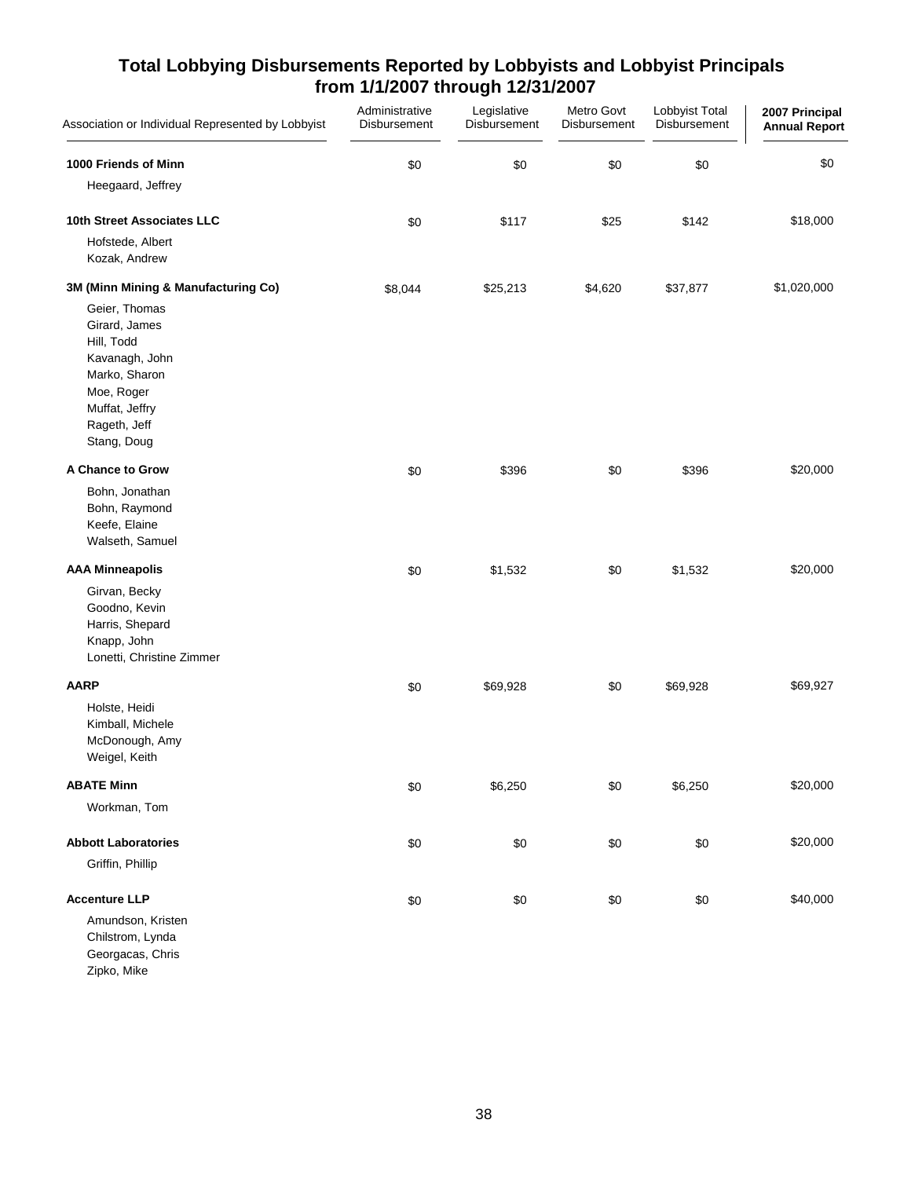# Total Lobbying Disbursements Reported by Lobbyists and Lobbyist Principals from 1/1/2007 through 12/31/2007

| Association or Individual Represented by Lobbyist | Administrative Disbursement | Legislative Disbursement | Metro Govt Disbursement | Lobbyist Total Disbursement | 2007 Principal Annual Report |
|---|---|---|---|---|---|
| **1000 Friends of Minn** | $0 | $0 | $0 | $0 | $0 |
| Heegaard, Jeffrey | | | | | |
| **10th Street Associates LLC** | $0 | $117 | $25 | $142 | $18,000 |
| Hofstede, Albert | | | | | |
| Kozak, Andrew | | | | | |
| **3M (Minn Mining & Manufacturing Co)** | $8,044 | $25,213 | $4,620 | $37,877 | $1,020,000 |
| Geier, Thomas | | | | | |
| Girard, James | | | | | |
| Hill, Todd | | | | | |
| Kavanagh, John | | | | | |
| Marko, Sharon | | | | | |
| Moe, Roger | | | | | |
| Muffat, Jeffry | | | | | |
| Rageth, Jeff | | | | | |
| Stang, Doug | | | | | |
| **A Chance to Grow** | $0 | $396 | $0 | $396 | $20,000 |
| Bohn, Jonathan | | | | | |
| Bohn, Raymond | | | | | |
| Keefe, Elaine | | | | | |
| Walseth, Samuel | | | | | |
| **AAA Minneapolis** | $0 | $1,532 | $0 | $1,532 | $20,000 |
| Girvan, Becky | | | | | |
| Goodno, Kevin | | | | | |
| Harris, Shepard | | | | | |
| Knapp, John | | | | | |
| Lonetti, Christine Zimmer | | | | | |
| **AARP** | $0 | $69,928 | $0 | $69,928 | $69,927 |
| Holste, Heidi | | | | | |
| Kimball, Michele | | | | | |
| McDonough, Amy | | | | | |
| Weigel, Keith | | | | | |
| **ABATE Minn** | $0 | $6,250 | $0 | $6,250 | $20,000 |
| Workman, Tom | | | | | |
| **Abbott Laboratories** | $0 | $0 | $0 | $0 | $20,000 |
| Griffin, Phillip | | | | | |
| **Accenture LLP** | $0 | $0 | $0 | $0 | $40,000 |
| Amundson, Kristen | | | | | |
| Chilstrom, Lynda | | | | | |
| Georgacas, Chris | | | | | |
| Zipko, Mike | | | | | |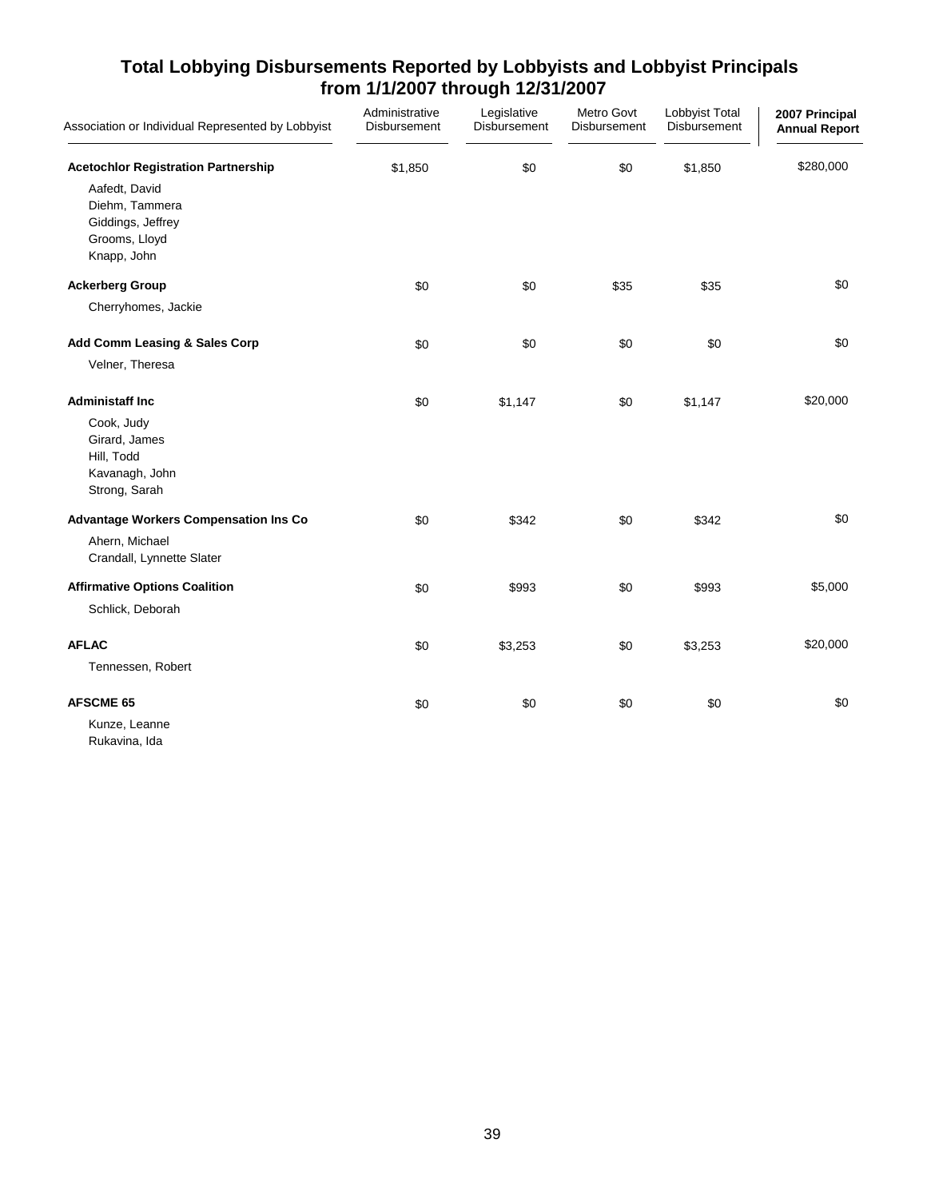## Total Lobbying Disbursements Reported by Lobbyists and Lobbyist Principals from 1/1/2007 through 12/31/2007

| Association or Individual Represented by Lobbyist | Administrative Disbursement | Legislative Disbursement | Metro Govt Disbursement | Lobbyist Total Disbursement | **2007 Principal Annual Report** |
|---|---|---|---|---|---|
| **Acetochlor Registration Partnership** | $1,850 | $0 | $0 | $1,850 | $280,000 |
| Aafedt, David | | | | | |
| Diehm, Tammera | | | | | |
| Giddings, Jeffrey | | | | | |
| Grooms, Lloyd | | | | | |
| Knapp, John | | | | | |
| **Ackerberg Group** | $0 | $0 | $35 | $35 | $0 |
| Cherryhomes, Jackie | | | | | |
| **Add Comm Leasing & Sales Corp** | $0 | $0 | $0 | $0 | $0 |
| Velner, Theresa | | | | | |
| **Administaff Inc** | $0 | $1,147 | $0 | $1,147 | $20,000 |
| Cook, Judy | | | | | |
| Girard, James | | | | | |
| Hill, Todd | | | | | |
| Kavanagh, John | | | | | |
| Strong, Sarah | | | | | |
| **Advantage Workers Compensation Ins Co** | $0 | $342 | $0 | $342 | $0 |
| Ahern, Michael | | | | | |
| Crandall, Lynnette Slater | | | | | |
| **Affirmative Options Coalition** | $0 | $993 | $0 | $993 | $5,000 |
| Schlick, Deborah | | | | | |
| **AFLAC** | $0 | $3,253 | $0 | $3,253 | $20,000 |
| Tennessen, Robert | | | | | |
| **AFSCME 65** | $0 | $0 | $0 | $0 | $0 |
| Kunze, Leanne | | | | | |
| Rukavina, Ida | | | | | |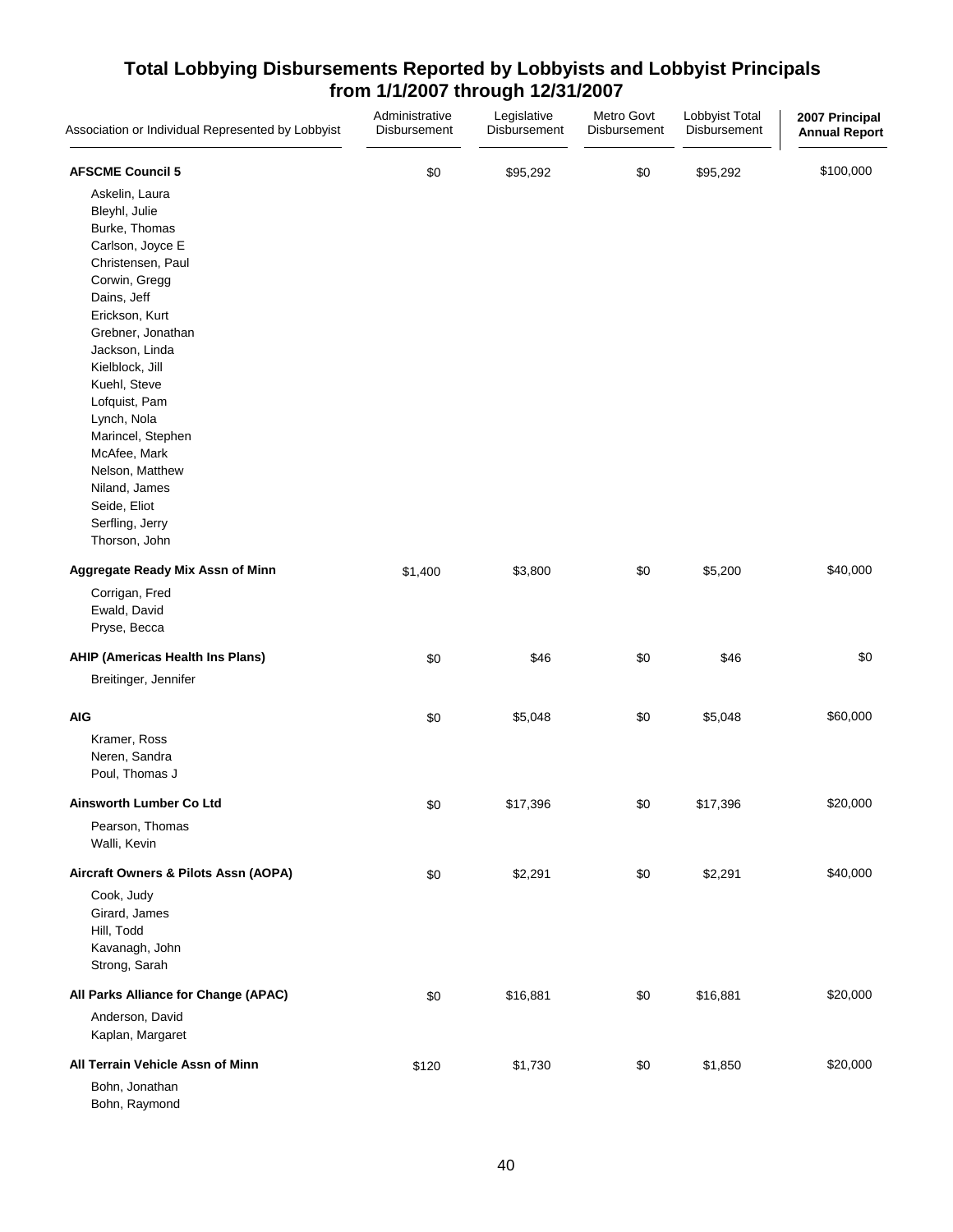# Total Lobbying Disbursements Reported by Lobbyists and Lobbyist Principals from 1/1/2007 through 12/31/2007

| Association or Individual Represented by Lobbyist | Administrative Disbursement | Legislative Disbursement | Metro Govt Disbursement | Lobbyist Total Disbursement | 2007 Principal Annual Report |
|---|---|---|---|---|---|
| **AFSCME Council 5** | $0 | $95,292 | $0 | $95,292 | $100,000 |
| Askelin, Laura | | | | | |
| Bleyhl, Julie | | | | | |
| Burke, Thomas | | | | | |
| Carlson, Joyce E | | | | | |
| Christensen, Paul | | | | | |
| Corwin, Gregg | | | | | |
| Dains, Jeff | | | | | |
| Erickson, Kurt | | | | | |
| Grebner, Jonathan | | | | | |
| Jackson, Linda | | | | | |
| Kielblock, Jill | | | | | |
| Kuehl, Steve | | | | | |
| Lofquist, Pam | | | | | |
| Lynch, Nola | | | | | |
| Marincel, Stephen | | | | | |
| McAfee, Mark | | | | | |
| Nelson, Matthew | | | | | |
| Niland, James | | | | | |
| Seide, Eliot | | | | | |
| Serfling, Jerry | | | | | |
| Thorson, John | | | | | |
| **Aggregate Ready Mix Assn of Minn** | $1,400 | $3,800 | $0 | $5,200 | $40,000 |
| Corrigan, Fred | | | | | |
| Ewald, David | | | | | |
| Pryse, Becca | | | | | |
| **AHIP (Americas Health Ins Plans)** | $0 | $46 | $0 | $46 | $0 |
| Breitinger, Jennifer | | | | | |
| **AIG** | $0 | $5,048 | $0 | $5,048 | $60,000 |
| Kramer, Ross | | | | | |
| Neren, Sandra | | | | | |
| Poul, Thomas J | | | | | |
| **Ainsworth Lumber Co Ltd** | $0 | $17,396 | $0 | $17,396 | $20,000 |
| Pearson, Thomas | | | | | |
| Walli, Kevin | | | | | |
| **Aircraft Owners & Pilots Assn (AOPA)** | $0 | $2,291 | $0 | $2,291 | $40,000 |
| Cook, Judy | | | | | |
| Girard, James | | | | | |
| Hill, Todd | | | | | |
| Kavanagh, John | | | | | |
| Strong, Sarah | | | | | |
| **All Parks Alliance for Change (APAC)** | $0 | $16,881 | $0 | $16,881 | $20,000 |
| Anderson, David | | | | | |
| Kaplan, Margaret | | | | | |
| **All Terrain Vehicle Assn of Minn** | $120 | $1,730 | $0 | $1,850 | $20,000 |
| Bohn, Jonathan | | | | | |
| Bohn, Raymond | | | | | |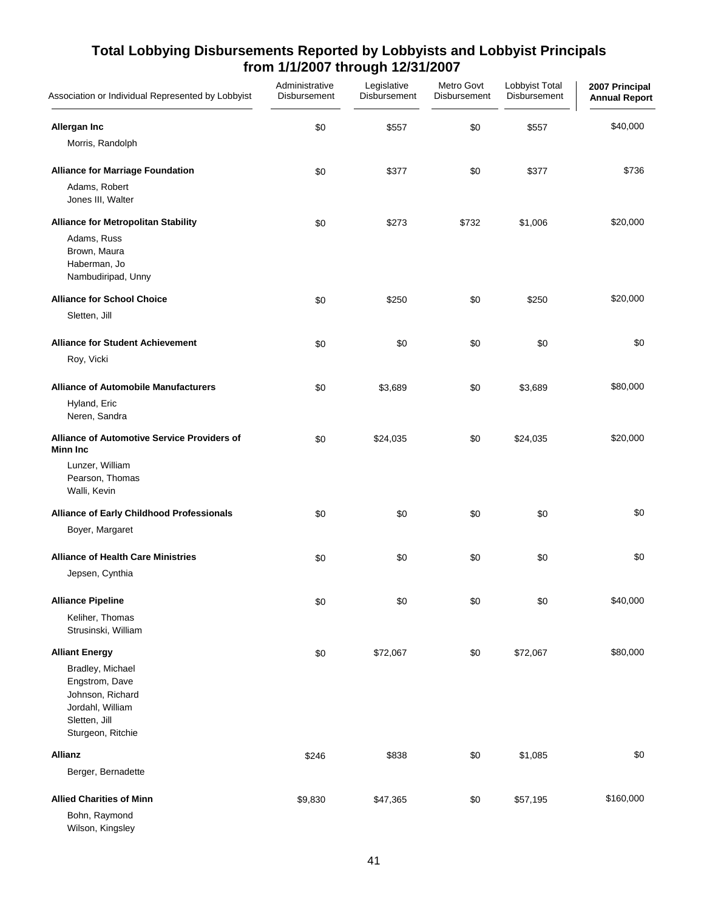# Total Lobbying Disbursements Reported by Lobbyists and Lobbyist Principals from 1/1/2007 through 12/31/2007

| Association or Individual Represented by Lobbyist | Administrative Disbursement | Legislative Disbursement | Metro Govt Disbursement | Lobbyist Total Disbursement | 2007 Principal Annual Report |
|---|---|---|---|---|---|
| **Allergan Inc** | $0 | $557 | $0 | $557 | $40,000 |
| Morris, Randolph | | | | | |
| **Alliance for Marriage Foundation** | $0 | $377 | $0 | $377 | $736 |
| Adams, Robert | | | | | |
| Jones III, Walter | | | | | |
| **Alliance for Metropolitan Stability** | $0 | $273 | $732 | $1,006 | $20,000 |
| Adams, Russ | | | | | |
| Brown, Maura | | | | | |
| Haberman, Jo | | | | | |
| Nambudiripad, Unny | | | | | |
| **Alliance for School Choice** | $0 | $250 | $0 | $250 | $20,000 |
| Sletten, Jill | | | | | |
| **Alliance for Student Achievement** | $0 | $0 | $0 | $0 | $0 |
| Roy, Vicki | | | | | |
| **Alliance of Automobile Manufacturers** | $0 | $3,689 | $0 | $3,689 | $80,000 |
| Hyland, Eric | | | | | |
| Neren, Sandra | | | | | |
| **Alliance of Automotive Service Providers of Minn Inc** | $0 | $24,035 | $0 | $24,035 | $20,000 |
| Lunzer, William | | | | | |
| Pearson, Thomas | | | | | |
| Walli, Kevin | | | | | |
| **Alliance of Early Childhood Professionals** | $0 | $0 | $0 | $0 | $0 |
| Boyer, Margaret | | | | | |
| **Alliance of Health Care Ministries** | $0 | $0 | $0 | $0 | $0 |
| Jepsen, Cynthia | | | | | |
| **Alliance Pipeline** | $0 | $0 | $0 | $0 | $40,000 |
| Keliher, Thomas | | | | | |
| Strusinski, William | | | | | |
| **Alliant Energy** | $0 | $72,067 | $0 | $72,067 | $80,000 |
| Bradley, Michael | | | | | |
| Engstrom, Dave | | | | | |
| Johnson, Richard | | | | | |
| Jordahl, William | | | | | |
| Sletten, Jill | | | | | |
| Sturgeon, Ritchie | | | | | |
| **Allianz** | $246 | $838 | $0 | $1,085 | $0 |
| Berger, Bernadette | | | | | |
| **Allied Charities of Minn** | $9,830 | $47,365 | $0 | $57,195 | $160,000 |
| Bohn, Raymond | | | | | |
| Wilson, Kingsley | | | | | |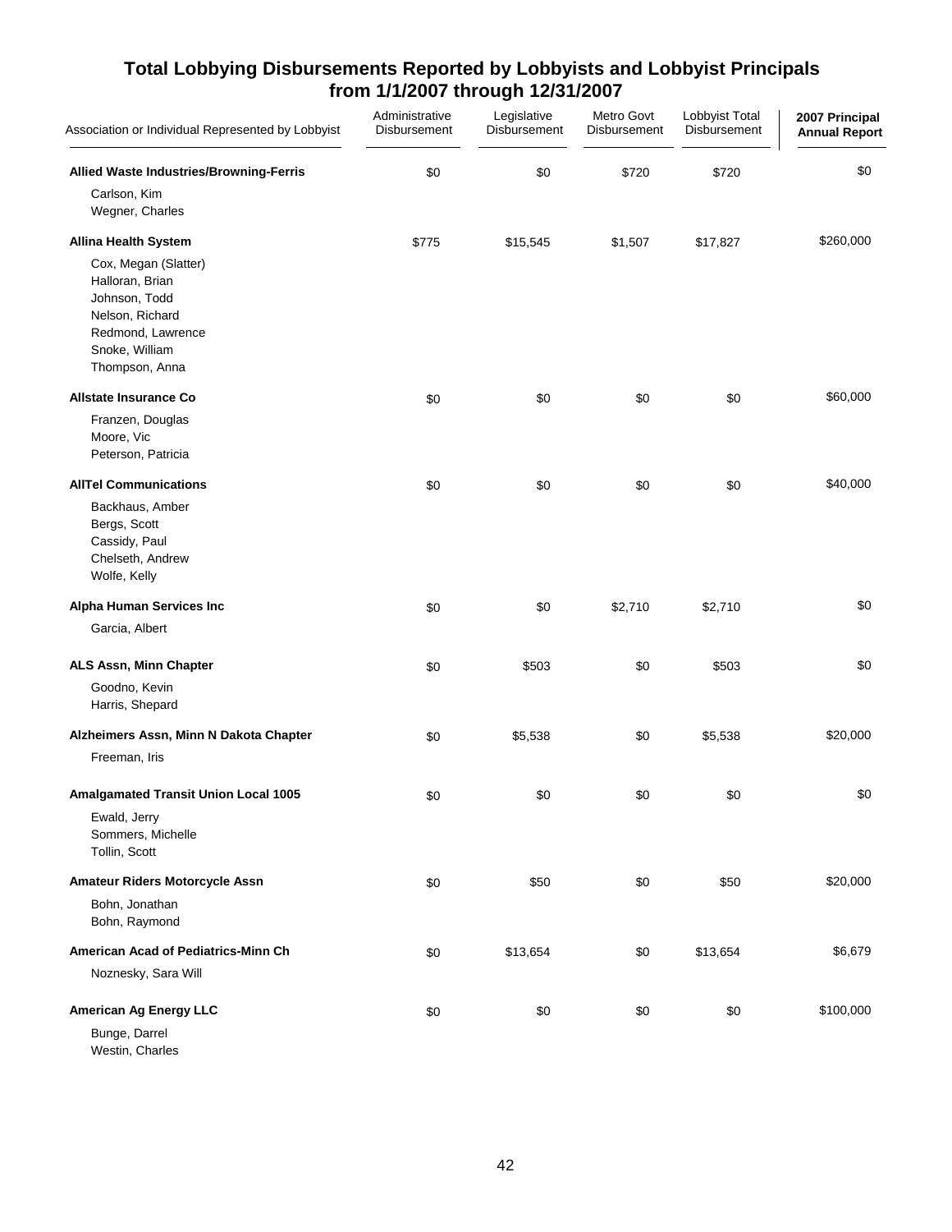# Total Lobbying Disbursements Reported by Lobbyists and Lobbyist Principals from 1/1/2007 through 12/31/2007

| Association or Individual Represented by Lobbyist | Administrative Disbursement | Legislative Disbursement | Metro Govt Disbursement | Lobbyist Total Disbursement | 2007 Principal Annual Report |
|---|---|---|---|---|---|
| **Allied Waste Industries/Browning-Ferris** | $0 | $0 | $720 | $720 | $0 |
| Carlson, Kim | | | | | |
| Wegner, Charles | | | | | |
| **Allina Health System** | $775 | $15,545 | $1,507 | $17,827 | $260,000 |
| Cox, Megan (Slatter) | | | | | |
| Halloran, Brian | | | | | |
| Johnson, Todd | | | | | |
| Nelson, Richard | | | | | |
| Redmond, Lawrence | | | | | |
| Snoke, William | | | | | |
| Thompson, Anna | | | | | |
| **Allstate Insurance Co** | $0 | $0 | $0 | $0 | $60,000 |
| Franzen, Douglas | | | | | |
| Moore, Vic | | | | | |
| Peterson, Patricia | | | | | |
| **AllTel Communications** | $0 | $0 | $0 | $0 | $40,000 |
| Backhaus, Amber | | | | | |
| Bergs, Scott | | | | | |
| Cassidy, Paul | | | | | |
| Chelseth, Andrew | | | | | |
| Wolfe, Kelly | | | | | |
| **Alpha Human Services Inc** | $0 | $0 | $2,710 | $2,710 | $0 |
| Garcia, Albert | | | | | |
| **ALS Assn, Minn Chapter** | $0 | $503 | $0 | $503 | $0 |
| Goodno, Kevin | | | | | |
| Harris, Shepard | | | | | |
| **Alzheimers Assn, Minn N Dakota Chapter** | $0 | $5,538 | $0 | $5,538 | $20,000 |
| Freeman, Iris | | | | | |
| **Amalgamated Transit Union Local 1005** | $0 | $0 | $0 | $0 | $0 |
| Ewald, Jerry | | | | | |
| Sommers, Michelle | | | | | |
| Tollin, Scott | | | | | |
| **Amateur Riders Motorcycle Assn** | $0 | $50 | $0 | $50 | $20,000 |
| Bohn, Jonathan | | | | | |
| Bohn, Raymond | | | | | |
| **American Acad of Pediatrics-Minn Ch** | $0 | $13,654 | $0 | $13,654 | $6,679 |
| Noznesky, Sara Will | | | | | |
| **American Ag Energy LLC** | $0 | $0 | $0 | $0 | $100,000 |
| Bunge, Darrel | | | | | |
| Westin, Charles | | | | | |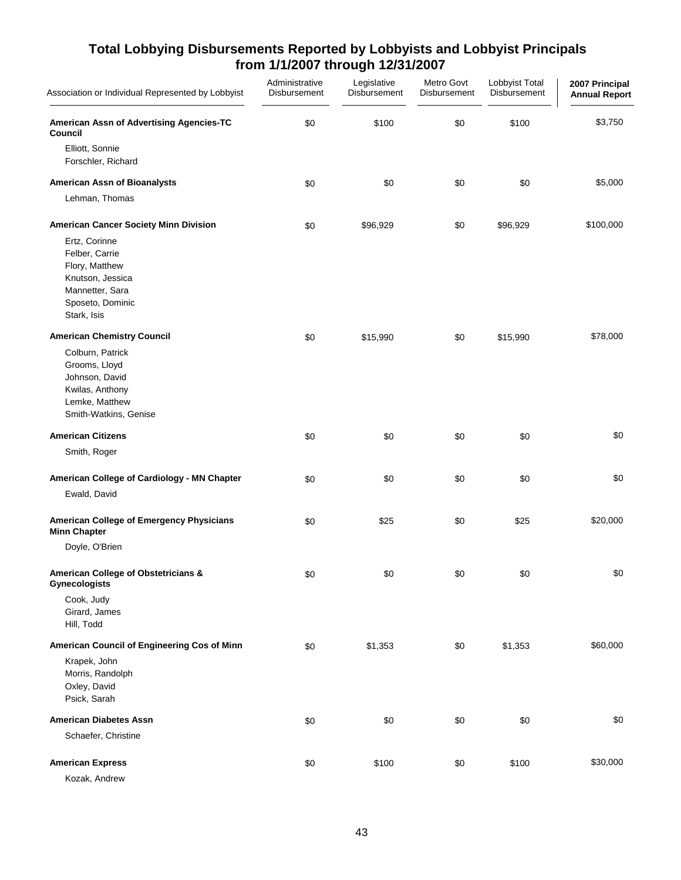# Total Lobbying Disbursements Reported by Lobbyists and Lobbyist Principals from 1/1/2007 through 12/31/2007

| Association or Individual Represented by Lobbyist | Administrative Disbursement | Legislative Disbursement | Metro Govt Disbursement | Lobbyist Total Disbursement | 2007 Principal Annual Report |
|---|---|---|---|---|---|
| **American Assn of Advertising Agencies-TC Council** | $0 | $100 | $0 | $100 | $3,750 |
| Elliott, Sonnie | | | | | |
| Forschler, Richard | | | | | |
| **American Assn of Bioanalysts** | $0 | $0 | $0 | $0 | $5,000 |
| Lehman, Thomas | | | | | |
| **American Cancer Society Minn Division** | $0 | $96,929 | $0 | $96,929 | $100,000 |
| Ertz, Corinne | | | | | |
| Felber, Carrie | | | | | |
| Flory, Matthew | | | | | |
| Knutson, Jessica | | | | | |
| Mannetter, Sara | | | | | |
| Sposeto, Dominic | | | | | |
| Stark, Isis | | | | | |
| **American Chemistry Council** | $0 | $15,990 | $0 | $15,990 | $78,000 |
| Colburn, Patrick | | | | | |
| Grooms, Lloyd | | | | | |
| Johnson, David | | | | | |
| Kwilas, Anthony | | | | | |
| Lemke, Matthew | | | | | |
| Smith-Watkins, Genise | | | | | |
| **American Citizens** | $0 | $0 | $0 | $0 | $0 |
| Smith, Roger | | | | | |
| **American College of Cardiology - MN Chapter** | $0 | $0 | $0 | $0 | $0 |
| Ewald, David | | | | | |
| **American College of Emergency Physicians Minn Chapter** | $0 | $25 | $0 | $25 | $20,000 |
| Doyle, O'Brien | | | | | |
| **American College of Obstetricians & Gynecologists** | $0 | $0 | $0 | $0 | $0 |
| Cook, Judy | | | | | |
| Girard, James | | | | | |
| Hill, Todd | | | | | |
| **American Council of Engineering Cos of Minn** | $0 | $1,353 | $0 | $1,353 | $60,000 |
| Krapek, John | | | | | |
| Morris, Randolph | | | | | |
| Oxley, David | | | | | |
| Psick, Sarah | | | | | |
| **American Diabetes Assn** | $0 | $0 | $0 | $0 | $0 |
| Schaefer, Christine | | | | | |
| **American Express** | $0 | $100 | $0 | $100 | $30,000 |
| Kozak, Andrew | | | | | |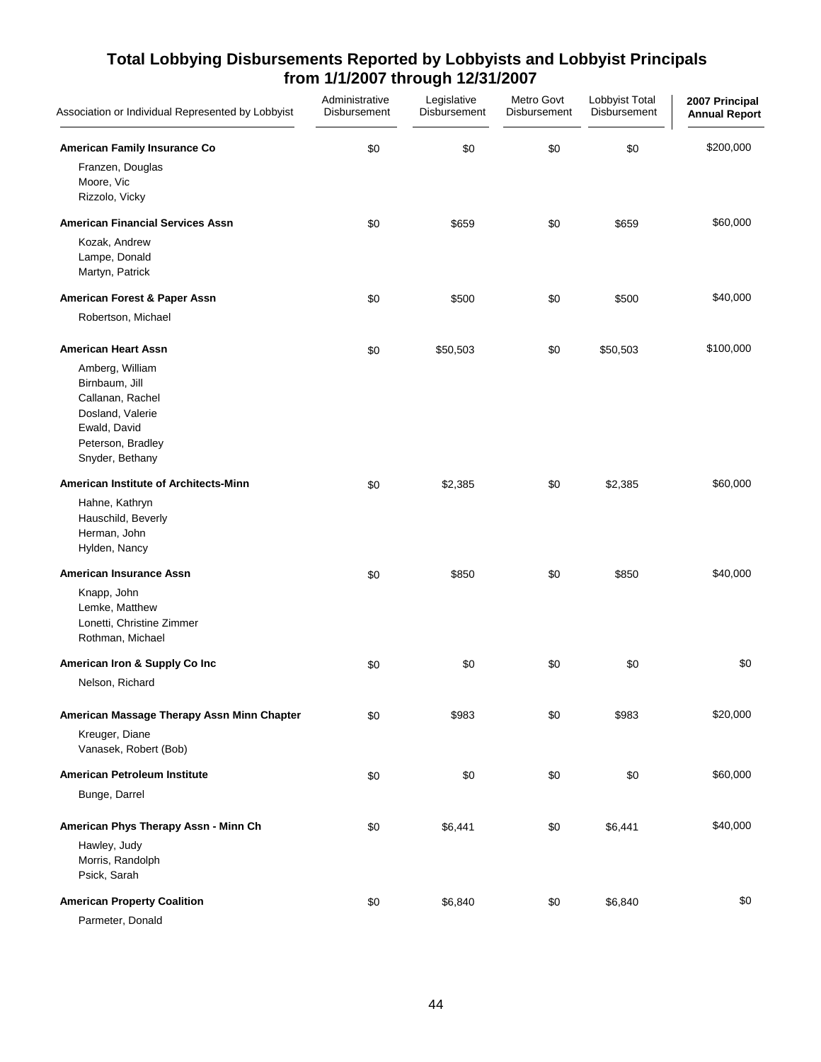# Total Lobbying Disbursements Reported by Lobbyists and Lobbyist Principals from 1/1/2007 through 12/31/2007

| Association or Individual Represented by Lobbyist | Administrative Disbursement | Legislative Disbursement | Metro Govt Disbursement | Lobbyist Total Disbursement | 2007 Principal Annual Report |
|---|---|---|---|---|---|
| **American Family Insurance Co** | $0 | $0 | $0 | $0 | $200,000 |
| Franzen, Douglas<br>Moore, Vic<br>Rizzolo, Vicky | | | | | |
| **American Financial Services Assn** | $0 | $659 | $0 | $659 | $60,000 |
| Kozak, Andrew<br>Lampe, Donald<br>Martyn, Patrick | | | | | |
| **American Forest & Paper Assn** | $0 | $500 | $0 | $500 | $40,000 |
| Robertson, Michael | | | | | |
| **American Heart Assn** | $0 | $50,503 | $0 | $50,503 | $100,000 |
| Amberg, William<br>Birnbaum, Jill<br>Callanan, Rachel<br>Dosland, Valerie<br>Ewald, David<br>Peterson, Bradley<br>Snyder, Bethany | | | | | |
| **American Institute of Architects-Minn** | $0 | $2,385 | $0 | $2,385 | $60,000 |
| Hahne, Kathryn<br>Hauschild, Beverly<br>Herman, John<br>Hylden, Nancy | | | | | |
| **American Insurance Assn** | $0 | $850 | $0 | $850 | $40,000 |
| Knapp, John<br>Lemke, Matthew<br>Lonetti, Christine Zimmer<br>Rothman, Michael | | | | | |
| **American Iron & Supply Co Inc** | $0 | $0 | $0 | $0 | $0 |
| Nelson, Richard | | | | | |
| **American Massage Therapy Assn Minn Chapter** | $0 | $983 | $0 | $983 | $20,000 |
| Kreuger, Diane<br>Vanasek, Robert (Bob) | | | | | |
| **American Petroleum Institute** | $0 | $0 | $0 | $0 | $60,000 |
| Bunge, Darrel | | | | | |
| **American Phys Therapy Assn - Minn Ch** | $0 | $6,441 | $0 | $6,441 | $40,000 |
| Hawley, Judy<br>Morris, Randolph<br>Psick, Sarah | | | | | |
| **American Property Coalition** | $0 | $6,840 | $0 | $6,840 | $0 |
| Parmeter, Donald | | | | | |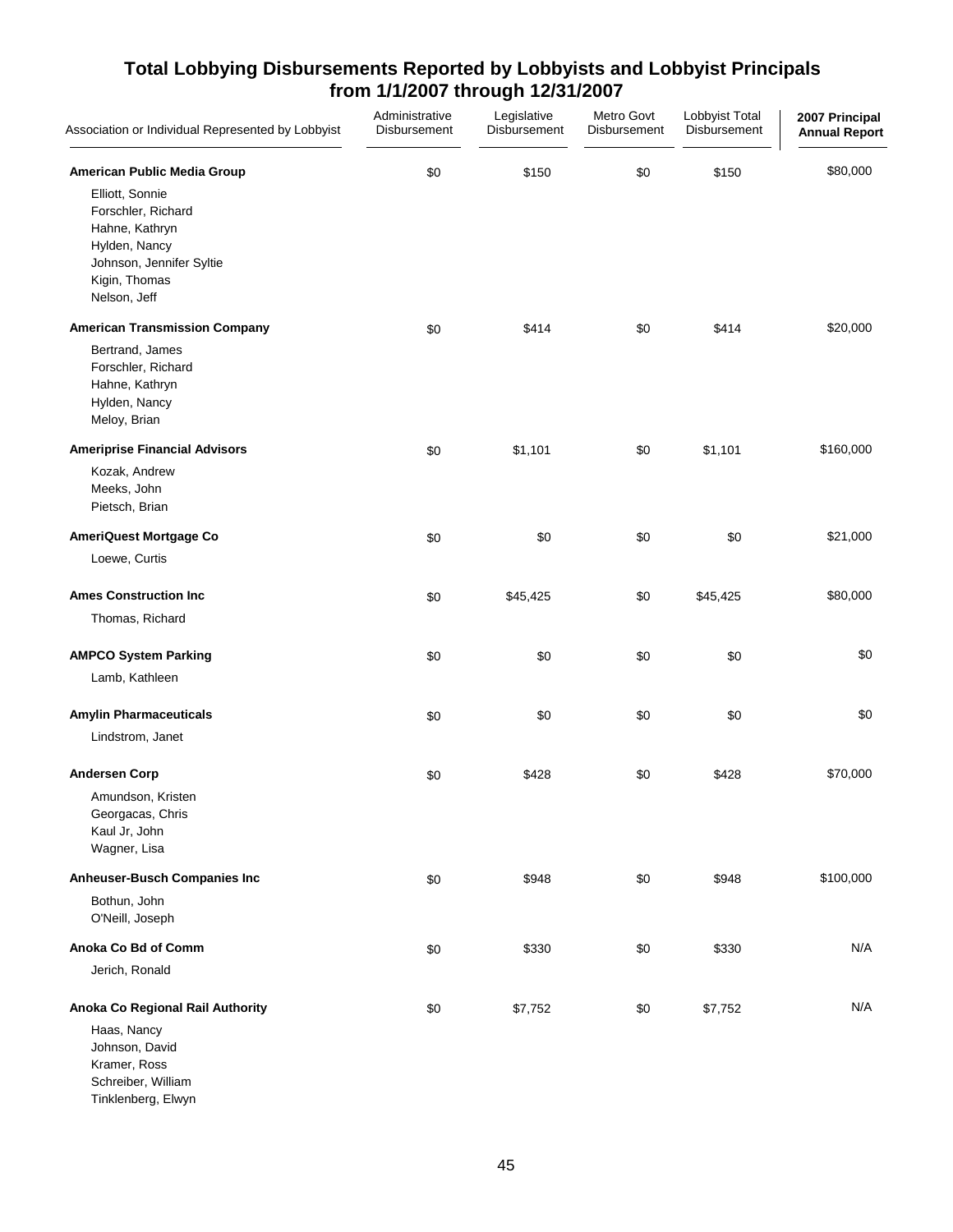## Total Lobbying Disbursements Reported by Lobbyists and Lobbyist Principals from 1/1/2007 through 12/31/2007

| Association or Individual Represented by Lobbyist | Administrative Disbursement | Legislative Disbursement | Metro Govt Disbursement | Lobbyist Total Disbursement | 2007 Principal Annual Report |
|---|---|---|---|---|---|
| **American Public Media Group** | $0 | $150 | $0 | $150 | $80,000 |
| Elliott, Sonnie | | | | | |
| Forschler, Richard | | | | | |
| Hahne, Kathryn | | | | | |
| Hylden, Nancy | | | | | |
| Johnson, Jennifer Syltie | | | | | |
| Kigin, Thomas | | | | | |
| Nelson, Jeff | | | | | |
| **American Transmission Company** | $0 | $414 | $0 | $414 | $20,000 |
| Bertrand, James | | | | | |
| Forschler, Richard | | | | | |
| Hahne, Kathryn | | | | | |
| Hylden, Nancy | | | | | |
| Meloy, Brian | | | | | |
| **Ameriprise Financial Advisors** | $0 | $1,101 | $0 | $1,101 | $160,000 |
| Kozak, Andrew | | | | | |
| Meeks, John | | | | | |
| Pietsch, Brian | | | | | |
| **AmeriQuest Mortgage Co** | $0 | $0 | $0 | $0 | $21,000 |
| Loewe, Curtis | | | | | |
| **Ames Construction Inc** | $0 | $45,425 | $0 | $45,425 | $80,000 |
| Thomas, Richard | | | | | |
| **AMPCO System Parking** | $0 | $0 | $0 | $0 | $0 |
| Lamb, Kathleen | | | | | |
| **Amylin Pharmaceuticals** | $0 | $0 | $0 | $0 | $0 |
| Lindstrom, Janet | | | | | |
| **Andersen Corp** | $0 | $428 | $0 | $428 | $70,000 |
| Amundson, Kristen | | | | | |
| Georgacas, Chris | | | | | |
| Kaul Jr, John | | | | | |
| Wagner, Lisa | | | | | |
| **Anheuser-Busch Companies Inc** | $0 | $948 | $0 | $948 | $100,000 |
| Bothun, John | | | | | |
| O'Neill, Joseph | | | | | |
| **Anoka Co Bd of Comm** | $0 | $330 | $0 | $330 | N/A |
| Jerich, Ronald | | | | | |
| **Anoka Co Regional Rail Authority** | $0 | $7,752 | $0 | $7,752 | N/A |
| Haas, Nancy | | | | | |
| Johnson, David | | | | | |
| Kramer, Ross | | | | | |
| Schreiber, William | | | | | |
| Tinklenberg, Elwyn | | | | | |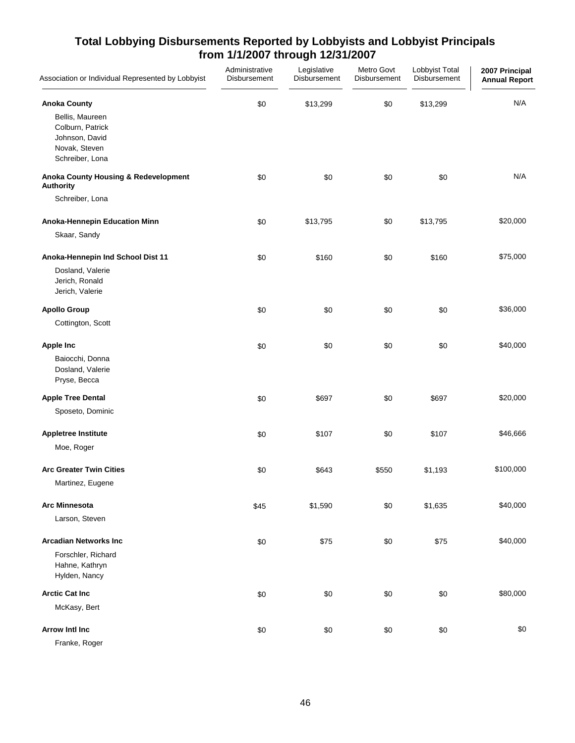# Total Lobbying Disbursements Reported by Lobbyists and Lobbyist Principals from 1/1/2007 through 12/31/2007

| Association or Individual Represented by Lobbyist | Administrative Disbursement | Legislative Disbursement | Metro Govt Disbursement | Lobbyist Total Disbursement | 2007 Principal Annual Report |
|---|---|---|---|---|---|
| **Anoka County** | $0 | $13,299 | $0 | $13,299 | N/A |
| Bellis, Maureen<br>Colburn, Patrick<br>Johnson, David<br>Novak, Steven<br>Schreiber, Lona | | | | | |
| **Anoka County Housing & Redevelopment Authority** | $0 | $0 | $0 | $0 | N/A |
| Schreiber, Lona | | | | | |
| **Anoka-Hennepin Education Minn** | $0 | $13,795 | $0 | $13,795 | $20,000 |
| Skaar, Sandy | | | | | |
| **Anoka-Hennepin Ind School Dist 11** | $0 | $160 | $0 | $160 | $75,000 |
| Dosland, Valerie<br>Jerich, Ronald<br>Jerich, Valerie | | | | | |
| **Apollo Group** | $0 | $0 | $0 | $0 | $36,000 |
| Cottington, Scott | | | | | |
| **Apple Inc** | $0 | $0 | $0 | $0 | $40,000 |
| Baiocchi, Donna<br>Dosland, Valerie<br>Pryse, Becca | | | | | |
| **Apple Tree Dental** | $0 | $697 | $0 | $697 | $20,000 |
| Sposeto, Dominic | | | | | |
| **Appletree Institute** | $0 | $107 | $0 | $107 | $46,666 |
| Moe, Roger | | | | | |
| **Arc Greater Twin Cities** | $0 | $643 | $550 | $1,193 | $100,000 |
| Martinez, Eugene | | | | | |
| **Arc Minnesota** | $45 | $1,590 | $0 | $1,635 | $40,000 |
| Larson, Steven | | | | | |
| **Arcadian Networks Inc** | $0 | $75 | $0 | $75 | $40,000 |
| Forschler, Richard<br>Hahne, Kathryn<br>Hylden, Nancy | | | | | |
| **Arctic Cat Inc** | $0 | $0 | $0 | $0 | $80,000 |
| McKasy, Bert | | | | | |
| **Arrow Intl Inc** | $0 | $0 | $0 | $0 | $0 |
| Franke, Roger | | | | | |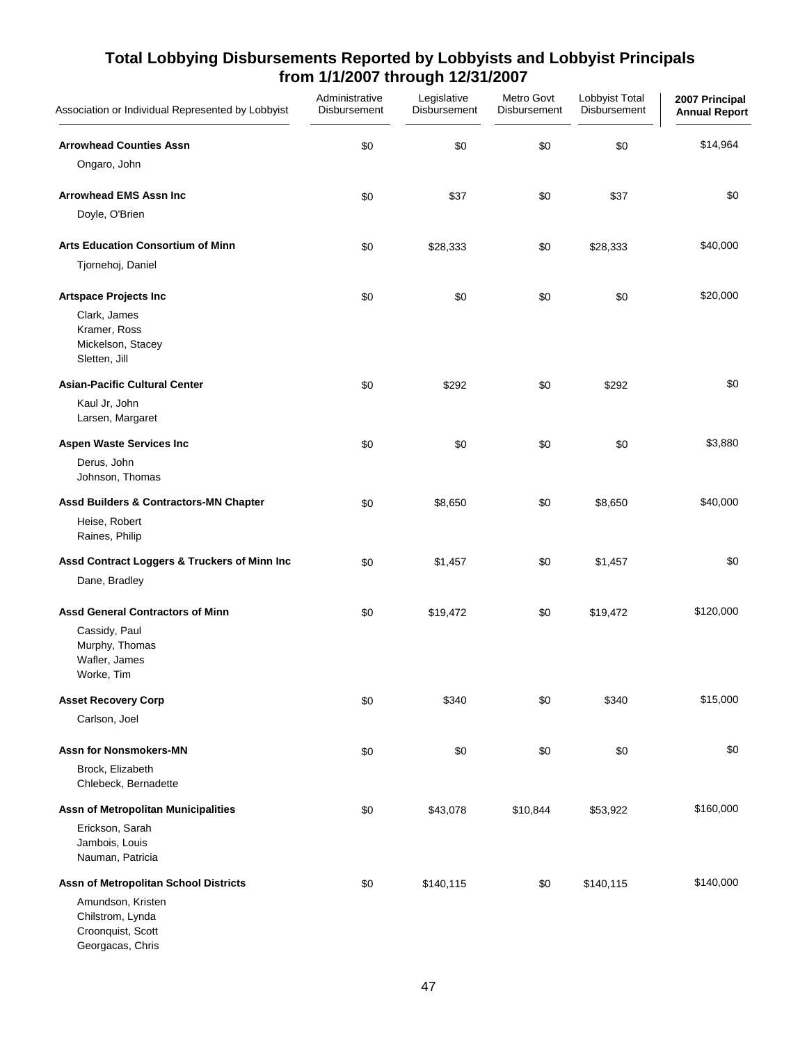# Total Lobbying Disbursements Reported by Lobbyists and Lobbyist Principals from 1/1/2007 through 12/31/2007

| Association or Individual Represented by Lobbyist | Administrative Disbursement | Legislative Disbursement | Metro Govt Disbursement | Lobbyist Total Disbursement | 2007 Principal Annual Report |
|---|---|---|---|---|---|
| **Arrowhead Counties Assn** | $0 | $0 | $0 | $0 | $14,964 |
| Ongaro, John | | | | | |
| **Arrowhead EMS Assn Inc** | $0 | $37 | $0 | $37 | $0 |
| Doyle, O'Brien | | | | | |
| **Arts Education Consortium of Minn** | $0 | $28,333 | $0 | $28,333 | $40,000 |
| Tjornehoj, Daniel | | | | | |
| **Artspace Projects Inc** | $0 | $0 | $0 | $0 | $20,000 |
| Clark, James | | | | | |
| Kramer, Ross | | | | | |
| Mickelson, Stacey | | | | | |
| Sletten, Jill | | | | | |
| **Asian-Pacific Cultural Center** | $0 | $292 | $0 | $292 | $0 |
| Kaul Jr, John | | | | | |
| Larsen, Margaret | | | | | |
| **Aspen Waste Services Inc** | $0 | $0 | $0 | $0 | $3,880 |
| Derus, John | | | | | |
| Johnson, Thomas | | | | | |
| **Assd Builders & Contractors-MN Chapter** | $0 | $8,650 | $0 | $8,650 | $40,000 |
| Heise, Robert | | | | | |
| Raines, Philip | | | | | |
| **Assd Contract Loggers & Truckers of Minn Inc** | $0 | $1,457 | $0 | $1,457 | $0 |
| Dane, Bradley | | | | | |
| **Assd General Contractors of Minn** | $0 | $19,472 | $0 | $19,472 | $120,000 |
| Cassidy, Paul | | | | | |
| Murphy, Thomas | | | | | |
| Wafler, James | | | | | |
| Worke, Tim | | | | | |
| **Asset Recovery Corp** | $0 | $340 | $0 | $340 | $15,000 |
| Carlson, Joel | | | | | |
| **Assn for Nonsmokers-MN** | $0 | $0 | $0 | $0 | $0 |
| Brock, Elizabeth | | | | | |
| Chlebeck, Bernadette | | | | | |
| **Assn of Metropolitan Municipalities** | $0 | $43,078 | $10,844 | $53,922 | $160,000 |
| Erickson, Sarah | | | | | |
| Jambois, Louis | | | | | |
| Nauman, Patricia | | | | | |
| **Assn of Metropolitan School Districts** | $0 | $140,115 | $0 | $140,115 | $140,000 |
| Amundson, Kristen | | | | | |
| Chilstrom, Lynda | | | | | |
| Croonquist, Scott | | | | | |
| Georgacas, Chris | | | | | |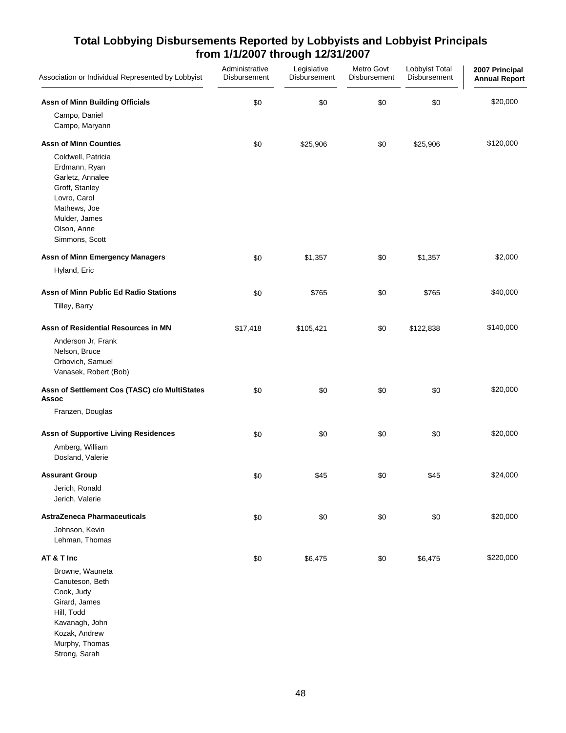## Total Lobbying Disbursements Reported by Lobbyists and Lobbyist Principals from 1/1/2007 through 12/31/2007

| Association or Individual Represented by Lobbyist | Administrative Disbursement | Legislative Disbursement | Metro Govt Disbursement | Lobbyist Total Disbursement | 2007 Principal Annual Report |
|---|---|---|---|---|---|
| **Assn of Minn Building Officials** | $0 | $0 | $0 | $0 | $20,000 |
| Campo, Daniel | | | | | |
| Campo, Maryann | | | | | |
| **Assn of Minn Counties** | $0 | $25,906 | $0 | $25,906 | $120,000 |
| Coldwell, Patricia | | | | | |
| Erdmann, Ryan | | | | | |
| Garletz, Annalee | | | | | |
| Groff, Stanley | | | | | |
| Lovro, Carol | | | | | |
| Mathews, Joe | | | | | |
| Mulder, James | | | | | |
| Olson, Anne | | | | | |
| Simmons, Scott | | | | | |
| **Assn of Minn Emergency Managers** | $0 | $1,357 | $0 | $1,357 | $2,000 |
| Hyland, Eric | | | | | |
| **Assn of Minn Public Ed Radio Stations** | $0 | $765 | $0 | $765 | $40,000 |
| Tilley, Barry | | | | | |
| **Assn of Residential Resources in MN** | $17,418 | $105,421 | $0 | $122,838 | $140,000 |
| Anderson Jr, Frank | | | | | |
| Nelson, Bruce | | | | | |
| Orbovich, Samuel | | | | | |
| Vanasek, Robert (Bob) | | | | | |
| **Assn of Settlement Cos (TASC) c/o MultiStates Assoc** | $0 | $0 | $0 | $0 | $20,000 |
| Franzen, Douglas | | | | | |
| **Assn of Supportive Living Residences** | $0 | $0 | $0 | $0 | $20,000 |
| Amberg, William | | | | | |
| Dosland, Valerie | | | | | |
| **Assurant Group** | $0 | $45 | $0 | $45 | $24,000 |
| Jerich, Ronald | | | | | |
| Jerich, Valerie | | | | | |
| **AstraZeneca Pharmaceuticals** | $0 | $0 | $0 | $0 | $20,000 |
| Johnson, Kevin | | | | | |
| Lehman, Thomas | | | | | |
| **AT & T Inc** | $0 | $6,475 | $0 | $6,475 | $220,000 |
| Browne, Wauneta | | | | | |
| Canuteson, Beth | | | | | |
| Cook, Judy | | | | | |
| Girard, James | | | | | |
| Hill, Todd | | | | | |
| Kavanagh, John | | | | | |
| Kozak, Andrew | | | | | |
| Murphy, Thomas | | | | | |
| Strong, Sarah | | | | | |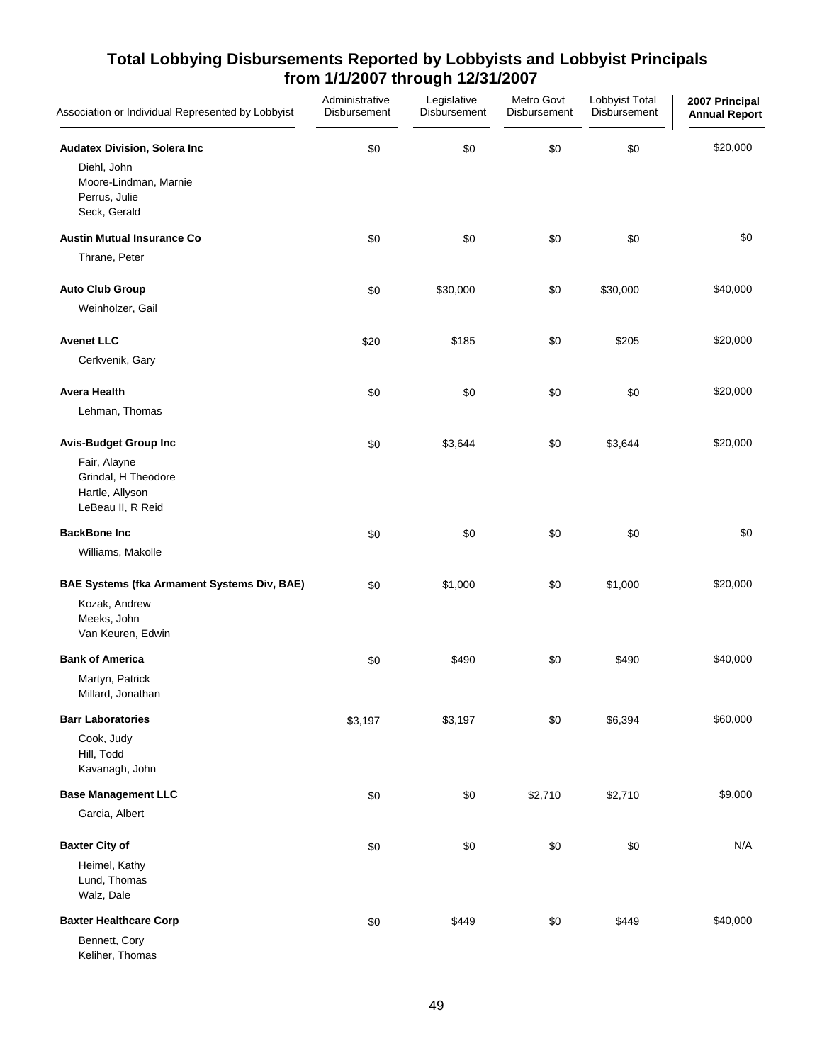## Total Lobbying Disbursements Reported by Lobbyists and Lobbyist Principals from 1/1/2007 through 12/31/2007

| Association or Individual Represented by Lobbyist | Administrative Disbursement | Legislative Disbursement | Metro Govt Disbursement | Lobbyist Total Disbursement | 2007 Principal Annual Report |
|---|---|---|---|---|---|
| **Audatex Division, Solera Inc** | $0 | $0 | $0 | $0 | $20,000 |
| Diehl, John<br>Moore-Lindman, Marnie<br>Perrus, Julie<br>Seck, Gerald | | | | | |
| **Austin Mutual Insurance Co** | $0 | $0 | $0 | $0 | $0 |
| Thrane, Peter | | | | | |
| **Auto Club Group** | $0 | $30,000 | $0 | $30,000 | $40,000 |
| Weinholzer, Gail | | | | | |
| **Avenet LLC** | $20 | $185 | $0 | $205 | $20,000 |
| Cerkvenik, Gary | | | | | |
| **Avera Health** | $0 | $0 | $0 | $0 | $20,000 |
| Lehman, Thomas | | | | | |
| **Avis-Budget Group Inc** | $0 | $3,644 | $0 | $3,644 | $20,000 |
| Fair, Alayne<br>Grindal, H Theodore<br>Hartle, Allyson<br>LeBeau II, R Reid | | | | | |
| **BackBone Inc** | $0 | $0 | $0 | $0 | $0 |
| Williams, Makolle | | | | | |
| **BAE Systems (fka Armament Systems Div, BAE)** | $0 | $1,000 | $0 | $1,000 | $20,000 |
| Kozak, Andrew<br>Meeks, John<br>Van Keuren, Edwin | | | | | |
| **Bank of America** | $0 | $490 | $0 | $490 | $40,000 |
| Martyn, Patrick<br>Millard, Jonathan | | | | | |
| **Barr Laboratories** | $3,197 | $3,197 | $0 | $6,394 | $60,000 |
| Cook, Judy<br>Hill, Todd<br>Kavanagh, John | | | | | |
| **Base Management LLC** | $0 | $0 | $2,710 | $2,710 | $9,000 |
| Garcia, Albert | | | | | |
| **Baxter City of** | $0 | $0 | $0 | $0 | N/A |
| Heimel, Kathy<br>Lund, Thomas<br>Walz, Dale | | | | | |
| **Baxter Healthcare Corp** | $0 | $449 | $0 | $449 | $40,000 |
| Bennett, Cory<br>Keliher, Thomas | | | | | |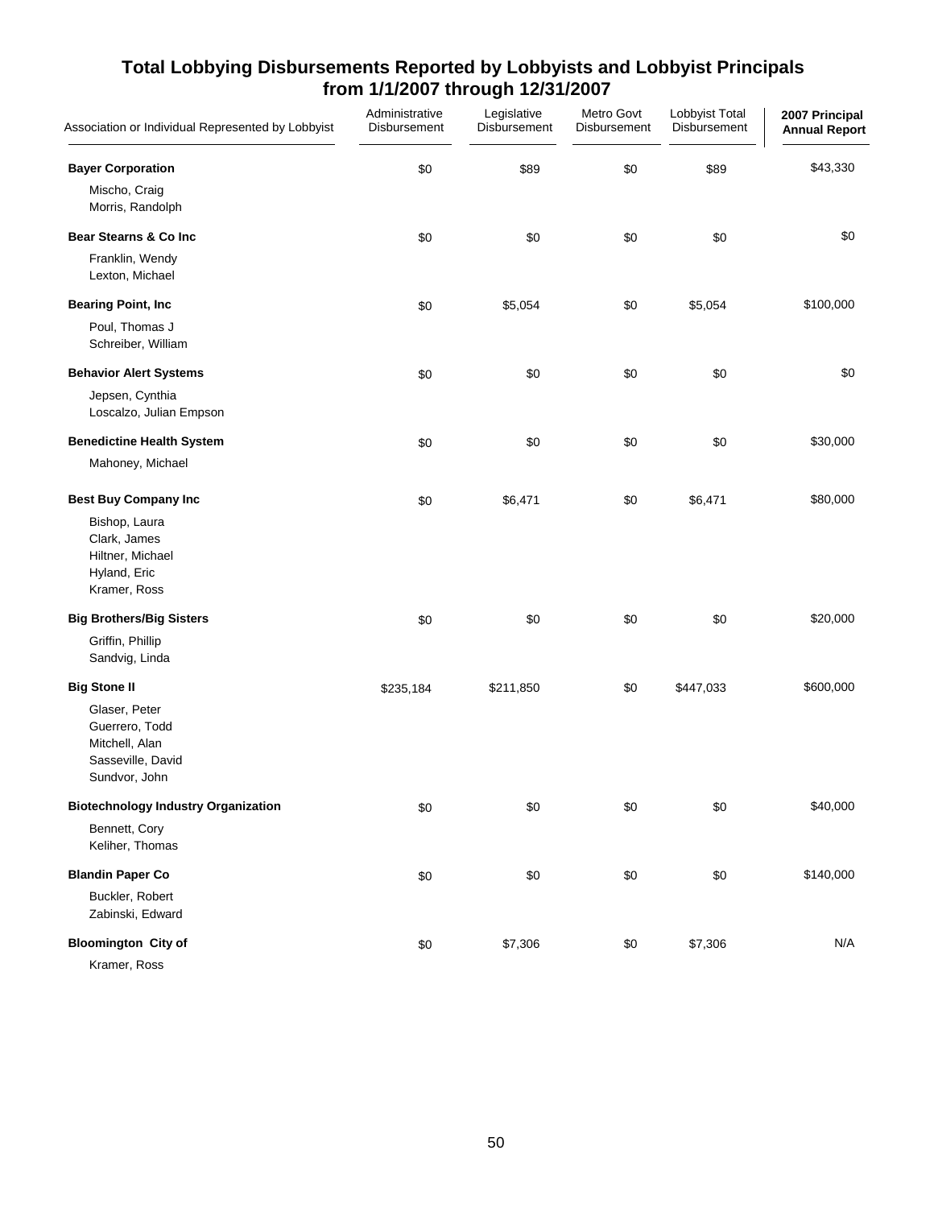## Total Lobbying Disbursements Reported by Lobbyists and Lobbyist Principals from 1/1/2007 through 12/31/2007

| Association or Individual Represented by Lobbyist | Administrative Disbursement | Legislative Disbursement | Metro Govt Disbursement | Lobbyist Total Disbursement | 2007 Principal Annual Report |
|---|---|---|---|---|---|
| **Bayer Corporation** | $0 | $89 | $0 | $89 | $43,330 |
| Mischo, Craig | | | | | |
| Morris, Randolph | | | | | |
| **Bear Stearns & Co Inc** | $0 | $0 | $0 | $0 | $0 |
| Franklin, Wendy | | | | | |
| Lexton, Michael | | | | | |
| **Bearing Point, Inc** | $0 | $5,054 | $0 | $5,054 | $100,000 |
| Poul, Thomas J | | | | | |
| Schreiber, William | | | | | |
| **Behavior Alert Systems** | $0 | $0 | $0 | $0 | $0 |
| Jepsen, Cynthia | | | | | |
| Loscalzo, Julian Empson | | | | | |
| **Benedictine Health System** | $0 | $0 | $0 | $0 | $30,000 |
| Mahoney, Michael | | | | | |
| **Best Buy Company Inc** | $0 | $6,471 | $0 | $6,471 | $80,000 |
| Bishop, Laura | | | | | |
| Clark, James | | | | | |
| Hiltner, Michael | | | | | |
| Hyland, Eric | | | | | |
| Kramer, Ross | | | | | |
| **Big Brothers/Big Sisters** | $0 | $0 | $0 | $0 | $20,000 |
| Griffin, Phillip | | | | | |
| Sandvig, Linda | | | | | |
| **Big Stone II** | $235,184 | $211,850 | $0 | $447,033 | $600,000 |
| Glaser, Peter | | | | | |
| Guerrero, Todd | | | | | |
| Mitchell, Alan | | | | | |
| Sasseville, David | | | | | |
| Sundvor, John | | | | | |
| **Biotechnology Industry Organization** | $0 | $0 | $0 | $0 | $40,000 |
| Bennett, Cory | | | | | |
| Keliher, Thomas | | | | | |
| **Blandin Paper Co** | $0 | $0 | $0 | $0 | $140,000 |
| Buckler, Robert | | | | | |
| Zabinski, Edward | | | | | |
| **Bloomington City of** | $0 | $7,306 | $0 | $7,306 | N/A |
| Kramer, Ross | | | | | |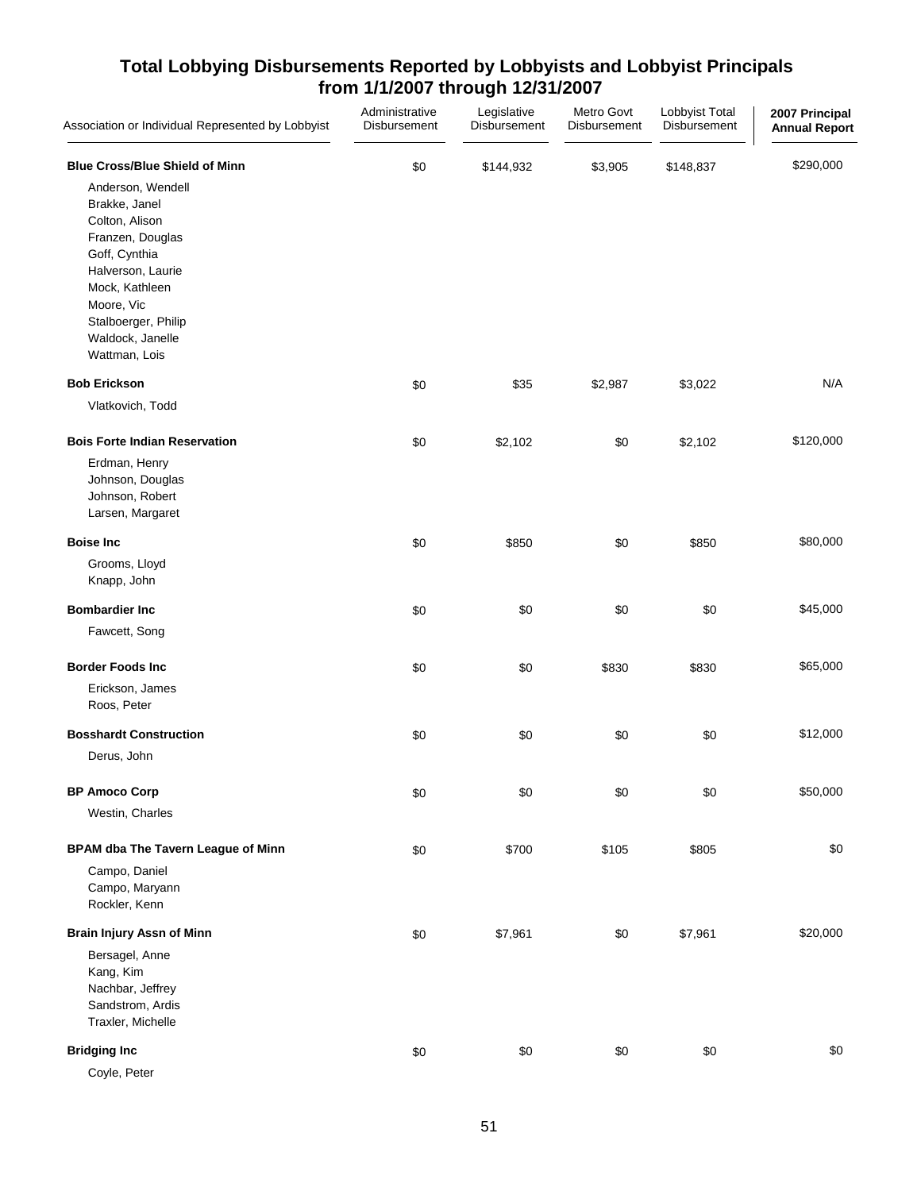## Total Lobbying Disbursements Reported by Lobbyists and Lobbyist Principals from 1/1/2007 through 12/31/2007

| Association or Individual Represented by Lobbyist | Administrative Disbursement | Legislative Disbursement | Metro Govt Disbursement | Lobbyist Total Disbursement | 2007 Principal Annual Report |
|---|---|---|---|---|---|
| **Blue Cross/Blue Shield of Minn** | $0 | $144,932 | $3,905 | $148,837 | $290,000 |
| Anderson, Wendell | | | | | |
| Brakke, Janel | | | | | |
| Colton, Alison | | | | | |
| Franzen, Douglas | | | | | |
| Goff, Cynthia | | | | | |
| Halverson, Laurie | | | | | |
| Mock, Kathleen | | | | | |
| Moore, Vic | | | | | |
| Stalboerger, Philip | | | | | |
| Waldock, Janelle | | | | | |
| Wattman, Lois | | | | | |
| **Bob Erickson** | $0 | $35 | $2,987 | $3,022 | N/A |
| Vlatkovich, Todd | | | | | |
| **Bois Forte Indian Reservation** | $0 | $2,102 | $0 | $2,102 | $120,000 |
| Erdman, Henry | | | | | |
| Johnson, Douglas | | | | | |
| Johnson, Robert | | | | | |
| Larsen, Margaret | | | | | |
| **Boise Inc** | $0 | $850 | $0 | $850 | $80,000 |
| Grooms, Lloyd | | | | | |
| Knapp, John | | | | | |
| **Bombardier Inc** | $0 | $0 | $0 | $0 | $45,000 |
| Fawcett, Song | | | | | |
| **Border Foods Inc** | $0 | $0 | $830 | $830 | $65,000 |
| Erickson, James | | | | | |
| Roos, Peter | | | | | |
| **Bosshardt Construction** | $0 | $0 | $0 | $0 | $12,000 |
| Derus, John | | | | | |
| **BP Amoco Corp** | $0 | $0 | $0 | $0 | $50,000 |
| Westin, Charles | | | | | |
| **BPAM dba The Tavern League of Minn** | $0 | $700 | $105 | $805 | $0 |
| Campo, Daniel | | | | | |
| Campo, Maryann | | | | | |
| Rockler, Kenn | | | | | |
| **Brain Injury Assn of Minn** | $0 | $7,961 | $0 | $7,961 | $20,000 |
| Bersagel, Anne | | | | | |
| Kang, Kim | | | | | |
| Nachbar, Jeffrey | | | | | |
| Sandstrom, Ardis | | | | | |
| Traxler, Michelle | | | | | |
| **Bridging Inc** | $0 | $0 | $0 | $0 | $0 |
| Coyle, Peter | | | | | |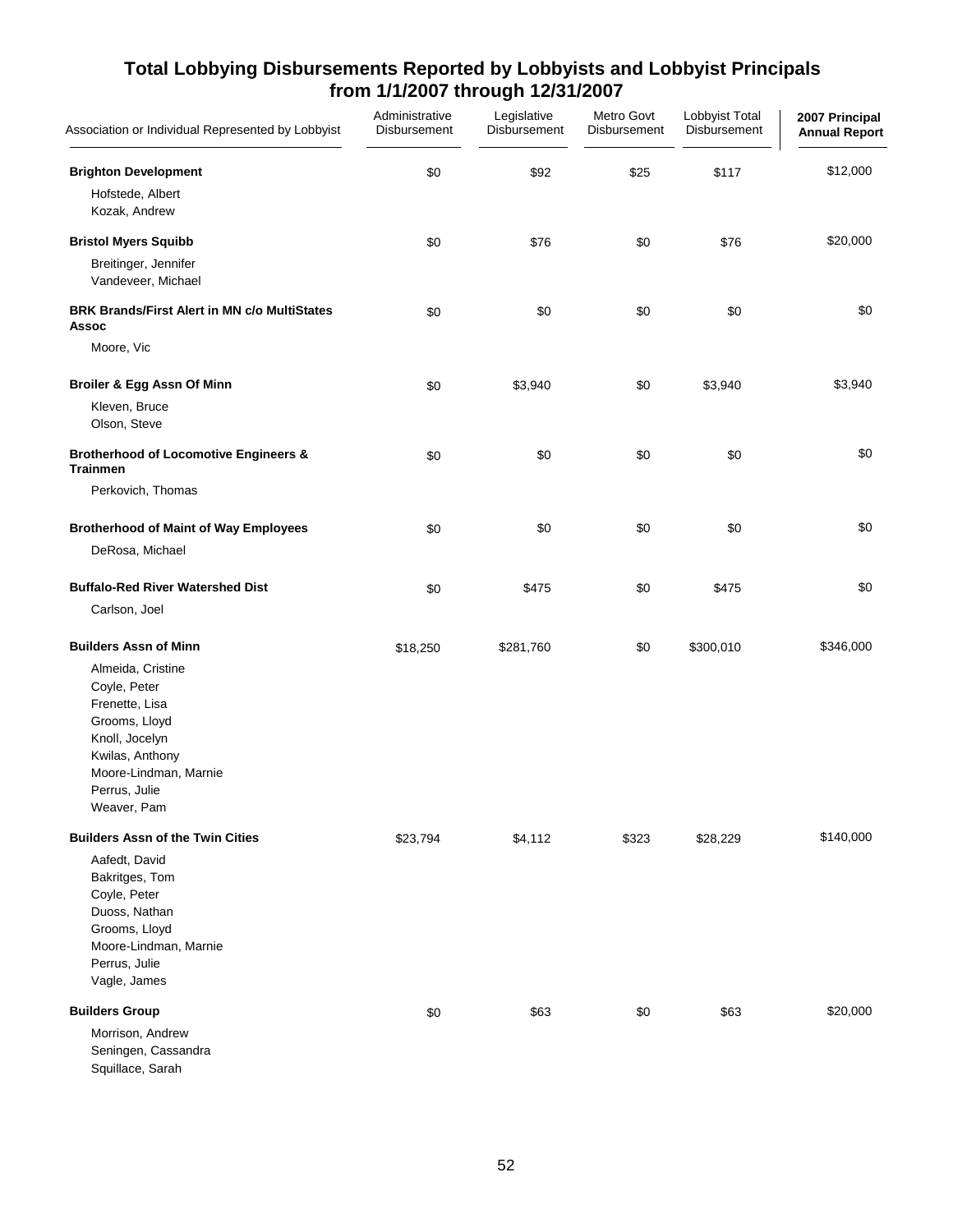# Total Lobbying Disbursements Reported by Lobbyists and Lobbyist Principals from 1/1/2007 through 12/31/2007

| Association or Individual Represented by Lobbyist | Administrative Disbursement | Legislative Disbursement | Metro Govt Disbursement | Lobbyist Total Disbursement | 2007 Principal Annual Report |
|---|---|---|---|---|---|
| **Brighton Development** | $0 | $92 | $25 | $117 | $12,000 |
| Hofstede, Albert | | | | | |
| Kozak, Andrew | | | | | |
| **Bristol Myers Squibb** | $0 | $76 | $0 | $76 | $20,000 |
| Breitinger, Jennifer | | | | | |
| Vandeveer, Michael | | | | | |
| **BRK Brands/First Alert in MN c/o MultiStates Assoc** | $0 | $0 | $0 | $0 | $0 |
| Moore, Vic | | | | | |
| **Broiler & Egg Assn Of Minn** | $0 | $3,940 | $0 | $3,940 | $3,940 |
| Kleven, Bruce | | | | | |
| Olson, Steve | | | | | |
| **Brotherhood of Locomotive Engineers & Trainmen** | $0 | $0 | $0 | $0 | $0 |
| Perkovich, Thomas | | | | | |
| **Brotherhood of Maint of Way Employees** | $0 | $0 | $0 | $0 | $0 |
| DeRosa, Michael | | | | | |
| **Buffalo-Red River Watershed Dist** | $0 | $475 | $0 | $475 | $0 |
| Carlson, Joel | | | | | |
| **Builders Assn of Minn** | $18,250 | $281,760 | $0 | $300,010 | $346,000 |
| Almeida, Cristine | | | | | |
| Coyle, Peter | | | | | |
| Frenette, Lisa | | | | | |
| Grooms, Lloyd | | | | | |
| Knoll, Jocelyn | | | | | |
| Kwilas, Anthony | | | | | |
| Moore-Lindman, Marnie | | | | | |
| Perrus, Julie | | | | | |
| Weaver, Pam | | | | | |
| **Builders Assn of the Twin Cities** | $23,794 | $4,112 | $323 | $28,229 | $140,000 |
| Aafedt, David | | | | | |
| Bakritges, Tom | | | | | |
| Coyle, Peter | | | | | |
| Duoss, Nathan | | | | | |
| Grooms, Lloyd | | | | | |
| Moore-Lindman, Marnie | | | | | |
| Perrus, Julie | | | | | |
| Vagle, James | | | | | |
| **Builders Group** | $0 | $63 | $0 | $63 | $20,000 |
| Morrison, Andrew | | | | | |
| Seningen, Cassandra | | | | | |
| Squillace, Sarah | | | | | |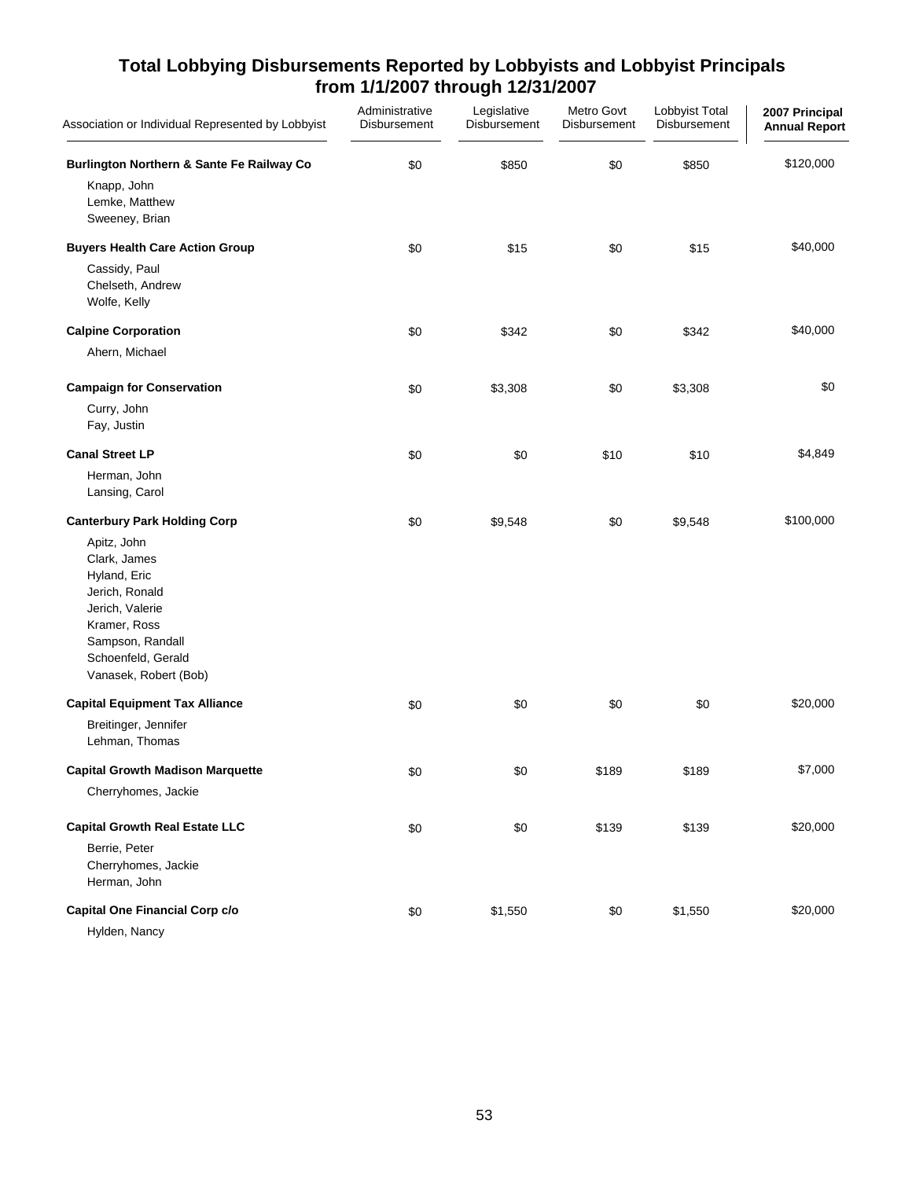## Total Lobbying Disbursements Reported by Lobbyists and Lobbyist Principals from 1/1/2007 through 12/31/2007

| Association or Individual Represented by Lobbyist | Administrative Disbursement | Legislative Disbursement | Metro Govt Disbursement | Lobbyist Total Disbursement | 2007 Principal Annual Report |
|---|---|---|---|---|---|
| **Burlington Northern & Sante Fe Railway Co** | $0 | $850 | $0 | $850 | $120,000 |
| Knapp, John | | | | | |
| Lemke, Matthew | | | | | |
| Sweeney, Brian | | | | | |
| **Buyers Health Care Action Group** | $0 | $15 | $0 | $15 | $40,000 |
| Cassidy, Paul | | | | | |
| Chelseth, Andrew | | | | | |
| Wolfe, Kelly | | | | | |
| **Calpine Corporation** | $0 | $342 | $0 | $342 | $40,000 |
| Ahern, Michael | | | | | |
| **Campaign for Conservation** | $0 | $3,308 | $0 | $3,308 | $0 |
| Curry, John | | | | | |
| Fay, Justin | | | | | |
| **Canal Street LP** | $0 | $0 | $10 | $10 | $4,849 |
| Herman, John | | | | | |
| Lansing, Carol | | | | | |
| **Canterbury Park Holding Corp** | $0 | $9,548 | $0 | $9,548 | $100,000 |
| Apitz, John | | | | | |
| Clark, James | | | | | |
| Hyland, Eric | | | | | |
| Jerich, Ronald | | | | | |
| Jerich, Valerie | | | | | |
| Kramer, Ross | | | | | |
| Sampson, Randall | | | | | |
| Schoenfeld, Gerald | | | | | |
| Vanasek, Robert (Bob) | | | | | |
| **Capital Equipment Tax Alliance** | $0 | $0 | $0 | $0 | $20,000 |
| Breitinger, Jennifer | | | | | |
| Lehman, Thomas | | | | | |
| **Capital Growth Madison Marquette** | $0 | $0 | $189 | $189 | $7,000 |
| Cherryhomes, Jackie | | | | | |
| **Capital Growth Real Estate LLC** | $0 | $0 | $139 | $139 | $20,000 |
| Berrie, Peter | | | | | |
| Cherryhomes, Jackie | | | | | |
| Herman, John | | | | | |
| **Capital One Financial Corp c/o** | $0 | $1,550 | $0 | $1,550 | $20,000 |
| Hylden, Nancy | | | | | |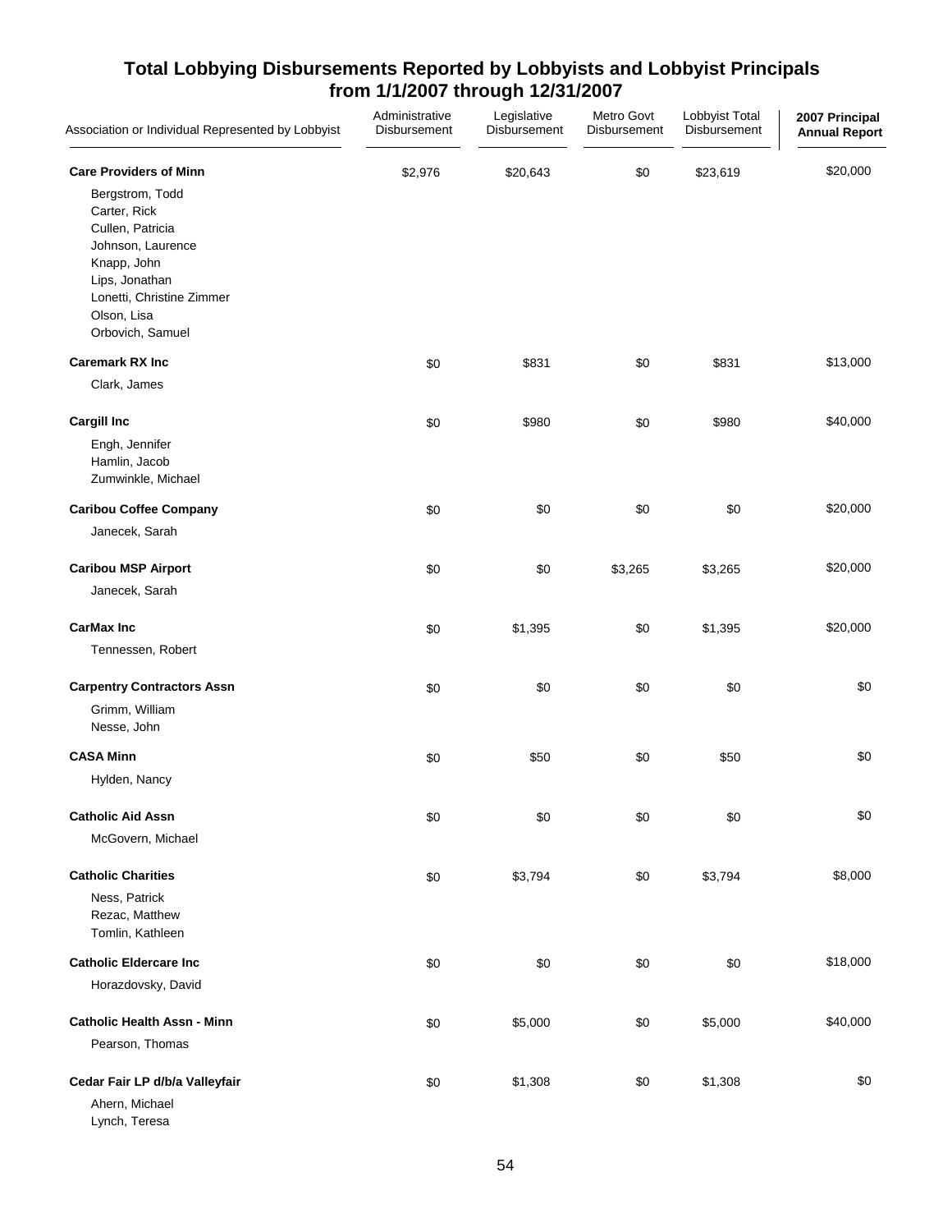# Total Lobbying Disbursements Reported by Lobbyists and Lobbyist Principals from 1/1/2007 through 12/31/2007

| Association or Individual Represented by Lobbyist | Administrative Disbursement | Legislative Disbursement | Metro Govt Disbursement | Lobbyist Total Disbursement | 2007 Principal Annual Report |
|---|---|---|---|---|---|
| **Care Providers of Minn** | $2,976 | $20,643 | $0 | $23,619 | $20,000 |
| Bergstrom, Todd | | | | | |
| Carter, Rick | | | | | |
| Cullen, Patricia | | | | | |
| Johnson, Laurence | | | | | |
| Knapp, John | | | | | |
| Lips, Jonathan | | | | | |
| Lonetti, Christine Zimmer | | | | | |
| Olson, Lisa | | | | | |
| Orbovich, Samuel | | | | | |
| **Caremark RX Inc** | $0 | $831 | $0 | $831 | $13,000 |
| Clark, James | | | | | |
| **Cargill Inc** | $0 | $980 | $0 | $980 | $40,000 |
| Engh, Jennifer | | | | | |
| Hamlin, Jacob | | | | | |
| Zumwinkle, Michael | | | | | |
| **Caribou Coffee Company** | $0 | $0 | $0 | $0 | $20,000 |
| Janecek, Sarah | | | | | |
| **Caribou MSP Airport** | $0 | $0 | $3,265 | $3,265 | $20,000 |
| Janecek, Sarah | | | | | |
| **CarMax Inc** | $0 | $1,395 | $0 | $1,395 | $20,000 |
| Tennessen, Robert | | | | | |
| **Carpentry Contractors Assn** | $0 | $0 | $0 | $0 | $0 |
| Grimm, William | | | | | |
| Nesse, John | | | | | |
| **CASA Minn** | $0 | $50 | $0 | $50 | $0 |
| Hylden, Nancy | | | | | |
| **Catholic Aid Assn** | $0 | $0 | $0 | $0 | $0 |
| McGovern, Michael | | | | | |
| **Catholic Charities** | $0 | $3,794 | $0 | $3,794 | $8,000 |
| Ness, Patrick | | | | | |
| Rezac, Matthew | | | | | |
| Tomlin, Kathleen | | | | | |
| **Catholic Eldercare Inc** | $0 | $0 | $0 | $0 | $18,000 |
| Horazdovsky, David | | | | | |
| **Catholic Health Assn - Minn** | $0 | $5,000 | $0 | $5,000 | $40,000 |
| Pearson, Thomas | | | | | |
| **Cedar Fair LP d/b/a Valleyfair** | $0 | $1,308 | $0 | $1,308 | $0 |
| Ahern, Michael | | | | | |
| Lynch, Teresa | | | | | |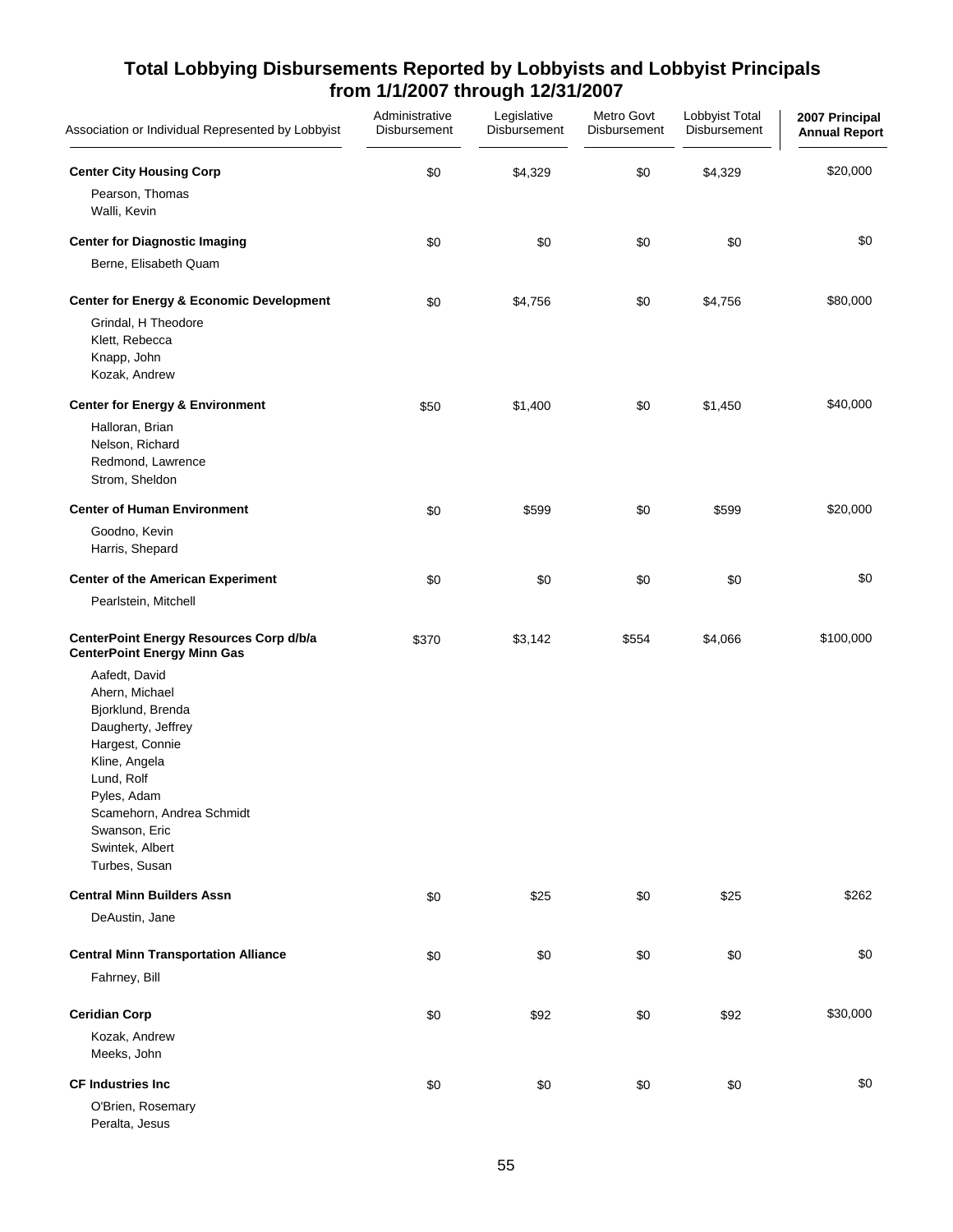## Total Lobbying Disbursements Reported by Lobbyists and Lobbyist Principals from 1/1/2007 through 12/31/2007

| Association or Individual Represented by Lobbyist | Administrative Disbursement | Legislative Disbursement | Metro Govt Disbursement | Lobbyist Total Disbursement | 2007 Principal Annual Report |
|---|---|---|---|---|---|
| **Center City Housing Corp** | $0 | $4,329 | $0 | $4,329 | $20,000 |
| Pearson, Thomas | | | | | |
| Walli, Kevin | | | | | |
| **Center for Diagnostic Imaging** | $0 | $0 | $0 | $0 | $0 |
| Berne, Elisabeth Quam | | | | | |
| **Center for Energy & Economic Development** | $0 | $4,756 | $0 | $4,756 | $80,000 |
| Grindal, H Theodore | | | | | |
| Klett, Rebecca | | | | | |
| Knapp, John | | | | | |
| Kozak, Andrew | | | | | |
| **Center for Energy & Environment** | $50 | $1,400 | $0 | $1,450 | $40,000 |
| Halloran, Brian | | | | | |
| Nelson, Richard | | | | | |
| Redmond, Lawrence | | | | | |
| Strom, Sheldon | | | | | |
| **Center of Human Environment** | $0 | $599 | $0 | $599 | $20,000 |
| Goodno, Kevin | | | | | |
| Harris, Shepard | | | | | |
| **Center of the American Experiment** | $0 | $0 | $0 | $0 | $0 |
| Pearlstein, Mitchell | | | | | |
| **CenterPoint Energy Resources Corp d/b/a CenterPoint Energy Minn Gas** | $370 | $3,142 | $554 | $4,066 | $100,000 |
| Aafedt, David | | | | | |
| Ahern, Michael | | | | | |
| Bjorklund, Brenda | | | | | |
| Daugherty, Jeffrey | | | | | |
| Hargest, Connie | | | | | |
| Kline, Angela | | | | | |
| Lund, Rolf | | | | | |
| Pyles, Adam | | | | | |
| Scamehorn, Andrea Schmidt | | | | | |
| Swanson, Eric | | | | | |
| Swintek, Albert | | | | | |
| Turbes, Susan | | | | | |
| **Central Minn Builders Assn** | $0 | $25 | $0 | $25 | $262 |
| DeAustin, Jane | | | | | |
| **Central Minn Transportation Alliance** | $0 | $0 | $0 | $0 | $0 |
| Fahrney, Bill | | | | | |
| **Ceridian Corp** | $0 | $92 | $0 | $92 | $30,000 |
| Kozak, Andrew | | | | | |
| Meeks, John | | | | | |
| **CF Industries Inc** | $0 | $0 | $0 | $0 | $0 |
| O'Brien, Rosemary | | | | | |
| Peralta, Jesus | | | | | |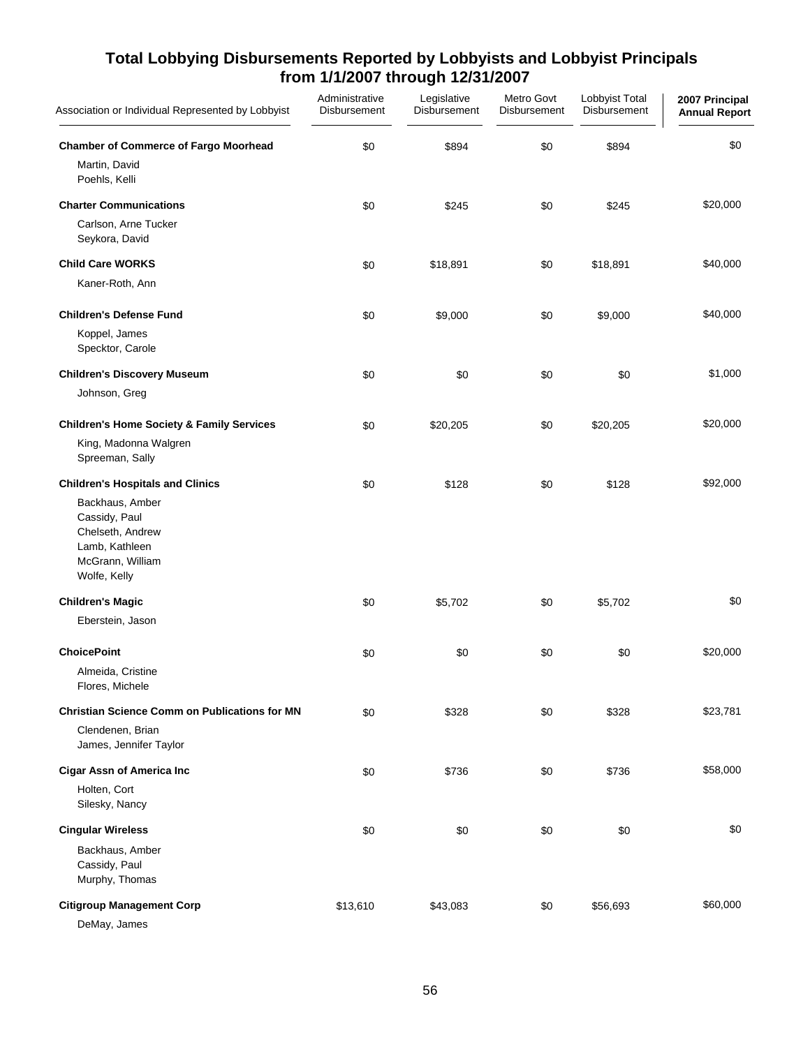# Total Lobbying Disbursements Reported by Lobbyists and Lobbyist Principals from 1/1/2007 through 12/31/2007

| Association or Individual Represented by Lobbyist | Administrative Disbursement | Legislative Disbursement | Metro Govt Disbursement | Lobbyist Total Disbursement | 2007 Principal Annual Report |
|---|---|---|---|---|---|
| **Chamber of Commerce of Fargo Moorhead** | $0 | $894 | $0 | $894 | $0 |
| Martin, David | | | | | |
| Poehls, Kelli | | | | | |
| **Charter Communications** | $0 | $245 | $0 | $245 | $20,000 |
| Carlson, Arne Tucker | | | | | |
| Seykora, David | | | | | |
| **Child Care WORKS** | $0 | $18,891 | $0 | $18,891 | $40,000 |
| Kaner-Roth, Ann | | | | | |
| **Children's Defense Fund** | $0 | $9,000 | $0 | $9,000 | $40,000 |
| Koppel, James | | | | | |
| Specktor, Carole | | | | | |
| **Children's Discovery Museum** | $0 | $0 | $0 | $0 | $1,000 |
| Johnson, Greg | | | | | |
| **Children's Home Society & Family Services** | $0 | $20,205 | $0 | $20,205 | $20,000 |
| King, Madonna Walgren | | | | | |
| Spreeman, Sally | | | | | |
| **Children's Hospitals and Clinics** | $0 | $128 | $0 | $128 | $92,000 |
| Backhaus, Amber | | | | | |
| Cassidy, Paul | | | | | |
| Chelseth, Andrew | | | | | |
| Lamb, Kathleen | | | | | |
| McGrann, William | | | | | |
| Wolfe, Kelly | | | | | |
| **Children's Magic** | $0 | $5,702 | $0 | $5,702 | $0 |
| Eberstein, Jason | | | | | |
| **ChoicePoint** | $0 | $0 | $0 | $0 | $20,000 |
| Almeida, Cristine | | | | | |
| Flores, Michele | | | | | |
| **Christian Science Comm on Publications for MN** | $0 | $328 | $0 | $328 | $23,781 |
| Clendenen, Brian | | | | | |
| James, Jennifer Taylor | | | | | |
| **Cigar Assn of America Inc** | $0 | $736 | $0 | $736 | $58,000 |
| Holten, Cort | | | | | |
| Silesky, Nancy | | | | | |
| **Cingular Wireless** | $0 | $0 | $0 | $0 | $0 |
| Backhaus, Amber | | | | | |
| Cassidy, Paul | | | | | |
| Murphy, Thomas | | | | | |
| **Citigroup Management Corp** | $13,610 | $43,083 | $0 | $56,693 | $60,000 |
| DeMay, James | | | | | |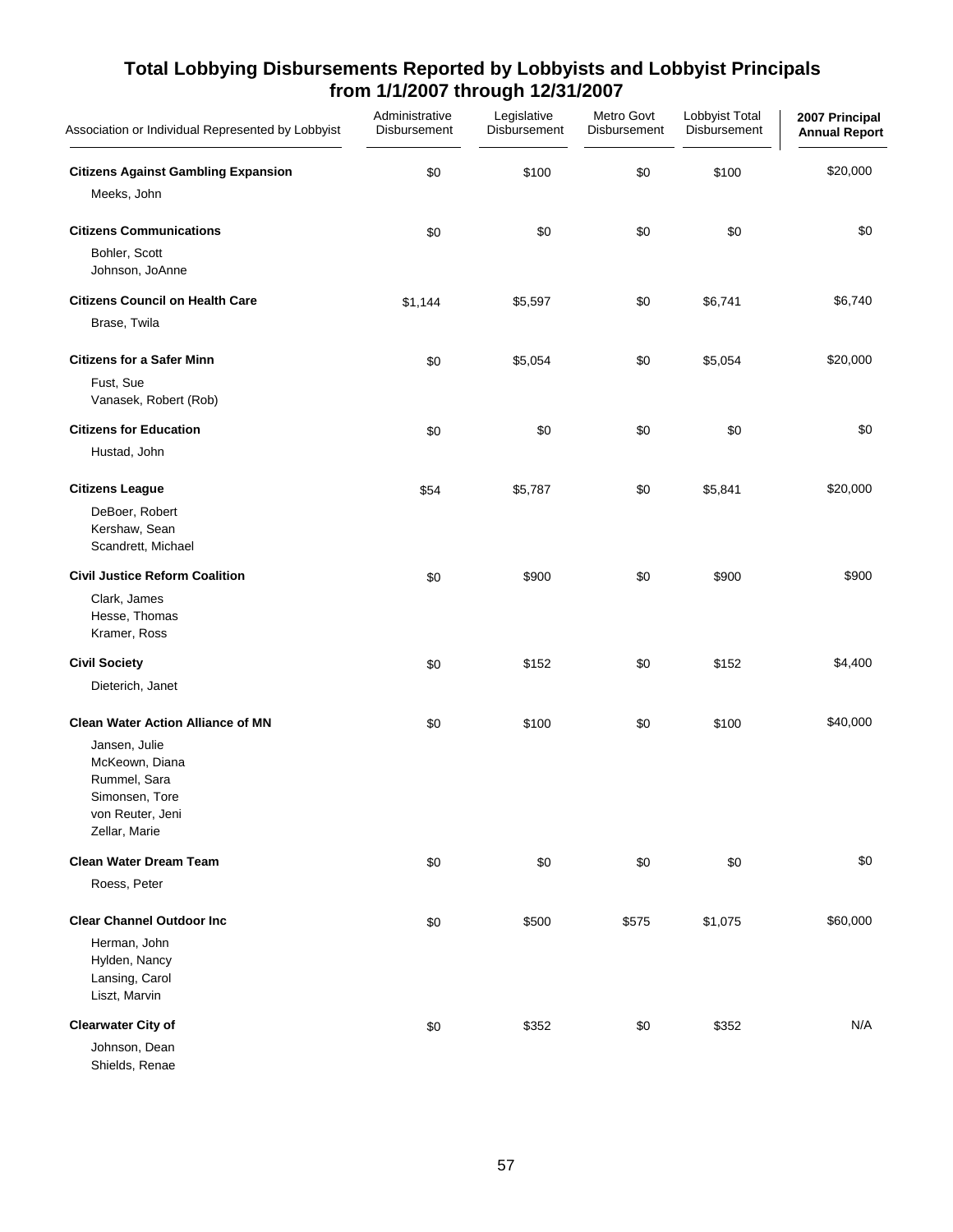# Total Lobbying Disbursements Reported by Lobbyists and Lobbyist Principals from 1/1/2007 through 12/31/2007

| Association or Individual Represented by Lobbyist | Administrative Disbursement | Legislative Disbursement | Metro Govt Disbursement | Lobbyist Total Disbursement | 2007 Principal Annual Report |
|---|---|---|---|---|---|
| **Citizens Against Gambling Expansion** | $0 | $100 | $0 | $100 | $20,000 |
| Meeks, John | | | | | |
| **Citizens Communications** | $0 | $0 | $0 | $0 | $0 |
| Bohler, Scott | | | | | |
| Johnson, JoAnne | | | | | |
| **Citizens Council on Health Care** | $1,144 | $5,597 | $0 | $6,741 | $6,740 |
| Brase, Twila | | | | | |
| **Citizens for a Safer Minn** | $0 | $5,054 | $0 | $5,054 | $20,000 |
| Fust, Sue | | | | | |
| Vanasek, Robert (Rob) | | | | | |
| **Citizens for Education** | $0 | $0 | $0 | $0 | $0 |
| Hustad, John | | | | | |
| **Citizens League** | $54 | $5,787 | $0 | $5,841 | $20,000 |
| DeBoer, Robert | | | | | |
| Kershaw, Sean | | | | | |
| Scandrett, Michael | | | | | |
| **Civil Justice Reform Coalition** | $0 | $900 | $0 | $900 | $900 |
| Clark, James | | | | | |
| Hesse, Thomas | | | | | |
| Kramer, Ross | | | | | |
| **Civil Society** | $0 | $152 | $0 | $152 | $4,400 |
| Dieterich, Janet | | | | | |
| **Clean Water Action Alliance of MN** | $0 | $100 | $0 | $100 | $40,000 |
| Jansen, Julie | | | | | |
| McKeown, Diana | | | | | |
| Rummel, Sara | | | | | |
| Simonsen, Tore | | | | | |
| von Reuter, Jeni | | | | | |
| Zellar, Marie | | | | | |
| **Clean Water Dream Team** | $0 | $0 | $0 | $0 | $0 |
| Roess, Peter | | | | | |
| **Clear Channel Outdoor Inc** | $0 | $500 | $575 | $1,075 | $60,000 |
| Herman, John | | | | | |
| Hylden, Nancy | | | | | |
| Lansing, Carol | | | | | |
| Liszt, Marvin | | | | | |
| **Clearwater City of** | $0 | $352 | $0 | $352 | N/A |
| Johnson, Dean | | | | | |
| Shields, Renae | | | | | |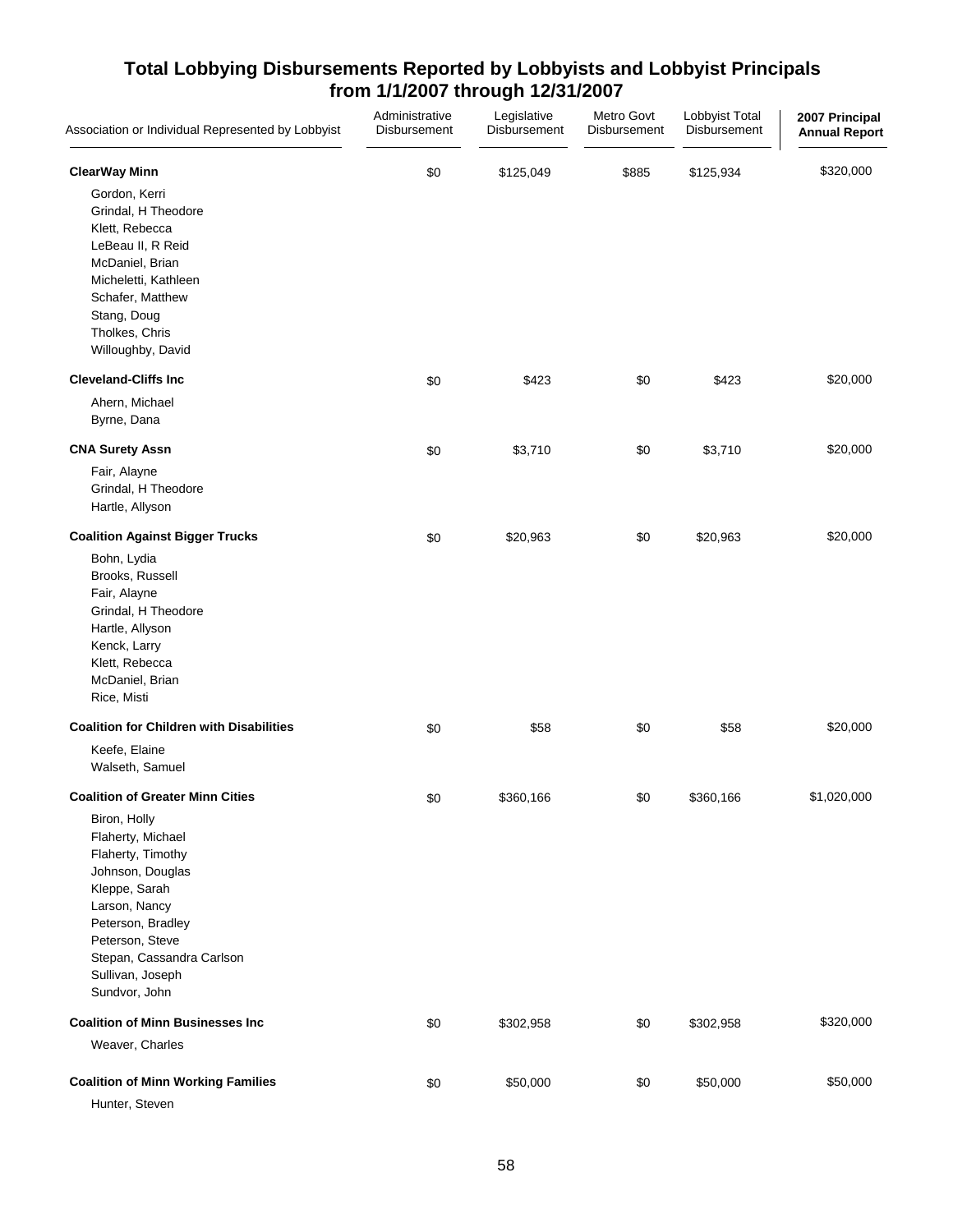# Total Lobbying Disbursements Reported by Lobbyists and Lobbyist Principals from 1/1/2007 through 12/31/2007

| Association or Individual Represented by Lobbyist | Administrative Disbursement | Legislative Disbursement | Metro Govt Disbursement | Lobbyist Total Disbursement | 2007 Principal Annual Report |
|---|---|---|---|---|---|
| **ClearWay Minn** | $0 | $125,049 | $885 | $125,934 | $320,000 |
| Gordon, Kerri | | | | | |
| Grindal, H Theodore | | | | | |
| Klett, Rebecca | | | | | |
| LeBeau II, R Reid | | | | | |
| McDaniel, Brian | | | | | |
| Micheletti, Kathleen | | | | | |
| Schafer, Matthew | | | | | |
| Stang, Doug | | | | | |
| Tholkes, Chris | | | | | |
| Willoughby, David | | | | | |
| **Cleveland-Cliffs Inc** | $0 | $423 | $0 | $423 | $20,000 |
| Ahern, Michael | | | | | |
| Byrne, Dana | | | | | |
| **CNA Surety Assn** | $0 | $3,710 | $0 | $3,710 | $20,000 |
| Fair, Alayne | | | | | |
| Grindal, H Theodore | | | | | |
| Hartle, Allyson | | | | | |
| **Coalition Against Bigger Trucks** | $0 | $20,963 | $0 | $20,963 | $20,000 |
| Bohn, Lydia | | | | | |
| Brooks, Russell | | | | | |
| Fair, Alayne | | | | | |
| Grindal, H Theodore | | | | | |
| Hartle, Allyson | | | | | |
| Kenck, Larry | | | | | |
| Klett, Rebecca | | | | | |
| McDaniel, Brian | | | | | |
| Rice, Misti | | | | | |
| **Coalition for Children with Disabilities** | $0 | $58 | $0 | $58 | $20,000 |
| Keefe, Elaine | | | | | |
| Walseth, Samuel | | | | | |
| **Coalition of Greater Minn Cities** | $0 | $360,166 | $0 | $360,166 | $1,020,000 |
| Biron, Holly | | | | | |
| Flaherty, Michael | | | | | |
| Flaherty, Timothy | | | | | |
| Johnson, Douglas | | | | | |
| Kleppe, Sarah | | | | | |
| Larson, Nancy | | | | | |
| Peterson, Bradley | | | | | |
| Peterson, Steve | | | | | |
| Stepan, Cassandra Carlson | | | | | |
| Sullivan, Joseph | | | | | |
| Sundvor, John | | | | | |
| **Coalition of Minn Businesses Inc** | $0 | $302,958 | $0 | $302,958 | $320,000 |
| Weaver, Charles | | | | | |
| **Coalition of Minn Working Families** | $0 | $50,000 | $0 | $50,000 | $50,000 |
| Hunter, Steven | | | | | |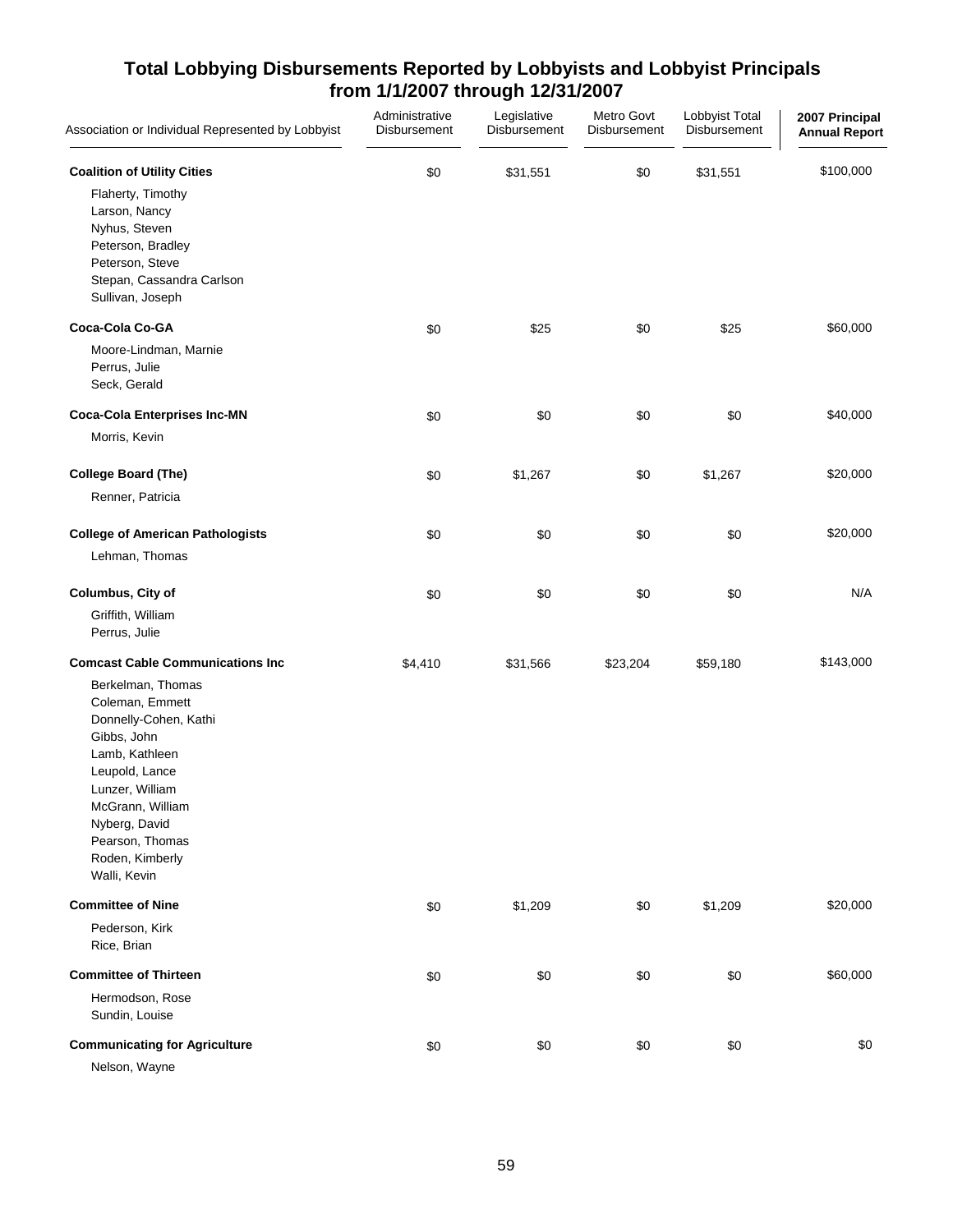## Total Lobbying Disbursements Reported by Lobbyists and Lobbyist Principals from 1/1/2007 through 12/31/2007

| Association or Individual Represented by Lobbyist | Administrative Disbursement | Legislative Disbursement | Metro Govt Disbursement | Lobbyist Total Disbursement | 2007 Principal Annual Report |
|---|---|---|---|---|---|
| **Coalition of Utility Cities** | $0 | $31,551 | $0 | $31,551 | $100,000 |
| Flaherty, Timothy | | | | | |
| Larson, Nancy | | | | | |
| Nyhus, Steven | | | | | |
| Peterson, Bradley | | | | | |
| Peterson, Steve | | | | | |
| Stepan, Cassandra Carlson | | | | | |
| Sullivan, Joseph | | | | | |
| **Coca-Cola Co-GA** | $0 | $25 | $0 | $25 | $60,000 |
| Moore-Lindman, Marnie | | | | | |
| Perrus, Julie | | | | | |
| Seck, Gerald | | | | | |
| **Coca-Cola Enterprises Inc-MN** | $0 | $0 | $0 | $0 | $40,000 |
| Morris, Kevin | | | | | |
| **College Board (The)** | $0 | $1,267 | $0 | $1,267 | $20,000 |
| Renner, Patricia | | | | | |
| **College of American Pathologists** | $0 | $0 | $0 | $0 | $20,000 |
| Lehman, Thomas | | | | | |
| **Columbus, City of** | $0 | $0 | $0 | $0 | N/A |
| Griffith, William | | | | | |
| Perrus, Julie | | | | | |
| **Comcast Cable Communications Inc** | $4,410 | $31,566 | $23,204 | $59,180 | $143,000 |
| Berkelman, Thomas | | | | | |
| Coleman, Emmett | | | | | |
| Donnelly-Cohen, Kathi | | | | | |
| Gibbs, John | | | | | |
| Lamb, Kathleen | | | | | |
| Leupold, Lance | | | | | |
| Lunzer, William | | | | | |
| McGrann, William | | | | | |
| Nyberg, David | | | | | |
| Pearson, Thomas | | | | | |
| Roden, Kimberly | | | | | |
| Walli, Kevin | | | | | |
| **Committee of Nine** | $0 | $1,209 | $0 | $1,209 | $20,000 |
| Pederson, Kirk | | | | | |
| Rice, Brian | | | | | |
| **Committee of Thirteen** | $0 | $0 | $0 | $0 | $60,000 |
| Hermodson, Rose | | | | | |
| Sundin, Louise | | | | | |
| **Communicating for Agriculture** | $0 | $0 | $0 | $0 | $0 |
| Nelson, Wayne | | | | | |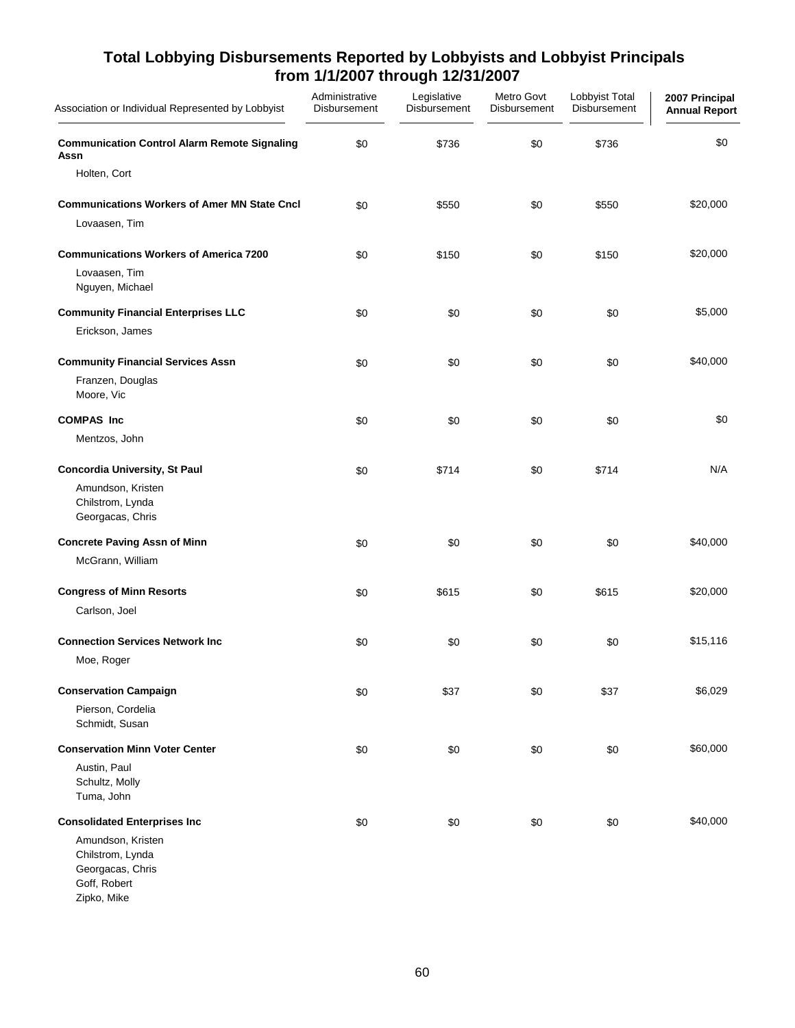## Total Lobbying Disbursements Reported by Lobbyists and Lobbyist Principals from 1/1/2007 through 12/31/2007

| Association or Individual Represented by Lobbyist | Administrative Disbursement | Legislative Disbursement | Metro Govt Disbursement | Lobbyist Total Disbursement | 2007 Principal Annual Report |
|---|---|---|---|---|---|
| **Communication Control Alarm Remote Signaling Assn** | $0 | $736 | $0 | $736 | $0 |
| Holten, Cort | | | | | |
| **Communications Workers of Amer MN State Cncl** | $0 | $550 | $0 | $550 | $20,000 |
| Lovaasen, Tim | | | | | |
| **Communications Workers of America 7200** | $0 | $150 | $0 | $150 | $20,000 |
| Lovaasen, Tim<br>Nguyen, Michael | | | | | |
| **Community Financial Enterprises LLC** | $0 | $0 | $0 | $0 | $5,000 |
| Erickson, James | | | | | |
| **Community Financial Services Assn** | $0 | $0 | $0 | $0 | $40,000 |
| Franzen, Douglas<br>Moore, Vic | | | | | |
| **COMPAS Inc** | $0 | $0 | $0 | $0 | $0 |
| Mentzos, John | | | | | |
| **Concordia University, St Paul** | $0 | $714 | $0 | $714 | N/A |
| Amundson, Kristen<br>Chilstrom, Lynda<br>Georgacas, Chris | | | | | |
| **Concrete Paving Assn of Minn** | $0 | $0 | $0 | $0 | $40,000 |
| McGrann, William | | | | | |
| **Congress of Minn Resorts** | $0 | $615 | $0 | $615 | $20,000 |
| Carlson, Joel | | | | | |
| **Connection Services Network Inc** | $0 | $0 | $0 | $0 | $15,116 |
| Moe, Roger | | | | | |
| **Conservation Campaign** | $0 | $37 | $0 | $37 | $6,029 |
| Pierson, Cordelia<br>Schmidt, Susan | | | | | |
| **Conservation Minn Voter Center** | $0 | $0 | $0 | $0 | $60,000 |
| Austin, Paul<br>Schultz, Molly<br>Tuma, John | | | | | |
| **Consolidated Enterprises Inc** | $0 | $0 | $0 | $0 | $40,000 |
| Amundson, Kristen<br>Chilstrom, Lynda<br>Georgacas, Chris<br>Goff, Robert<br>Zipko, Mike | | | | | |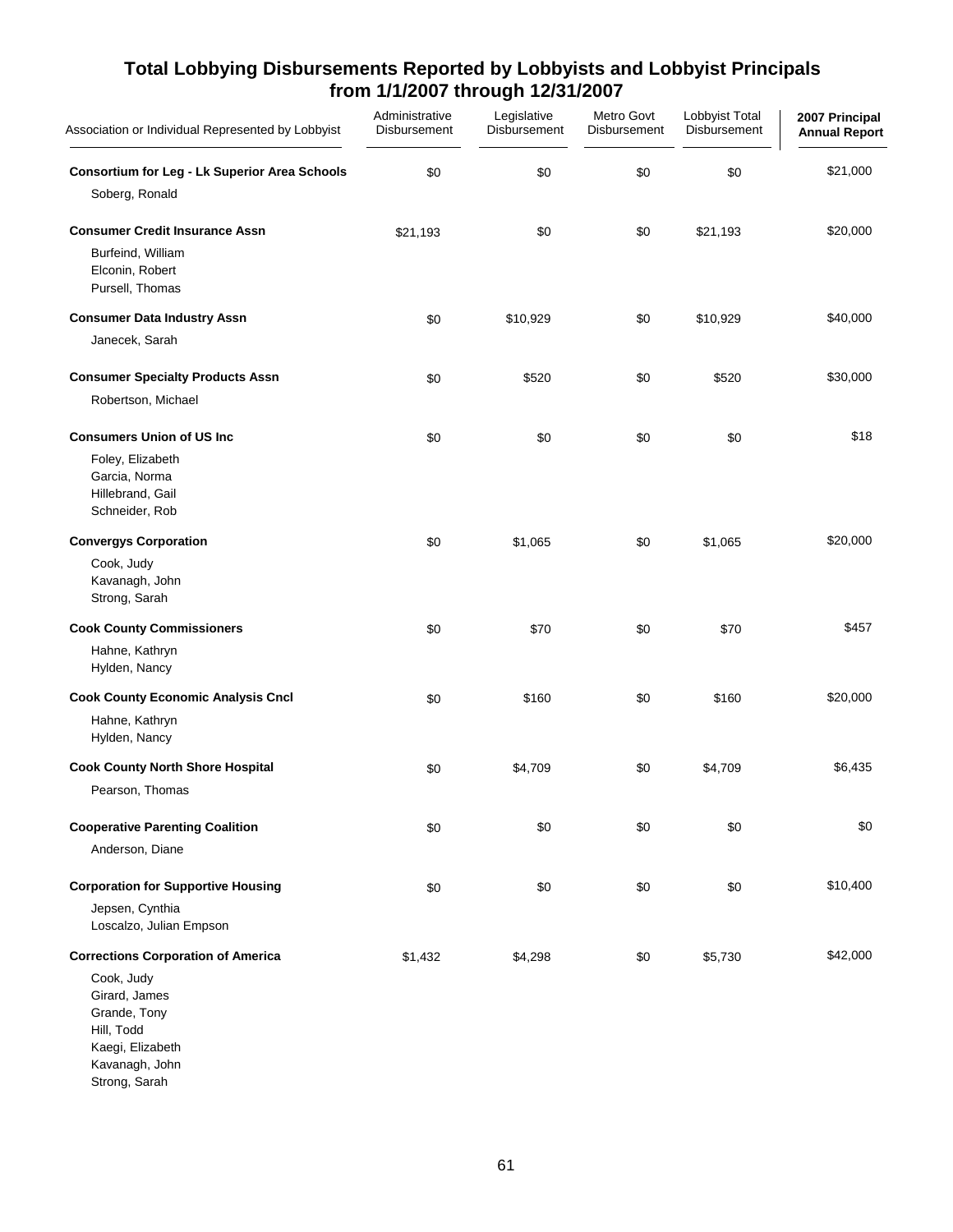## Total Lobbying Disbursements Reported by Lobbyists and Lobbyist Principals from 1/1/2007 through 12/31/2007

| Association or Individual Represented by Lobbyist | Administrative Disbursement | Legislative Disbursement | Metro Govt Disbursement | Lobbyist Total Disbursement | 2007 Principal Annual Report |
|---|---|---|---|---|---|
| **Consortium for Leg - Lk Superior Area Schools** | $0 | $0 | $0 | $0 | $21,000 |
| Soberg, Ronald | | | | | |
| **Consumer Credit Insurance Assn** | $21,193 | $0 | $0 | $21,193 | $20,000 |
| Burfeind, William | | | | | |
| Elconin, Robert | | | | | |
| Pursell, Thomas | | | | | |
| **Consumer Data Industry Assn** | $0 | $10,929 | $0 | $10,929 | $40,000 |
| Janecek, Sarah | | | | | |
| **Consumer Specialty Products Assn** | $0 | $520 | $0 | $520 | $30,000 |
| Robertson, Michael | | | | | |
| **Consumers Union of US Inc** | $0 | $0 | $0 | $0 | $18 |
| Foley, Elizabeth | | | | | |
| Garcia, Norma | | | | | |
| Hillebrand, Gail | | | | | |
| Schneider, Rob | | | | | |
| **Convergys Corporation** | $0 | $1,065 | $0 | $1,065 | $20,000 |
| Cook, Judy | | | | | |
| Kavanagh, John | | | | | |
| Strong, Sarah | | | | | |
| **Cook County Commissioners** | $0 | $70 | $0 | $70 | $457 |
| Hahne, Kathryn | | | | | |
| Hylden, Nancy | | | | | |
| **Cook County Economic Analysis Cncl** | $0 | $160 | $0 | $160 | $20,000 |
| Hahne, Kathryn | | | | | |
| Hylden, Nancy | | | | | |
| **Cook County North Shore Hospital** | $0 | $4,709 | $0 | $4,709 | $6,435 |
| Pearson, Thomas | | | | | |
| **Cooperative Parenting Coalition** | $0 | $0 | $0 | $0 | $0 |
| Anderson, Diane | | | | | |
| **Corporation for Supportive Housing** | $0 | $0 | $0 | $0 | $10,400 |
| Jepsen, Cynthia | | | | | |
| Loscalzo, Julian Empson | | | | | |
| **Corrections Corporation of America** | $1,432 | $4,298 | $0 | $5,730 | $42,000 |
| Cook, Judy | | | | | |
| Girard, James | | | | | |
| Grande, Tony | | | | | |
| Hill, Todd | | | | | |
| Kaegi, Elizabeth | | | | | |
| Kavanagh, John | | | | | |
| Strong, Sarah | | | | | |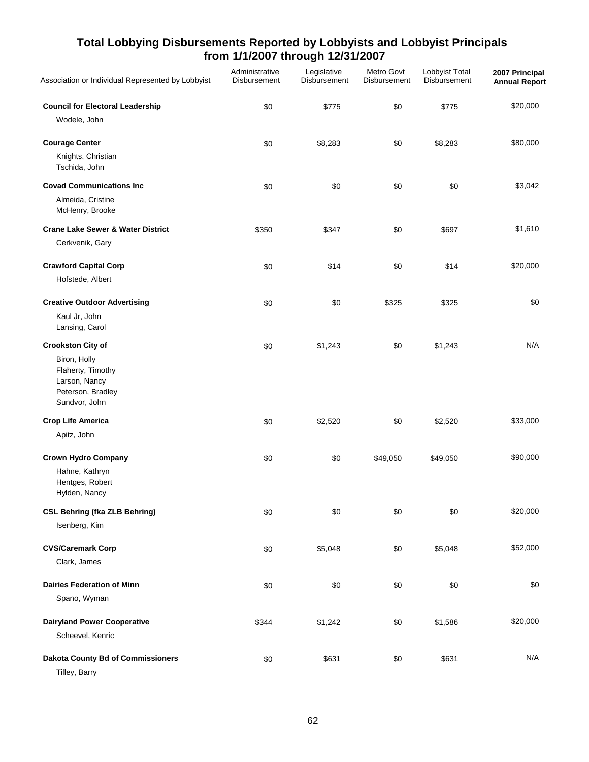## Total Lobbying Disbursements Reported by Lobbyists and Lobbyist Principals from 1/1/2007 through 12/31/2007

| Association or Individual Represented by Lobbyist | Administrative Disbursement | Legislative Disbursement | Metro Govt Disbursement | Lobbyist Total Disbursement | 2007 Principal Annual Report |
|---|---|---|---|---|---|
| **Council for Electoral Leadership** | $0 | $775 | $0 | $775 | $20,000 |
| Wodele, John | | | | | |
| **Courage Center** | $0 | $8,283 | $0 | $8,283 | $80,000 |
| Knights, Christian | | | | | |
| Tschida, John | | | | | |
| **Covad Communications Inc** | $0 | $0 | $0 | $0 | $3,042 |
| Almeida, Cristine | | | | | |
| McHenry, Brooke | | | | | |
| **Crane Lake Sewer & Water District** | $350 | $347 | $0 | $697 | $1,610 |
| Cerkvenik, Gary | | | | | |
| **Crawford Capital Corp** | $0 | $14 | $0 | $14 | $20,000 |
| Hofstede, Albert | | | | | |
| **Creative Outdoor Advertising** | $0 | $0 | $325 | $325 | $0 |
| Kaul Jr, John | | | | | |
| Lansing, Carol | | | | | |
| **Crookston City of** | $0 | $1,243 | $0 | $1,243 | N/A |
| Biron, Holly | | | | | |
| Flaherty, Timothy | | | | | |
| Larson, Nancy | | | | | |
| Peterson, Bradley | | | | | |
| Sundvor, John | | | | | |
| **Crop Life America** | $0 | $2,520 | $0 | $2,520 | $33,000 |
| Apitz, John | | | | | |
| **Crown Hydro Company** | $0 | $0 | $49,050 | $49,050 | $90,000 |
| Hahne, Kathryn | | | | | |
| Hentges, Robert | | | | | |
| Hylden, Nancy | | | | | |
| **CSL Behring (fka ZLB Behring)** | $0 | $0 | $0 | $0 | $20,000 |
| Isenberg, Kim | | | | | |
| **CVS/Caremark Corp** | $0 | $5,048 | $0 | $5,048 | $52,000 |
| Clark, James | | | | | |
| **Dairies Federation of Minn** | $0 | $0 | $0 | $0 | $0 |
| Spano, Wyman | | | | | |
| **Dairyland Power Cooperative** | $344 | $1,242 | $0 | $1,586 | $20,000 |
| Scheevel, Kenric | | | | | |
| **Dakota County Bd of Commissioners** | $0 | $631 | $0 | $631 | N/A |
| Tilley, Barry | | | | | |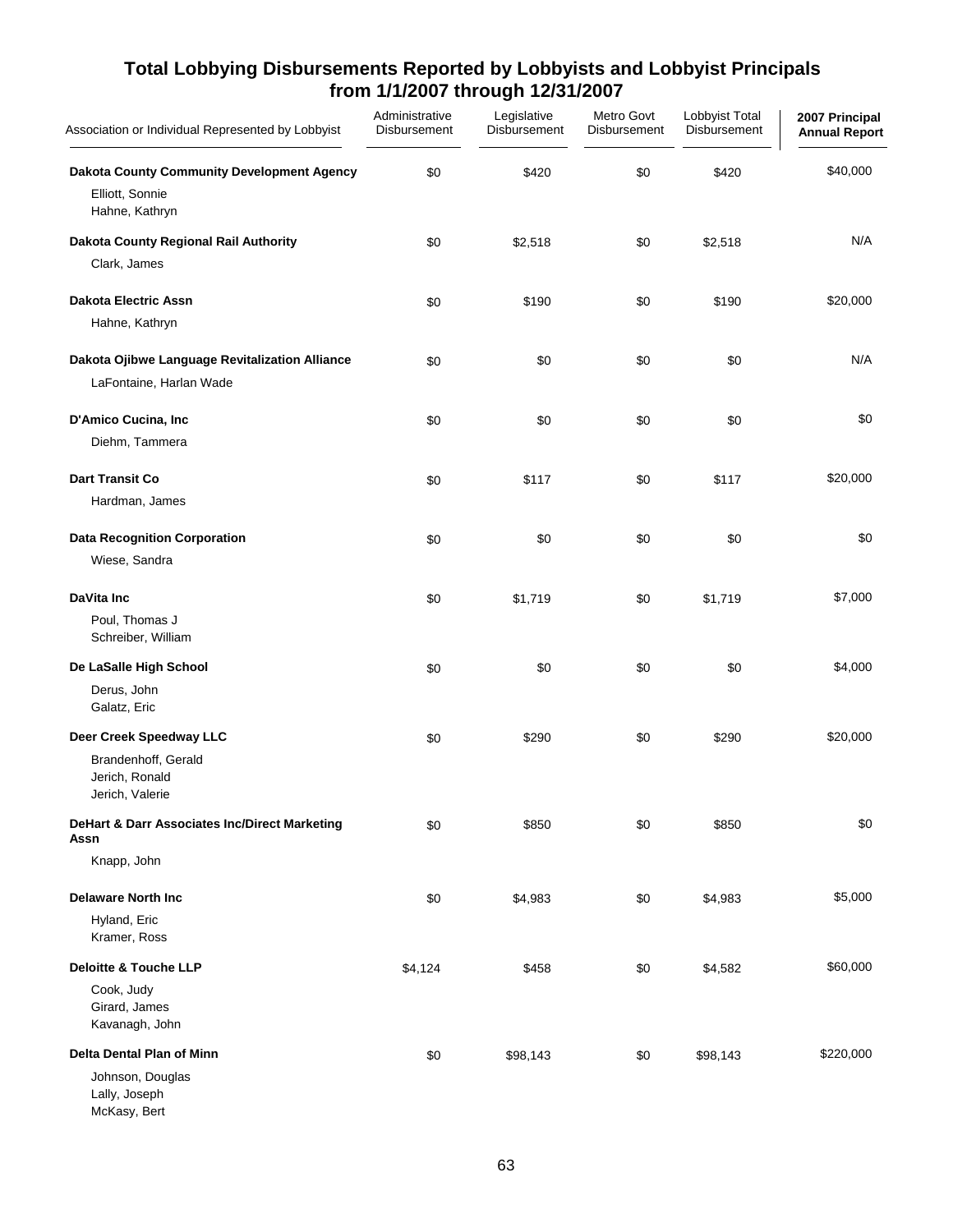## Total Lobbying Disbursements Reported by Lobbyists and Lobbyist Principals from 1/1/2007 through 12/31/2007

| Association or Individual Represented by Lobbyist | Administrative Disbursement | Legislative Disbursement | Metro Govt Disbursement | Lobbyist Total Disbursement | 2007 Principal Annual Report |
|---|---|---|---|---|---|
| **Dakota County Community Development Agency** | $0 | $420 | $0 | $420 | $40,000 |
| Elliott, Sonnie<br>Hahne, Kathryn | | | | | |
| **Dakota County Regional Rail Authority** | $0 | $2,518 | $0 | $2,518 | N/A |
| Clark, James | | | | | |
| **Dakota Electric Assn** | $0 | $190 | $0 | $190 | $20,000 |
| Hahne, Kathryn | | | | | |
| **Dakota Ojibwe Language Revitalization Alliance** | $0 | $0 | $0 | $0 | N/A |
| LaFontaine, Harlan Wade | | | | | |
| **D'Amico Cucina, Inc** | $0 | $0 | $0 | $0 | $0 |
| Diehm, Tammera | | | | | |
| **Dart Transit Co** | $0 | $117 | $0 | $117 | $20,000 |
| Hardman, James | | | | | |
| **Data Recognition Corporation** | $0 | $0 | $0 | $0 | $0 |
| Wiese, Sandra | | | | | |
| **DaVita Inc** | $0 | $1,719 | $0 | $1,719 | $7,000 |
| Poul, Thomas J<br>Schreiber, William | | | | | |
| **De LaSalle High School** | $0 | $0 | $0 | $0 | $4,000 |
| Derus, John<br>Galatz, Eric | | | | | |
| **Deer Creek Speedway LLC** | $0 | $290 | $0 | $290 | $20,000 |
| Brandenhoff, Gerald<br>Jerich, Ronald<br>Jerich, Valerie | | | | | |
| **DeHart & Darr Associates Inc/Direct Marketing Assn** | $0 | $850 | $0 | $850 | $0 |
| Knapp, John | | | | | |
| **Delaware North Inc** | $0 | $4,983 | $0 | $4,983 | $5,000 |
| Hyland, Eric<br>Kramer, Ross | | | | | |
| **Deloitte & Touche LLP** | $4,124 | $458 | $0 | $4,582 | $60,000 |
| Cook, Judy<br>Girard, James<br>Kavanagh, John | | | | | |
| **Delta Dental Plan of Minn** | $0 | $98,143 | $0 | $98,143 | $220,000 |
| Johnson, Douglas<br>Lally, Joseph<br>McKasy, Bert | | | | | |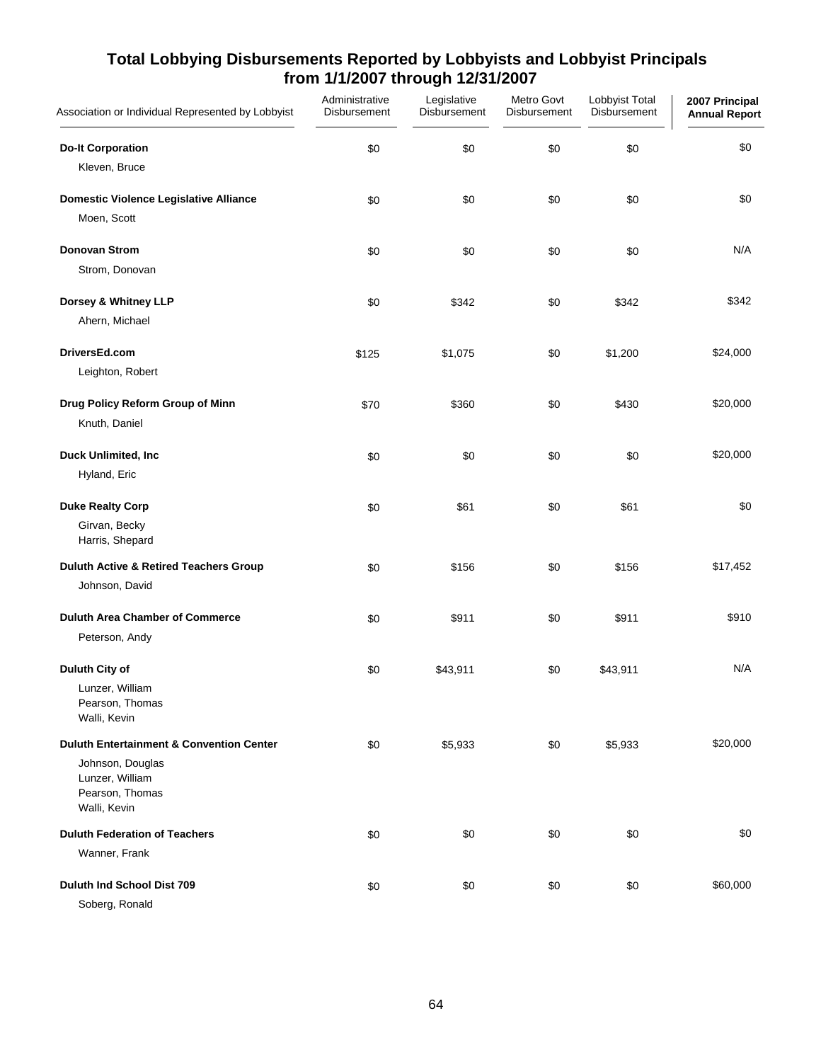## Total Lobbying Disbursements Reported by Lobbyists and Lobbyist Principals from 1/1/2007 through 12/31/2007

| Association or Individual Represented by Lobbyist | Administrative Disbursement | Legislative Disbursement | Metro Govt Disbursement | Lobbyist Total Disbursement | 2007 Principal Annual Report |
|---|---|---|---|---|---|
| **Do-It Corporation** | $0 | $0 | $0 | $0 | $0 |
| Kleven, Bruce | | | | | |
| **Domestic Violence Legislative Alliance** | $0 | $0 | $0 | $0 | $0 |
| Moen, Scott | | | | | |
| **Donovan Strom** | $0 | $0 | $0 | $0 | N/A |
| Strom, Donovan | | | | | |
| **Dorsey & Whitney LLP** | $0 | $342 | $0 | $342 | $342 |
| Ahern, Michael | | | | | |
| **DriversEd.com** | $125 | $1,075 | $0 | $1,200 | $24,000 |
| Leighton, Robert | | | | | |
| **Drug Policy Reform Group of Minn** | $70 | $360 | $0 | $430 | $20,000 |
| Knuth, Daniel | | | | | |
| **Duck Unlimited, Inc** | $0 | $0 | $0 | $0 | $20,000 |
| Hyland, Eric | | | | | |
| **Duke Realty Corp** | $0 | $61 | $0 | $61 | $0 |
| Girvan, Becky<br>Harris, Shepard | | | | | |
| **Duluth Active & Retired Teachers Group** | $0 | $156 | $0 | $156 | $17,452 |
| Johnson, David | | | | | |
| **Duluth Area Chamber of Commerce** | $0 | $911 | $0 | $911 | $910 |
| Peterson, Andy | | | | | |
| **Duluth City of** | $0 | $43,911 | $0 | $43,911 | N/A |
| Lunzer, William<br>Pearson, Thomas<br>Walli, Kevin | | | | | |
| **Duluth Entertainment & Convention Center** | $0 | $5,933 | $0 | $5,933 | $20,000 |
| Johnson, Douglas<br>Lunzer, William<br>Pearson, Thomas<br>Walli, Kevin | | | | | |
| **Duluth Federation of Teachers** | $0 | $0 | $0 | $0 | $0 |
| Wanner, Frank | | | | | |
| **Duluth Ind School Dist 709** | $0 | $0 | $0 | $0 | $60,000 |
| Soberg, Ronald | | | | | |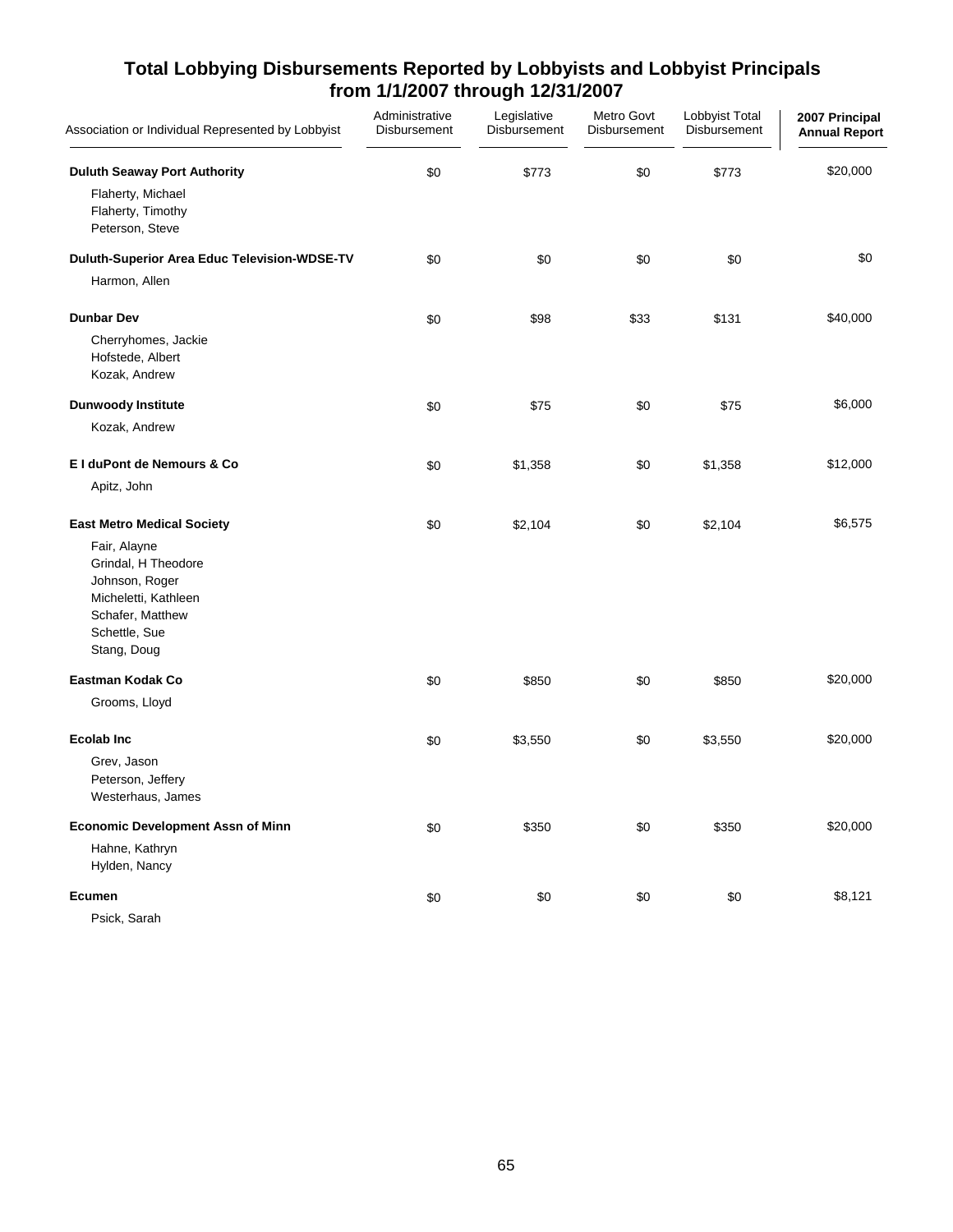## Total Lobbying Disbursements Reported by Lobbyists and Lobbyist Principals from 1/1/2007 through 12/31/2007

| Association or Individual Represented by Lobbyist | Administrative Disbursement | Legislative Disbursement | Metro Govt Disbursement | Lobbyist Total Disbursement | 2007 Principal Annual Report |
|---|---|---|---|---|---|
| **Duluth Seaway Port Authority** | $0 | $773 | $0 | $773 | $20,000 |
| Flaherty, Michael | | | | | |
| Flaherty, Timothy | | | | | |
| Peterson, Steve | | | | | |
| **Duluth-Superior Area Educ Television-WDSE-TV** | $0 | $0 | $0 | $0 | $0 |
| Harmon, Allen | | | | | |
| **Dunbar Dev** | $0 | $98 | $33 | $131 | $40,000 |
| Cherryhomes, Jackie | | | | | |
| Hofstede, Albert | | | | | |
| Kozak, Andrew | | | | | |
| **Dunwoody Institute** | $0 | $75 | $0 | $75 | $6,000 |
| Kozak, Andrew | | | | | |
| **E I duPont de Nemours & Co** | $0 | $1,358 | $0 | $1,358 | $12,000 |
| Apitz, John | | | | | |
| **East Metro Medical Society** | $0 | $2,104 | $0 | $2,104 | $6,575 |
| Fair, Alayne | | | | | |
| Grindal, H Theodore | | | | | |
| Johnson, Roger | | | | | |
| Micheletti, Kathleen | | | | | |
| Schafer, Matthew | | | | | |
| Schettle, Sue | | | | | |
| Stang, Doug | | | | | |
| **Eastman Kodak Co** | $0 | $850 | $0 | $850 | $20,000 |
| Grooms, Lloyd | | | | | |
| **Ecolab Inc** | $0 | $3,550 | $0 | $3,550 | $20,000 |
| Grev, Jason | | | | | |
| Peterson, Jeffery | | | | | |
| Westerhaus, James | | | | | |
| **Economic Development Assn of Minn** | $0 | $350 | $0 | $350 | $20,000 |
| Hahne, Kathryn | | | | | |
| Hylden, Nancy | | | | | |
| **Ecumen** | $0 | $0 | $0 | $0 | $8,121 |
| Psick, Sarah | | | | | |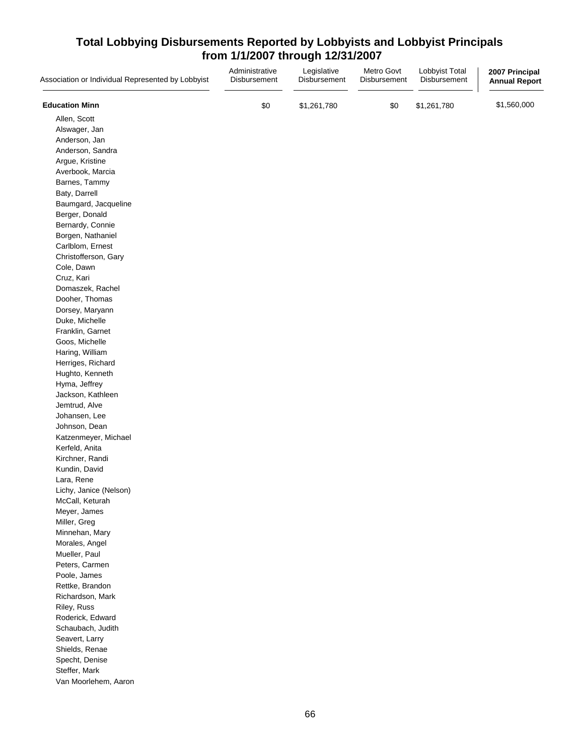# Total Lobbying Disbursements Reported by Lobbyists and Lobbyist Principals from 1/1/2007 through 12/31/2007

| Association or Individual Represented by Lobbyist | Administrative Disbursement | Legislative Disbursement | Metro Govt Disbursement | Lobbyist Total Disbursement | 2007 Principal Annual Report |
|---|---|---|---|---|---|
| **Education Minn** | $0 | $1,261,780 | $0 | $1,261,780 | $1,560,000 |
| Allen, Scott | | | | | |
| Alswager, Jan | | | | | |
| Anderson, Jan | | | | | |
| Anderson, Sandra | | | | | |
| Argue, Kristine | | | | | |
| Averbook, Marcia | | | | | |
| Barnes, Tammy | | | | | |
| Baty, Darrell | | | | | |
| Baumgard, Jacqueline | | | | | |
| Berger, Donald | | | | | |
| Bernardy, Connie | | | | | |
| Borgen, Nathaniel | | | | | |
| Carlblom, Ernest | | | | | |
| Christofferson, Gary | | | | | |
| Cole, Dawn | | | | | |
| Cruz, Kari | | | | | |
| Domaszek, Rachel | | | | | |
| Dooher, Thomas | | | | | |
| Dorsey, Maryann | | | | | |
| Duke, Michelle | | | | | |
| Franklin, Garnet | | | | | |
| Goos, Michelle | | | | | |
| Haring, William | | | | | |
| Herriges, Richard | | | | | |
| Hughto, Kenneth | | | | | |
| Hyma, Jeffrey | | | | | |
| Jackson, Kathleen | | | | | |
| Jemtrud, Alve | | | | | |
| Johansen, Lee | | | | | |
| Johnson, Dean | | | | | |
| Katzenmeyer, Michael | | | | | |
| Kerfeld, Anita | | | | | |
| Kirchner, Randi | | | | | |
| Kundin, David | | | | | |
| Lara, Rene | | | | | |
| Lichy, Janice (Nelson) | | | | | |
| McCall, Keturah | | | | | |
| Meyer, James | | | | | |
| Miller, Greg | | | | | |
| Minnehan, Mary | | | | | |
| Morales, Angel | | | | | |
| Mueller, Paul | | | | | |
| Peters, Carmen | | | | | |
| Poole, James | | | | | |
| Rettke, Brandon | | | | | |
| Richardson, Mark | | | | | |
| Riley, Russ | | | | | |
| Roderick, Edward | | | | | |
| Schaubach, Judith | | | | | |
| Seavert, Larry | | | | | |
| Shields, Renae | | | | | |
| Specht, Denise | | | | | |
| Steffer, Mark | | | | | |
| Van Moorlehem, Aaron | | | | | |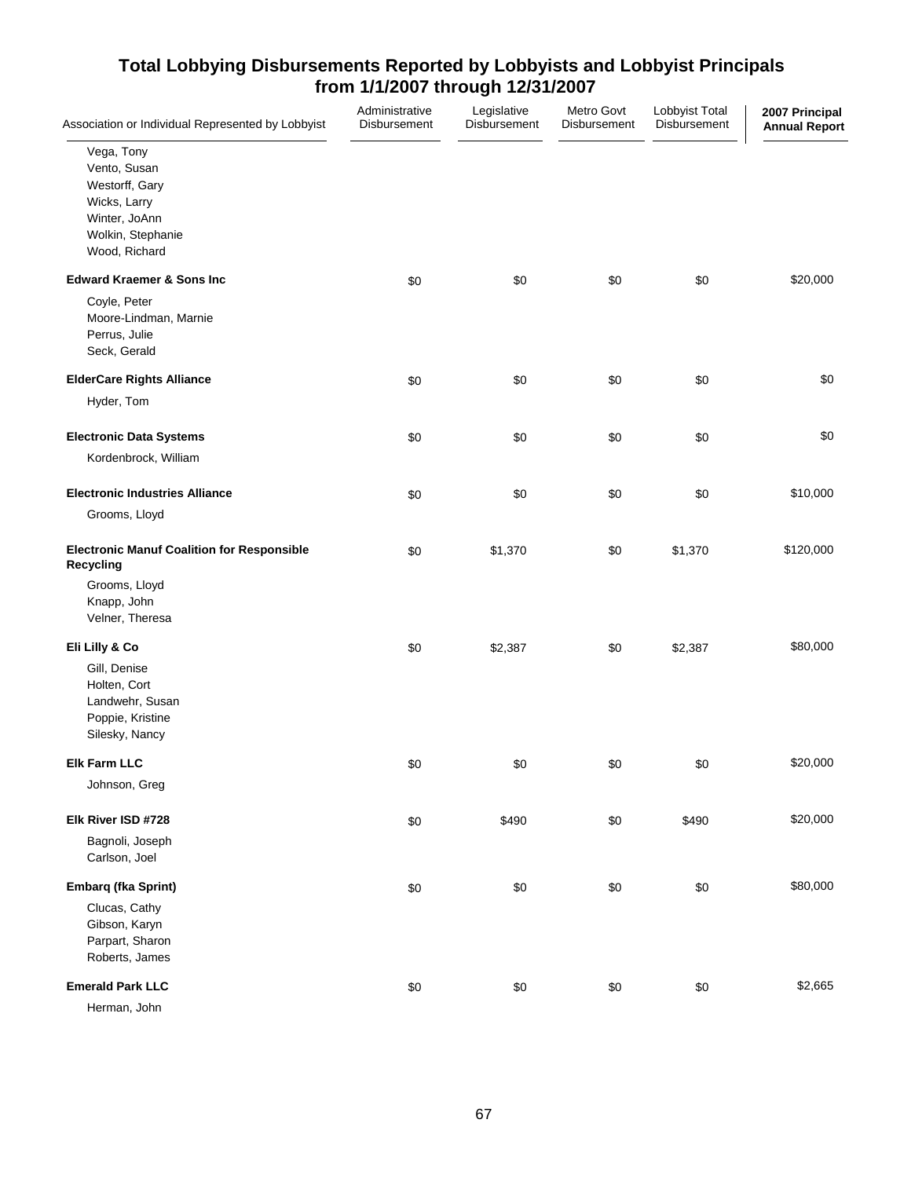# Total Lobbying Disbursements Reported by Lobbyists and Lobbyist Principals from 1/1/2007 through 12/31/2007

| Association or Individual Represented by Lobbyist | Administrative Disbursement | Legislative Disbursement | Metro Govt Disbursement | Lobbyist Total Disbursement | 2007 Principal Annual Report |
|---|---|---|---|---|---|
| Vega, Tony | | | | | |
| Vento, Susan | | | | | |
| Westorff, Gary | | | | | |
| Wicks, Larry | | | | | |
| Winter, JoAnn | | | | | |
| Wolkin, Stephanie | | | | | |
| Wood, Richard | | | | | |
| **Edward Kraemer & Sons Inc** | $0 | $0 | $0 | $0 | $20,000 |
| Coyle, Peter | | | | | |
| Moore-Lindman, Marnie | | | | | |
| Perrus, Julie | | | | | |
| Seck, Gerald | | | | | |
| **ElderCare Rights Alliance** | $0 | $0 | $0 | $0 | $0 |
| Hyder, Tom | | | | | |
| **Electronic Data Systems** | $0 | $0 | $0 | $0 | $0 |
| Kordenbrock, William | | | | | |
| **Electronic Industries Alliance** | $0 | $0 | $0 | $0 | $10,000 |
| Grooms, Lloyd | | | | | |
| **Electronic Manuf Coalition for Responsible Recycling** | $0 | $1,370 | $0 | $1,370 | $120,000 |
| Grooms, Lloyd | | | | | |
| Knapp, John | | | | | |
| Velner, Theresa | | | | | |
| **Eli Lilly & Co** | $0 | $2,387 | $0 | $2,387 | $80,000 |
| Gill, Denise | | | | | |
| Holten, Cort | | | | | |
| Landwehr, Susan | | | | | |
| Poppie, Kristine | | | | | |
| Silesky, Nancy | | | | | |
| **Elk Farm LLC** | $0 | $0 | $0 | $0 | $20,000 |
| Johnson, Greg | | | | | |
| **Elk River ISD #728** | $0 | $490 | $0 | $490 | $20,000 |
| Bagnoli, Joseph | | | | | |
| Carlson, Joel | | | | | |
| **Embarq (fka Sprint)** | $0 | $0 | $0 | $0 | $80,000 |
| Clucas, Cathy | | | | | |
| Gibson, Karyn | | | | | |
| Parpart, Sharon | | | | | |
| Roberts, James | | | | | |
| **Emerald Park LLC** | $0 | $0 | $0 | $0 | $2,665 |
| Herman, John | | | | | |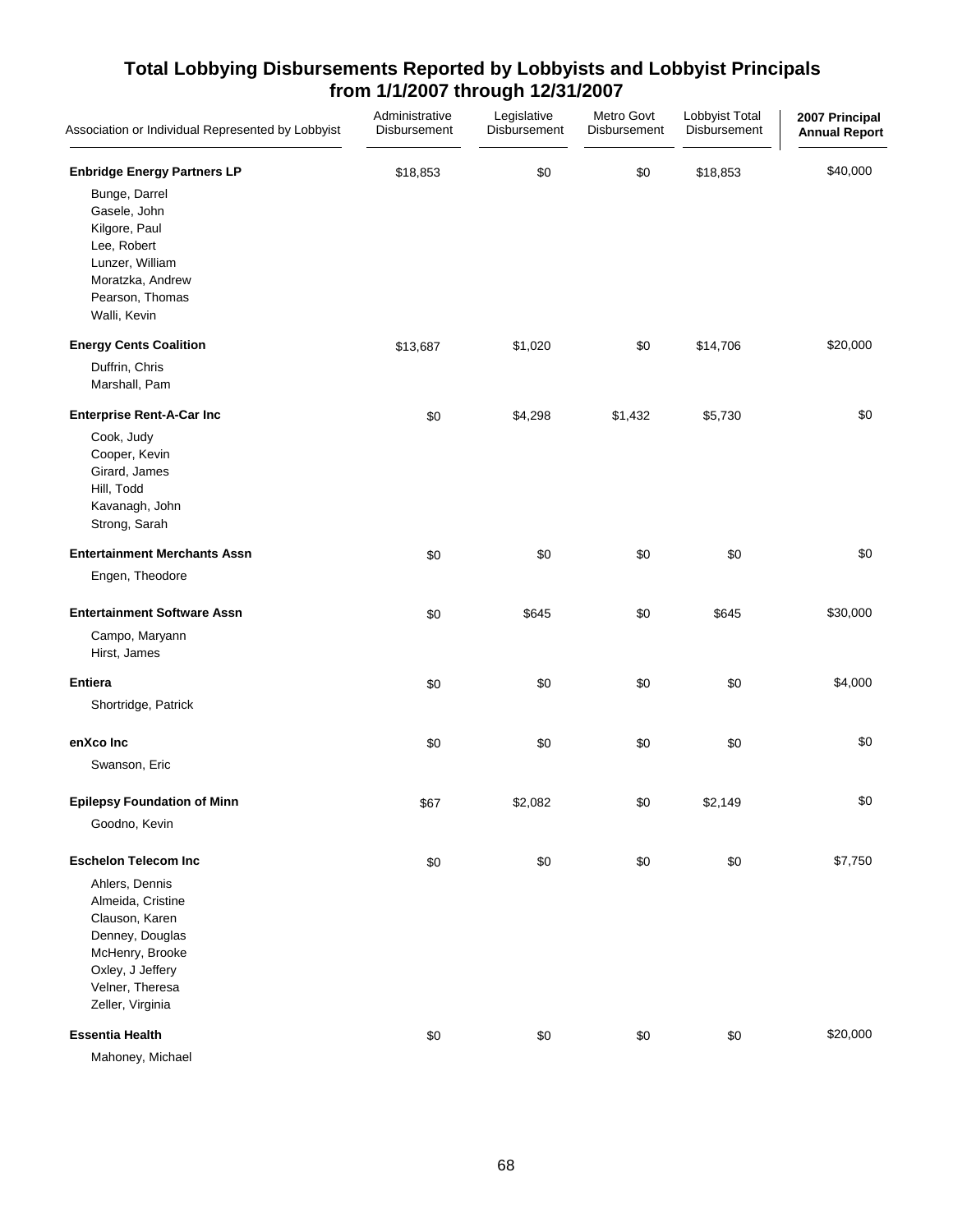## Total Lobbying Disbursements Reported by Lobbyists and Lobbyist Principals from 1/1/2007 through 12/31/2007

| Association or Individual Represented by Lobbyist | Administrative Disbursement | Legislative Disbursement | Metro Govt Disbursement | Lobbyist Total Disbursement | 2007 Principal Annual Report |
|---|---|---|---|---|---|
| **Enbridge Energy Partners LP** | $18,853 | $0 | $0 | $18,853 | $40,000 |
| Bunge, Darrel | | | | | |
| Gasele, John | | | | | |
| Kilgore, Paul | | | | | |
| Lee, Robert | | | | | |
| Lunzer, William | | | | | |
| Moratzka, Andrew | | | | | |
| Pearson, Thomas | | | | | |
| Walli, Kevin | | | | | |
| **Energy Cents Coalition** | $13,687 | $1,020 | $0 | $14,706 | $20,000 |
| Duffrin, Chris | | | | | |
| Marshall, Pam | | | | | |
| **Enterprise Rent-A-Car Inc** | $0 | $4,298 | $1,432 | $5,730 | $0 |
| Cook, Judy | | | | | |
| Cooper, Kevin | | | | | |
| Girard, James | | | | | |
| Hill, Todd | | | | | |
| Kavanagh, John | | | | | |
| Strong, Sarah | | | | | |
| **Entertainment Merchants Assn** | $0 | $0 | $0 | $0 | $0 |
| Engen, Theodore | | | | | |
| **Entertainment Software Assn** | $0 | $645 | $0 | $645 | $30,000 |
| Campo, Maryann | | | | | |
| Hirst, James | | | | | |
| **Entiera** | $0 | $0 | $0 | $0 | $4,000 |
| Shortridge, Patrick | | | | | |
| **enXco Inc** | $0 | $0 | $0 | $0 | $0 |
| Swanson, Eric | | | | | |
| **Epilepsy Foundation of Minn** | $67 | $2,082 | $0 | $2,149 | $0 |
| Goodno, Kevin | | | | | |
| **Eschelon Telecom Inc** | $0 | $0 | $0 | $0 | $7,750 |
| Ahlers, Dennis | | | | | |
| Almeida, Cristine | | | | | |
| Clauson, Karen | | | | | |
| Denney, Douglas | | | | | |
| McHenry, Brooke | | | | | |
| Oxley, J Jeffery | | | | | |
| Velner, Theresa | | | | | |
| Zeller, Virginia | | | | | |
| **Essentia Health** | $0 | $0 | $0 | $0 | $20,000 |
| Mahoney, Michael | | | | | |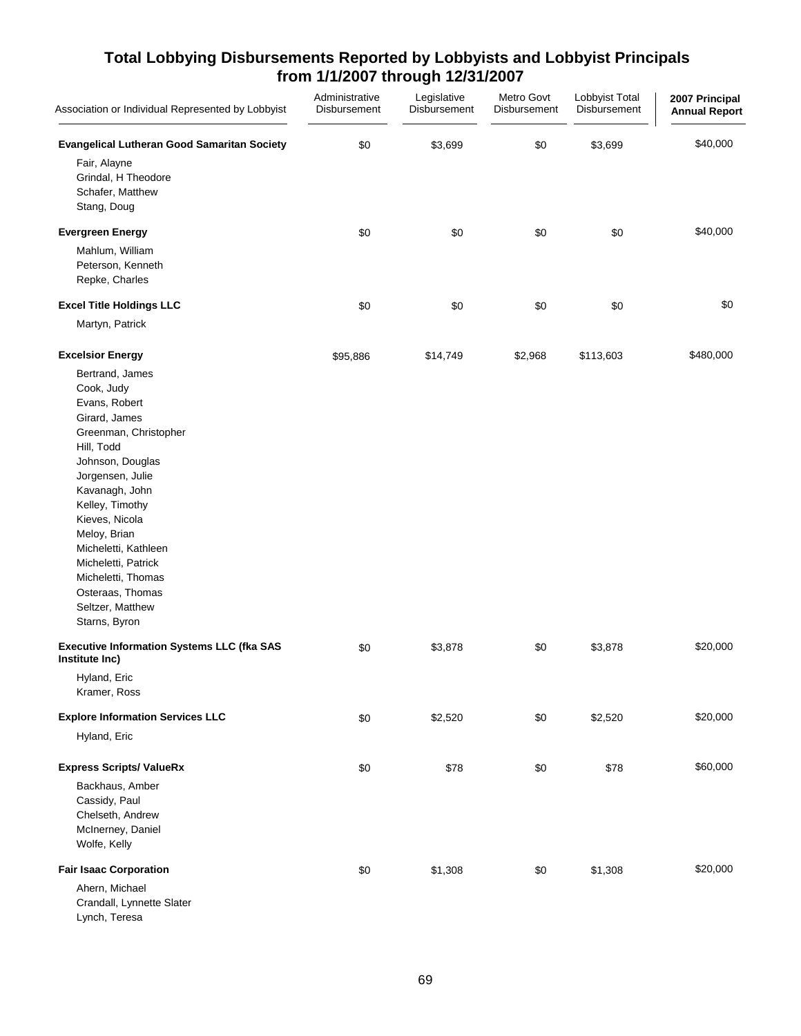# Total Lobbying Disbursements Reported by Lobbyists and Lobbyist Principals from 1/1/2007 through 12/31/2007

| Association or Individual Represented by Lobbyist | Administrative Disbursement | Legislative Disbursement | Metro Govt Disbursement | Lobbyist Total Disbursement | 2007 Principal Annual Report |
|---|---|---|---|---|---|
| **Evangelical Lutheran Good Samaritan Society** | $0 | $3,699 | $0 | $3,699 | $40,000 |
| Fair, Alayne | | | | | |
| Grindal, H Theodore | | | | | |
| Schafer, Matthew | | | | | |
| Stang, Doug | | | | | |
| **Evergreen Energy** | $0 | $0 | $0 | $0 | $40,000 |
| Mahlum, William | | | | | |
| Peterson, Kenneth | | | | | |
| Repke, Charles | | | | | |
| **Excel Title Holdings LLC** | $0 | $0 | $0 | $0 | $0 |
| Martyn, Patrick | | | | | |
| **Excelsior Energy** | $95,886 | $14,749 | $2,968 | $113,603 | $480,000 |
| Bertrand, James | | | | | |
| Cook, Judy | | | | | |
| Evans, Robert | | | | | |
| Girard, James | | | | | |
| Greenman, Christopher | | | | | |
| Hill, Todd | | | | | |
| Johnson, Douglas | | | | | |
| Jorgensen, Julie | | | | | |
| Kavanagh, John | | | | | |
| Kelley, Timothy | | | | | |
| Kieves, Nicola | | | | | |
| Meloy, Brian | | | | | |
| Micheletti, Kathleen | | | | | |
| Micheletti, Patrick | | | | | |
| Micheletti, Thomas | | | | | |
| Osteraas, Thomas | | | | | |
| Seltzer, Matthew | | | | | |
| Starns, Byron | | | | | |
| **Executive Information Systems LLC (fka SAS Institute Inc)** | $0 | $3,878 | $0 | $3,878 | $20,000 |
| Hyland, Eric | | | | | |
| Kramer, Ross | | | | | |
| **Explore Information Services LLC** | $0 | $2,520 | $0 | $2,520 | $20,000 |
| Hyland, Eric | | | | | |
| **Express Scripts/ ValueRx** | $0 | $78 | $0 | $78 | $60,000 |
| Backhaus, Amber | | | | | |
| Cassidy, Paul | | | | | |
| Chelseth, Andrew | | | | | |
| McInerney, Daniel | | | | | |
| Wolfe, Kelly | | | | | |
| **Fair Isaac Corporation** | $0 | $1,308 | $0 | $1,308 | $20,000 |
| Ahern, Michael | | | | | |
| Crandall, Lynnette Slater | | | | | |
| Lynch, Teresa | | | | | |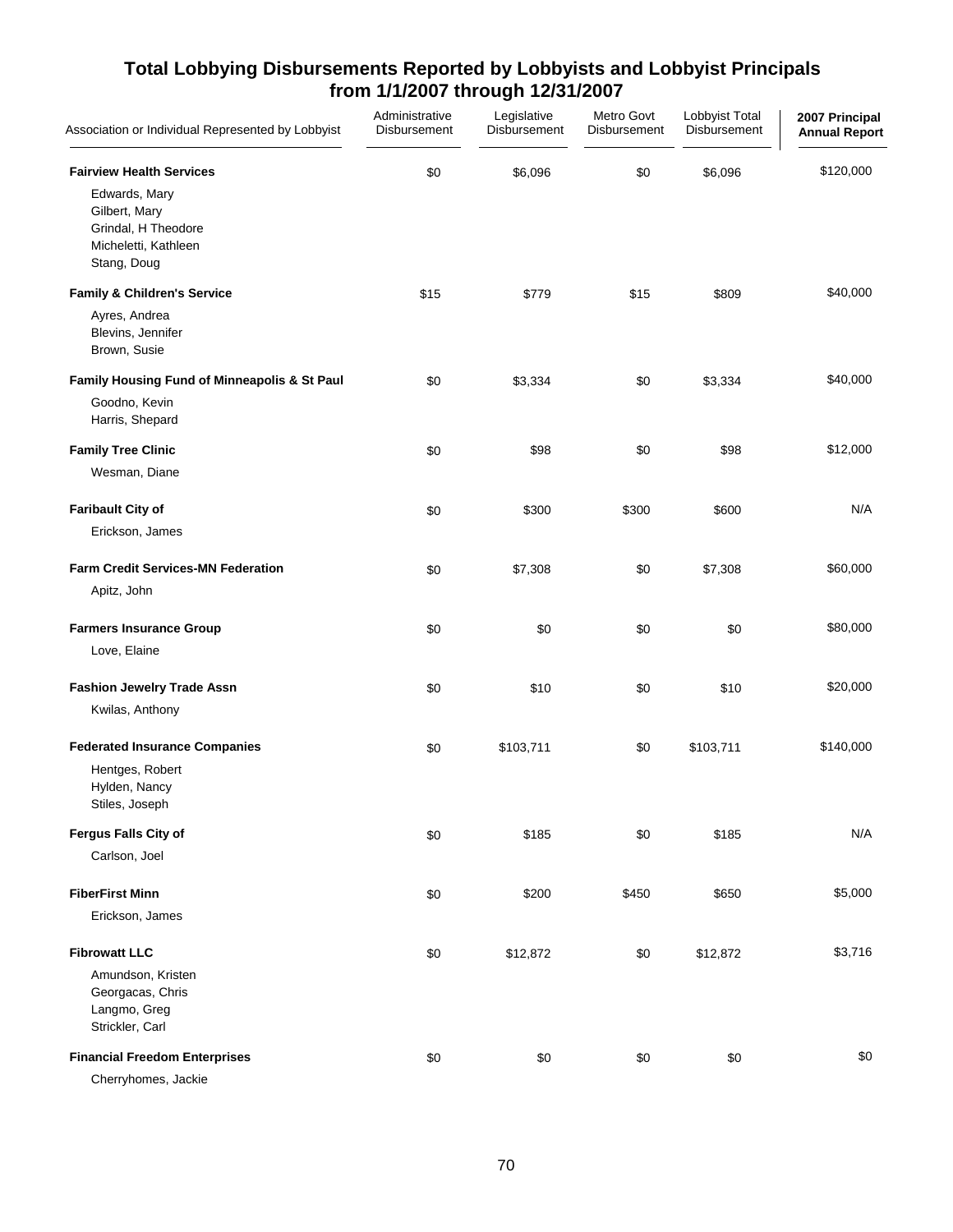## Total Lobbying Disbursements Reported by Lobbyists and Lobbyist Principals from 1/1/2007 through 12/31/2007

| Association or Individual Represented by Lobbyist | Administrative Disbursement | Legislative Disbursement | Metro Govt Disbursement | Lobbyist Total Disbursement | 2007 Principal Annual Report |
|---|---|---|---|---|---|
| **Fairview Health Services** | $0 | $6,096 | $0 | $6,096 | $120,000 |
| Edwards, Mary | | | | | |
| Gilbert, Mary | | | | | |
| Grindal, H Theodore | | | | | |
| Micheletti, Kathleen | | | | | |
| Stang, Doug | | | | | |
| **Family & Children's Service** | $15 | $779 | $15 | $809 | $40,000 |
| Ayres, Andrea | | | | | |
| Blevins, Jennifer | | | | | |
| Brown, Susie | | | | | |
| **Family Housing Fund of Minneapolis & St Paul** | $0 | $3,334 | $0 | $3,334 | $40,000 |
| Goodno, Kevin | | | | | |
| Harris, Shepard | | | | | |
| **Family Tree Clinic** | $0 | $98 | $0 | $98 | $12,000 |
| Wesman, Diane | | | | | |
| **Faribault City of** | $0 | $300 | $300 | $600 | N/A |
| Erickson, James | | | | | |
| **Farm Credit Services-MN Federation** | $0 | $7,308 | $0 | $7,308 | $60,000 |
| Apitz, John | | | | | |
| **Farmers Insurance Group** | $0 | $0 | $0 | $0 | $80,000 |
| Love, Elaine | | | | | |
| **Fashion Jewelry Trade Assn** | $0 | $10 | $0 | $10 | $20,000 |
| Kwilas, Anthony | | | | | |
| **Federated Insurance Companies** | $0 | $103,711 | $0 | $103,711 | $140,000 |
| Hentges, Robert | | | | | |
| Hylden, Nancy | | | | | |
| Stiles, Joseph | | | | | |
| **Fergus Falls City of** | $0 | $185 | $0 | $185 | N/A |
| Carlson, Joel | | | | | |
| **FiberFirst Minn** | $0 | $200 | $450 | $650 | $5,000 |
| Erickson, James | | | | | |
| **Fibrowatt LLC** | $0 | $12,872 | $0 | $12,872 | $3,716 |
| Amundson, Kristen | | | | | |
| Georgacas, Chris | | | | | |
| Langmo, Greg | | | | | |
| Strickler, Carl | | | | | |
| **Financial Freedom Enterprises** | $0 | $0 | $0 | $0 | $0 |
| Cherryhomes, Jackie | | | | | |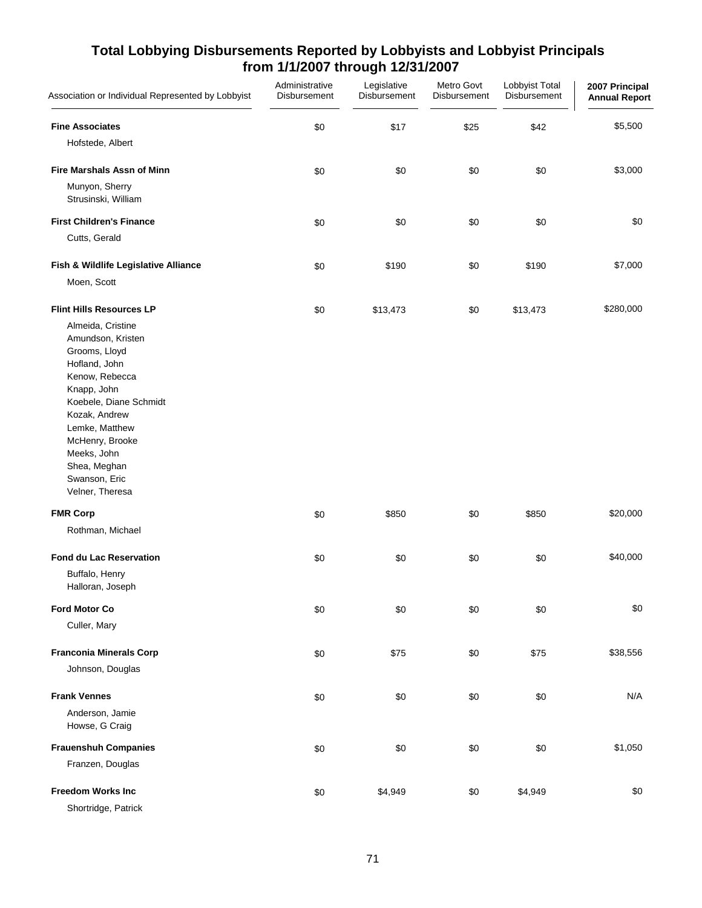## Total Lobbying Disbursements Reported by Lobbyists and Lobbyist Principals from 1/1/2007 through 12/31/2007

| Association or Individual Represented by Lobbyist | Administrative Disbursement | Legislative Disbursement | Metro Govt Disbursement | Lobbyist Total Disbursement | 2007 Principal Annual Report |
|---|---|---|---|---|---|
| **Fine Associates** | $0 | $17 | $25 | $42 | $5,500 |
| Hofstede, Albert | | | | | |
| **Fire Marshals Assn of Minn** | $0 | $0 | $0 | $0 | $3,000 |
| Munyon, Sherry | | | | | |
| Strusinski, William | | | | | |
| **First Children's Finance** | $0 | $0 | $0 | $0 | $0 |
| Cutts, Gerald | | | | | |
| **Fish & Wildlife Legislative Alliance** | $0 | $190 | $0 | $190 | $7,000 |
| Moen, Scott | | | | | |
| **Flint Hills Resources LP** | $0 | $13,473 | $0 | $13,473 | $280,000 |
| Almeida, Cristine | | | | | |
| Amundson, Kristen | | | | | |
| Grooms, Lloyd | | | | | |
| Hofland, John | | | | | |
| Kenow, Rebecca | | | | | |
| Knapp, John | | | | | |
| Koebele, Diane Schmidt | | | | | |
| Kozak, Andrew | | | | | |
| Lemke, Matthew | | | | | |
| McHenry, Brooke | | | | | |
| Meeks, John | | | | | |
| Shea, Meghan | | | | | |
| Swanson, Eric | | | | | |
| Velner, Theresa | | | | | |
| **FMR Corp** | $0 | $850 | $0 | $850 | $20,000 |
| Rothman, Michael | | | | | |
| **Fond du Lac Reservation** | $0 | $0 | $0 | $0 | $40,000 |
| Buffalo, Henry | | | | | |
| Halloran, Joseph | | | | | |
| **Ford Motor Co** | $0 | $0 | $0 | $0 | $0 |
| Culler, Mary | | | | | |
| **Franconia Minerals Corp** | $0 | $75 | $0 | $75 | $38,556 |
| Johnson, Douglas | | | | | |
| **Frank Vennes** | $0 | $0 | $0 | $0 | N/A |
| Anderson, Jamie | | | | | |
| Howse, G Craig | | | | | |
| **Frauenshuh Companies** | $0 | $0 | $0 | $0 | $1,050 |
| Franzen, Douglas | | | | | |
| **Freedom Works Inc** | $0 | $4,949 | $0 | $4,949 | $0 |
| Shortridge, Patrick | | | | | |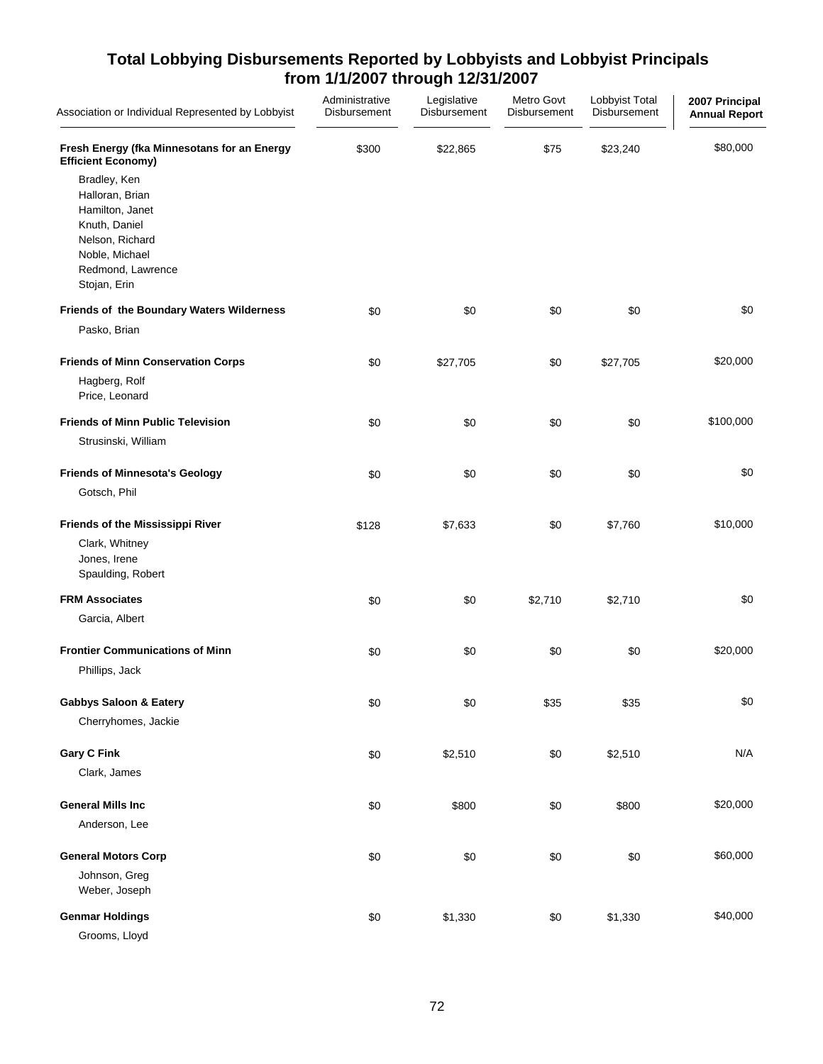## Total Lobbying Disbursements Reported by Lobbyists and Lobbyist Principals from 1/1/2007 through 12/31/2007

| Association or Individual Represented by Lobbyist | Administrative Disbursement | Legislative Disbursement | Metro Govt Disbursement | Lobbyist Total Disbursement | 2007 Principal Annual Report |
|---|---|---|---|---|---|
| **Fresh Energy (fka Minnesotans for an Energy Efficient Economy)** | $300 | $22,865 | $75 | $23,240 | $80,000 |
| Bradley, Ken<br>Halloran, Brian<br>Hamilton, Janet<br>Knuth, Daniel<br>Nelson, Richard<br>Noble, Michael<br>Redmond, Lawrence<br>Stojan, Erin | | | | | |
| **Friends of the Boundary Waters Wilderness** | $0 | $0 | $0 | $0 | $0 |
| Pasko, Brian | | | | | |
| **Friends of Minn Conservation Corps** | $0 | $27,705 | $0 | $27,705 | $20,000 |
| Hagberg, Rolf<br>Price, Leonard | | | | | |
| **Friends of Minn Public Television** | $0 | $0 | $0 | $0 | $100,000 |
| Strusinski, William | | | | | |
| **Friends of Minnesota's Geology** | $0 | $0 | $0 | $0 | $0 |
| Gotsch, Phil | | | | | |
| **Friends of the Mississippi River** | $128 | $7,633 | $0 | $7,760 | $10,000 |
| Clark, Whitney<br>Jones, Irene<br>Spaulding, Robert | | | | | |
| **FRM Associates** | $0 | $0 | $2,710 | $2,710 | $0 |
| Garcia, Albert | | | | | |
| **Frontier Communications of Minn** | $0 | $0 | $0 | $0 | $20,000 |
| Phillips, Jack | | | | | |
| **Gabbys Saloon & Eatery** | $0 | $0 | $35 | $35 | $0 |
| Cherryhomes, Jackie | | | | | |
| **Gary C Fink** | $0 | $2,510 | $0 | $2,510 | N/A |
| Clark, James | | | | | |
| **General Mills Inc** | $0 | $800 | $0 | $800 | $20,000 |
| Anderson, Lee | | | | | |
| **General Motors Corp** | $0 | $0 | $0 | $0 | $60,000 |
| Johnson, Greg<br>Weber, Joseph | | | | | |
| **Genmar Holdings** | $0 | $1,330 | $0 | $1,330 | $40,000 |
| Grooms, Lloyd | | | | | |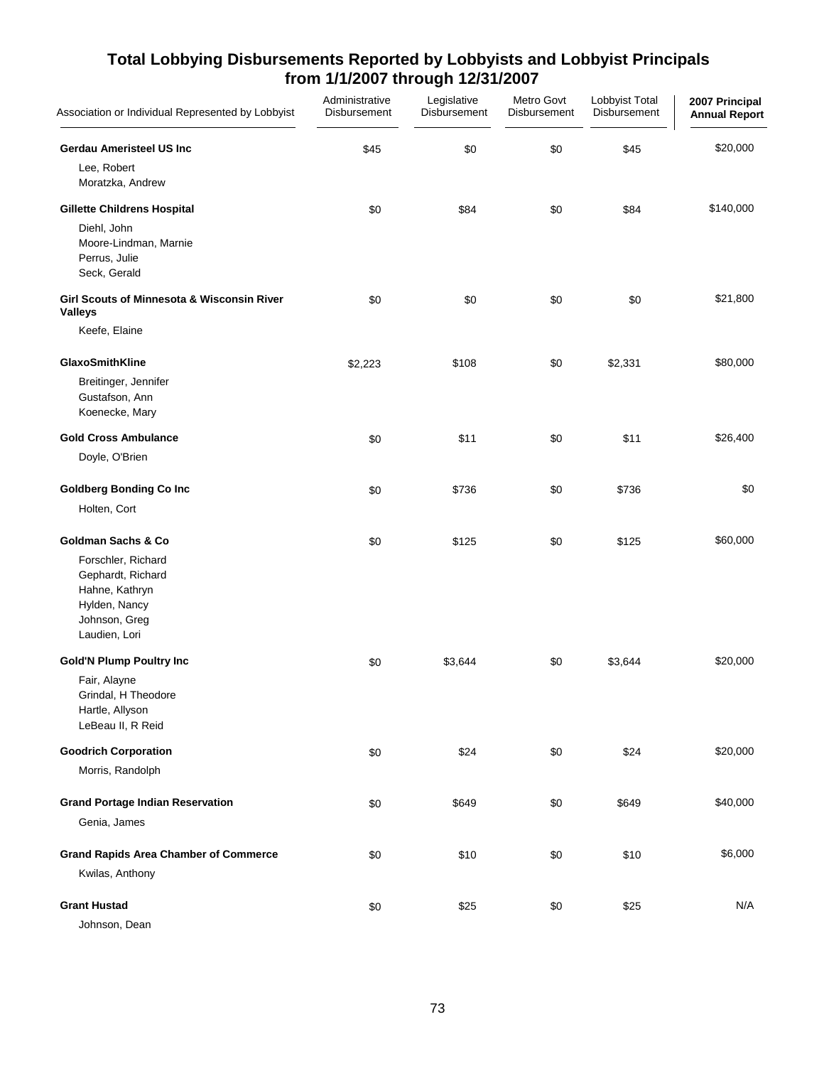## Total Lobbying Disbursements Reported by Lobbyists and Lobbyist Principals from 1/1/2007 through 12/31/2007

| Association or Individual Represented by Lobbyist | Administrative Disbursement | Legislative Disbursement | Metro Govt Disbursement | Lobbyist Total Disbursement | 2007 Principal Annual Report |
|---|---|---|---|---|---|
| **Gerdau Ameristeel US Inc** | $45 | $0 | $0 | $45 | $20,000 |
| Lee, Robert<br>Moratzka, Andrew | | | | | |
| **Gillette Childrens Hospital** | $0 | $84 | $0 | $84 | $140,000 |
| Diehl, John<br>Moore-Lindman, Marnie<br>Perrus, Julie<br>Seck, Gerald | | | | | |
| **Girl Scouts of Minnesota & Wisconsin River Valleys** | $0 | $0 | $0 | $0 | $21,800 |
| Keefe, Elaine | | | | | |
| **GlaxoSmithKline** | $2,223 | $108 | $0 | $2,331 | $80,000 |
| Breitinger, Jennifer<br>Gustafson, Ann<br>Koenecke, Mary | | | | | |
| **Gold Cross Ambulance** | $0 | $11 | $0 | $11 | $26,400 |
| Doyle, O'Brien | | | | | |
| **Goldberg Bonding Co Inc** | $0 | $736 | $0 | $736 | $0 |
| Holten, Cort | | | | | |
| **Goldman Sachs & Co** | $0 | $125 | $0 | $125 | $60,000 |
| Forschler, Richard<br>Gephardt, Richard<br>Hahne, Kathryn<br>Hylden, Nancy<br>Johnson, Greg<br>Laudien, Lori | | | | | |
| **Gold'N Plump Poultry Inc** | $0 | $3,644 | $0 | $3,644 | $20,000 |
| Fair, Alayne<br>Grindal, H Theodore<br>Hartle, Allyson<br>LeBeau II, R Reid | | | | | |
| **Goodrich Corporation** | $0 | $24 | $0 | $24 | $20,000 |
| Morris, Randolph | | | | | |
| **Grand Portage Indian Reservation** | $0 | $649 | $0 | $649 | $40,000 |
| Genia, James | | | | | |
| **Grand Rapids Area Chamber of Commerce** | $0 | $10 | $0 | $10 | $6,000 |
| Kwilas, Anthony | | | | | |
| **Grant Hustad** | $0 | $25 | $0 | $25 | N/A |
| Johnson, Dean | | | | | |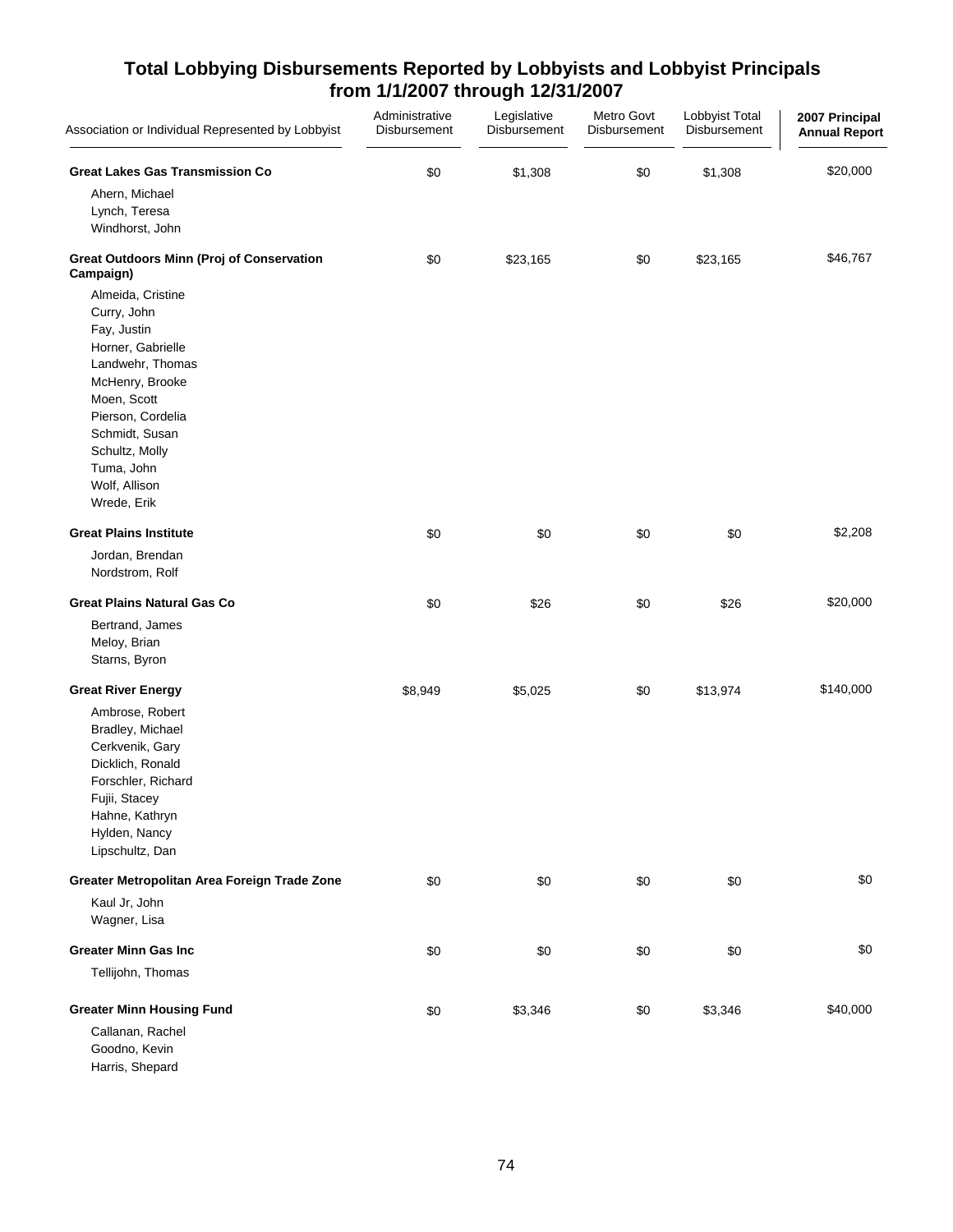# Total Lobbying Disbursements Reported by Lobbyists and Lobbyist Principals from 1/1/2007 through 12/31/2007

| Association or Individual Represented by Lobbyist | Administrative Disbursement | Legislative Disbursement | Metro Govt Disbursement | Lobbyist Total Disbursement | 2007 Principal Annual Report |
|---|---|---|---|---|---|
| **Great Lakes Gas Transmission Co** | $0 | $1,308 | $0 | $1,308 | $20,000 |
| Ahern, Michael | | | | | |
| Lynch, Teresa | | | | | |
| Windhorst, John | | | | | |
| **Great Outdoors Minn (Proj of Conservation Campaign)** | $0 | $23,165 | $0 | $23,165 | $46,767 |
| Almeida, Cristine | | | | | |
| Curry, John | | | | | |
| Fay, Justin | | | | | |
| Horner, Gabrielle | | | | | |
| Landwehr, Thomas | | | | | |
| McHenry, Brooke | | | | | |
| Moen, Scott | | | | | |
| Pierson, Cordelia | | | | | |
| Schmidt, Susan | | | | | |
| Schultz, Molly | | | | | |
| Tuma, John | | | | | |
| Wolf, Allison | | | | | |
| Wrede, Erik | | | | | |
| **Great Plains Institute** | $0 | $0 | $0 | $0 | $2,208 |
| Jordan, Brendan | | | | | |
| Nordstrom, Rolf | | | | | |
| **Great Plains Natural Gas Co** | $0 | $26 | $0 | $26 | $20,000 |
| Bertrand, James | | | | | |
| Meloy, Brian | | | | | |
| Starns, Byron | | | | | |
| **Great River Energy** | $8,949 | $5,025 | $0 | $13,974 | $140,000 |
| Ambrose, Robert | | | | | |
| Bradley, Michael | | | | | |
| Cerkvenik, Gary | | | | | |
| Dicklich, Ronald | | | | | |
| Forschler, Richard | | | | | |
| Fujii, Stacey | | | | | |
| Hahne, Kathryn | | | | | |
| Hylden, Nancy | | | | | |
| Lipschultz, Dan | | | | | |
| **Greater Metropolitan Area Foreign Trade Zone** | $0 | $0 | $0 | $0 | $0 |
| Kaul Jr, John | | | | | |
| Wagner, Lisa | | | | | |
| **Greater Minn Gas Inc** | $0 | $0 | $0 | $0 | $0 |
| Tellijohn, Thomas | | | | | |
| **Greater Minn Housing Fund** | $0 | $3,346 | $0 | $3,346 | $40,000 |
| Callanan, Rachel | | | | | |
| Goodno, Kevin | | | | | |
| Harris, Shepard | | | | | |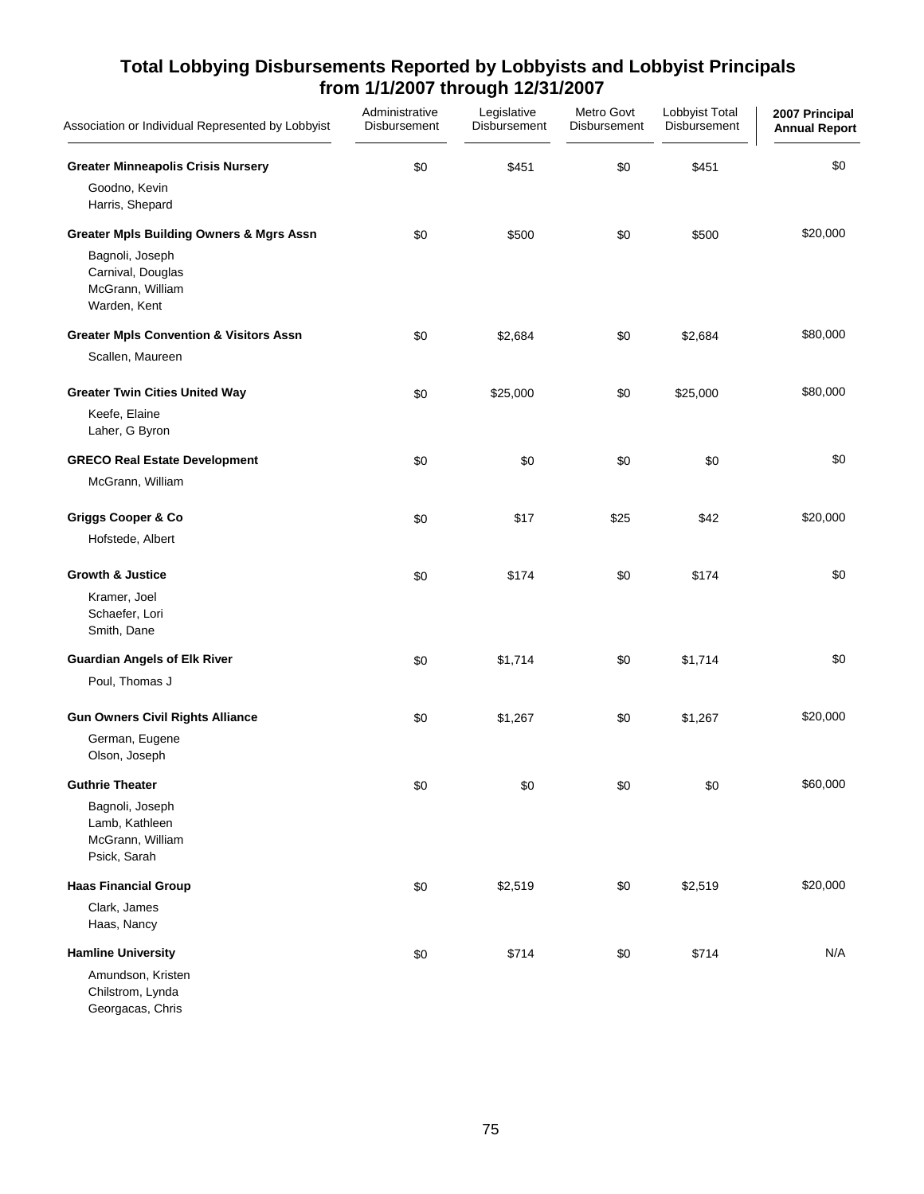## Total Lobbying Disbursements Reported by Lobbyists and Lobbyist Principals from 1/1/2007 through 12/31/2007

| Association or Individual Represented by Lobbyist | Administrative Disbursement | Legislative Disbursement | Metro Govt Disbursement | Lobbyist Total Disbursement | 2007 Principal Annual Report |
|---|---|---|---|---|---|
| **Greater Minneapolis Crisis Nursery** | $0 | $451 | $0 | $451 | $0 |
| Goodno, Kevin<br>Harris, Shepard | | | | | |
| **Greater Mpls Building Owners & Mgrs Assn** | $0 | $500 | $0 | $500 | $20,000 |
| Bagnoli, Joseph<br>Carnival, Douglas<br>McGrann, William<br>Warden, Kent | | | | | |
| **Greater Mpls Convention & Visitors Assn** | $0 | $2,684 | $0 | $2,684 | $80,000 |
| Scallen, Maureen | | | | | |
| **Greater Twin Cities United Way** | $0 | $25,000 | $0 | $25,000 | $80,000 |
| Keefe, Elaine<br>Laher, G Byron | | | | | |
| **GRECO Real Estate Development** | $0 | $0 | $0 | $0 | $0 |
| McGrann, William | | | | | |
| **Griggs Cooper & Co** | $0 | $17 | $25 | $42 | $20,000 |
| Hofstede, Albert | | | | | |
| **Growth & Justice** | $0 | $174 | $0 | $174 | $0 |
| Kramer, Joel<br>Schaefer, Lori<br>Smith, Dane | | | | | |
| **Guardian Angels of Elk River** | $0 | $1,714 | $0 | $1,714 | $0 |
| Poul, Thomas J | | | | | |
| **Gun Owners Civil Rights Alliance** | $0 | $1,267 | $0 | $1,267 | $20,000 |
| German, Eugene<br>Olson, Joseph | | | | | |
| **Guthrie Theater** | $0 | $0 | $0 | $0 | $60,000 |
| Bagnoli, Joseph<br>Lamb, Kathleen<br>McGrann, William<br>Psick, Sarah | | | | | |
| **Haas Financial Group** | $0 | $2,519 | $0 | $2,519 | $20,000 |
| Clark, James<br>Haas, Nancy | | | | | |
| **Hamline University** | $0 | $714 | $0 | $714 | N/A |
| Amundson, Kristen<br>Chilstrom, Lynda<br>Georgacas, Chris | | | | | |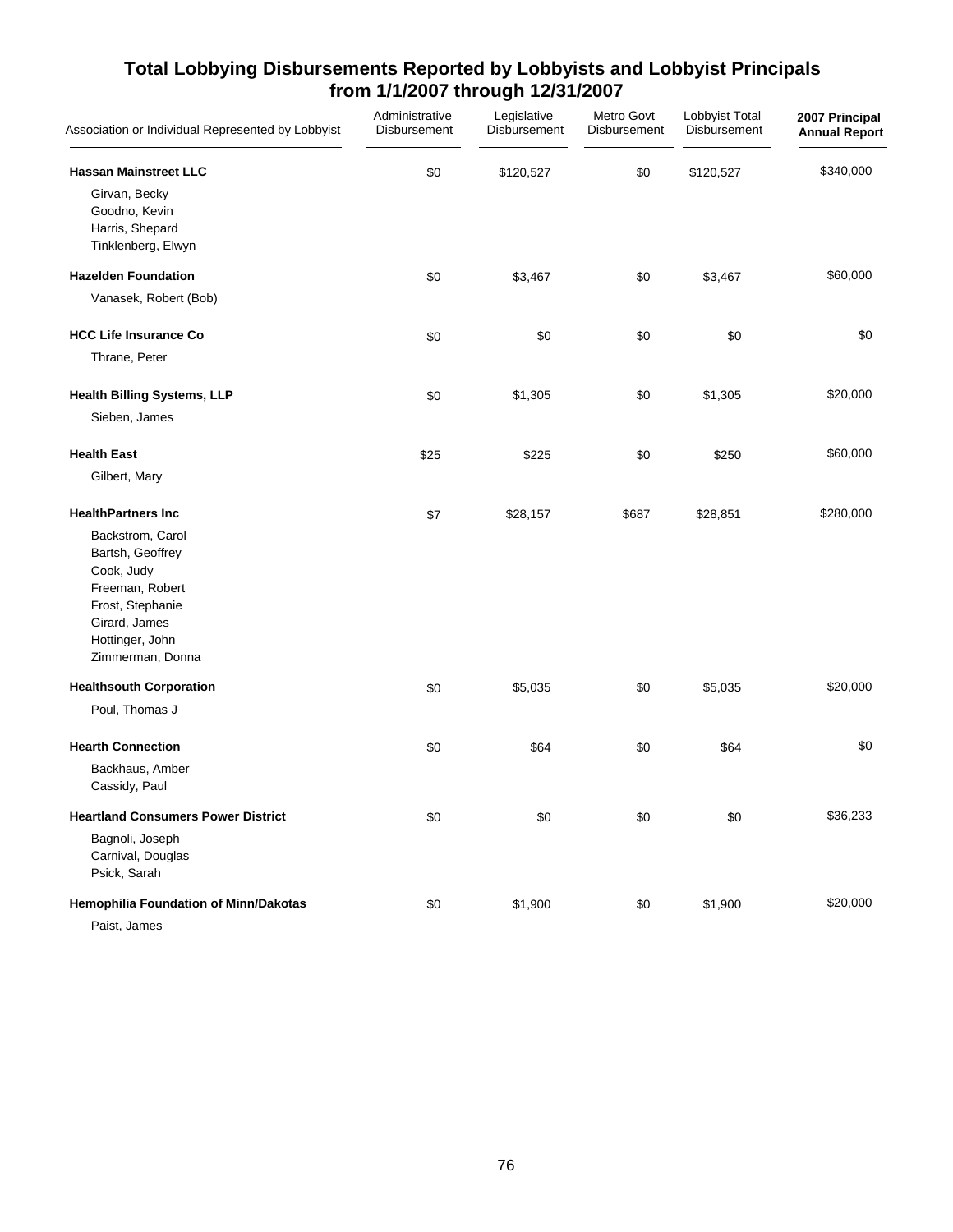# Total Lobbying Disbursements Reported by Lobbyists and Lobbyist Principals from 1/1/2007 through 12/31/2007

| Association or Individual Represented by Lobbyist | Administrative Disbursement | Legislative Disbursement | Metro Govt Disbursement | Lobbyist Total Disbursement | 2007 Principal Annual Report |
|---|---|---|---|---|---|
| **Hassan Mainstreet LLC** | $0 | $120,527 | $0 | $120,527 | $340,000 |
| Girvan, Becky | | | | | |
| Goodno, Kevin | | | | | |
| Harris, Shepard | | | | | |
| Tinklenberg, Elwyn | | | | | |
| **Hazelden Foundation** | $0 | $3,467 | $0 | $3,467 | $60,000 |
| Vanasek, Robert (Bob) | | | | | |
| **HCC Life Insurance Co** | $0 | $0 | $0 | $0 | $0 |
| Thrane, Peter | | | | | |
| **Health Billing Systems, LLP** | $0 | $1,305 | $0 | $1,305 | $20,000 |
| Sieben, James | | | | | |
| **Health East** | $25 | $225 | $0 | $250 | $60,000 |
| Gilbert, Mary | | | | | |
| **HealthPartners Inc** | $7 | $28,157 | $687 | $28,851 | $280,000 |
| Backstrom, Carol | | | | | |
| Bartsh, Geoffrey | | | | | |
| Cook, Judy | | | | | |
| Freeman, Robert | | | | | |
| Frost, Stephanie | | | | | |
| Girard, James | | | | | |
| Hottinger, John | | | | | |
| Zimmerman, Donna | | | | | |
| **Healthsouth Corporation** | $0 | $5,035 | $0 | $5,035 | $20,000 |
| Poul, Thomas J | | | | | |
| **Hearth Connection** | $0 | $64 | $0 | $64 | $0 |
| Backhaus, Amber | | | | | |
| Cassidy, Paul | | | | | |
| **Heartland Consumers Power District** | $0 | $0 | $0 | $0 | $36,233 |
| Bagnoli, Joseph | | | | | |
| Carnival, Douglas | | | | | |
| Psick, Sarah | | | | | |
| **Hemophilia Foundation of Minn/Dakotas** | $0 | $1,900 | $0 | $1,900 | $20,000 |
| Paist, James | | | | | |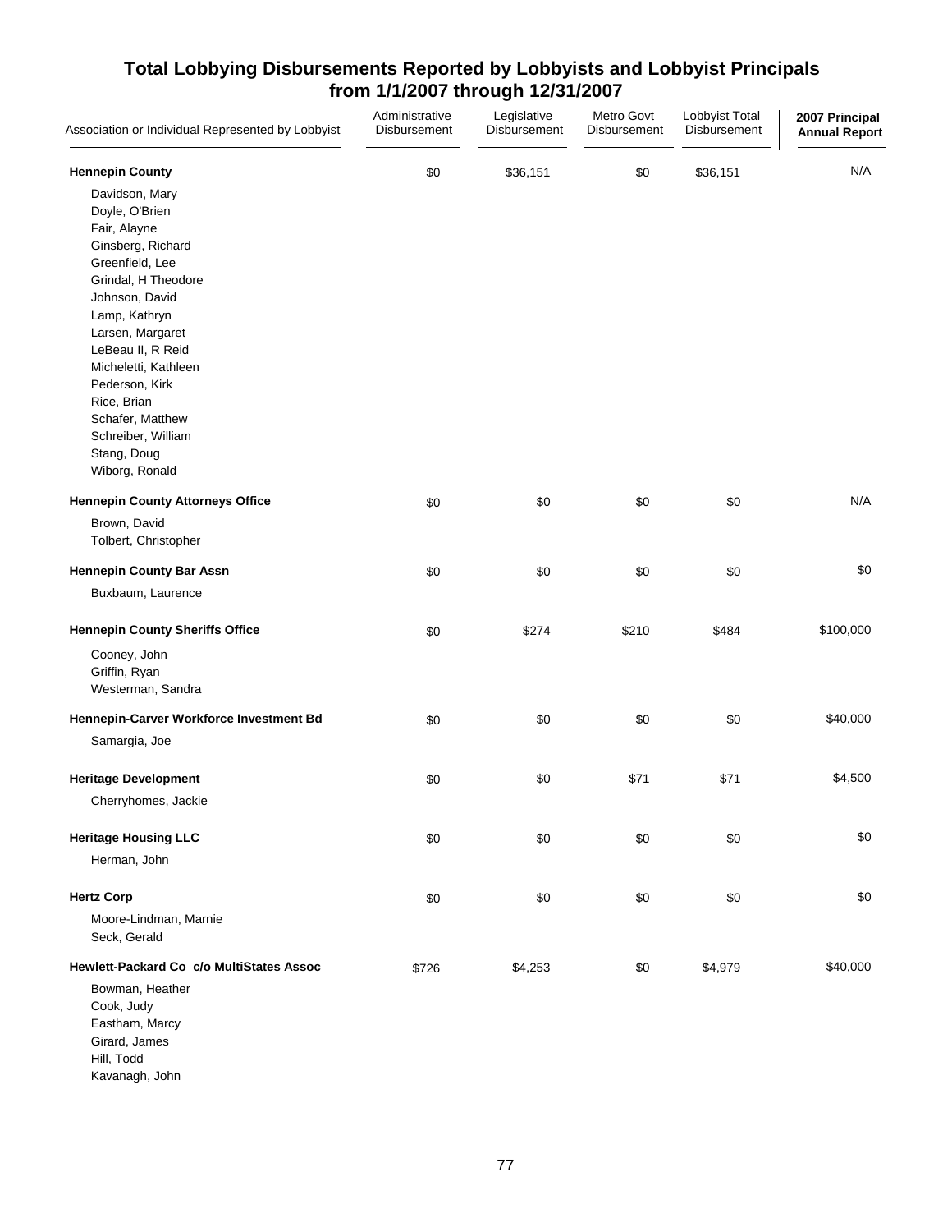# Total Lobbying Disbursements Reported by Lobbyists and Lobbyist Principals from 1/1/2007 through 12/31/2007

| Association or Individual Represented by Lobbyist | Administrative Disbursement | Legislative Disbursement | Metro Govt Disbursement | Lobbyist Total Disbursement | 2007 Principal Annual Report |
|---|---|---|---|---|---|
| **Hennepin County** | $0 | $36,151 | $0 | $36,151 | N/A |
| Davidson, Mary | | | | | |
| Doyle, O'Brien | | | | | |
| Fair, Alayne | | | | | |
| Ginsberg, Richard | | | | | |
| Greenfield, Lee | | | | | |
| Grindal, H Theodore | | | | | |
| Johnson, David | | | | | |
| Lamp, Kathryn | | | | | |
| Larsen, Margaret | | | | | |
| LeBeau II, R Reid | | | | | |
| Micheletti, Kathleen | | | | | |
| Pederson, Kirk | | | | | |
| Rice, Brian | | | | | |
| Schafer, Matthew | | | | | |
| Schreiber, William | | | | | |
| Stang, Doug | | | | | |
| Wiborg, Ronald | | | | | |
| **Hennepin County Attorneys Office** | $0 | $0 | $0 | $0 | N/A |
| Brown, David | | | | | |
| Tolbert, Christopher | | | | | |
| **Hennepin County Bar Assn** | $0 | $0 | $0 | $0 | $0 |
| Buxbaum, Laurence | | | | | |
| **Hennepin County Sheriffs Office** | $0 | $274 | $210 | $484 | $100,000 |
| Cooney, John | | | | | |
| Griffin, Ryan | | | | | |
| Westerman, Sandra | | | | | |
| **Hennepin-Carver Workforce Investment Bd** | $0 | $0 | $0 | $0 | $40,000 |
| Samargia, Joe | | | | | |
| **Heritage Development** | $0 | $0 | $71 | $71 | $4,500 |
| Cherryhomes, Jackie | | | | | |
| **Heritage Housing LLC** | $0 | $0 | $0 | $0 | $0 |
| Herman, John | | | | | |
| **Hertz Corp** | $0 | $0 | $0 | $0 | $0 |
| Moore-Lindman, Marnie | | | | | |
| Seck, Gerald | | | | | |
| **Hewlett-Packard Co c/o MultiStates Assoc** | $726 | $4,253 | $0 | $4,979 | $40,000 |
| Bowman, Heather | | | | | |
| Cook, Judy | | | | | |
| Eastham, Marcy | | | | | |
| Girard, James | | | | | |
| Hill, Todd | | | | | |
| Kavanagh, John | | | | | |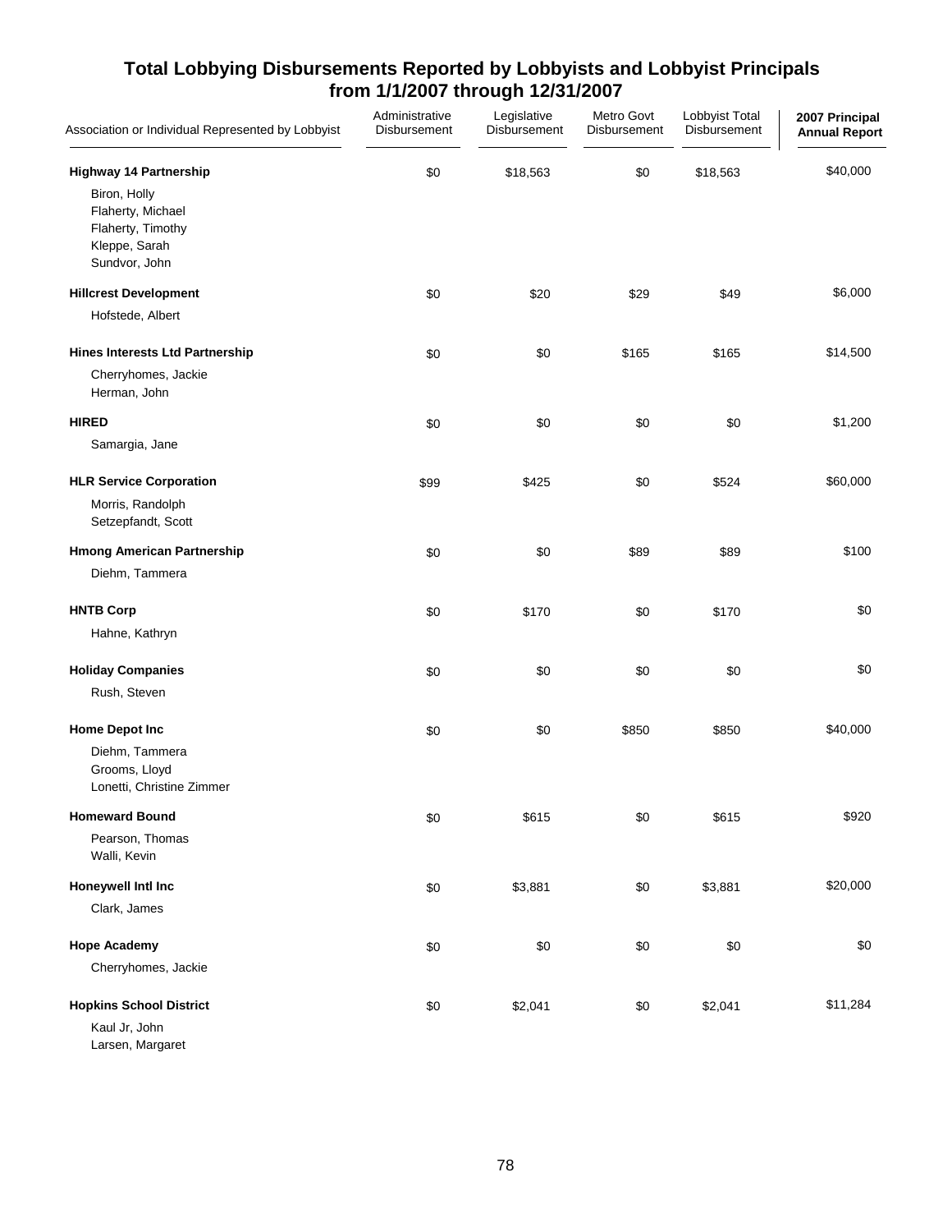# Total Lobbying Disbursements Reported by Lobbyists and Lobbyist Principals from 1/1/2007 through 12/31/2007

| Association or Individual Represented by Lobbyist | Administrative Disbursement | Legislative Disbursement | Metro Govt Disbursement | Lobbyist Total Disbursement | 2007 Principal Annual Report |
|---|---|---|---|---|---|
| **Highway 14 Partnership** | $0 | $18,563 | $0 | $18,563 | $40,000 |
| Biron, Holly<br>Flaherty, Michael<br>Flaherty, Timothy<br>Kleppe, Sarah<br>Sundvor, John | | | | | |
| **Hillcrest Development** | $0 | $20 | $29 | $49 | $6,000 |
| Hofstede, Albert | | | | | |
| **Hines Interests Ltd Partnership** | $0 | $0 | $165 | $165 | $14,500 |
| Cherryhomes, Jackie<br>Herman, John | | | | | |
| **HIRED** | $0 | $0 | $0 | $0 | $1,200 |
| Samargia, Jane | | | | | |
| **HLR Service Corporation** | $99 | $425 | $0 | $524 | $60,000 |
| Morris, Randolph<br>Setzepfandt, Scott | | | | | |
| **Hmong American Partnership** | $0 | $0 | $89 | $89 | $100 |
| Diehm, Tammera | | | | | |
| **HNTB Corp** | $0 | $170 | $0 | $170 | $0 |
| Hahne, Kathryn | | | | | |
| **Holiday Companies** | $0 | $0 | $0 | $0 | $0 |
| Rush, Steven | | | | | |
| **Home Depot Inc** | $0 | $0 | $850 | $850 | $40,000 |
| Diehm, Tammera<br>Grooms, Lloyd<br>Lonetti, Christine Zimmer | | | | | |
| **Homeward Bound** | $0 | $615 | $0 | $615 | $920 |
| Pearson, Thomas<br>Walli, Kevin | | | | | |
| **Honeywell Intl Inc** | $0 | $3,881 | $0 | $3,881 | $20,000 |
| Clark, James | | | | | |
| **Hope Academy** | $0 | $0 | $0 | $0 | $0 |
| Cherryhomes, Jackie | | | | | |
| **Hopkins School District** | $0 | $2,041 | $0 | $2,041 | $11,284 |
| Kaul Jr, John<br>Larsen, Margaret | | | | | |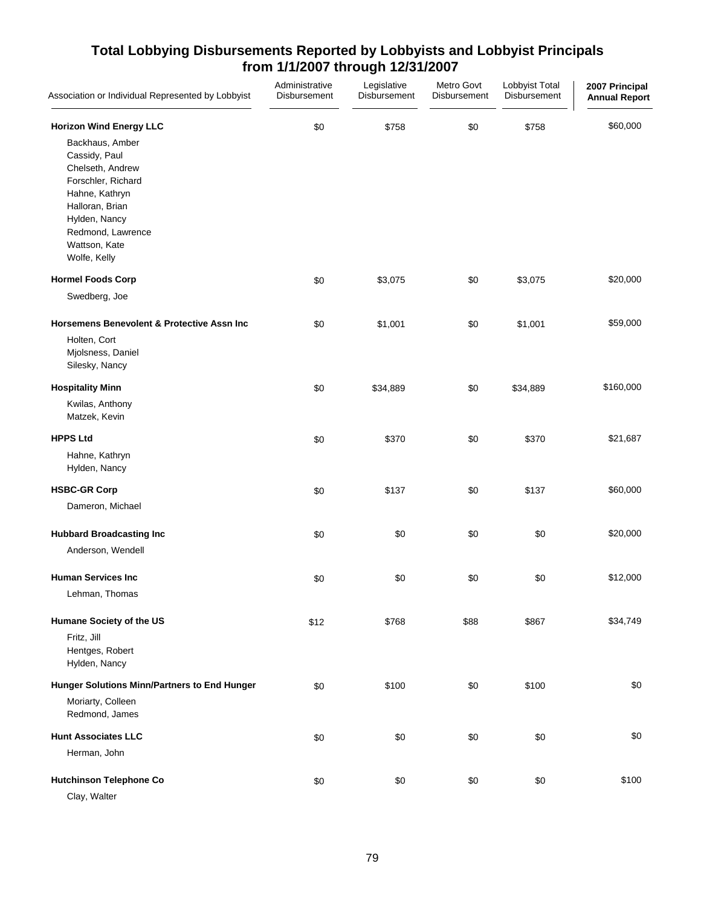## Total Lobbying Disbursements Reported by Lobbyists and Lobbyist Principals from 1/1/2007 through 12/31/2007

| Association or Individual Represented by Lobbyist | Administrative Disbursement | Legislative Disbursement | Metro Govt Disbursement | Lobbyist Total Disbursement | 2007 Principal Annual Report |
|---|---|---|---|---|---|
| **Horizon Wind Energy LLC** | $0 | $758 | $0 | $758 | $60,000 |
| Backhaus, Amber | | | | | |
| Cassidy, Paul | | | | | |
| Chelseth, Andrew | | | | | |
| Forschler, Richard | | | | | |
| Hahne, Kathryn | | | | | |
| Halloran, Brian | | | | | |
| Hylden, Nancy | | | | | |
| Redmond, Lawrence | | | | | |
| Wattson, Kate | | | | | |
| Wolfe, Kelly | | | | | |
| **Hormel Foods Corp** | $0 | $3,075 | $0 | $3,075 | $20,000 |
| Swedberg, Joe | | | | | |
| **Horsemens Benevolent & Protective Assn Inc** | $0 | $1,001 | $0 | $1,001 | $59,000 |
| Holten, Cort | | | | | |
| Mjolsness, Daniel | | | | | |
| Silesky, Nancy | | | | | |
| **Hospitality Minn** | $0 | $34,889 | $0 | $34,889 | $160,000 |
| Kwilas, Anthony | | | | | |
| Matzek, Kevin | | | | | |
| **HPPS Ltd** | $0 | $370 | $0 | $370 | $21,687 |
| Hahne, Kathryn | | | | | |
| Hylden, Nancy | | | | | |
| **HSBC-GR Corp** | $0 | $137 | $0 | $137 | $60,000 |
| Dameron, Michael | | | | | |
| **Hubbard Broadcasting Inc** | $0 | $0 | $0 | $0 | $20,000 |
| Anderson, Wendell | | | | | |
| **Human Services Inc** | $0 | $0 | $0 | $0 | $12,000 |
| Lehman, Thomas | | | | | |
| **Humane Society of the US** | $12 | $768 | $88 | $867 | $34,749 |
| Fritz, Jill | | | | | |
| Hentges, Robert | | | | | |
| Hylden, Nancy | | | | | |
| **Hunger Solutions Minn/Partners to End Hunger** | $0 | $100 | $0 | $100 | $0 |
| Moriarty, Colleen | | | | | |
| Redmond, James | | | | | |
| **Hunt Associates LLC** | $0 | $0 | $0 | $0 | $0 |
| Herman, John | | | | | |
| **Hutchinson Telephone Co** | $0 | $0 | $0 | $0 | $100 |
| Clay, Walter | | | | | |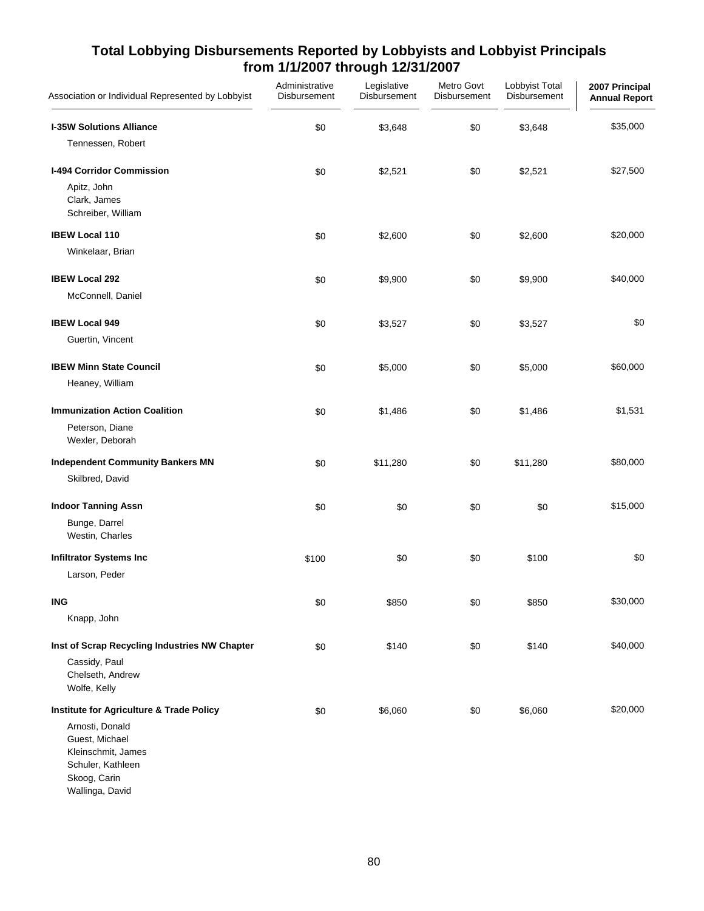# Total Lobbying Disbursements Reported by Lobbyists and Lobbyist Principals from 1/1/2007 through 12/31/2007

| Association or Individual Represented by Lobbyist | Administrative Disbursement | Legislative Disbursement | Metro Govt Disbursement | Lobbyist Total Disbursement | 2007 Principal Annual Report |
|---|---|---|---|---|---|
| **I-35W Solutions Alliance** | $0 | $3,648 | $0 | $3,648 | $35,000 |
| Tennessen, Robert | | | | | |
| **I-494 Corridor Commission** | $0 | $2,521 | $0 | $2,521 | $27,500 |
| Apitz, John<br>Clark, James<br>Schreiber, William | | | | | |
| **IBEW Local 110** | $0 | $2,600 | $0 | $2,600 | $20,000 |
| Winkelaar, Brian | | | | | |
| **IBEW Local 292** | $0 | $9,900 | $0 | $9,900 | $40,000 |
| McConnell, Daniel | | | | | |
| **IBEW Local 949** | $0 | $3,527 | $0 | $3,527 | $0 |
| Guertin, Vincent | | | | | |
| **IBEW Minn State Council** | $0 | $5,000 | $0 | $5,000 | $60,000 |
| Heaney, William | | | | | |
| **Immunization Action Coalition** | $0 | $1,486 | $0 | $1,486 | $1,531 |
| Peterson, Diane<br>Wexler, Deborah | | | | | |
| **Independent Community Bankers MN** | $0 | $11,280 | $0 | $11,280 | $80,000 |
| Skilbred, David | | | | | |
| **Indoor Tanning Assn** | $0 | $0 | $0 | $0 | $15,000 |
| Bunge, Darrel<br>Westin, Charles | | | | | |
| **Infiltrator Systems Inc** | $100 | $0 | $0 | $100 | $0 |
| Larson, Peder | | | | | |
| **ING** | $0 | $850 | $0 | $850 | $30,000 |
| Knapp, John | | | | | |
| **Inst of Scrap Recycling Industries NW Chapter** | $0 | $140 | $0 | $140 | $40,000 |
| Cassidy, Paul<br>Chelseth, Andrew<br>Wolfe, Kelly | | | | | |
| **Institute for Agriculture & Trade Policy** | $0 | $6,060 | $0 | $6,060 | $20,000 |
| Arnosti, Donald<br>Guest, Michael<br>Kleinschmit, James<br>Schuler, Kathleen<br>Skoog, Carin<br>Wallinga, David | | | | | |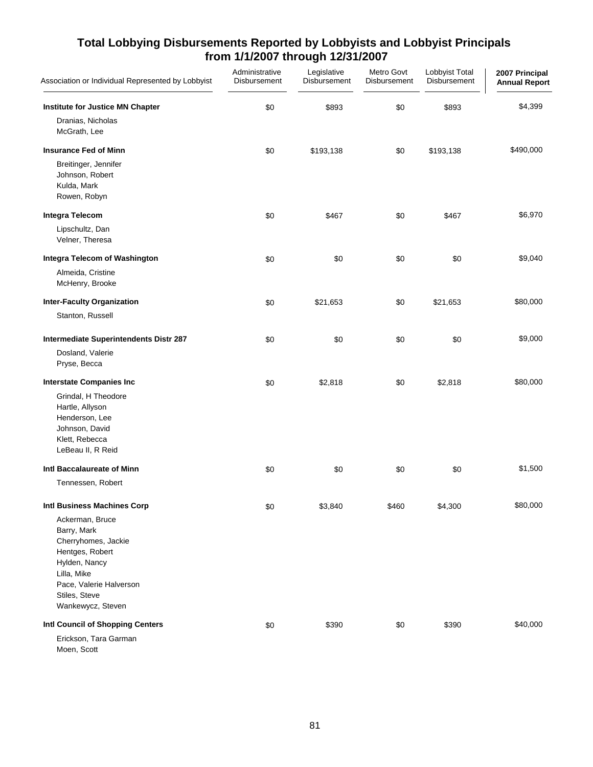# Total Lobbying Disbursements Reported by Lobbyists and Lobbyist Principals from 1/1/2007 through 12/31/2007

| Association or Individual Represented by Lobbyist | Administrative Disbursement | Legislative Disbursement | Metro Govt Disbursement | Lobbyist Total Disbursement | 2007 Principal Annual Report |
|---|---|---|---|---|---|
| **Institute for Justice MN Chapter** | $0 | $893 | $0 | $893 | $4,399 |
| Dranias, Nicholas | | | | | |
| McGrath, Lee | | | | | |
| **Insurance Fed of Minn** | $0 | $193,138 | $0 | $193,138 | $490,000 |
| Breitinger, Jennifer | | | | | |
| Johnson, Robert | | | | | |
| Kulda, Mark | | | | | |
| Rowen, Robyn | | | | | |
| **Integra Telecom** | $0 | $467 | $0 | $467 | $6,970 |
| Lipschultz, Dan | | | | | |
| Velner, Theresa | | | | | |
| **Integra Telecom of Washington** | $0 | $0 | $0 | $0 | $9,040 |
| Almeida, Cristine | | | | | |
| McHenry, Brooke | | | | | |
| **Inter-Faculty Organization** | $0 | $21,653 | $0 | $21,653 | $80,000 |
| Stanton, Russell | | | | | |
| **Intermediate Superintendents Distr 287** | $0 | $0 | $0 | $0 | $9,000 |
| Dosland, Valerie | | | | | |
| Pryse, Becca | | | | | |
| **Interstate Companies Inc** | $0 | $2,818 | $0 | $2,818 | $80,000 |
| Grindal, H Theodore | | | | | |
| Hartle, Allyson | | | | | |
| Henderson, Lee | | | | | |
| Johnson, David | | | | | |
| Klett, Rebecca | | | | | |
| LeBeau II, R Reid | | | | | |
| **Intl Baccalaureate of Minn** | $0 | $0 | $0 | $0 | $1,500 |
| Tennessen, Robert | | | | | |
| **Intl Business Machines Corp** | $0 | $3,840 | $460 | $4,300 | $80,000 |
| Ackerman, Bruce | | | | | |
| Barry, Mark | | | | | |
| Cherryhomes, Jackie | | | | | |
| Hentges, Robert | | | | | |
| Hylden, Nancy | | | | | |
| Lilla, Mike | | | | | |
| Pace, Valerie Halverson | | | | | |
| Stiles, Steve | | | | | |
| Wankewycz, Steven | | | | | |
| **Intl Council of Shopping Centers** | $0 | $390 | $0 | $390 | $40,000 |
| Erickson, Tara Garman | | | | | |
| Moen, Scott | | | | | |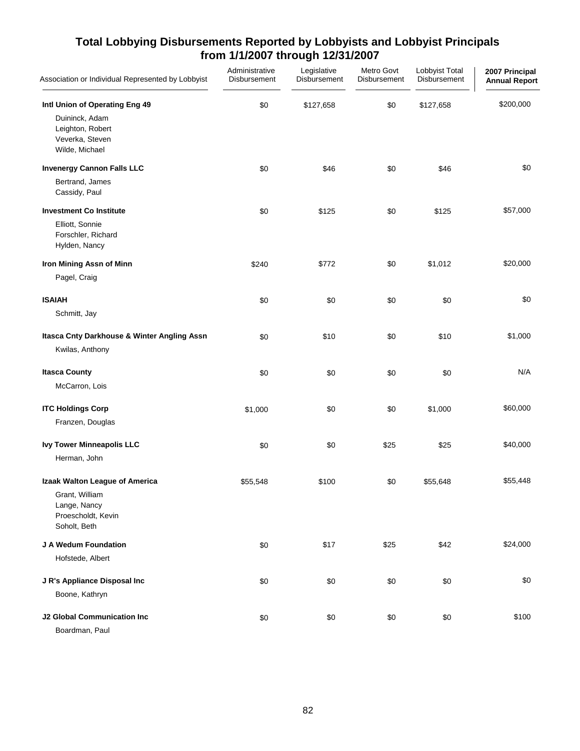# Total Lobbying Disbursements Reported by Lobbyists and Lobbyist Principals from 1/1/2007 through 12/31/2007

| Association or Individual Represented by Lobbyist | Administrative Disbursement | Legislative Disbursement | Metro Govt Disbursement | Lobbyist Total Disbursement | 2007 Principal Annual Report |
|---|---|---|---|---|---|
| **Intl Union of Operating Eng 49** | $0 | $127,658 | $0 | $127,658 | $200,000 |
| Duininck, Adam<br>Leighton, Robert<br>Veverka, Steven<br>Wilde, Michael | | | | | |
| **Invenergy Cannon Falls LLC** | $0 | $46 | $0 | $46 | $0 |
| Bertrand, James<br>Cassidy, Paul | | | | | |
| **Investment Co Institute** | $0 | $125 | $0 | $125 | $57,000 |
| Elliott, Sonnie<br>Forschler, Richard<br>Hylden, Nancy | | | | | |
| **Iron Mining Assn of Minn** | $240 | $772 | $0 | $1,012 | $20,000 |
| Pagel, Craig | | | | | |
| **ISAIAH** | $0 | $0 | $0 | $0 | $0 |
| Schmitt, Jay | | | | | |
| **Itasca Cnty Darkhouse & Winter Angling Assn** | $0 | $10 | $0 | $10 | $1,000 |
| Kwilas, Anthony | | | | | |
| **Itasca County** | $0 | $0 | $0 | $0 | N/A |
| McCarron, Lois | | | | | |
| **ITC Holdings Corp** | $1,000 | $0 | $0 | $1,000 | $60,000 |
| Franzen, Douglas | | | | | |
| **Ivy Tower Minneapolis LLC** | $0 | $0 | $25 | $25 | $40,000 |
| Herman, John | | | | | |
| **Izaak Walton League of America** | $55,548 | $100 | $0 | $55,648 | $55,448 |
| Grant, William<br>Lange, Nancy<br>Proescholdt, Kevin<br>Soholt, Beth | | | | | |
| **J A Wedum Foundation** | $0 | $17 | $25 | $42 | $24,000 |
| Hofstede, Albert | | | | | |
| **J R's Appliance Disposal Inc** | $0 | $0 | $0 | $0 | $0 |
| Boone, Kathryn | | | | | |
| **J2 Global Communication Inc** | $0 | $0 | $0 | $0 | $100 |
| Boardman, Paul | | | | | |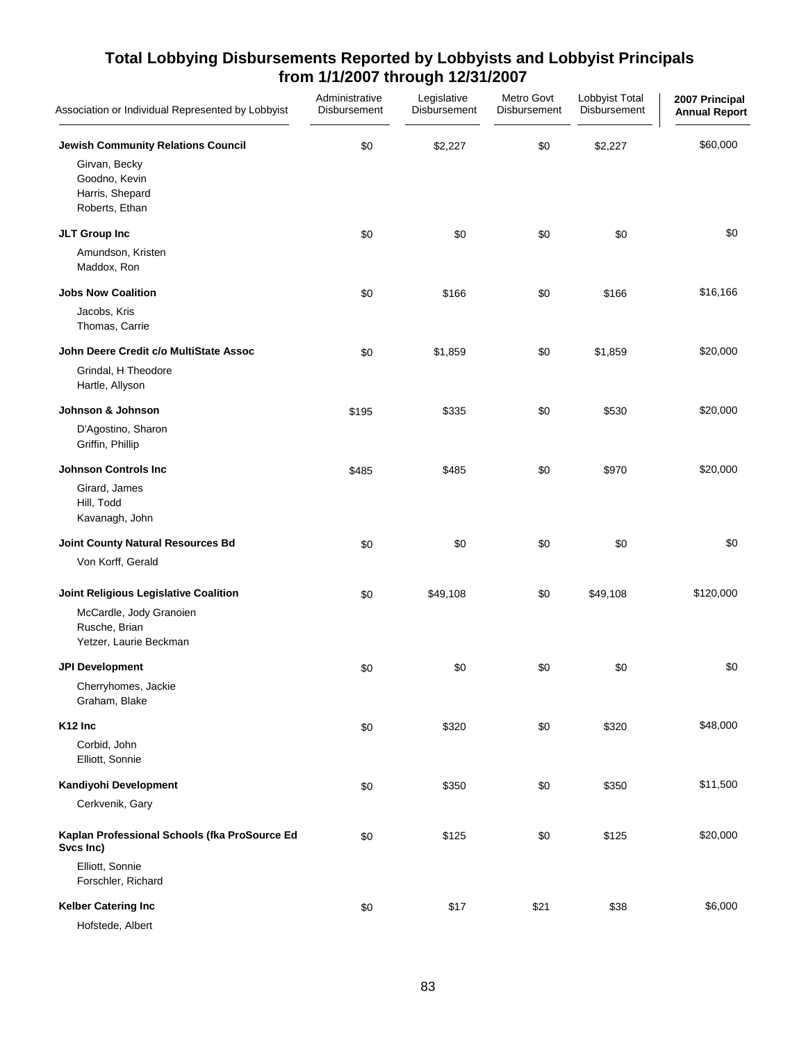## Total Lobbying Disbursements Reported by Lobbyists and Lobbyist Principals from 1/1/2007 through 12/31/2007

| Association or Individual Represented by Lobbyist | Administrative Disbursement | Legislative Disbursement | Metro Govt Disbursement | Lobbyist Total Disbursement | 2007 Principal Annual Report |
|---|---|---|---|---|---|
| **Jewish Community Relations Council** | $0 | $2,227 | $0 | $2,227 | $60,000 |
| Girvan, Becky<br>Goodno, Kevin<br>Harris, Shepard<br>Roberts, Ethan | | | | | |
| **JLT Group Inc** | $0 | $0 | $0 | $0 | $0 |
| Amundson, Kristen<br>Maddox, Ron | | | | | |
| **Jobs Now Coalition** | $0 | $166 | $0 | $166 | $16,166 |
| Jacobs, Kris<br>Thomas, Carrie | | | | | |
| **John Deere Credit c/o MultiState Assoc** | $0 | $1,859 | $0 | $1,859 | $20,000 |
| Grindal, H Theodore<br>Hartle, Allyson | | | | | |
| **Johnson & Johnson** | $195 | $335 | $0 | $530 | $20,000 |
| D'Agostino, Sharon<br>Griffin, Phillip | | | | | |
| **Johnson Controls Inc** | $485 | $485 | $0 | $970 | $20,000 |
| Girard, James<br>Hill, Todd<br>Kavanagh, John | | | | | |
| **Joint County Natural Resources Bd** | $0 | $0 | $0 | $0 | $0 |
| Von Korff, Gerald | | | | | |
| **Joint Religious Legislative Coalition** | $0 | $49,108 | $0 | $49,108 | $120,000 |
| McCardle, Jody Granoien<br>Rusche, Brian<br>Yetzer, Laurie Beckman | | | | | |
| **JPI Development** | $0 | $0 | $0 | $0 | $0 |
| Cherryhomes, Jackie<br>Graham, Blake | | | | | |
| **K12 Inc** | $0 | $320 | $0 | $320 | $48,000 |
| Corbid, John<br>Elliott, Sonnie | | | | | |
| **Kandiyohi Development** | $0 | $350 | $0 | $350 | $11,500 |
| Cerkvenik, Gary | | | | | |
| **Kaplan Professional Schools (fka ProSource Ed Svcs Inc)** | $0 | $125 | $0 | $125 | $20,000 |
| Elliott, Sonnie<br>Forschler, Richard | | | | | |
| **Kelber Catering Inc** | $0 | $17 | $21 | $38 | $6,000 |
| Hofstede, Albert | | | | | |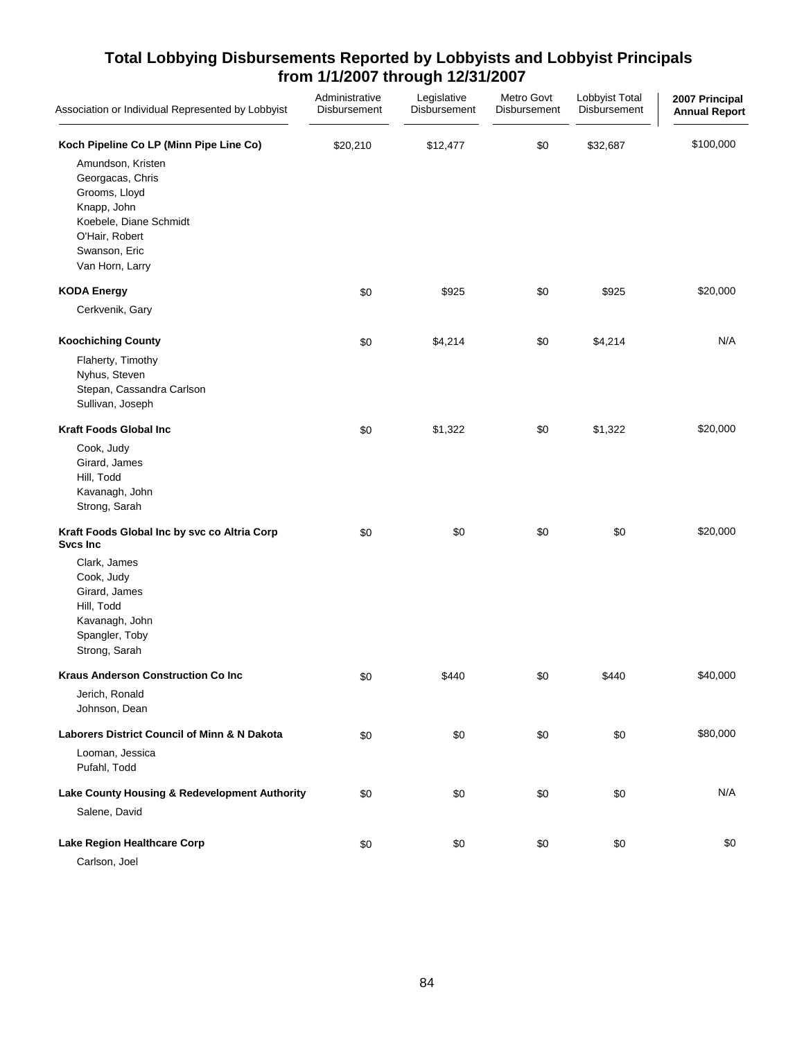# Total Lobbying Disbursements Reported by Lobbyists and Lobbyist Principals from 1/1/2007 through 12/31/2007

| Association or Individual Represented by Lobbyist | Administrative Disbursement | Legislative Disbursement | Metro Govt Disbursement | Lobbyist Total Disbursement | 2007 Principal Annual Report |
|---|---|---|---|---|---|
| **Koch Pipeline Co LP (Minn Pipe Line Co)** | $20,210 | $12,477 | $0 | $32,687 | $100,000 |
| Amundson, Kristen<br>Georgacas, Chris<br>Grooms, Lloyd<br>Knapp, John<br>Koebele, Diane Schmidt<br>O'Hair, Robert<br>Swanson, Eric<br>Van Horn, Larry | | | | | |
| **KODA Energy** | $0 | $925 | $0 | $925 | $20,000 |
| Cerkvenik, Gary | | | | | |
| **Koochiching County** | $0 | $4,214 | $0 | $4,214 | N/A |
| Flaherty, Timothy<br>Nyhus, Steven<br>Stepan, Cassandra Carlson<br>Sullivan, Joseph | | | | | |
| **Kraft Foods Global Inc** | $0 | $1,322 | $0 | $1,322 | $20,000 |
| Cook, Judy<br>Girard, James<br>Hill, Todd<br>Kavanagh, John<br>Strong, Sarah | | | | | |
| **Kraft Foods Global Inc by svc co Altria Corp Svcs Inc** | $0 | $0 | $0 | $0 | $20,000 |
| Clark, James<br>Cook, Judy<br>Girard, James<br>Hill, Todd<br>Kavanagh, John<br>Spangler, Toby<br>Strong, Sarah | | | | | |
| **Kraus Anderson Construction Co Inc** | $0 | $440 | $0 | $440 | $40,000 |
| Jerich, Ronald<br>Johnson, Dean | | | | | |
| **Laborers District Council of Minn & N Dakota** | $0 | $0 | $0 | $0 | $80,000 |
| Looman, Jessica<br>Pufahl, Todd | | | | | |
| **Lake County Housing & Redevelopment Authority** | $0 | $0 | $0 | $0 | N/A |
| Salene, David | | | | | |
| **Lake Region Healthcare Corp** | $0 | $0 | $0 | $0 | $0 |
| Carlson, Joel | | | | | |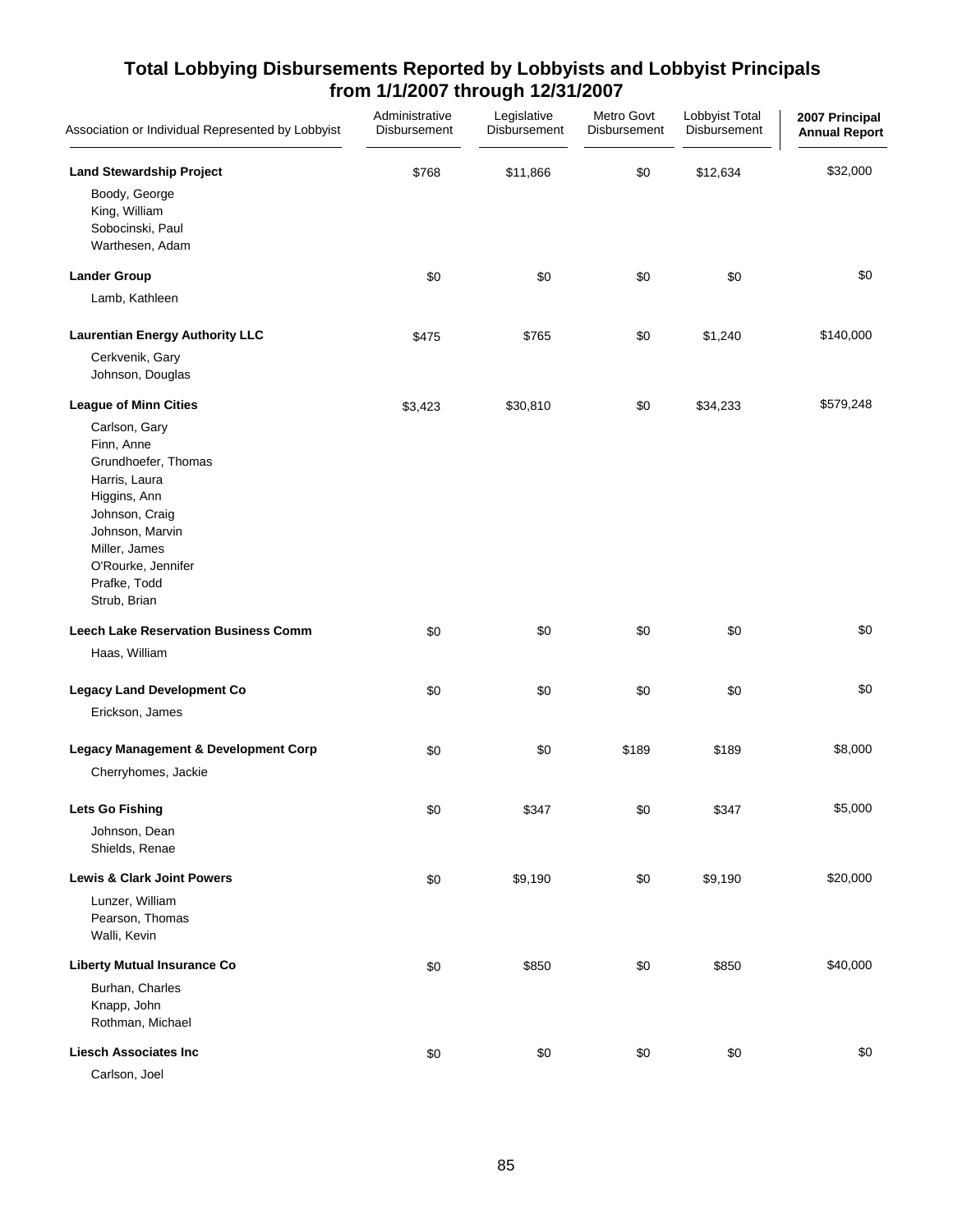## Total Lobbying Disbursements Reported by Lobbyists and Lobbyist Principals from 1/1/2007 through 12/31/2007

| Association or Individual Represented by Lobbyist | Administrative Disbursement | Legislative Disbursement | Metro Govt Disbursement | Lobbyist Total Disbursement | 2007 Principal Annual Report |
|---|---|---|---|---|---|
| **Land Stewardship Project** | $768 | $11,866 | $0 | $12,634 | $32,000 |
| Boody, George<br>King, William<br>Sobocinski, Paul<br>Warthesen, Adam | | | | | |
| **Lander Group** | $0 | $0 | $0 | $0 | $0 |
| Lamb, Kathleen | | | | | |
| **Laurentian Energy Authority LLC** | $475 | $765 | $0 | $1,240 | $140,000 |
| Cerkvenik, Gary<br>Johnson, Douglas | | | | | |
| **League of Minn Cities** | $3,423 | $30,810 | $0 | $34,233 | $579,248 |
| Carlson, Gary<br>Finn, Anne<br>Grundhoefer, Thomas<br>Harris, Laura<br>Higgins, Ann<br>Johnson, Craig<br>Johnson, Marvin<br>Miller, James<br>O'Rourke, Jennifer<br>Prafke, Todd<br>Strub, Brian | | | | | |
| **Leech Lake Reservation Business Comm** | $0 | $0 | $0 | $0 | $0 |
| Haas, William | | | | | |
| **Legacy Land Development Co** | $0 | $0 | $0 | $0 | $0 |
| Erickson, James | | | | | |
| **Legacy Management & Development Corp** | $0 | $0 | $189 | $189 | $8,000 |
| Cherryhomes, Jackie | | | | | |
| **Lets Go Fishing** | $0 | $347 | $0 | $347 | $5,000 |
| Johnson, Dean<br>Shields, Renae | | | | | |
| **Lewis & Clark Joint Powers** | $0 | $9,190 | $0 | $9,190 | $20,000 |
| Lunzer, William<br>Pearson, Thomas<br>Walli, Kevin | | | | | |
| **Liberty Mutual Insurance Co** | $0 | $850 | $0 | $850 | $40,000 |
| Burhan, Charles<br>Knapp, John<br>Rothman, Michael | | | | | |
| **Liesch Associates Inc** | $0 | $0 | $0 | $0 | $0 |
| Carlson, Joel | | | | | |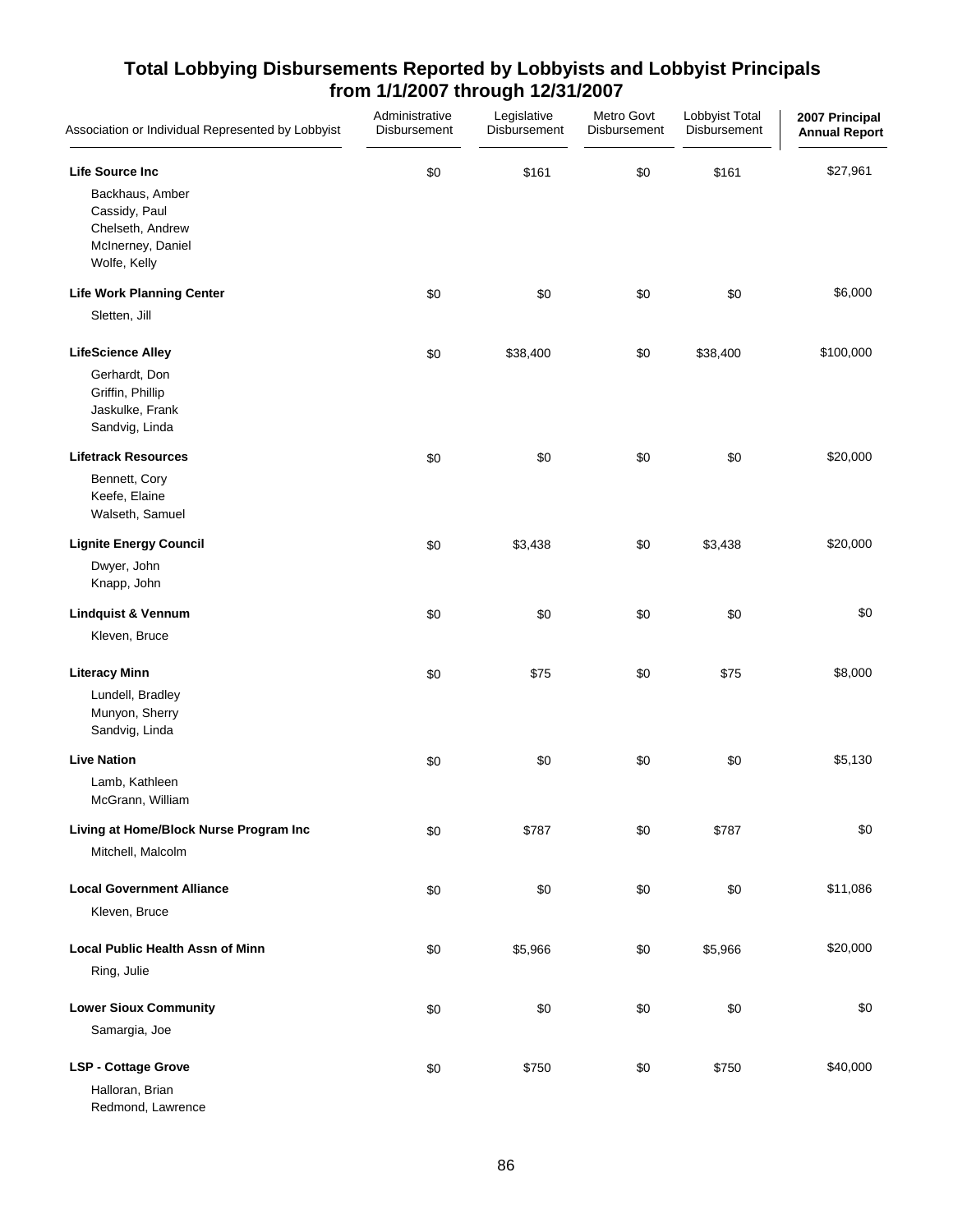## Total Lobbying Disbursements Reported by Lobbyists and Lobbyist Principals from 1/1/2007 through 12/31/2007

| Association or Individual Represented by Lobbyist | Administrative Disbursement | Legislative Disbursement | Metro Govt Disbursement | Lobbyist Total Disbursement | 2007 Principal Annual Report |
|---|---|---|---|---|---|
| **Life Source Inc** | $0 | $161 | $0 | $161 | $27,961 |
| Backhaus, Amber | | | | | |
| Cassidy, Paul | | | | | |
| Chelseth, Andrew | | | | | |
| McInerney, Daniel | | | | | |
| Wolfe, Kelly | | | | | |
| **Life Work Planning Center** | $0 | $0 | $0 | $0 | $6,000 |
| Sletten, Jill | | | | | |
| **LifeScience Alley** | $0 | $38,400 | $0 | $38,400 | $100,000 |
| Gerhardt, Don | | | | | |
| Griffin, Phillip | | | | | |
| Jaskulke, Frank | | | | | |
| Sandvig, Linda | | | | | |
| **Lifetrack Resources** | $0 | $0 | $0 | $0 | $20,000 |
| Bennett, Cory | | | | | |
| Keefe, Elaine | | | | | |
| Walseth, Samuel | | | | | |
| **Lignite Energy Council** | $0 | $3,438 | $0 | $3,438 | $20,000 |
| Dwyer, John | | | | | |
| Knapp, John | | | | | |
| **Lindquist & Vennum** | $0 | $0 | $0 | $0 | $0 |
| Kleven, Bruce | | | | | |
| **Literacy Minn** | $0 | $75 | $0 | $75 | $8,000 |
| Lundell, Bradley | | | | | |
| Munyon, Sherry | | | | | |
| Sandvig, Linda | | | | | |
| **Live Nation** | $0 | $0 | $0 | $0 | $5,130 |
| Lamb, Kathleen | | | | | |
| McGrann, William | | | | | |
| **Living at Home/Block Nurse Program Inc** | $0 | $787 | $0 | $787 | $0 |
| Mitchell, Malcolm | | | | | |
| **Local Government Alliance** | $0 | $0 | $0 | $0 | $11,086 |
| Kleven, Bruce | | | | | |
| **Local Public Health Assn of Minn** | $0 | $5,966 | $0 | $5,966 | $20,000 |
| Ring, Julie | | | | | |
| **Lower Sioux Community** | $0 | $0 | $0 | $0 | $0 |
| Samargia, Joe | | | | | |
| **LSP - Cottage Grove** | $0 | $750 | $0 | $750 | $40,000 |
| Halloran, Brian | | | | | |
| Redmond, Lawrence | | | | | |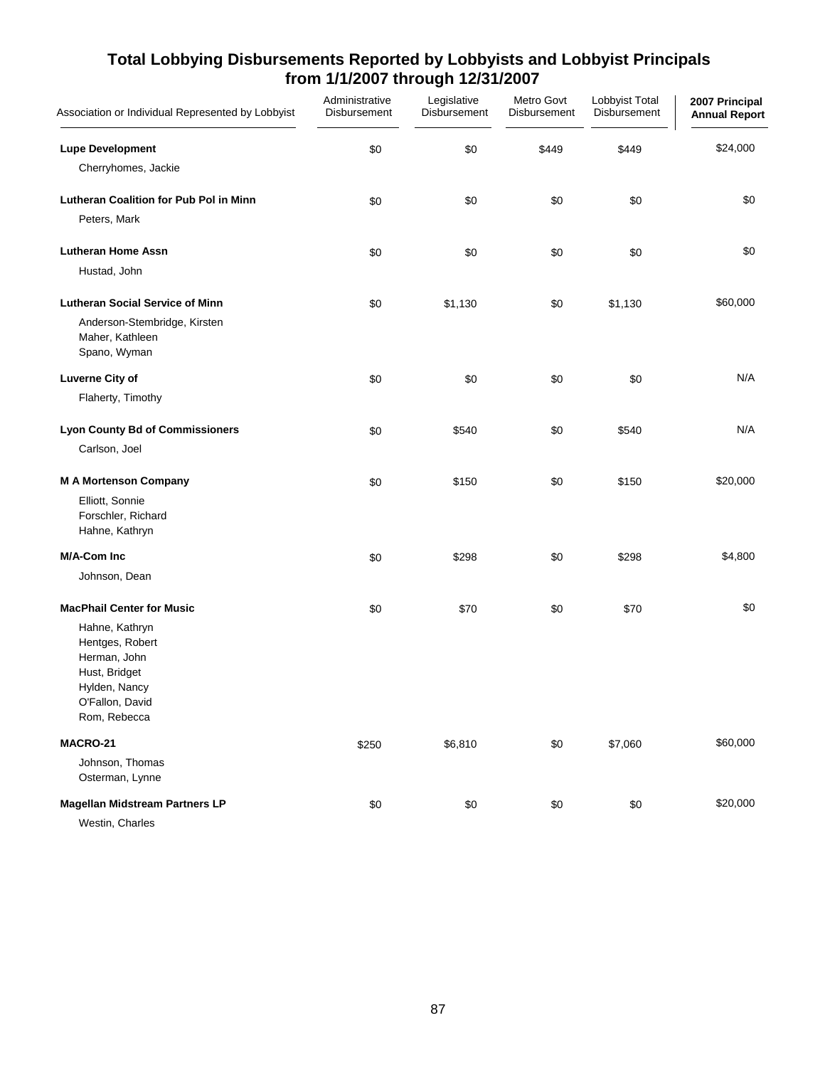## Total Lobbying Disbursements Reported by Lobbyists and Lobbyist Principals from 1/1/2007 through 12/31/2007

| Association or Individual Represented by Lobbyist | Administrative Disbursement | Legislative Disbursement | Metro Govt Disbursement | Lobbyist Total Disbursement | 2007 Principal Annual Report |
|---|---|---|---|---|---|
| **Lupe Development** | $0 | $0 | $449 | $449 | $24,000 |
| Cherryhomes, Jackie | | | | | |
| **Lutheran Coalition for Pub Pol in Minn** | $0 | $0 | $0 | $0 | $0 |
| Peters, Mark | | | | | |
| **Lutheran Home Assn** | $0 | $0 | $0 | $0 | $0 |
| Hustad, John | | | | | |
| **Lutheran Social Service of Minn** | $0 | $1,130 | $0 | $1,130 | $60,000 |
| Anderson-Stembridge, Kirsten | | | | | |
| Maher, Kathleen | | | | | |
| Spano, Wyman | | | | | |
| **Luverne City of** | $0 | $0 | $0 | $0 | N/A |
| Flaherty, Timothy | | | | | |
| **Lyon County Bd of Commissioners** | $0 | $540 | $0 | $540 | N/A |
| Carlson, Joel | | | | | |
| **M A Mortenson Company** | $0 | $150 | $0 | $150 | $20,000 |
| Elliott, Sonnie | | | | | |
| Forschler, Richard | | | | | |
| Hahne, Kathryn | | | | | |
| **M/A-Com Inc** | $0 | $298 | $0 | $298 | $4,800 |
| Johnson, Dean | | | | | |
| **MacPhail Center for Music** | $0 | $70 | $0 | $70 | $0 |
| Hahne, Kathryn | | | | | |
| Hentges, Robert | | | | | |
| Herman, John | | | | | |
| Hust, Bridget | | | | | |
| Hylden, Nancy | | | | | |
| O'Fallon, David | | | | | |
| Rom, Rebecca | | | | | |
| **MACRO-21** | $250 | $6,810 | $0 | $7,060 | $60,000 |
| Johnson, Thomas | | | | | |
| Osterman, Lynne | | | | | |
| **Magellan Midstream Partners LP** | $0 | $0 | $0 | $0 | $20,000 |
| Westin, Charles | | | | | |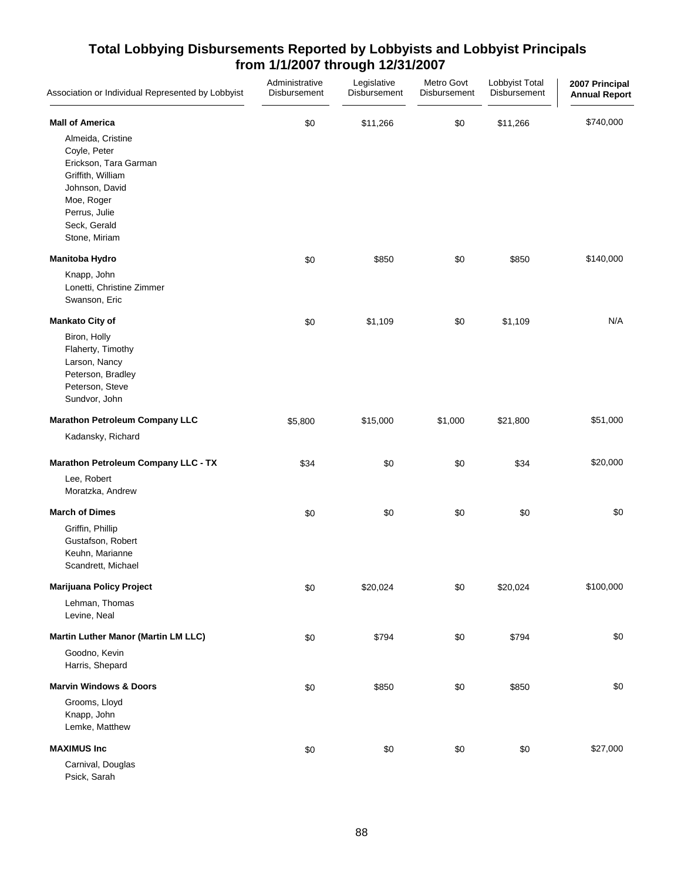## Total Lobbying Disbursements Reported by Lobbyists and Lobbyist Principals from 1/1/2007 through 12/31/2007

| Association or Individual Represented by Lobbyist | Administrative Disbursement | Legislative Disbursement | Metro Govt Disbursement | Lobbyist Total Disbursement | 2007 Principal Annual Report |
|---|---|---|---|---|---|
| **Mall of America** | $0 | $11,266 | $0 | $11,266 | $740,000 |
| Almeida, Cristine | | | | | |
| Coyle, Peter | | | | | |
| Erickson, Tara Garman | | | | | |
| Griffith, William | | | | | |
| Johnson, David | | | | | |
| Moe, Roger | | | | | |
| Perrus, Julie | | | | | |
| Seck, Gerald | | | | | |
| Stone, Miriam | | | | | |
| **Manitoba Hydro** | $0 | $850 | $0 | $850 | $140,000 |
| Knapp, John | | | | | |
| Lonetti, Christine Zimmer | | | | | |
| Swanson, Eric | | | | | |
| **Mankato City of** | $0 | $1,109 | $0 | $1,109 | N/A |
| Biron, Holly | | | | | |
| Flaherty, Timothy | | | | | |
| Larson, Nancy | | | | | |
| Peterson, Bradley | | | | | |
| Peterson, Steve | | | | | |
| Sundvor, John | | | | | |
| **Marathon Petroleum Company LLC** | $5,800 | $15,000 | $1,000 | $21,800 | $51,000 |
| Kadansky, Richard | | | | | |
| **Marathon Petroleum Company LLC - TX** | $34 | $0 | $0 | $34 | $20,000 |
| Lee, Robert | | | | | |
| Moratzka, Andrew | | | | | |
| **March of Dimes** | $0 | $0 | $0 | $0 | $0 |
| Griffin, Phillip | | | | | |
| Gustafson, Robert | | | | | |
| Keuhn, Marianne | | | | | |
| Scandrett, Michael | | | | | |
| **Marijuana Policy Project** | $0 | $20,024 | $0 | $20,024 | $100,000 |
| Lehman, Thomas | | | | | |
| Levine, Neal | | | | | |
| **Martin Luther Manor (Martin LM LLC)** | $0 | $794 | $0 | $794 | $0 |
| Goodno, Kevin | | | | | |
| Harris, Shepard | | | | | |
| **Marvin Windows & Doors** | $0 | $850 | $0 | $850 | $0 |
| Grooms, Lloyd | | | | | |
| Knapp, John | | | | | |
| Lemke, Matthew | | | | | |
| **MAXIMUS Inc** | $0 | $0 | $0 | $0 | $27,000 |
| Carnival, Douglas | | | | | |
| Psick, Sarah | | | | | |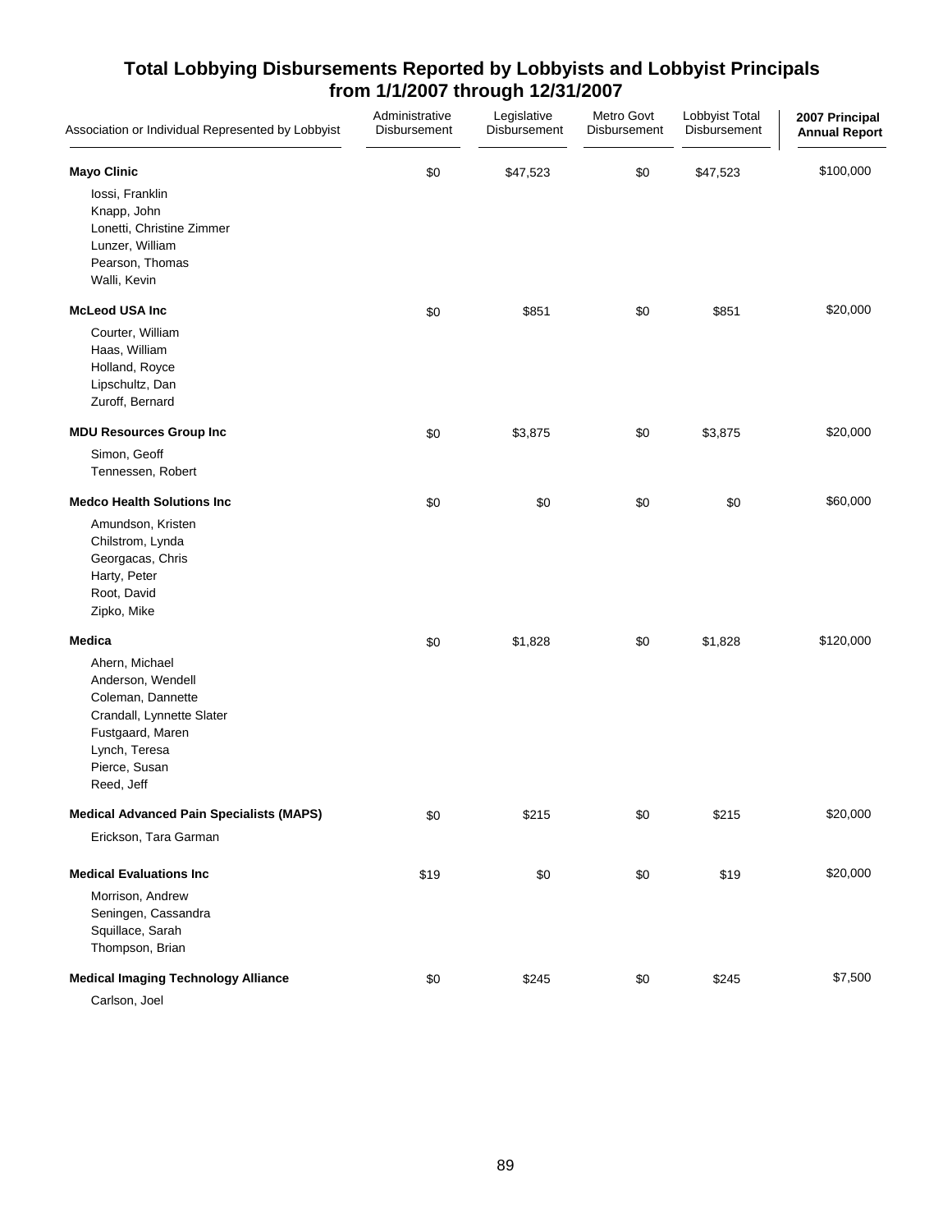# Total Lobbying Disbursements Reported by Lobbyists and Lobbyist Principals from 1/1/2007 through 12/31/2007

| Association or Individual Represented by Lobbyist | Administrative Disbursement | Legislative Disbursement | Metro Govt Disbursement | Lobbyist Total Disbursement | 2007 Principal Annual Report |
|---|---|---|---|---|---|
| **Mayo Clinic** | $0 | $47,523 | $0 | $47,523 | $100,000 |
| Iossi, Franklin | | | | | |
| Knapp, John | | | | | |
| Lonetti, Christine Zimmer | | | | | |
| Lunzer, William | | | | | |
| Pearson, Thomas | | | | | |
| Walli, Kevin | | | | | |
| **McLeod USA Inc** | $0 | $851 | $0 | $851 | $20,000 |
| Courter, William | | | | | |
| Haas, William | | | | | |
| Holland, Royce | | | | | |
| Lipschultz, Dan | | | | | |
| Zuroff, Bernard | | | | | |
| **MDU Resources Group Inc** | $0 | $3,875 | $0 | $3,875 | $20,000 |
| Simon, Geoff | | | | | |
| Tennessen, Robert | | | | | |
| **Medco Health Solutions Inc** | $0 | $0 | $0 | $0 | $60,000 |
| Amundson, Kristen | | | | | |
| Chilstrom, Lynda | | | | | |
| Georgacas, Chris | | | | | |
| Harty, Peter | | | | | |
| Root, David | | | | | |
| Zipko, Mike | | | | | |
| **Medica** | $0 | $1,828 | $0 | $1,828 | $120,000 |
| Ahern, Michael | | | | | |
| Anderson, Wendell | | | | | |
| Coleman, Dannette | | | | | |
| Crandall, Lynnette Slater | | | | | |
| Fustgaard, Maren | | | | | |
| Lynch, Teresa | | | | | |
| Pierce, Susan | | | | | |
| Reed, Jeff | | | | | |
| **Medical Advanced Pain Specialists (MAPS)** | $0 | $215 | $0 | $215 | $20,000 |
| Erickson, Tara Garman | | | | | |
| **Medical Evaluations Inc** | $19 | $0 | $0 | $19 | $20,000 |
| Morrison, Andrew | | | | | |
| Seningen, Cassandra | | | | | |
| Squillace, Sarah | | | | | |
| Thompson, Brian | | | | | |
| **Medical Imaging Technology Alliance** | $0 | $245 | $0 | $245 | $7,500 |
| Carlson, Joel | | | | | |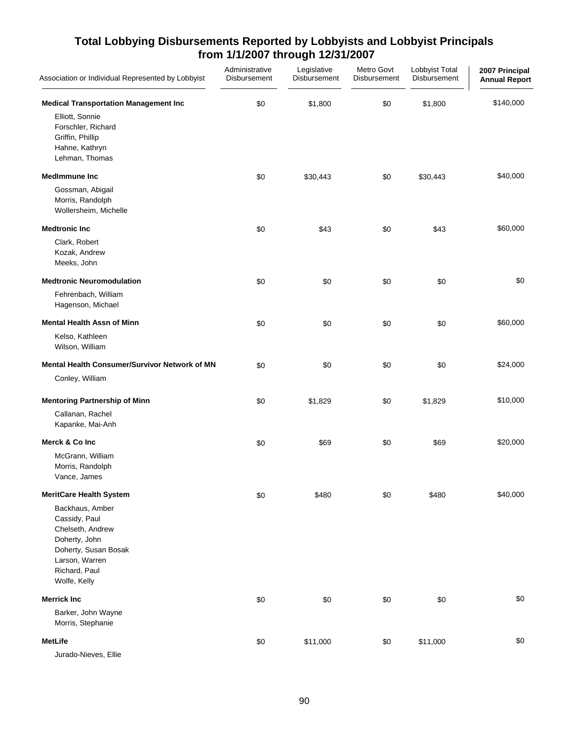## Total Lobbying Disbursements Reported by Lobbyists and Lobbyist Principals from 1/1/2007 through 12/31/2007

| Association or Individual Represented by Lobbyist | Administrative Disbursement | Legislative Disbursement | Metro Govt Disbursement | Lobbyist Total Disbursement | 2007 Principal Annual Report |
|---|---|---|---|---|---|
| **Medical Transportation Management Inc** | $0 | $1,800 | $0 | $1,800 | $140,000 |
| Elliott, Sonnie | | | | | |
| Forschler, Richard | | | | | |
| Griffin, Phillip | | | | | |
| Hahne, Kathryn | | | | | |
| Lehman, Thomas | | | | | |
| **MedImmune Inc** | $0 | $30,443 | $0 | $30,443 | $40,000 |
| Gossman, Abigail | | | | | |
| Morris, Randolph | | | | | |
| Wollersheim, Michelle | | | | | |
| **Medtronic Inc** | $0 | $43 | $0 | $43 | $60,000 |
| Clark, Robert | | | | | |
| Kozak, Andrew | | | | | |
| Meeks, John | | | | | |
| **Medtronic Neuromodulation** | $0 | $0 | $0 | $0 | $0 |
| Fehrenbach, William | | | | | |
| Hagenson, Michael | | | | | |
| **Mental Health Assn of Minn** | $0 | $0 | $0 | $0 | $60,000 |
| Kelso, Kathleen | | | | | |
| Wilson, William | | | | | |
| **Mental Health Consumer/Survivor Network of MN** | $0 | $0 | $0 | $0 | $24,000 |
| Conley, William | | | | | |
| **Mentoring Partnership of Minn** | $0 | $1,829 | $0 | $1,829 | $10,000 |
| Callanan, Rachel | | | | | |
| Kapanke, Mai-Anh | | | | | |
| **Merck & Co Inc** | $0 | $69 | $0 | $69 | $20,000 |
| McGrann, William | | | | | |
| Morris, Randolph | | | | | |
| Vance, James | | | | | |
| **MeritCare Health System** | $0 | $480 | $0 | $480 | $40,000 |
| Backhaus, Amber | | | | | |
| Cassidy, Paul | | | | | |
| Chelseth, Andrew | | | | | |
| Doherty, John | | | | | |
| Doherty, Susan Bosak | | | | | |
| Larson, Warren | | | | | |
| Richard, Paul | | | | | |
| Wolfe, Kelly | | | | | |
| **Merrick Inc** | $0 | $0 | $0 | $0 | $0 |
| Barker, John Wayne | | | | | |
| Morris, Stephanie | | | | | |
| **MetLife** | $0 | $11,000 | $0 | $11,000 | $0 |
| Jurado-Nieves, Ellie | | | | | |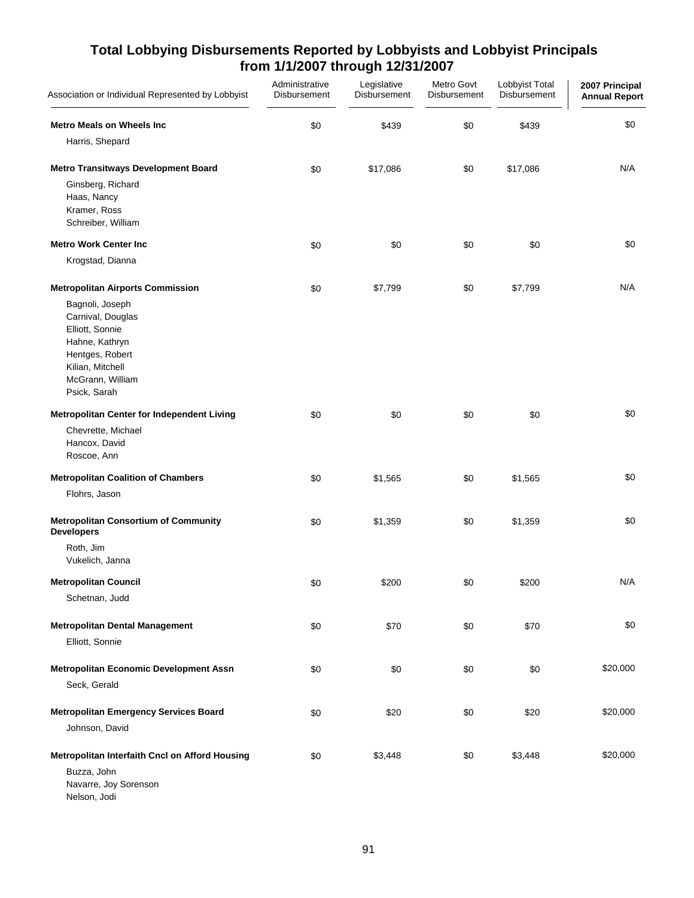# Total Lobbying Disbursements Reported by Lobbyists and Lobbyist Principals from 1/1/2007 through 12/31/2007

| Association or Individual Represented by Lobbyist | Administrative Disbursement | Legislative Disbursement | Metro Govt Disbursement | Lobbyist Total Disbursement | 2007 Principal Annual Report |
|---|---|---|---|---|---|
| **Metro Meals on Wheels Inc** | $0 | $439 | $0 | $439 | $0 |
| Harris, Shepard | | | | | |
| **Metro Transitways Development Board** | $0 | $17,086 | $0 | $17,086 | N/A |
| Ginsberg, Richard | | | | | |
| Haas, Nancy | | | | | |
| Kramer, Ross | | | | | |
| Schreiber, William | | | | | |
| **Metro Work Center Inc** | $0 | $0 | $0 | $0 | $0 |
| Krogstad, Dianna | | | | | |
| **Metropolitan Airports Commission** | $0 | $7,799 | $0 | $7,799 | N/A |
| Bagnoli, Joseph | | | | | |
| Carnival, Douglas | | | | | |
| Elliott, Sonnie | | | | | |
| Hahne, Kathryn | | | | | |
| Hentges, Robert | | | | | |
| Kilian, Mitchell | | | | | |
| McGrann, William | | | | | |
| Psick, Sarah | | | | | |
| **Metropolitan Center for Independent Living** | $0 | $0 | $0 | $0 | $0 |
| Chevrette, Michael | | | | | |
| Hancox, David | | | | | |
| Roscoe, Ann | | | | | |
| **Metropolitan Coalition of Chambers** | $0 | $1,565 | $0 | $1,565 | $0 |
| Flohrs, Jason | | | | | |
| **Metropolitan Consortium of Community Developers** | $0 | $1,359 | $0 | $1,359 | $0 |
| Roth, Jim | | | | | |
| Vukelich, Janna | | | | | |
| **Metropolitan Council** | $0 | $200 | $0 | $200 | N/A |
| Schetnan, Judd | | | | | |
| **Metropolitan Dental Management** | $0 | $70 | $0 | $70 | $0 |
| Elliott, Sonnie | | | | | |
| **Metropolitan Economic Development Assn** | $0 | $0 | $0 | $0 | $20,000 |
| Seck, Gerald | | | | | |
| **Metropolitan Emergency Services Board** | $0 | $20 | $0 | $20 | $20,000 |
| Johnson, David | | | | | |
| **Metropolitan Interfaith Cncl on Afford Housing** | $0 | $3,448 | $0 | $3,448 | $20,000 |
| Buzza, John | | | | | |
| Navarre, Joy Sorenson | | | | | |
| Nelson, Jodi | | | | | |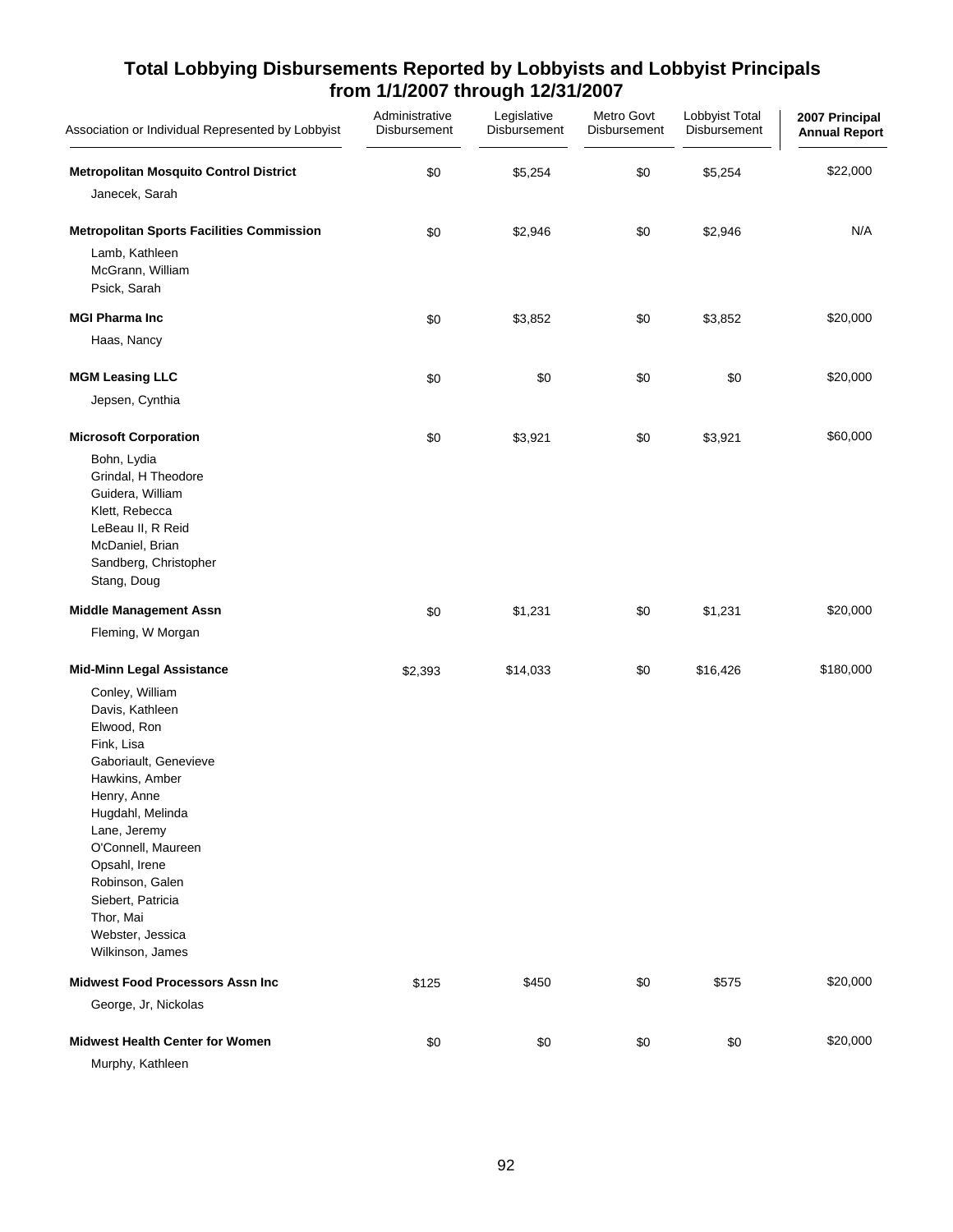## Total Lobbying Disbursements Reported by Lobbyists and Lobbyist Principals from 1/1/2007 through 12/31/2007

| Association or Individual Represented by Lobbyist | Administrative Disbursement | Legislative Disbursement | Metro Govt Disbursement | Lobbyist Total Disbursement | 2007 Principal Annual Report |
|---|---|---|---|---|---|
| **Metropolitan Mosquito Control District** | $0 | $5,254 | $0 | $5,254 | $22,000 |
| Janecek, Sarah | | | | | |
| **Metropolitan Sports Facilities Commission** | $0 | $2,946 | $0 | $2,946 | N/A |
| Lamb, Kathleen | | | | | |
| McGrann, William | | | | | |
| Psick, Sarah | | | | | |
| **MGI Pharma Inc** | $0 | $3,852 | $0 | $3,852 | $20,000 |
| Haas, Nancy | | | | | |
| **MGM Leasing LLC** | $0 | $0 | $0 | $0 | $20,000 |
| Jepsen, Cynthia | | | | | |
| **Microsoft Corporation** | $0 | $3,921 | $0 | $3,921 | $60,000 |
| Bohn, Lydia | | | | | |
| Grindal, H Theodore | | | | | |
| Guidera, William | | | | | |
| Klett, Rebecca | | | | | |
| LeBeau II, R Reid | | | | | |
| McDaniel, Brian | | | | | |
| Sandberg, Christopher | | | | | |
| Stang, Doug | | | | | |
| **Middle Management Assn** | $0 | $1,231 | $0 | $1,231 | $20,000 |
| Fleming, W Morgan | | | | | |
| **Mid-Minn Legal Assistance** | $2,393 | $14,033 | $0 | $16,426 | $180,000 |
| Conley, William | | | | | |
| Davis, Kathleen | | | | | |
| Elwood, Ron | | | | | |
| Fink, Lisa | | | | | |
| Gaboriault, Genevieve | | | | | |
| Hawkins, Amber | | | | | |
| Henry, Anne | | | | | |
| Hugdahl, Melinda | | | | | |
| Lane, Jeremy | | | | | |
| O'Connell, Maureen | | | | | |
| Opsahl, Irene | | | | | |
| Robinson, Galen | | | | | |
| Siebert, Patricia | | | | | |
| Thor, Mai | | | | | |
| Webster, Jessica | | | | | |
| Wilkinson, James | | | | | |
| **Midwest Food Processors Assn Inc** | $125 | $450 | $0 | $575 | $20,000 |
| George, Jr, Nickolas | | | | | |
| **Midwest Health Center for Women** | $0 | $0 | $0 | $0 | $20,000 |
| Murphy, Kathleen | | | | | |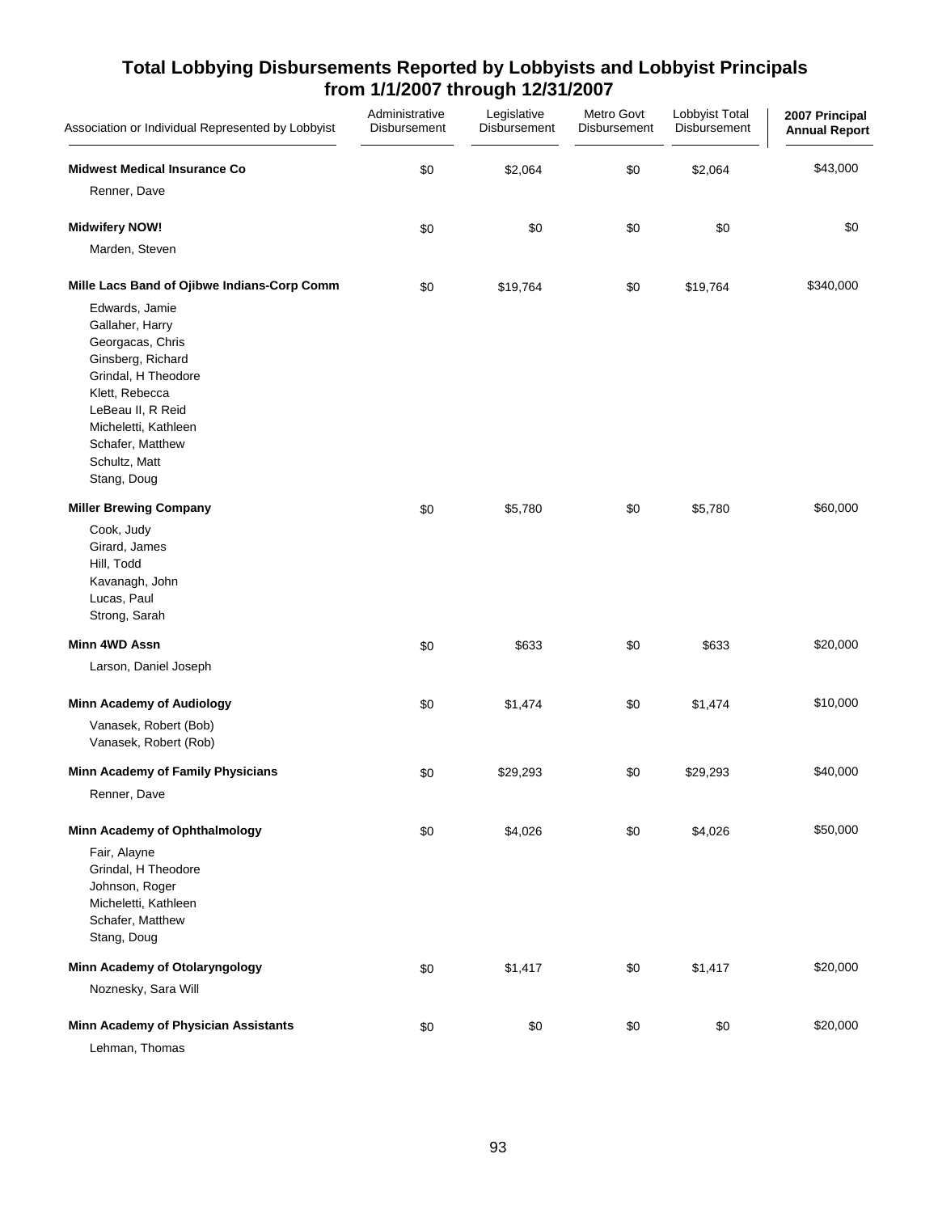## Total Lobbying Disbursements Reported by Lobbyists and Lobbyist Principals from 1/1/2007 through 12/31/2007

| Association or Individual Represented by Lobbyist | Administrative Disbursement | Legislative Disbursement | Metro Govt Disbursement | Lobbyist Total Disbursement | 2007 Principal Annual Report |
|---|---|---|---|---|---|
| **Midwest Medical Insurance Co** | $0 | $2,064 | $0 | $2,064 | $43,000 |
| Renner, Dave | | | | | |
| **Midwifery NOW!** | $0 | $0 | $0 | $0 | $0 |
| Marden, Steven | | | | | |
| **Mille Lacs Band of Ojibwe Indians-Corp Comm** | $0 | $19,764 | $0 | $19,764 | $340,000 |
| Edwards, Jamie | | | | | |
| Gallaher, Harry | | | | | |
| Georgacas, Chris | | | | | |
| Ginsberg, Richard | | | | | |
| Grindal, H Theodore | | | | | |
| Klett, Rebecca | | | | | |
| LeBeau II, R Reid | | | | | |
| Micheletti, Kathleen | | | | | |
| Schafer, Matthew | | | | | |
| Schultz, Matt | | | | | |
| Stang, Doug | | | | | |
| **Miller Brewing Company** | $0 | $5,780 | $0 | $5,780 | $60,000 |
| Cook, Judy | | | | | |
| Girard, James | | | | | |
| Hill, Todd | | | | | |
| Kavanagh, John | | | | | |
| Lucas, Paul | | | | | |
| Strong, Sarah | | | | | |
| **Minn 4WD Assn** | $0 | $633 | $0 | $633 | $20,000 |
| Larson, Daniel Joseph | | | | | |
| **Minn Academy of Audiology** | $0 | $1,474 | $0 | $1,474 | $10,000 |
| Vanasek, Robert (Bob) | | | | | |
| Vanasek, Robert (Rob) | | | | | |
| **Minn Academy of Family Physicians** | $0 | $29,293 | $0 | $29,293 | $40,000 |
| Renner, Dave | | | | | |
| **Minn Academy of Ophthalmology** | $0 | $4,026 | $0 | $4,026 | $50,000 |
| Fair, Alayne | | | | | |
| Grindal, H Theodore | | | | | |
| Johnson, Roger | | | | | |
| Micheletti, Kathleen | | | | | |
| Schafer, Matthew | | | | | |
| Stang, Doug | | | | | |
| **Minn Academy of Otolaryngology** | $0 | $1,417 | $0 | $1,417 | $20,000 |
| Noznesky, Sara Will | | | | | |
| **Minn Academy of Physician Assistants** | $0 | $0 | $0 | $0 | $20,000 |
| Lehman, Thomas | | | | | |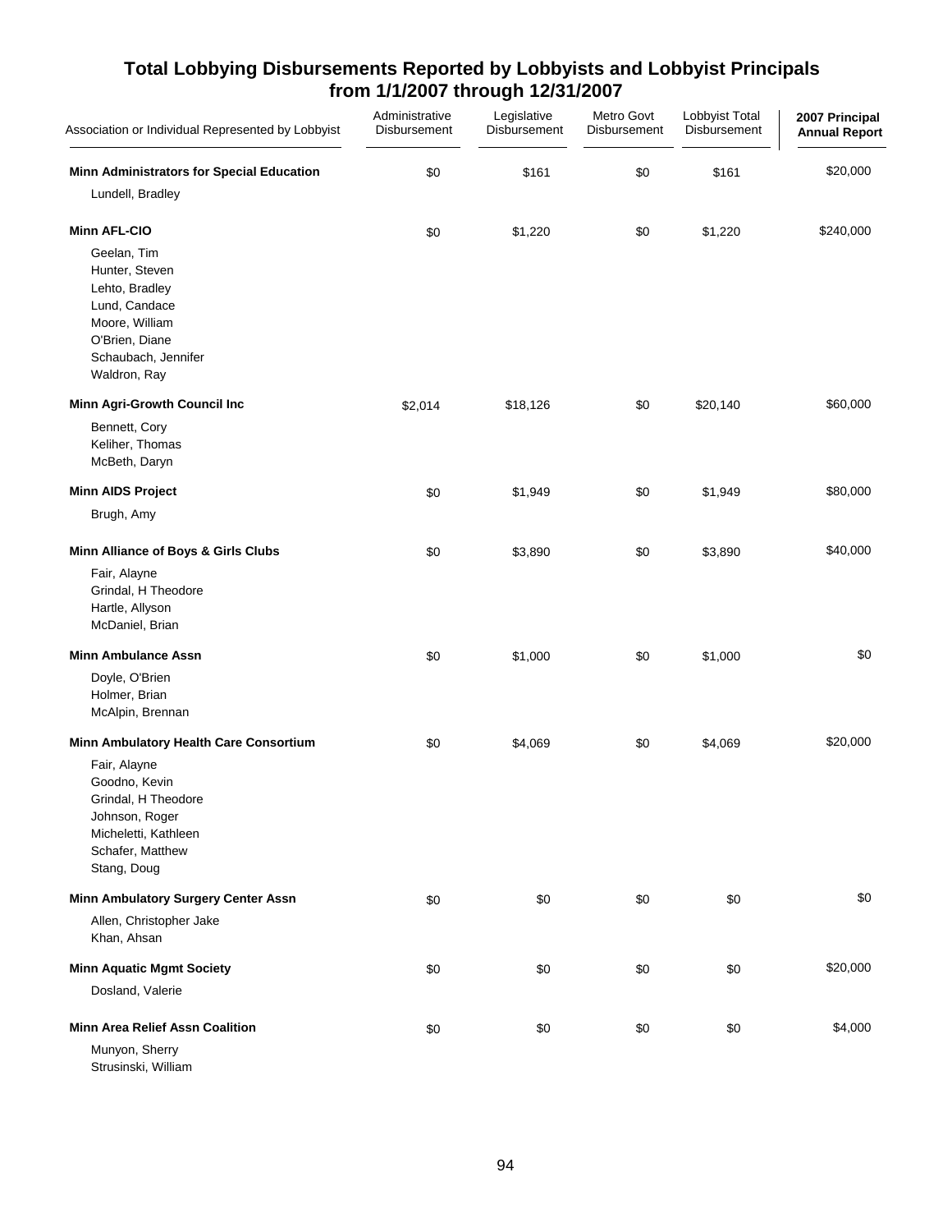# Total Lobbying Disbursements Reported by Lobbyists and Lobbyist Principals from 1/1/2007 through 12/31/2007

| Association or Individual Represented by Lobbyist | Administrative Disbursement | Legislative Disbursement | Metro Govt Disbursement | Lobbyist Total Disbursement | 2007 Principal Annual Report |
|---|---|---|---|---|---|
| **Minn Administrators for Special Education** | $0 | $161 | $0 | $161 | $20,000 |
| Lundell, Bradley | | | | | |
| **Minn AFL-CIO** | $0 | $1,220 | $0 | $1,220 | $240,000 |
| Geelan, Tim | | | | | |
| Hunter, Steven | | | | | |
| Lehto, Bradley | | | | | |
| Lund, Candace | | | | | |
| Moore, William | | | | | |
| O'Brien, Diane | | | | | |
| Schaubach, Jennifer | | | | | |
| Waldron, Ray | | | | | |
| **Minn Agri-Growth Council Inc** | $2,014 | $18,126 | $0 | $20,140 | $60,000 |
| Bennett, Cory | | | | | |
| Keliher, Thomas | | | | | |
| McBeth, Daryn | | | | | |
| **Minn AIDS Project** | $0 | $1,949 | $0 | $1,949 | $80,000 |
| Brugh, Amy | | | | | |
| **Minn Alliance of Boys & Girls Clubs** | $0 | $3,890 | $0 | $3,890 | $40,000 |
| Fair, Alayne | | | | | |
| Grindal, H Theodore | | | | | |
| Hartle, Allyson | | | | | |
| McDaniel, Brian | | | | | |
| **Minn Ambulance Assn** | $0 | $1,000 | $0 | $1,000 | $0 |
| Doyle, O'Brien | | | | | |
| Holmer, Brian | | | | | |
| McAlpin, Brennan | | | | | |
| **Minn Ambulatory Health Care Consortium** | $0 | $4,069 | $0 | $4,069 | $20,000 |
| Fair, Alayne | | | | | |
| Goodno, Kevin | | | | | |
| Grindal, H Theodore | | | | | |
| Johnson, Roger | | | | | |
| Micheletti, Kathleen | | | | | |
| Schafer, Matthew | | | | | |
| Stang, Doug | | | | | |
| **Minn Ambulatory Surgery Center Assn** | $0 | $0 | $0 | $0 | $0 |
| Allen, Christopher Jake | | | | | |
| Khan, Ahsan | | | | | |
| **Minn Aquatic Mgmt Society** | $0 | $0 | $0 | $0 | $20,000 |
| Dosland, Valerie | | | | | |
| **Minn Area Relief Assn Coalition** | $0 | $0 | $0 | $0 | $4,000 |
| Munyon, Sherry | | | | | |
| Strusinski, William | | | | | |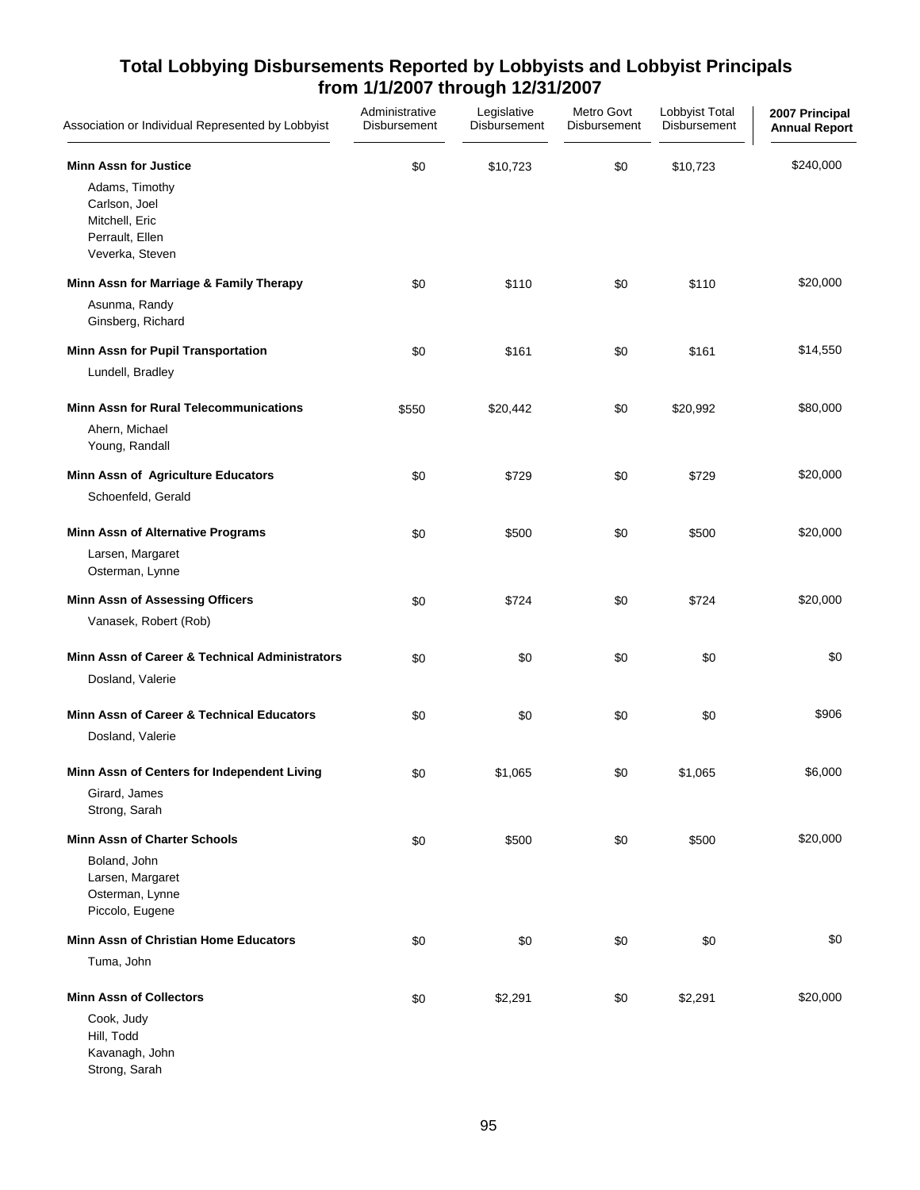## Total Lobbying Disbursements Reported by Lobbyists and Lobbyist Principals from 1/1/2007 through 12/31/2007

| Association or Individual Represented by Lobbyist | Administrative Disbursement | Legislative Disbursement | Metro Govt Disbursement | Lobbyist Total Disbursement | 2007 Principal Annual Report |
|---|---|---|---|---|---|
| **Minn Assn for Justice** | $0 | $10,723 | $0 | $10,723 | $240,000 |
| Adams, Timothy | | | | | |
| Carlson, Joel | | | | | |
| Mitchell, Eric | | | | | |
| Perrault, Ellen | | | | | |
| Veverka, Steven | | | | | |
| **Minn Assn for Marriage & Family Therapy** | $0 | $110 | $0 | $110 | $20,000 |
| Asunma, Randy | | | | | |
| Ginsberg, Richard | | | | | |
| **Minn Assn for Pupil Transportation** | $0 | $161 | $0 | $161 | $14,550 |
| Lundell, Bradley | | | | | |
| **Minn Assn for Rural Telecommunications** | $550 | $20,442 | $0 | $20,992 | $80,000 |
| Ahern, Michael | | | | | |
| Young, Randall | | | | | |
| **Minn Assn of Agriculture Educators** | $0 | $729 | $0 | $729 | $20,000 |
| Schoenfeld, Gerald | | | | | |
| **Minn Assn of Alternative Programs** | $0 | $500 | $0 | $500 | $20,000 |
| Larsen, Margaret | | | | | |
| Osterman, Lynne | | | | | |
| **Minn Assn of Assessing Officers** | $0 | $724 | $0 | $724 | $20,000 |
| Vanasek, Robert (Rob) | | | | | |
| **Minn Assn of Career & Technical Administrators** | $0 | $0 | $0 | $0 | $0 |
| Dosland, Valerie | | | | | |
| **Minn Assn of Career & Technical Educators** | $0 | $0 | $0 | $0 | $906 |
| Dosland, Valerie | | | | | |
| **Minn Assn of Centers for Independent Living** | $0 | $1,065 | $0 | $1,065 | $6,000 |
| Girard, James | | | | | |
| Strong, Sarah | | | | | |
| **Minn Assn of Charter Schools** | $0 | $500 | $0 | $500 | $20,000 |
| Boland, John | | | | | |
| Larsen, Margaret | | | | | |
| Osterman, Lynne | | | | | |
| Piccolo, Eugene | | | | | |
| **Minn Assn of Christian Home Educators** | $0 | $0 | $0 | $0 | $0 |
| Tuma, John | | | | | |
| **Minn Assn of Collectors** | $0 | $2,291 | $0 | $2,291 | $20,000 |
| Cook, Judy | | | | | |
| Hill, Todd | | | | | |
| Kavanagh, John | | | | | |
| Strong, Sarah | | | | | |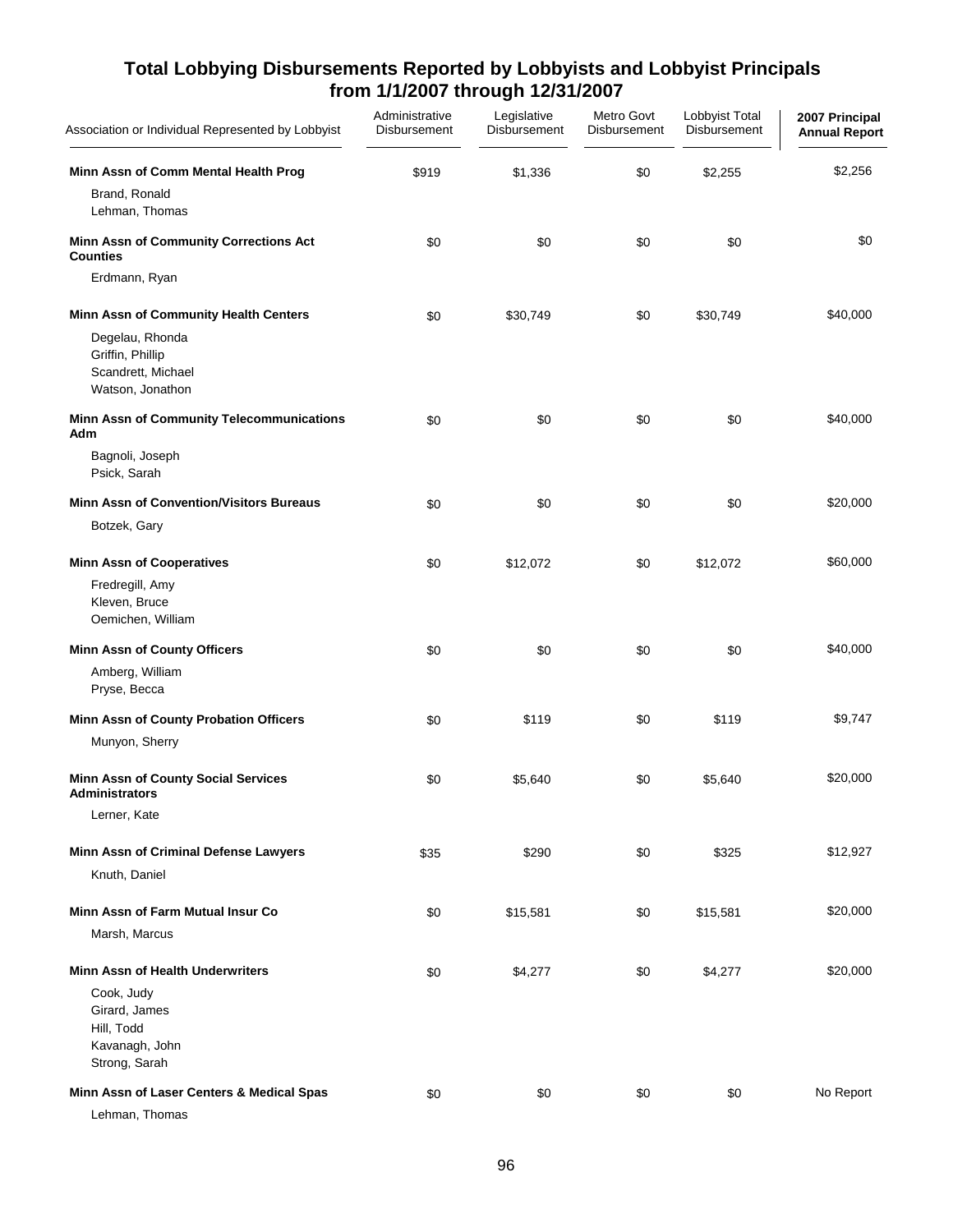## Total Lobbying Disbursements Reported by Lobbyists and Lobbyist Principals from 1/1/2007 through 12/31/2007

| Association or Individual Represented by Lobbyist | Administrative Disbursement | Legislative Disbursement | Metro Govt Disbursement | Lobbyist Total Disbursement | 2007 Principal Annual Report |
|---|---|---|---|---|---|
| **Minn Assn of Comm Mental Health Prog** | $919 | $1,336 | $0 | $2,255 | $2,256 |
| Brand, Ronald | | | | | |
| Lehman, Thomas | | | | | |
| **Minn Assn of Community Corrections Act Counties** | $0 | $0 | $0 | $0 | $0 |
| Erdmann, Ryan | | | | | |
| **Minn Assn of Community Health Centers** | $0 | $30,749 | $0 | $30,749 | $40,000 |
| Degelau, Rhonda | | | | | |
| Griffin, Phillip | | | | | |
| Scandrett, Michael | | | | | |
| Watson, Jonathon | | | | | |
| **Minn Assn of Community Telecommunications Adm** | $0 | $0 | $0 | $0 | $40,000 |
| Bagnoli, Joseph | | | | | |
| Psick, Sarah | | | | | |
| **Minn Assn of Convention/Visitors Bureaus** | $0 | $0 | $0 | $0 | $20,000 |
| Botzek, Gary | | | | | |
| **Minn Assn of Cooperatives** | $0 | $12,072 | $0 | $12,072 | $60,000 |
| Fredregill, Amy | | | | | |
| Kleven, Bruce | | | | | |
| Oemichen, William | | | | | |
| **Minn Assn of County Officers** | $0 | $0 | $0 | $0 | $40,000 |
| Amberg, William | | | | | |
| Pryse, Becca | | | | | |
| **Minn Assn of County Probation Officers** | $0 | $119 | $0 | $119 | $9,747 |
| Munyon, Sherry | | | | | |
| **Minn Assn of County Social Services Administrators** | $0 | $5,640 | $0 | $5,640 | $20,000 |
| Lerner, Kate | | | | | |
| **Minn Assn of Criminal Defense Lawyers** | $35 | $290 | $0 | $325 | $12,927 |
| Knuth, Daniel | | | | | |
| **Minn Assn of Farm Mutual Insur Co** | $0 | $15,581 | $0 | $15,581 | $20,000 |
| Marsh, Marcus | | | | | |
| **Minn Assn of Health Underwriters** | $0 | $4,277 | $0 | $4,277 | $20,000 |
| Cook, Judy | | | | | |
| Girard, James | | | | | |
| Hill, Todd | | | | | |
| Kavanagh, John | | | | | |
| Strong, Sarah | | | | | |
| **Minn Assn of Laser Centers & Medical Spas** | $0 | $0 | $0 | $0 | No Report |
| Lehman, Thomas | | | | | |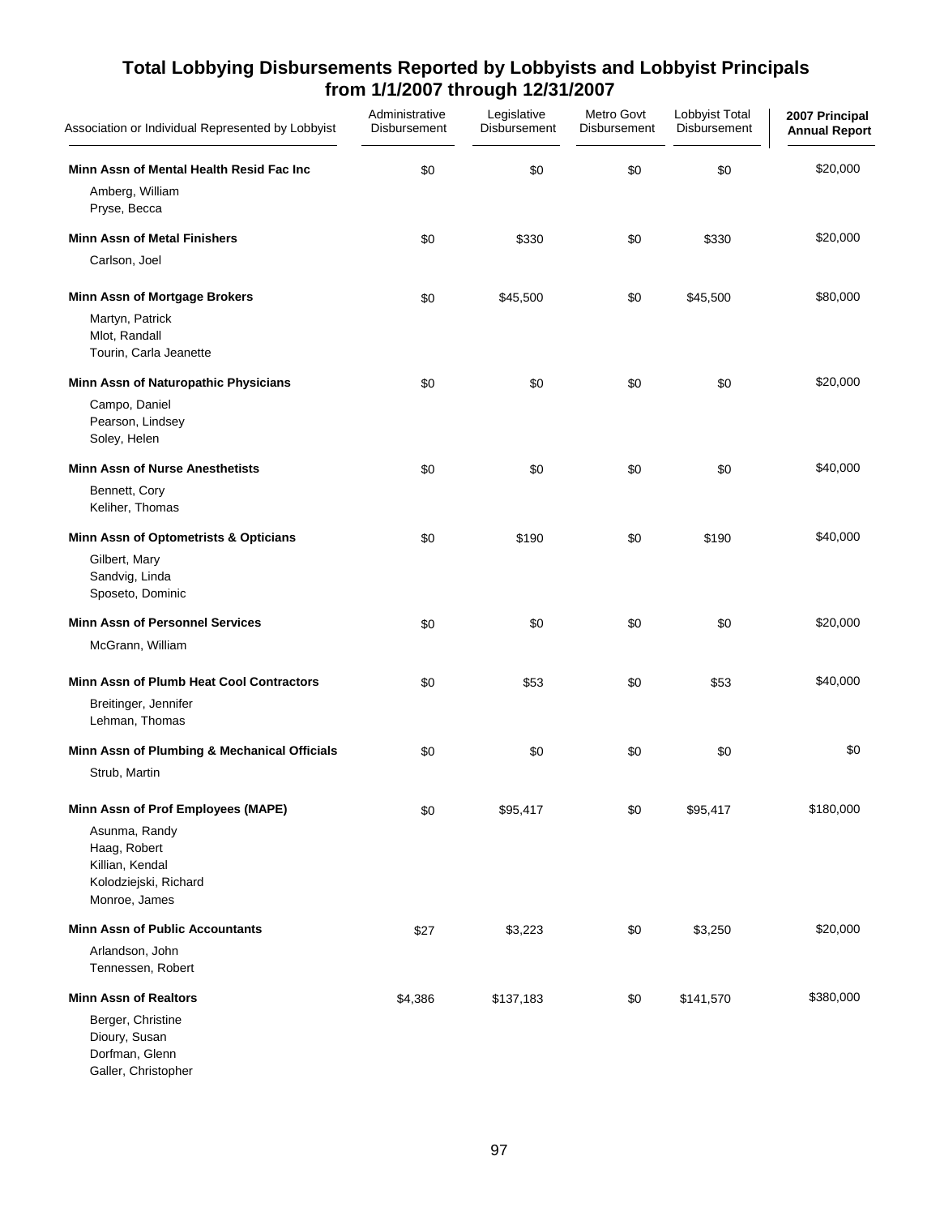## Total Lobbying Disbursements Reported by Lobbyists and Lobbyist Principals from 1/1/2007 through 12/31/2007

| Association or Individual Represented by Lobbyist | Administrative Disbursement | Legislative Disbursement | Metro Govt Disbursement | Lobbyist Total Disbursement | 2007 Principal Annual Report |
|---|---|---|---|---|---|
| **Minn Assn of Mental Health Resid Fac Inc** | $0 | $0 | $0 | $0 | $20,000 |
| Amberg, William | | | | | |
| Pryse, Becca | | | | | |
| **Minn Assn of Metal Finishers** | $0 | $330 | $0 | $330 | $20,000 |
| Carlson, Joel | | | | | |
| **Minn Assn of Mortgage Brokers** | $0 | $45,500 | $0 | $45,500 | $80,000 |
| Martyn, Patrick | | | | | |
| Mlot, Randall | | | | | |
| Tourin, Carla Jeanette | | | | | |
| **Minn Assn of Naturopathic Physicians** | $0 | $0 | $0 | $0 | $20,000 |
| Campo, Daniel | | | | | |
| Pearson, Lindsey | | | | | |
| Soley, Helen | | | | | |
| **Minn Assn of Nurse Anesthetists** | $0 | $0 | $0 | $0 | $40,000 |
| Bennett, Cory | | | | | |
| Keliher, Thomas | | | | | |
| **Minn Assn of Optometrists & Opticians** | $0 | $190 | $0 | $190 | $40,000 |
| Gilbert, Mary | | | | | |
| Sandvig, Linda | | | | | |
| Sposeto, Dominic | | | | | |
| **Minn Assn of Personnel Services** | $0 | $0 | $0 | $0 | $20,000 |
| McGrann, William | | | | | |
| **Minn Assn of Plumb Heat Cool Contractors** | $0 | $53 | $0 | $53 | $40,000 |
| Breitinger, Jennifer | | | | | |
| Lehman, Thomas | | | | | |
| **Minn Assn of Plumbing & Mechanical Officials** | $0 | $0 | $0 | $0 | $0 |
| Strub, Martin | | | | | |
| **Minn Assn of Prof Employees (MAPE)** | $0 | $95,417 | $0 | $95,417 | $180,000 |
| Asunma, Randy | | | | | |
| Haag, Robert | | | | | |
| Killian, Kendal | | | | | |
| Kolodziejski, Richard | | | | | |
| Monroe, James | | | | | |
| **Minn Assn of Public Accountants** | $27 | $3,223 | $0 | $3,250 | $20,000 |
| Arlandson, John | | | | | |
| Tennessen, Robert | | | | | |
| **Minn Assn of Realtors** | $4,386 | $137,183 | $0 | $141,570 | $380,000 |
| Berger, Christine | | | | | |
| Dioury, Susan | | | | | |
| Dorfman, Glenn | | | | | |
| Galler, Christopher | | | | | |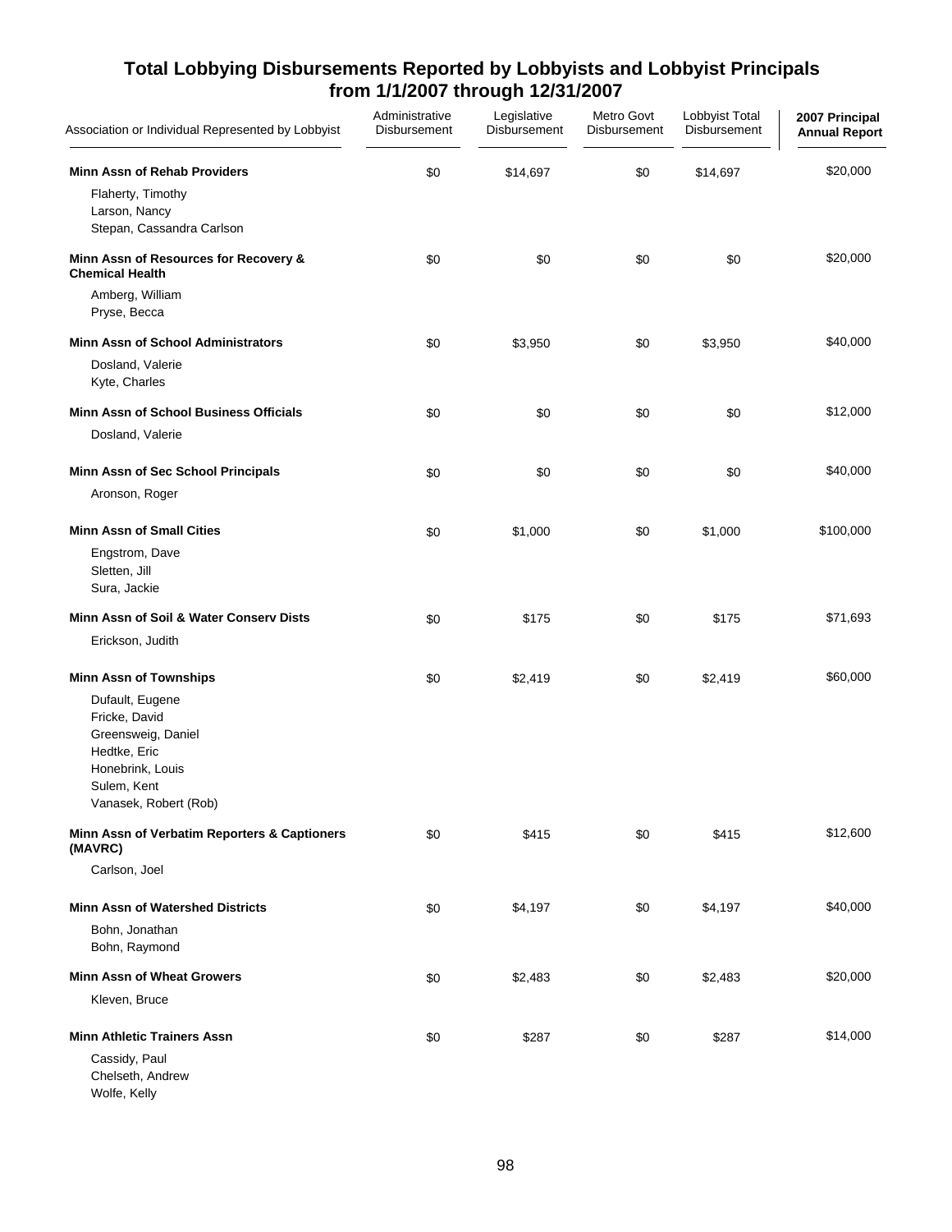# Total Lobbying Disbursements Reported by Lobbyists and Lobbyist Principals from 1/1/2007 through 12/31/2007

| Association or Individual Represented by Lobbyist | Administrative Disbursement | Legislative Disbursement | Metro Govt Disbursement | Lobbyist Total Disbursement | 2007 Principal Annual Report |
|---|---|---|---|---|---|
| **Minn Assn of Rehab Providers** | $0 | $14,697 | $0 | $14,697 | $20,000 |
| Flaherty, Timothy | | | | | |
| Larson, Nancy | | | | | |
| Stepan, Cassandra Carlson | | | | | |
| **Minn Assn of Resources for Recovery & Chemical Health** | $0 | $0 | $0 | $0 | $20,000 |
| Amberg, William | | | | | |
| Pryse, Becca | | | | | |
| **Minn Assn of School Administrators** | $0 | $3,950 | $0 | $3,950 | $40,000 |
| Dosland, Valerie | | | | | |
| Kyte, Charles | | | | | |
| **Minn Assn of School Business Officials** | $0 | $0 | $0 | $0 | $12,000 |
| Dosland, Valerie | | | | | |
| **Minn Assn of Sec School Principals** | $0 | $0 | $0 | $0 | $40,000 |
| Aronson, Roger | | | | | |
| **Minn Assn of Small Cities** | $0 | $1,000 | $0 | $1,000 | $100,000 |
| Engstrom, Dave | | | | | |
| Sletten, Jill | | | | | |
| Sura, Jackie | | | | | |
| **Minn Assn of Soil & Water Conserv Dists** | $0 | $175 | $0 | $175 | $71,693 |
| Erickson, Judith | | | | | |
| **Minn Assn of Townships** | $0 | $2,419 | $0 | $2,419 | $60,000 |
| Dufault, Eugene | | | | | |
| Fricke, David | | | | | |
| Greensweig, Daniel | | | | | |
| Hedtke, Eric | | | | | |
| Honebrink, Louis | | | | | |
| Sulem, Kent | | | | | |
| Vanasek, Robert (Rob) | | | | | |
| **Minn Assn of Verbatim Reporters & Captioners (MAVRC)** | $0 | $415 | $0 | $415 | $12,600 |
| Carlson, Joel | | | | | |
| **Minn Assn of Watershed Districts** | $0 | $4,197 | $0 | $4,197 | $40,000 |
| Bohn, Jonathan | | | | | |
| Bohn, Raymond | | | | | |
| **Minn Assn of Wheat Growers** | $0 | $2,483 | $0 | $2,483 | $20,000 |
| Kleven, Bruce | | | | | |
| **Minn Athletic Trainers Assn** | $0 | $287 | $0 | $287 | $14,000 |
| Cassidy, Paul | | | | | |
| Chelseth, Andrew | | | | | |
| Wolfe, Kelly | | | | | |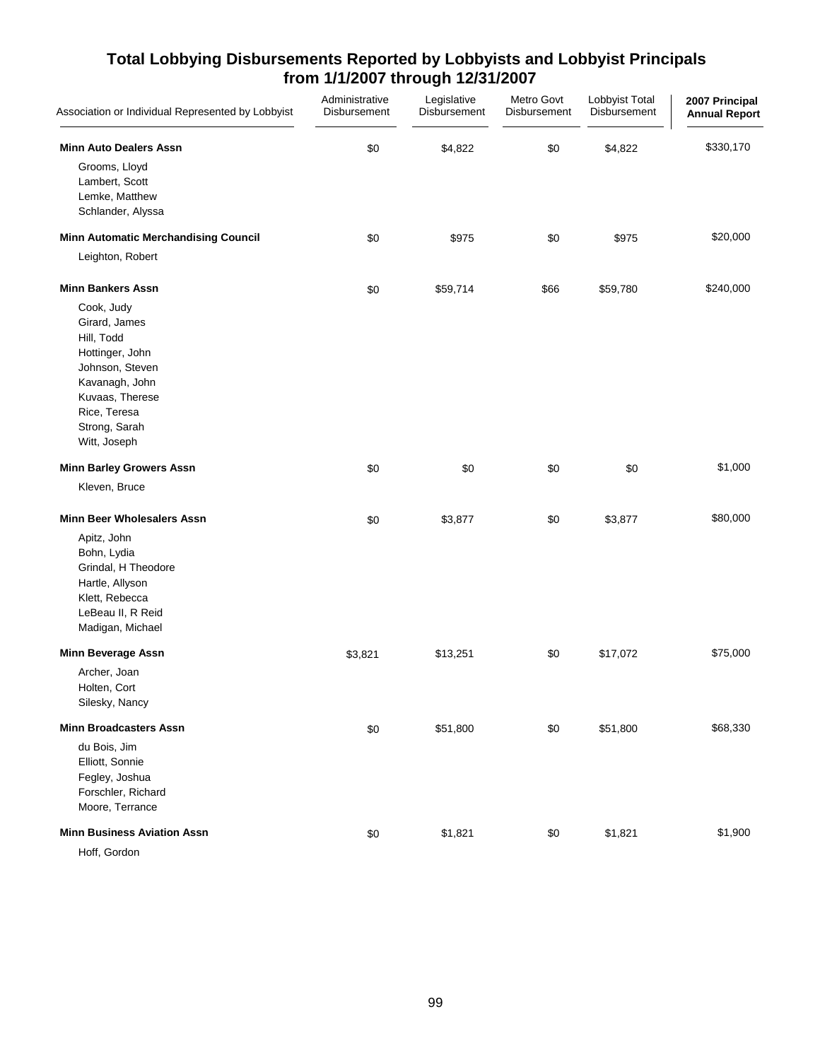## Total Lobbying Disbursements Reported by Lobbyists and Lobbyist Principals from 1/1/2007 through 12/31/2007

| Association or Individual Represented by Lobbyist | Administrative Disbursement | Legislative Disbursement | Metro Govt Disbursement | Lobbyist Total Disbursement | 2007 Principal Annual Report |
|---|---|---|---|---|---|
| **Minn Auto Dealers Assn** | $0 | $4,822 | $0 | $4,822 | $330,170 |
| Grooms, Lloyd | | | | | |
| Lambert, Scott | | | | | |
| Lemke, Matthew | | | | | |
| Schlander, Alyssa | | | | | |
| **Minn Automatic Merchandising Council** | $0 | $975 | $0 | $975 | $20,000 |
| Leighton, Robert | | | | | |
| **Minn Bankers Assn** | $0 | $59,714 | $66 | $59,780 | $240,000 |
| Cook, Judy | | | | | |
| Girard, James | | | | | |
| Hill, Todd | | | | | |
| Hottinger, John | | | | | |
| Johnson, Steven | | | | | |
| Kavanagh, John | | | | | |
| Kuvaas, Therese | | | | | |
| Rice, Teresa | | | | | |
| Strong, Sarah | | | | | |
| Witt, Joseph | | | | | |
| **Minn Barley Growers Assn** | $0 | $0 | $0 | $0 | $1,000 |
| Kleven, Bruce | | | | | |
| **Minn Beer Wholesalers Assn** | $0 | $3,877 | $0 | $3,877 | $80,000 |
| Apitz, John | | | | | |
| Bohn, Lydia | | | | | |
| Grindal, H Theodore | | | | | |
| Hartle, Allyson | | | | | |
| Klett, Rebecca | | | | | |
| LeBeau II, R Reid | | | | | |
| Madigan, Michael | | | | | |
| **Minn Beverage Assn** | $3,821 | $13,251 | $0 | $17,072 | $75,000 |
| Archer, Joan | | | | | |
| Holten, Cort | | | | | |
| Silesky, Nancy | | | | | |
| **Minn Broadcasters Assn** | $0 | $51,800 | $0 | $51,800 | $68,330 |
| du Bois, Jim | | | | | |
| Elliott, Sonnie | | | | | |
| Fegley, Joshua | | | | | |
| Forschler, Richard | | | | | |
| Moore, Terrance | | | | | |
| **Minn Business Aviation Assn** | $0 | $1,821 | $0 | $1,821 | $1,900 |
| Hoff, Gordon | | | | | |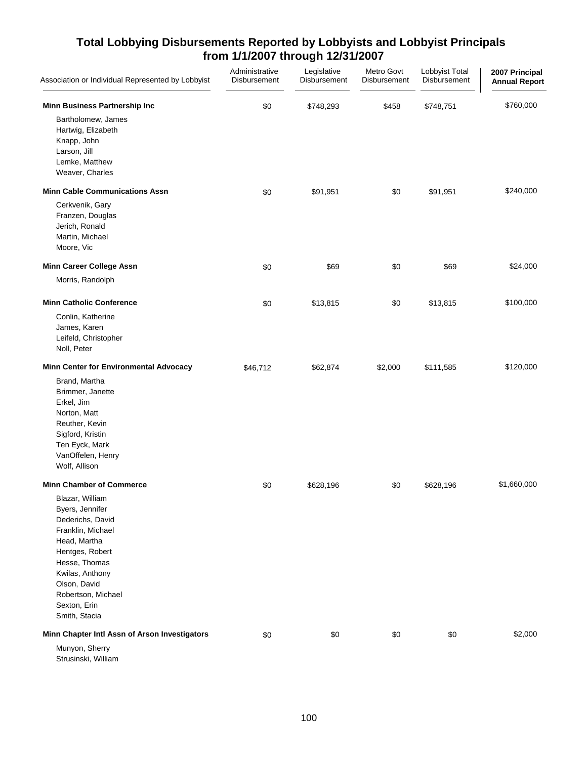# Total Lobbying Disbursements Reported by Lobbyists and Lobbyist Principals from 1/1/2007 through 12/31/2007

| Association or Individual Represented by Lobbyist | Administrative Disbursement | Legislative Disbursement | Metro Govt Disbursement | Lobbyist Total Disbursement | 2007 Principal Annual Report |
|---|---|---|---|---|---|
| **Minn Business Partnership Inc** | $0 | $748,293 | $458 | $748,751 | $760,000 |
| Bartholomew, James | | | | | |
| Hartwig, Elizabeth | | | | | |
| Knapp, John | | | | | |
| Larson, Jill | | | | | |
| Lemke, Matthew | | | | | |
| Weaver, Charles | | | | | |
| **Minn Cable Communications Assn** | $0 | $91,951 | $0 | $91,951 | $240,000 |
| Cerkvenik, Gary | | | | | |
| Franzen, Douglas | | | | | |
| Jerich, Ronald | | | | | |
| Martin, Michael | | | | | |
| Moore, Vic | | | | | |
| **Minn Career College Assn** | $0 | $69 | $0 | $69 | $24,000 |
| Morris, Randolph | | | | | |
| **Minn Catholic Conference** | $0 | $13,815 | $0 | $13,815 | $100,000 |
| Conlin, Katherine | | | | | |
| James, Karen | | | | | |
| Leifeld, Christopher | | | | | |
| Noll, Peter | | | | | |
| **Minn Center for Environmental Advocacy** | $46,712 | $62,874 | $2,000 | $111,585 | $120,000 |
| Brand, Martha | | | | | |
| Brimmer, Janette | | | | | |
| Erkel, Jim | | | | | |
| Norton, Matt | | | | | |
| Reuther, Kevin | | | | | |
| Sigford, Kristin | | | | | |
| Ten Eyck, Mark | | | | | |
| VanOffelen, Henry | | | | | |
| Wolf, Allison | | | | | |
| **Minn Chamber of Commerce** | $0 | $628,196 | $0 | $628,196 | $1,660,000 |
| Blazar, William | | | | | |
| Byers, Jennifer | | | | | |
| Dederichs, David | | | | | |
| Franklin, Michael | | | | | |
| Head, Martha | | | | | |
| Hentges, Robert | | | | | |
| Hesse, Thomas | | | | | |
| Kwilas, Anthony | | | | | |
| Olson, David | | | | | |
| Robertson, Michael | | | | | |
| Sexton, Erin | | | | | |
| Smith, Stacia | | | | | |
| **Minn Chapter Intl Assn of Arson Investigators** | $0 | $0 | $0 | $0 | $2,000 |
| Munyon, Sherry | | | | | |
| Strusinski, William | | | | | |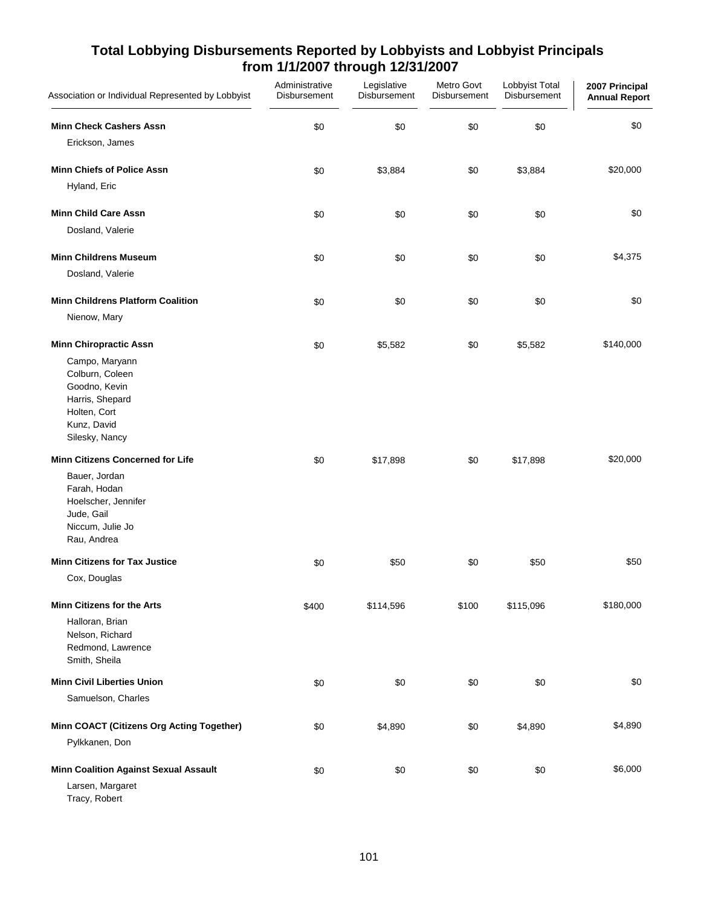# Total Lobbying Disbursements Reported by Lobbyists and Lobbyist Principals from 1/1/2007 through 12/31/2007

| Association or Individual Represented by Lobbyist | Administrative Disbursement | Legislative Disbursement | Metro Govt Disbursement | Lobbyist Total Disbursement | 2007 Principal Annual Report |
|---|---|---|---|---|---|
| **Minn Check Cashers Assn** | $0 | $0 | $0 | $0 | $0 |
| Erickson, James | | | | | |
| **Minn Chiefs of Police Assn** | $0 | $3,884 | $0 | $3,884 | $20,000 |
| Hyland, Eric | | | | | |
| **Minn Child Care Assn** | $0 | $0 | $0 | $0 | $0 |
| Dosland, Valerie | | | | | |
| **Minn Childrens Museum** | $0 | $0 | $0 | $0 | $4,375 |
| Dosland, Valerie | | | | | |
| **Minn Childrens Platform Coalition** | $0 | $0 | $0 | $0 | $0 |
| Nienow, Mary | | | | | |
| **Minn Chiropractic Assn** | $0 | $5,582 | $0 | $5,582 | $140,000 |
| Campo, Maryann | | | | | |
| Colburn, Coleen | | | | | |
| Goodno, Kevin | | | | | |
| Harris, Shepard | | | | | |
| Holten, Cort | | | | | |
| Kunz, David | | | | | |
| Silesky, Nancy | | | | | |
| **Minn Citizens Concerned for Life** | $0 | $17,898 | $0 | $17,898 | $20,000 |
| Bauer, Jordan | | | | | |
| Farah, Hodan | | | | | |
| Hoelscher, Jennifer | | | | | |
| Jude, Gail | | | | | |
| Niccum, Julie Jo | | | | | |
| Rau, Andrea | | | | | |
| **Minn Citizens for Tax Justice** | $0 | $50 | $0 | $50 | $50 |
| Cox, Douglas | | | | | |
| **Minn Citizens for the Arts** | $400 | $114,596 | $100 | $115,096 | $180,000 |
| Halloran, Brian | | | | | |
| Nelson, Richard | | | | | |
| Redmond, Lawrence | | | | | |
| Smith, Sheila | | | | | |
| **Minn Civil Liberties Union** | $0 | $0 | $0 | $0 | $0 |
| Samuelson, Charles | | | | | |
| **Minn COACT (Citizens Org Acting Together)** | $0 | $4,890 | $0 | $4,890 | $4,890 |
| Pylkkanen, Don | | | | | |
| **Minn Coalition Against Sexual Assault** | $0 | $0 | $0 | $0 | $6,000 |
| Larsen, Margaret | | | | | |
| Tracy, Robert | | | | | |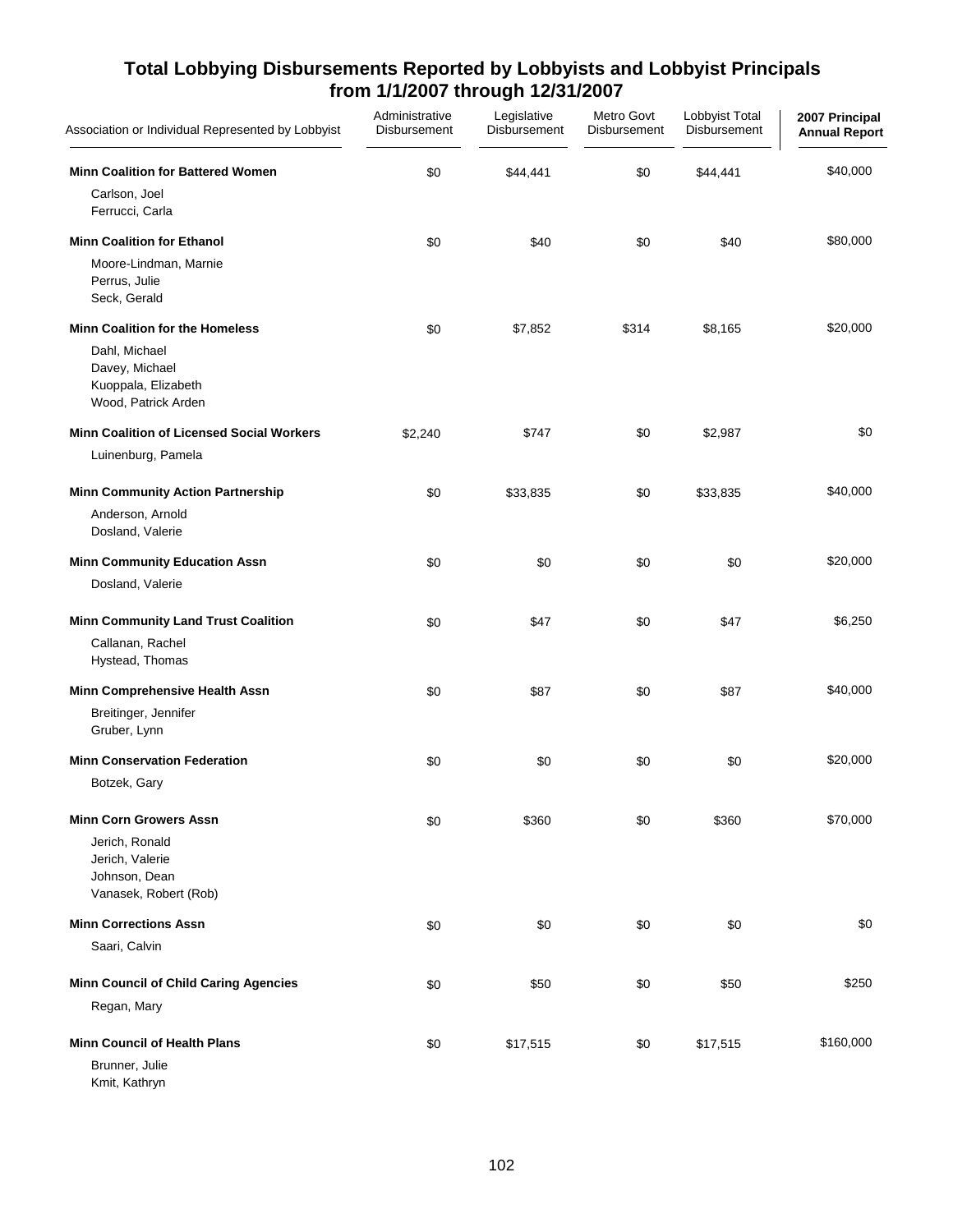## Total Lobbying Disbursements Reported by Lobbyists and Lobbyist Principals from 1/1/2007 through 12/31/2007

| Association or Individual Represented by Lobbyist | Administrative Disbursement | Legislative Disbursement | Metro Govt Disbursement | Lobbyist Total Disbursement | 2007 Principal Annual Report |
|---|---|---|---|---|---|
| **Minn Coalition for Battered Women** | $0 | $44,441 | $0 | $44,441 | $40,000 |
| Carlson, Joel<br>Ferrucci, Carla | | | | | |
| **Minn Coalition for Ethanol** | $0 | $40 | $0 | $40 | $80,000 |
| Moore-Lindman, Marnie<br>Perrus, Julie<br>Seck, Gerald | | | | | |
| **Minn Coalition for the Homeless** | $0 | $7,852 | $314 | $8,165 | $20,000 |
| Dahl, Michael<br>Davey, Michael<br>Kuoppala, Elizabeth<br>Wood, Patrick Arden | | | | | |
| **Minn Coalition of Licensed Social Workers** | $2,240 | $747 | $0 | $2,987 | $0 |
| Luinenburg, Pamela | | | | | |
| **Minn Community Action Partnership** | $0 | $33,835 | $0 | $33,835 | $40,000 |
| Anderson, Arnold<br>Dosland, Valerie | | | | | |
| **Minn Community Education Assn** | $0 | $0 | $0 | $0 | $20,000 |
| Dosland, Valerie | | | | | |
| **Minn Community Land Trust Coalition** | $0 | $47 | $0 | $47 | $6,250 |
| Callanan, Rachel<br>Hystead, Thomas | | | | | |
| **Minn Comprehensive Health Assn** | $0 | $87 | $0 | $87 | $40,000 |
| Breitinger, Jennifer<br>Gruber, Lynn | | | | | |
| **Minn Conservation Federation** | $0 | $0 | $0 | $0 | $20,000 |
| Botzek, Gary | | | | | |
| **Minn Corn Growers Assn** | $0 | $360 | $0 | $360 | $70,000 |
| Jerich, Ronald<br>Jerich, Valerie<br>Johnson, Dean<br>Vanasek, Robert (Rob) | | | | | |
| **Minn Corrections Assn** | $0 | $0 | $0 | $0 | $0 |
| Saari, Calvin | | | | | |
| **Minn Council of Child Caring Agencies** | $0 | $50 | $0 | $50 | $250 |
| Regan, Mary | | | | | |
| **Minn Council of Health Plans** | $0 | $17,515 | $0 | $17,515 | $160,000 |
| Brunner, Julie<br>Kmit, Kathryn | | | | | |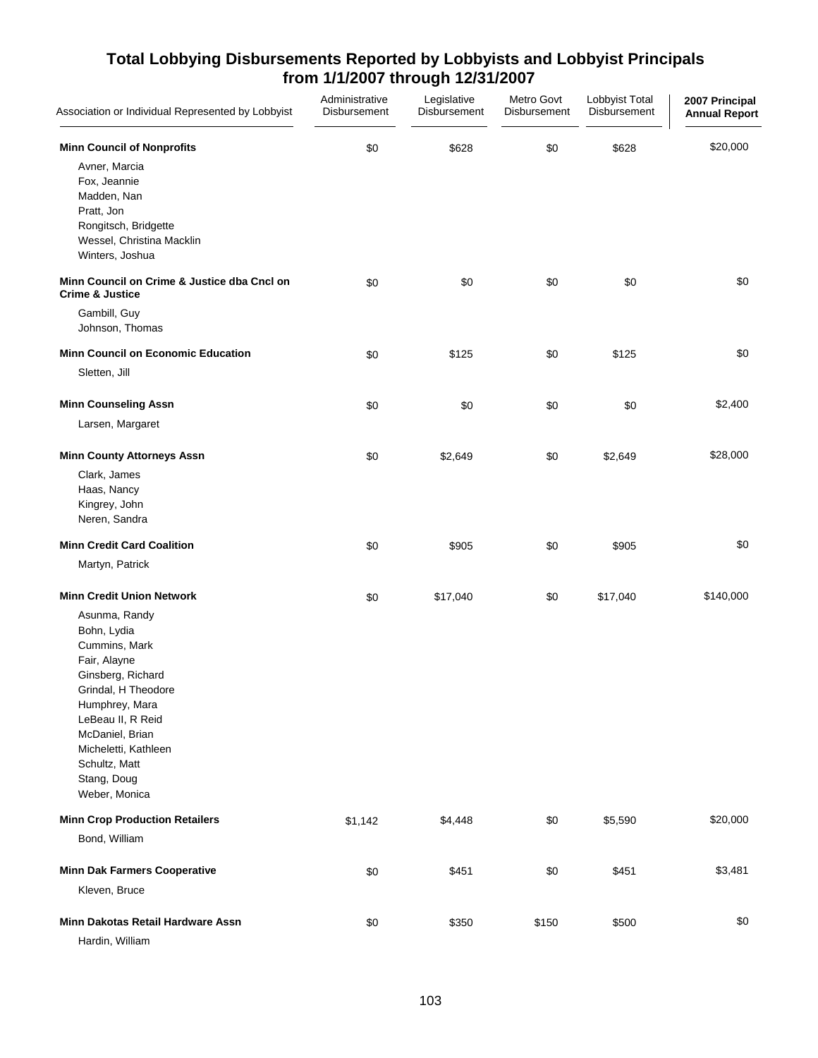## Total Lobbying Disbursements Reported by Lobbyists and Lobbyist Principals from 1/1/2007 through 12/31/2007

| Association or Individual Represented by Lobbyist | Administrative Disbursement | Legislative Disbursement | Metro Govt Disbursement | Lobbyist Total Disbursement | 2007 Principal Annual Report |
|---|---|---|---|---|---|
| **Minn Council of Nonprofits** | $0 | $628 | $0 | $628 | $20,000 |
| Avner, Marcia | | | | | |
| Fox, Jeannie | | | | | |
| Madden, Nan | | | | | |
| Pratt, Jon | | | | | |
| Rongitsch, Bridgette | | | | | |
| Wessel, Christina Macklin | | | | | |
| Winters, Joshua | | | | | |
| **Minn Council on Crime & Justice dba Cncl on Crime & Justice** | $0 | $0 | $0 | $0 | $0 |
| Gambill, Guy | | | | | |
| Johnson, Thomas | | | | | |
| **Minn Council on Economic Education** | $0 | $125 | $0 | $125 | $0 |
| Sletten, Jill | | | | | |
| **Minn Counseling Assn** | $0 | $0 | $0 | $0 | $2,400 |
| Larsen, Margaret | | | | | |
| **Minn County Attorneys Assn** | $0 | $2,649 | $0 | $2,649 | $28,000 |
| Clark, James | | | | | |
| Haas, Nancy | | | | | |
| Kingrey, John | | | | | |
| Neren, Sandra | | | | | |
| **Minn Credit Card Coalition** | $0 | $905 | $0 | $905 | $0 |
| Martyn, Patrick | | | | | |
| **Minn Credit Union Network** | $0 | $17,040 | $0 | $17,040 | $140,000 |
| Asunma, Randy | | | | | |
| Bohn, Lydia | | | | | |
| Cummins, Mark | | | | | |
| Fair, Alayne | | | | | |
| Ginsberg, Richard | | | | | |
| Grindal, H Theodore | | | | | |
| Humphrey, Mara | | | | | |
| LeBeau II, R Reid | | | | | |
| McDaniel, Brian | | | | | |
| Micheletti, Kathleen | | | | | |
| Schultz, Matt | | | | | |
| Stang, Doug | | | | | |
| Weber, Monica | | | | | |
| **Minn Crop Production Retailers** | $1,142 | $4,448 | $0 | $5,590 | $20,000 |
| Bond, William | | | | | |
| **Minn Dak Farmers Cooperative** | $0 | $451 | $0 | $451 | $3,481 |
| Kleven, Bruce | | | | | |
| **Minn Dakotas Retail Hardware Assn** | $0 | $350 | $150 | $500 | $0 |
| Hardin, William | | | | | |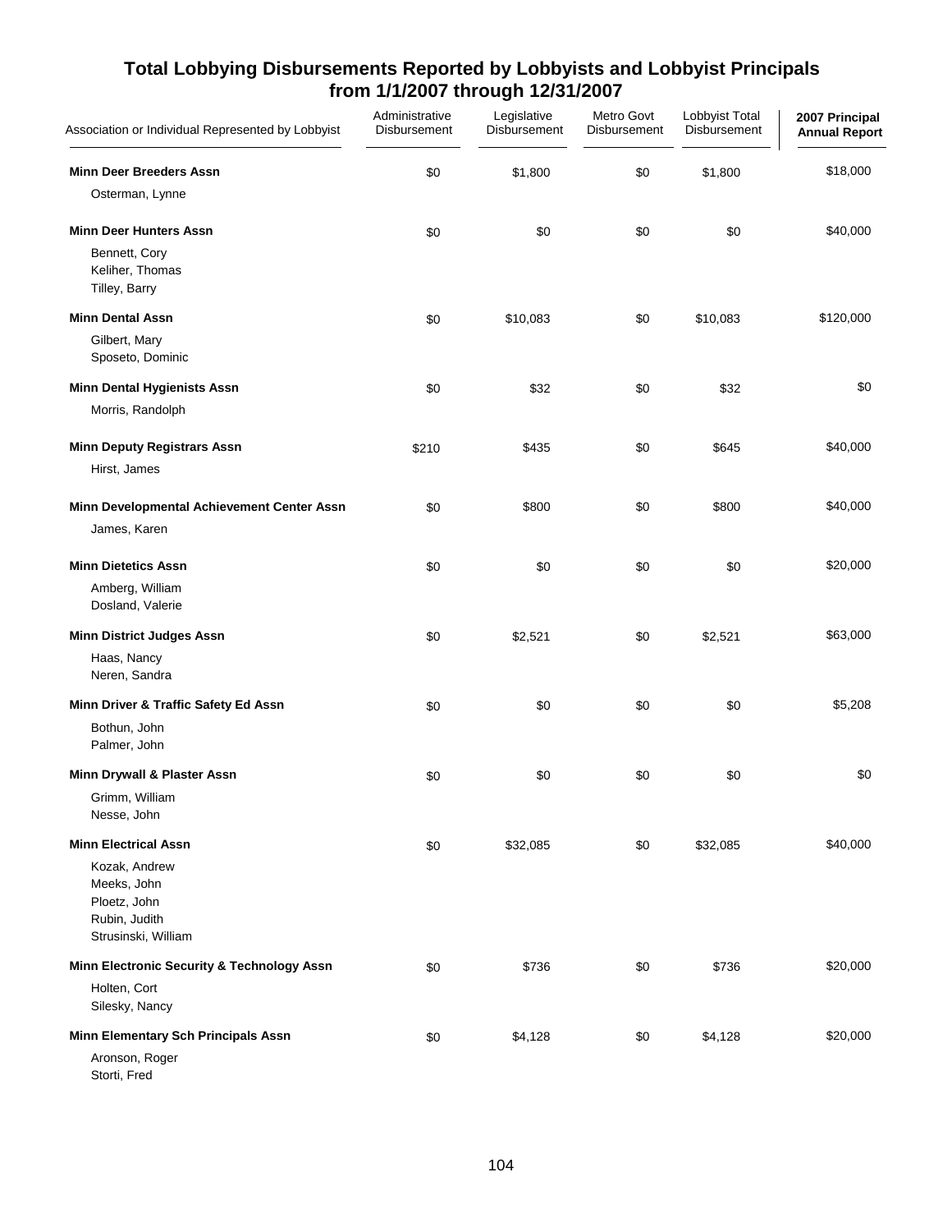## Total Lobbying Disbursements Reported by Lobbyists and Lobbyist Principals from 1/1/2007 through 12/31/2007

| Association or Individual Represented by Lobbyist | Administrative Disbursement | Legislative Disbursement | Metro Govt Disbursement | Lobbyist Total Disbursement | 2007 Principal Annual Report |
|---|---|---|---|---|---|
| **Minn Deer Breeders Assn** | $0 | $1,800 | $0 | $1,800 | $18,000 |
| Osterman, Lynne | | | | | |
| **Minn Deer Hunters Assn** | $0 | $0 | $0 | $0 | $40,000 |
| Bennett, Cory | | | | | |
| Keliher, Thomas | | | | | |
| Tilley, Barry | | | | | |
| **Minn Dental Assn** | $0 | $10,083 | $0 | $10,083 | $120,000 |
| Gilbert, Mary | | | | | |
| Sposeto, Dominic | | | | | |
| **Minn Dental Hygienists Assn** | $0 | $32 | $0 | $32 | $0 |
| Morris, Randolph | | | | | |
| **Minn Deputy Registrars Assn** | $210 | $435 | $0 | $645 | $40,000 |
| Hirst, James | | | | | |
| **Minn Developmental Achievement Center Assn** | $0 | $800 | $0 | $800 | $40,000 |
| James, Karen | | | | | |
| **Minn Dietetics Assn** | $0 | $0 | $0 | $0 | $20,000 |
| Amberg, William | | | | | |
| Dosland, Valerie | | | | | |
| **Minn District Judges Assn** | $0 | $2,521 | $0 | $2,521 | $63,000 |
| Haas, Nancy | | | | | |
| Neren, Sandra | | | | | |
| **Minn Driver & Traffic Safety Ed Assn** | $0 | $0 | $0 | $0 | $5,208 |
| Bothun, John | | | | | |
| Palmer, John | | | | | |
| **Minn Drywall & Plaster Assn** | $0 | $0 | $0 | $0 | $0 |
| Grimm, William | | | | | |
| Nesse, John | | | | | |
| **Minn Electrical Assn** | $0 | $32,085 | $0 | $32,085 | $40,000 |
| Kozak, Andrew | | | | | |
| Meeks, John | | | | | |
| Ploetz, John | | | | | |
| Rubin, Judith | | | | | |
| Strusinski, William | | | | | |
| **Minn Electronic Security & Technology Assn** | $0 | $736 | $0 | $736 | $20,000 |
| Holten, Cort | | | | | |
| Silesky, Nancy | | | | | |
| **Minn Elementary Sch Principals Assn** | $0 | $4,128 | $0 | $4,128 | $20,000 |
| Aronson, Roger | | | | | |
| Storti, Fred | | | | | |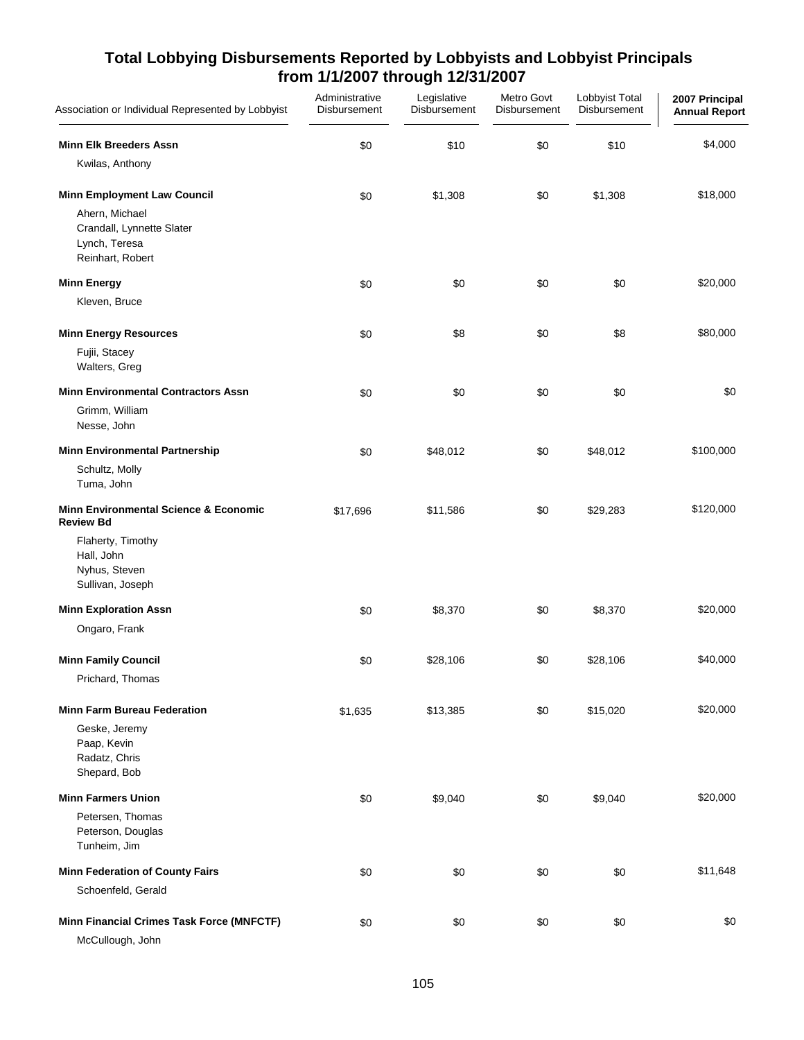# Total Lobbying Disbursements Reported by Lobbyists and Lobbyist Principals from 1/1/2007 through 12/31/2007

| Association or Individual Represented by Lobbyist | Administrative Disbursement | Legislative Disbursement | Metro Govt Disbursement | Lobbyist Total Disbursement | 2007 Principal Annual Report |
|---|---|---|---|---|---|
| **Minn Elk Breeders Assn** | $0 | $10 | $0 | $10 | $4,000 |
| Kwilas, Anthony | | | | | |
| **Minn Employment Law Council** | $0 | $1,308 | $0 | $1,308 | $18,000 |
| Ahern, Michael | | | | | |
| Crandall, Lynnette Slater | | | | | |
| Lynch, Teresa | | | | | |
| Reinhart, Robert | | | | | |
| **Minn Energy** | $0 | $0 | $0 | $0 | $20,000 |
| Kleven, Bruce | | | | | |
| **Minn Energy Resources** | $0 | $8 | $0 | $8 | $80,000 |
| Fujii, Stacey | | | | | |
| Walters, Greg | | | | | |
| **Minn Environmental Contractors Assn** | $0 | $0 | $0 | $0 | $0 |
| Grimm, William | | | | | |
| Nesse, John | | | | | |
| **Minn Environmental Partnership** | $0 | $48,012 | $0 | $48,012 | $100,000 |
| Schultz, Molly | | | | | |
| Tuma, John | | | | | |
| **Minn Environmental Science & Economic Review Bd** | $17,696 | $11,586 | $0 | $29,283 | $120,000 |
| Flaherty, Timothy | | | | | |
| Hall, John | | | | | |
| Nyhus, Steven | | | | | |
| Sullivan, Joseph | | | | | |
| **Minn Exploration Assn** | $0 | $8,370 | $0 | $8,370 | $20,000 |
| Ongaro, Frank | | | | | |
| **Minn Family Council** | $0 | $28,106 | $0 | $28,106 | $40,000 |
| Prichard, Thomas | | | | | |
| **Minn Farm Bureau Federation** | $1,635 | $13,385 | $0 | $15,020 | $20,000 |
| Geske, Jeremy | | | | | |
| Paap, Kevin | | | | | |
| Radatz, Chris | | | | | |
| Shepard, Bob | | | | | |
| **Minn Farmers Union** | $0 | $9,040 | $0 | $9,040 | $20,000 |
| Petersen, Thomas | | | | | |
| Peterson, Douglas | | | | | |
| Tunheim, Jim | | | | | |
| **Minn Federation of County Fairs** | $0 | $0 | $0 | $0 | $11,648 |
| Schoenfeld, Gerald | | | | | |
| **Minn Financial Crimes Task Force (MNFCTF)** | $0 | $0 | $0 | $0 | $0 |
| McCullough, John | | | | | |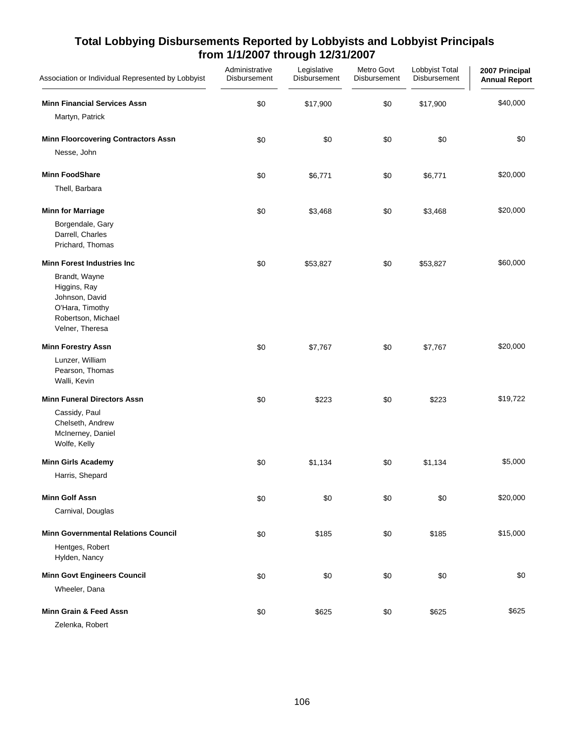## Total Lobbying Disbursements Reported by Lobbyists and Lobbyist Principals from 1/1/2007 through 12/31/2007

| Association or Individual Represented by Lobbyist | Administrative Disbursement | Legislative Disbursement | Metro Govt Disbursement | Lobbyist Total Disbursement | 2007 Principal Annual Report |
|---|---|---|---|---|---|
| **Minn Financial Services Assn** | $0 | $17,900 | $0 | $17,900 | $40,000 |
| Martyn, Patrick | | | | | |
| **Minn Floorcovering Contractors Assn** | $0 | $0 | $0 | $0 | $0 |
| Nesse, John | | | | | |
| **Minn FoodShare** | $0 | $6,771 | $0 | $6,771 | $20,000 |
| Thell, Barbara | | | | | |
| **Minn for Marriage** | $0 | $3,468 | $0 | $3,468 | $20,000 |
| Borgendale, Gary | | | | | |
| Darrell, Charles | | | | | |
| Prichard, Thomas | | | | | |
| **Minn Forest Industries Inc** | $0 | $53,827 | $0 | $53,827 | $60,000 |
| Brandt, Wayne | | | | | |
| Higgins, Ray | | | | | |
| Johnson, David | | | | | |
| O'Hara, Timothy | | | | | |
| Robertson, Michael | | | | | |
| Velner, Theresa | | | | | |
| **Minn Forestry Assn** | $0 | $7,767 | $0 | $7,767 | $20,000 |
| Lunzer, William | | | | | |
| Pearson, Thomas | | | | | |
| Walli, Kevin | | | | | |
| **Minn Funeral Directors Assn** | $0 | $223 | $0 | $223 | $19,722 |
| Cassidy, Paul | | | | | |
| Chelseth, Andrew | | | | | |
| McInerney, Daniel | | | | | |
| Wolfe, Kelly | | | | | |
| **Minn Girls Academy** | $0 | $1,134 | $0 | $1,134 | $5,000 |
| Harris, Shepard | | | | | |
| **Minn Golf Assn** | $0 | $0 | $0 | $0 | $20,000 |
| Carnival, Douglas | | | | | |
| **Minn Governmental Relations Council** | $0 | $185 | $0 | $185 | $15,000 |
| Hentges, Robert | | | | | |
| Hylden, Nancy | | | | | |
| **Minn Govt Engineers Council** | $0 | $0 | $0 | $0 | $0 |
| Wheeler, Dana | | | | | |
| **Minn Grain & Feed Assn** | $0 | $625 | $0 | $625 | $625 |
| Zelenka, Robert | | | | | |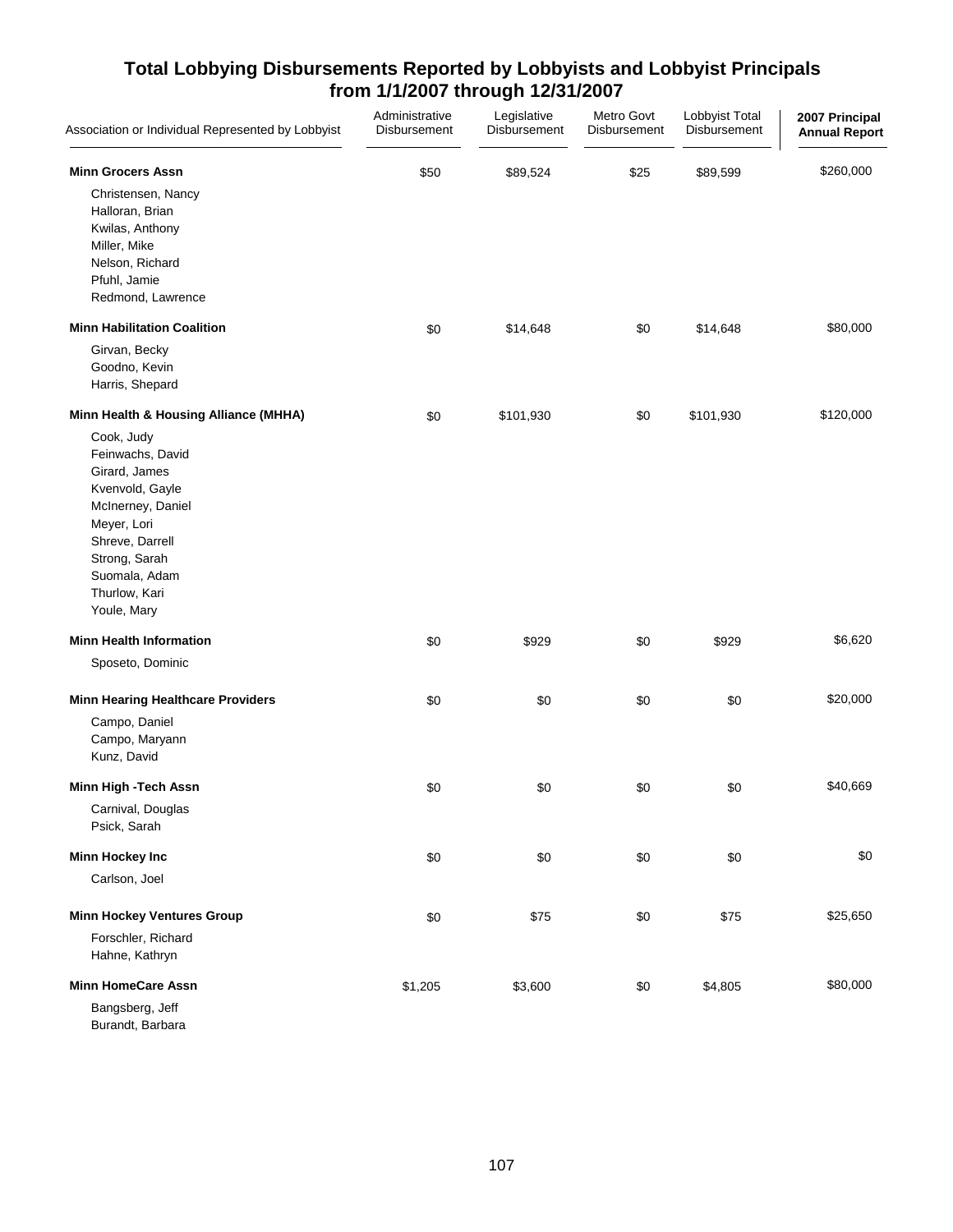## Total Lobbying Disbursements Reported by Lobbyists and Lobbyist Principals from 1/1/2007 through 12/31/2007

| Association or Individual Represented by Lobbyist | Administrative Disbursement | Legislative Disbursement | Metro Govt Disbursement | Lobbyist Total Disbursement | 2007 Principal Annual Report |
|---|---|---|---|---|---|
| **Minn Grocers Assn** | $50 | $89,524 | $25 | $89,599 | $260,000 |
| Christensen, Nancy | | | | | |
| Halloran, Brian | | | | | |
| Kwilas, Anthony | | | | | |
| Miller, Mike | | | | | |
| Nelson, Richard | | | | | |
| Pfuhl, Jamie | | | | | |
| Redmond, Lawrence | | | | | |
| **Minn Habilitation Coalition** | $0 | $14,648 | $0 | $14,648 | $80,000 |
| Girvan, Becky | | | | | |
| Goodno, Kevin | | | | | |
| Harris, Shepard | | | | | |
| **Minn Health & Housing Alliance (MHHA)** | $0 | $101,930 | $0 | $101,930 | $120,000 |
| Cook, Judy | | | | | |
| Feinwachs, David | | | | | |
| Girard, James | | | | | |
| Kvenvold, Gayle | | | | | |
| McInerney, Daniel | | | | | |
| Meyer, Lori | | | | | |
| Shreve, Darrell | | | | | |
| Strong, Sarah | | | | | |
| Suomala, Adam | | | | | |
| Thurlow, Kari | | | | | |
| Youle, Mary | | | | | |
| **Minn Health Information** | $0 | $929 | $0 | $929 | $6,620 |
| Sposeto, Dominic | | | | | |
| **Minn Hearing Healthcare Providers** | $0 | $0 | $0 | $0 | $20,000 |
| Campo, Daniel | | | | | |
| Campo, Maryann | | | | | |
| Kunz, David | | | | | |
| **Minn High -Tech Assn** | $0 | $0 | $0 | $0 | $40,669 |
| Carnival, Douglas | | | | | |
| Psick, Sarah | | | | | |
| **Minn Hockey Inc** | $0 | $0 | $0 | $0 | $0 |
| Carlson, Joel | | | | | |
| **Minn Hockey Ventures Group** | $0 | $75 | $0 | $75 | $25,650 |
| Forschler, Richard | | | | | |
| Hahne, Kathryn | | | | | |
| **Minn HomeCare Assn** | $1,205 | $3,600 | $0 | $4,805 | $80,000 |
| Bangsberg, Jeff | | | | | |
| Burandt, Barbara | | | | | |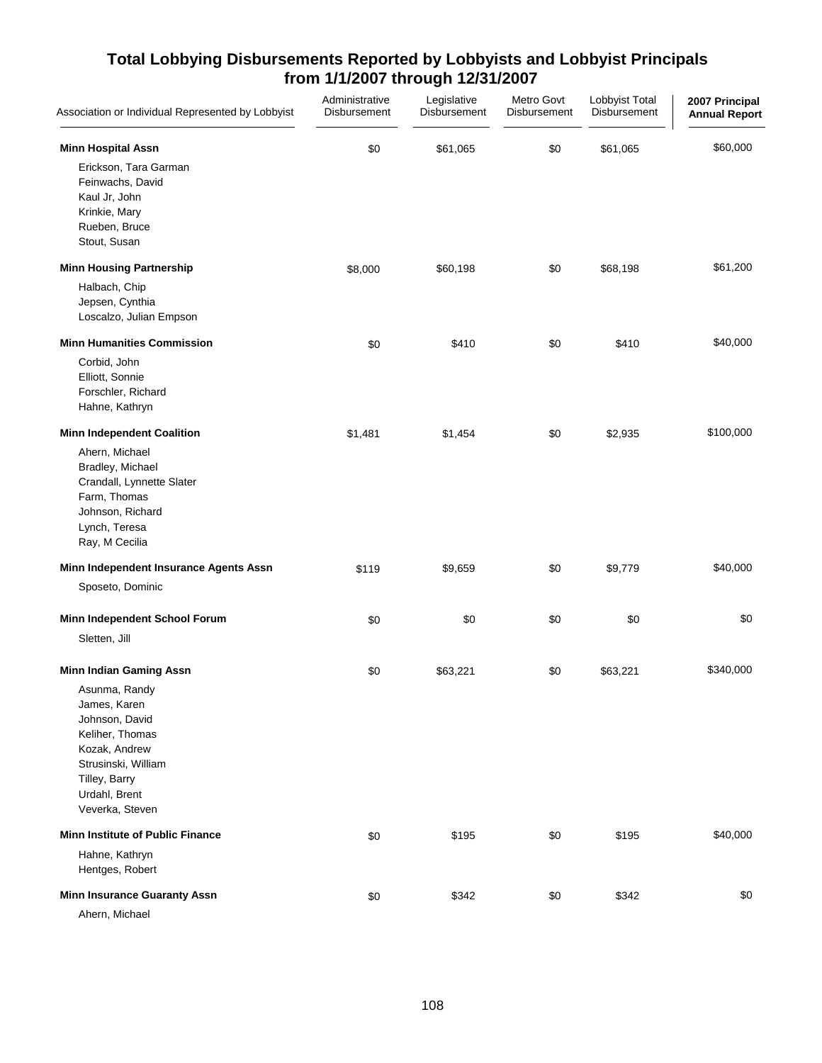# Total Lobbying Disbursements Reported by Lobbyists and Lobbyist Principals from 1/1/2007 through 12/31/2007

| Association or Individual Represented by Lobbyist | Administrative Disbursement | Legislative Disbursement | Metro Govt Disbursement | Lobbyist Total Disbursement | 2007 Principal Annual Report |
|---|---|---|---|---|---|
| **Minn Hospital Assn** | $0 | $61,065 | $0 | $61,065 | $60,000 |
| Erickson, Tara Garman | | | | | |
| Feinwachs, David | | | | | |
| Kaul Jr, John | | | | | |
| Krinkie, Mary | | | | | |
| Rueben, Bruce | | | | | |
| Stout, Susan | | | | | |
| **Minn Housing Partnership** | $8,000 | $60,198 | $0 | $68,198 | $61,200 |
| Halbach, Chip | | | | | |
| Jepsen, Cynthia | | | | | |
| Loscalzo, Julian Empson | | | | | |
| **Minn Humanities Commission** | $0 | $410 | $0 | $410 | $40,000 |
| Corbid, John | | | | | |
| Elliott, Sonnie | | | | | |
| Forschler, Richard | | | | | |
| Hahne, Kathryn | | | | | |
| **Minn Independent Coalition** | $1,481 | $1,454 | $0 | $2,935 | $100,000 |
| Ahern, Michael | | | | | |
| Bradley, Michael | | | | | |
| Crandall, Lynnette Slater | | | | | |
| Farm, Thomas | | | | | |
| Johnson, Richard | | | | | |
| Lynch, Teresa | | | | | |
| Ray, M Cecilia | | | | | |
| **Minn Independent Insurance Agents Assn** | $119 | $9,659 | $0 | $9,779 | $40,000 |
| Sposeto, Dominic | | | | | |
| **Minn Independent School Forum** | $0 | $0 | $0 | $0 | $0 |
| Sletten, Jill | | | | | |
| **Minn Indian Gaming Assn** | $0 | $63,221 | $0 | $63,221 | $340,000 |
| Asunma, Randy | | | | | |
| James, Karen | | | | | |
| Johnson, David | | | | | |
| Keliher, Thomas | | | | | |
| Kozak, Andrew | | | | | |
| Strusinski, William | | | | | |
| Tilley, Barry | | | | | |
| Urdahl, Brent | | | | | |
| Veverka, Steven | | | | | |
| **Minn Institute of Public Finance** | $0 | $195 | $0 | $195 | $40,000 |
| Hahne, Kathryn | | | | | |
| Hentges, Robert | | | | | |
| **Minn Insurance Guaranty Assn** | $0 | $342 | $0 | $342 | $0 |
| Ahern, Michael | | | | | |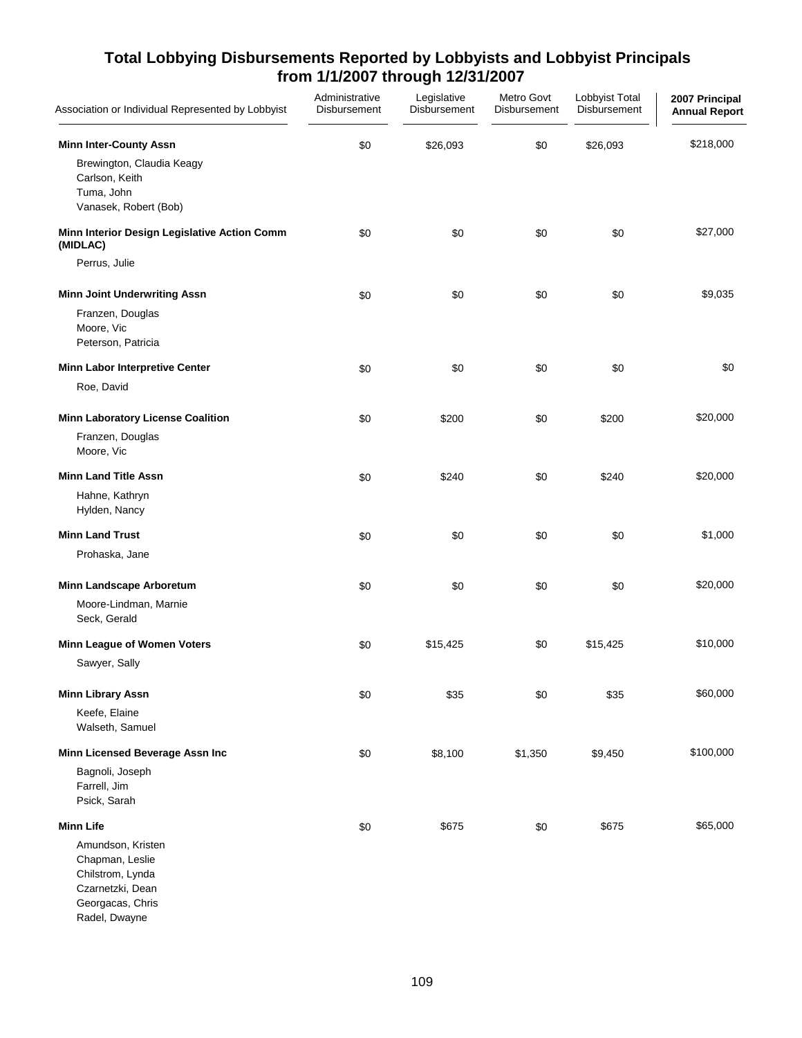## Total Lobbying Disbursements Reported by Lobbyists and Lobbyist Principals from 1/1/2007 through 12/31/2007

| Association or Individual Represented by Lobbyist | Administrative Disbursement | Legislative Disbursement | Metro Govt Disbursement | Lobbyist Total Disbursement | 2007 Principal Annual Report |
|---|---|---|---|---|---|
| **Minn Inter-County Assn** | $0 | $26,093 | $0 | $26,093 | $218,000 |
| Brewington, Claudia Keagy | | | | | |
| Carlson, Keith | | | | | |
| Tuma, John | | | | | |
| Vanasek, Robert (Bob) | | | | | |
| **Minn Interior Design Legislative Action Comm (MIDLAC)** | $0 | $0 | $0 | $0 | $27,000 |
| Perrus, Julie | | | | | |
| **Minn Joint Underwriting Assn** | $0 | $0 | $0 | $0 | $9,035 |
| Franzen, Douglas | | | | | |
| Moore, Vic | | | | | |
| Peterson, Patricia | | | | | |
| **Minn Labor Interpretive Center** | $0 | $0 | $0 | $0 | $0 |
| Roe, David | | | | | |
| **Minn Laboratory License Coalition** | $0 | $200 | $0 | $200 | $20,000 |
| Franzen, Douglas | | | | | |
| Moore, Vic | | | | | |
| **Minn Land Title Assn** | $0 | $240 | $0 | $240 | $20,000 |
| Hahne, Kathryn | | | | | |
| Hylden, Nancy | | | | | |
| **Minn Land Trust** | $0 | $0 | $0 | $0 | $1,000 |
| Prohaska, Jane | | | | | |
| **Minn Landscape Arboretum** | $0 | $0 | $0 | $0 | $20,000 |
| Moore-Lindman, Marnie | | | | | |
| Seck, Gerald | | | | | |
| **Minn League of Women Voters** | $0 | $15,425 | $0 | $15,425 | $10,000 |
| Sawyer, Sally | | | | | |
| **Minn Library Assn** | $0 | $35 | $0 | $35 | $60,000 |
| Keefe, Elaine | | | | | |
| Walseth, Samuel | | | | | |
| **Minn Licensed Beverage Assn Inc** | $0 | $8,100 | $1,350 | $9,450 | $100,000 |
| Bagnoli, Joseph | | | | | |
| Farrell, Jim | | | | | |
| Psick, Sarah | | | | | |
| **Minn Life** | $0 | $675 | $0 | $675 | $65,000 |
| Amundson, Kristen | | | | | |
| Chapman, Leslie | | | | | |
| Chilstrom, Lynda | | | | | |
| Czarnetzki, Dean | | | | | |
| Georgacas, Chris | | | | | |
| Radel, Dwayne | | | | | |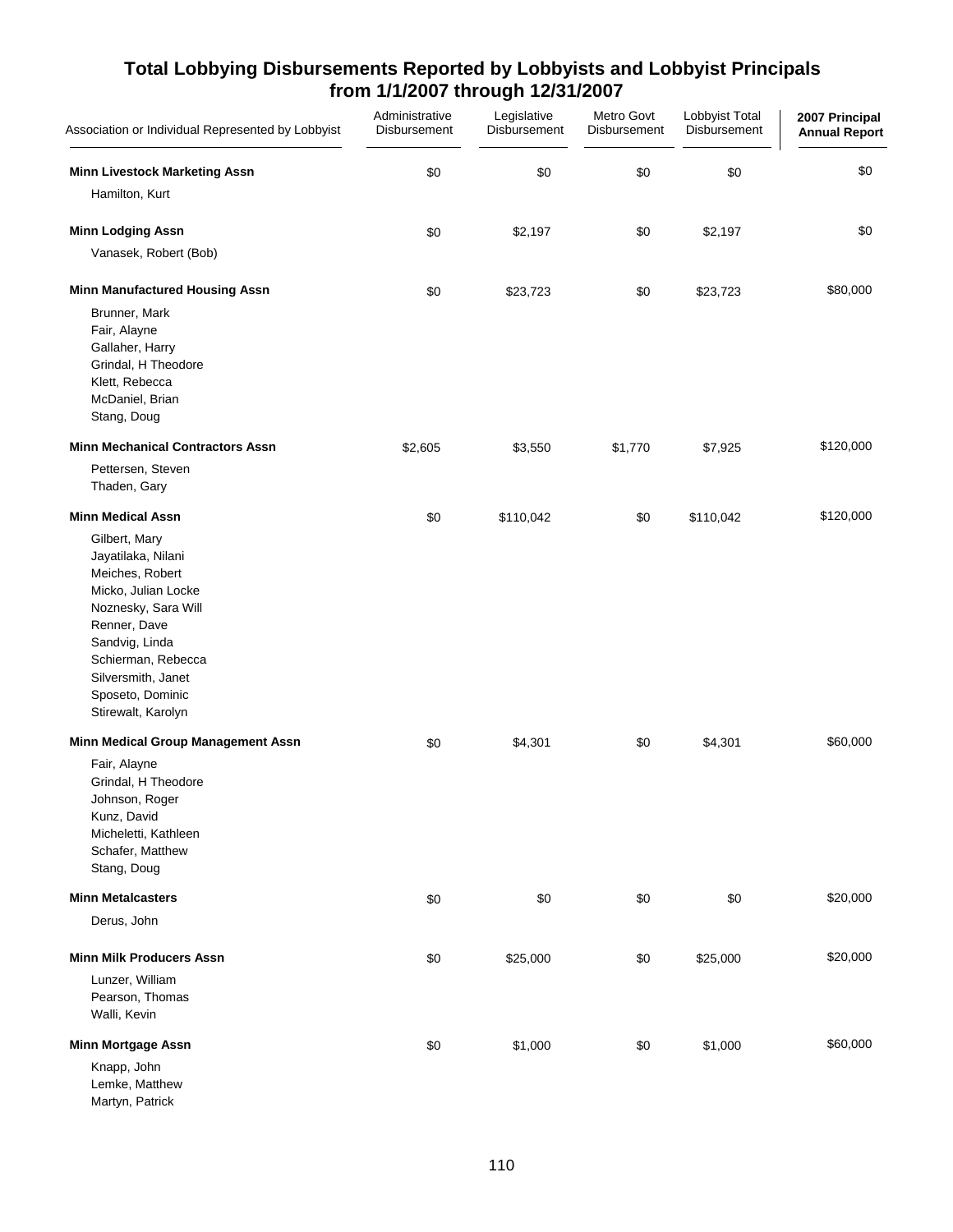# Total Lobbying Disbursements Reported by Lobbyists and Lobbyist Principals from 1/1/2007 through 12/31/2007

| Association or Individual Represented by Lobbyist | Administrative Disbursement | Legislative Disbursement | Metro Govt Disbursement | Lobbyist Total Disbursement | 2007 Principal Annual Report |
|---|---|---|---|---|---|
| **Minn Livestock Marketing Assn** | $0 | $0 | $0 | $0 | $0 |
| Hamilton, Kurt | | | | | |
| **Minn Lodging Assn** | $0 | $2,197 | $0 | $2,197 | $0 |
| Vanasek, Robert (Bob) | | | | | |
| **Minn Manufactured Housing Assn** | $0 | $23,723 | $0 | $23,723 | $80,000 |
| Brunner, Mark | | | | | |
| Fair, Alayne | | | | | |
| Gallaher, Harry | | | | | |
| Grindal, H Theodore | | | | | |
| Klett, Rebecca | | | | | |
| McDaniel, Brian | | | | | |
| Stang, Doug | | | | | |
| **Minn Mechanical Contractors Assn** | $2,605 | $3,550 | $1,770 | $7,925 | $120,000 |
| Pettersen, Steven | | | | | |
| Thaden, Gary | | | | | |
| **Minn Medical Assn** | $0 | $110,042 | $0 | $110,042 | $120,000 |
| Gilbert, Mary | | | | | |
| Jayatilaka, Nilani | | | | | |
| Meiches, Robert | | | | | |
| Micko, Julian Locke | | | | | |
| Noznesky, Sara Will | | | | | |
| Renner, Dave | | | | | |
| Sandvig, Linda | | | | | |
| Schierman, Rebecca | | | | | |
| Silversmith, Janet | | | | | |
| Sposeto, Dominic | | | | | |
| Stirewalt, Karolyn | | | | | |
| **Minn Medical Group Management Assn** | $0 | $4,301 | $0 | $4,301 | $60,000 |
| Fair, Alayne | | | | | |
| Grindal, H Theodore | | | | | |
| Johnson, Roger | | | | | |
| Kunz, David | | | | | |
| Micheletti, Kathleen | | | | | |
| Schafer, Matthew | | | | | |
| Stang, Doug | | | | | |
| **Minn Metalcasters** | $0 | $0 | $0 | $0 | $20,000 |
| Derus, John | | | | | |
| **Minn Milk Producers Assn** | $0 | $25,000 | $0 | $25,000 | $20,000 |
| Lunzer, William | | | | | |
| Pearson, Thomas | | | | | |
| Walli, Kevin | | | | | |
| **Minn Mortgage Assn** | $0 | $1,000 | $0 | $1,000 | $60,000 |
| Knapp, John | | | | | |
| Lemke, Matthew | | | | | |
| Martyn, Patrick | | | | | |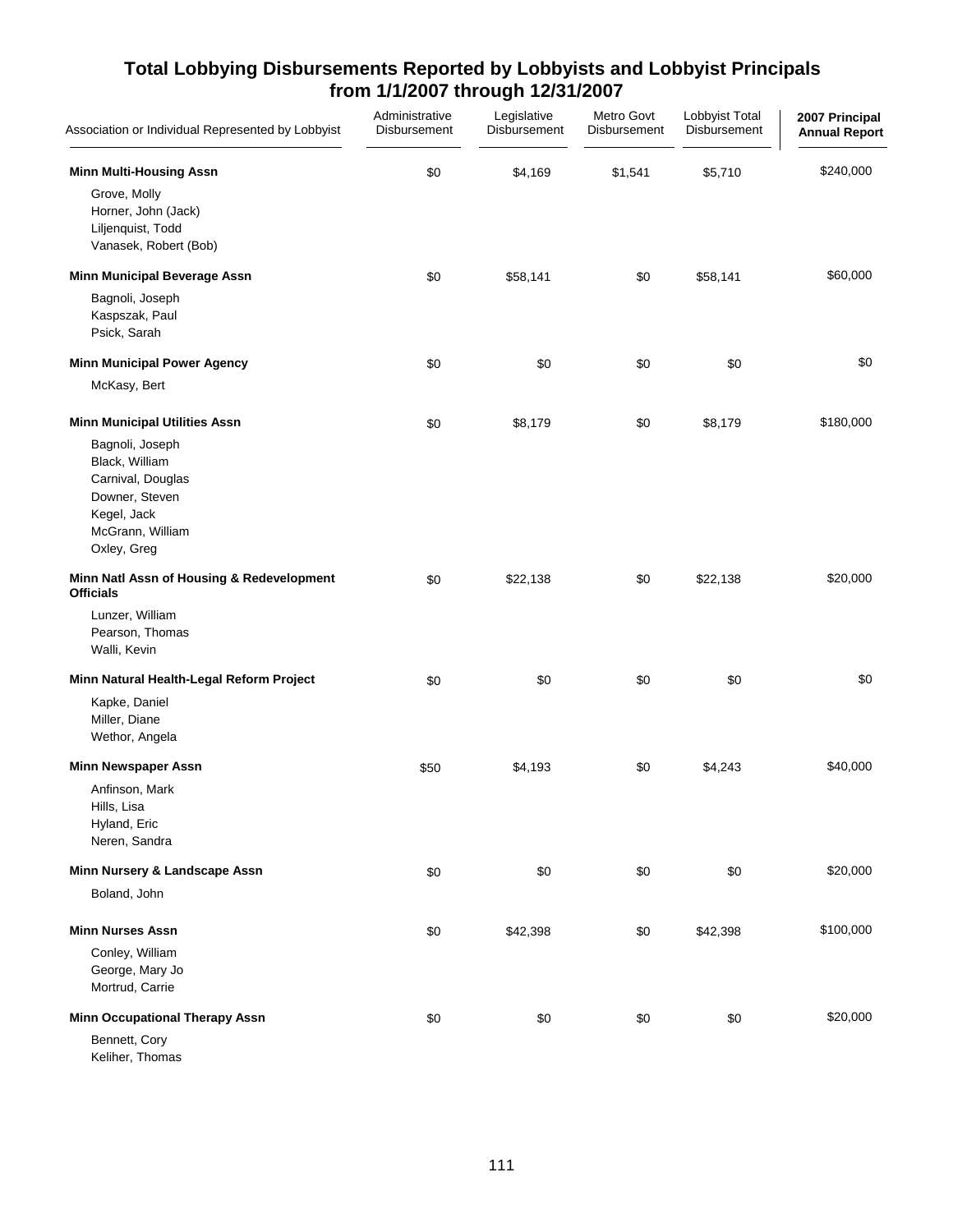## Total Lobbying Disbursements Reported by Lobbyists and Lobbyist Principals from 1/1/2007 through 12/31/2007

| Association or Individual Represented by Lobbyist | Administrative Disbursement | Legislative Disbursement | Metro Govt Disbursement | Lobbyist Total Disbursement | 2007 Principal Annual Report |
|---|---|---|---|---|---|
| **Minn Multi-Housing Assn** | $0 | $4,169 | $1,541 | $5,710 | $240,000 |
| Grove, Molly | | | | | |
| Horner, John (Jack) | | | | | |
| Liljenquist, Todd | | | | | |
| Vanasek, Robert (Bob) | | | | | |
| **Minn Municipal Beverage Assn** | $0 | $58,141 | $0 | $58,141 | $60,000 |
| Bagnoli, Joseph | | | | | |
| Kaspszak, Paul | | | | | |
| Psick, Sarah | | | | | |
| **Minn Municipal Power Agency** | $0 | $0 | $0 | $0 | $0 |
| McKasy, Bert | | | | | |
| **Minn Municipal Utilities Assn** | $0 | $8,179 | $0 | $8,179 | $180,000 |
| Bagnoli, Joseph | | | | | |
| Black, William | | | | | |
| Carnival, Douglas | | | | | |
| Downer, Steven | | | | | |
| Kegel, Jack | | | | | |
| McGrann, William | | | | | |
| Oxley, Greg | | | | | |
| **Minn Natl Assn of Housing & Redevelopment Officials** | $0 | $22,138 | $0 | $22,138 | $20,000 |
| Lunzer, William | | | | | |
| Pearson, Thomas | | | | | |
| Walli, Kevin | | | | | |
| **Minn Natural Health-Legal Reform Project** | $0 | $0 | $0 | $0 | $0 |
| Kapke, Daniel | | | | | |
| Miller, Diane | | | | | |
| Wethor, Angela | | | | | |
| **Minn Newspaper Assn** | $50 | $4,193 | $0 | $4,243 | $40,000 |
| Anfinson, Mark | | | | | |
| Hills, Lisa | | | | | |
| Hyland, Eric | | | | | |
| Neren, Sandra | | | | | |
| **Minn Nursery & Landscape Assn** | $0 | $0 | $0 | $0 | $20,000 |
| Boland, John | | | | | |
| **Minn Nurses Assn** | $0 | $42,398 | $0 | $42,398 | $100,000 |
| Conley, William | | | | | |
| George, Mary Jo | | | | | |
| Mortrud, Carrie | | | | | |
| **Minn Occupational Therapy Assn** | $0 | $0 | $0 | $0 | $20,000 |
| Bennett, Cory | | | | | |
| Keliher, Thomas | | | | | |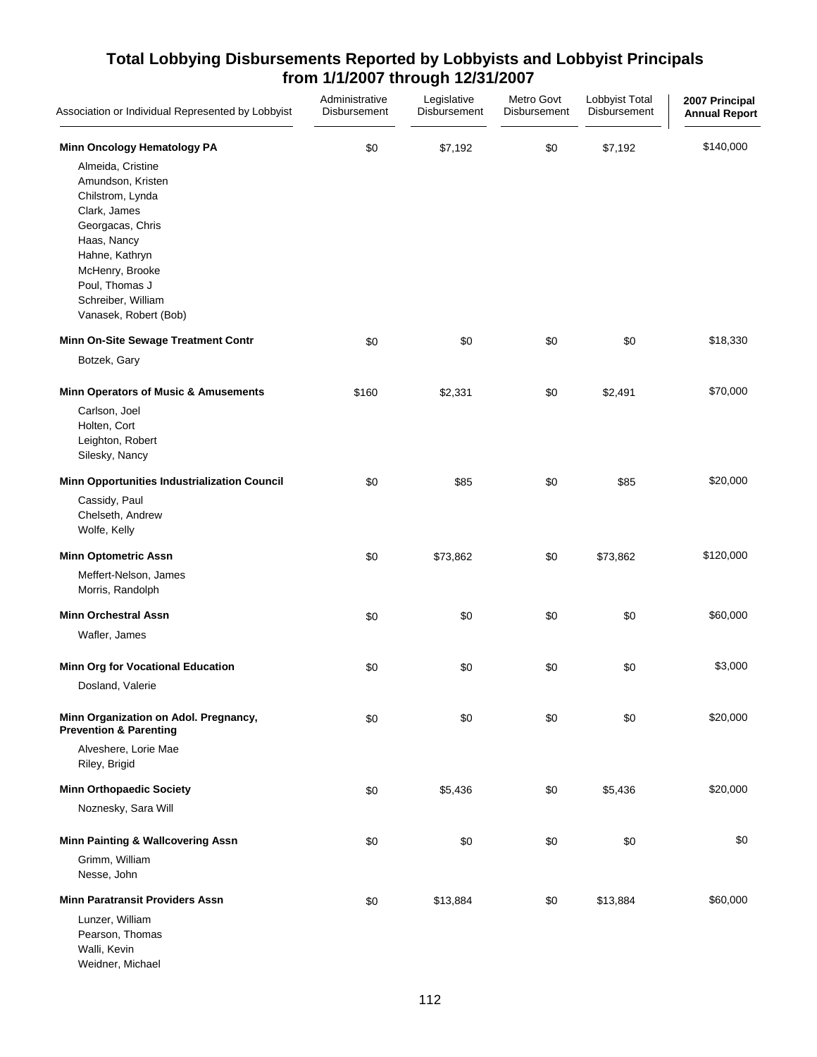## Total Lobbying Disbursements Reported by Lobbyists and Lobbyist Principals from 1/1/2007 through 12/31/2007

| Association or Individual Represented by Lobbyist | Administrative Disbursement | Legislative Disbursement | Metro Govt Disbursement | Lobbyist Total Disbursement | 2007 Principal Annual Report |
|---|---|---|---|---|---|
| **Minn Oncology Hematology PA** | $0 | $7,192 | $0 | $7,192 | $140,000 |
| Almeida, Cristine | | | | | |
| Amundson, Kristen | | | | | |
| Chilstrom, Lynda | | | | | |
| Clark, James | | | | | |
| Georgacas, Chris | | | | | |
| Haas, Nancy | | | | | |
| Hahne, Kathryn | | | | | |
| McHenry, Brooke | | | | | |
| Poul, Thomas J | | | | | |
| Schreiber, William | | | | | |
| Vanasek, Robert (Bob) | | | | | |
| **Minn On-Site Sewage Treatment Contr** | $0 | $0 | $0 | $0 | $18,330 |
| Botzek, Gary | | | | | |
| **Minn Operators of Music & Amusements** | $160 | $2,331 | $0 | $2,491 | $70,000 |
| Carlson, Joel | | | | | |
| Holten, Cort | | | | | |
| Leighton, Robert | | | | | |
| Silesky, Nancy | | | | | |
| **Minn Opportunities Industrialization Council** | $0 | $85 | $0 | $85 | $20,000 |
| Cassidy, Paul | | | | | |
| Chelseth, Andrew | | | | | |
| Wolfe, Kelly | | | | | |
| **Minn Optometric Assn** | $0 | $73,862 | $0 | $73,862 | $120,000 |
| Meffert-Nelson, James | | | | | |
| Morris, Randolph | | | | | |
| **Minn Orchestral Assn** | $0 | $0 | $0 | $0 | $60,000 |
| Wafler, James | | | | | |
| **Minn Org for Vocational Education** | $0 | $0 | $0 | $0 | $3,000 |
| Dosland, Valerie | | | | | |
| **Minn Organization on Adol. Pregnancy, Prevention & Parenting** | $0 | $0 | $0 | $0 | $20,000 |
| Alveshere, Lorie Mae | | | | | |
| Riley, Brigid | | | | | |
| **Minn Orthopaedic Society** | $0 | $5,436 | $0 | $5,436 | $20,000 |
| Noznesky, Sara Will | | | | | |
| **Minn Painting & Wallcovering Assn** | $0 | $0 | $0 | $0 | $0 |
| Grimm, William | | | | | |
| Nesse, John | | | | | |
| **Minn Paratransit Providers Assn** | $0 | $13,884 | $0 | $13,884 | $60,000 |
| Lunzer, William | | | | | |
| Pearson, Thomas | | | | | |
| Walli, Kevin | | | | | |
| Weidner, Michael | | | | | |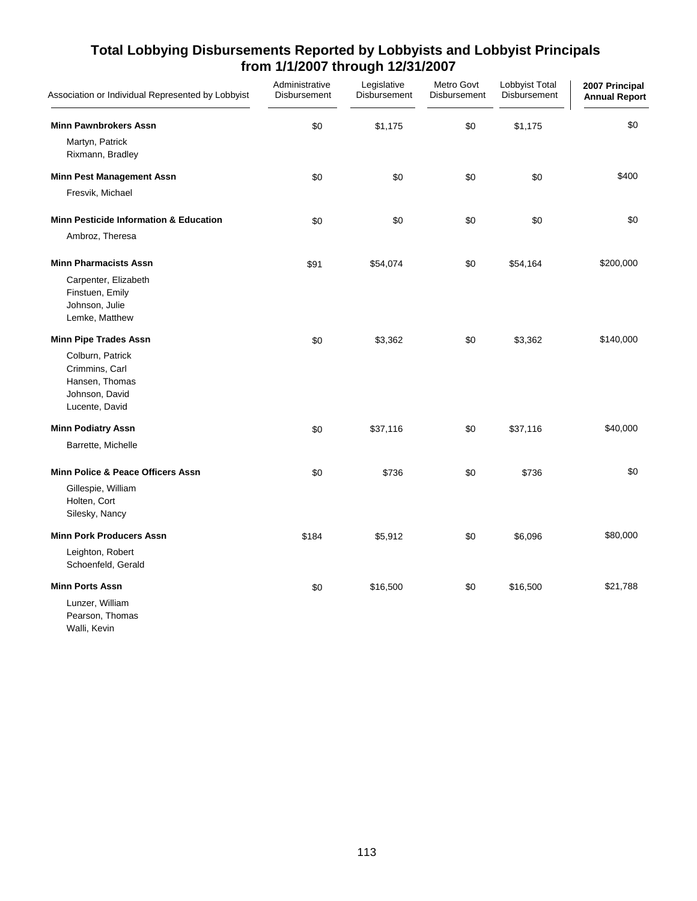# Total Lobbying Disbursements Reported by Lobbyists and Lobbyist Principals from 1/1/2007 through 12/31/2007

| Association or Individual Represented by Lobbyist | Administrative Disbursement | Legislative Disbursement | Metro Govt Disbursement | Lobbyist Total Disbursement | 2007 Principal Annual Report |
|---|---|---|---|---|---|
| **Minn Pawnbrokers Assn** | $0 | $1,175 | $0 | $1,175 | $0 |
| Martyn, Patrick | | | | | |
| Rixmann, Bradley | | | | | |
| **Minn Pest Management Assn** | $0 | $0 | $0 | $0 | $400 |
| Fresvik, Michael | | | | | |
| **Minn Pesticide Information & Education** | $0 | $0 | $0 | $0 | $0 |
| Ambroz, Theresa | | | | | |
| **Minn Pharmacists Assn** | $91 | $54,074 | $0 | $54,164 | $200,000 |
| Carpenter, Elizabeth | | | | | |
| Finstuen, Emily | | | | | |
| Johnson, Julie | | | | | |
| Lemke, Matthew | | | | | |
| **Minn Pipe Trades Assn** | $0 | $3,362 | $0 | $3,362 | $140,000 |
| Colburn, Patrick | | | | | |
| Crimmins, Carl | | | | | |
| Hansen, Thomas | | | | | |
| Johnson, David | | | | | |
| Lucente, David | | | | | |
| **Minn Podiatry Assn** | $0 | $37,116 | $0 | $37,116 | $40,000 |
| Barrette, Michelle | | | | | |
| **Minn Police & Peace Officers Assn** | $0 | $736 | $0 | $736 | $0 |
| Gillespie, William | | | | | |
| Holten, Cort | | | | | |
| Silesky, Nancy | | | | | |
| **Minn Pork Producers Assn** | $184 | $5,912 | $0 | $6,096 | $80,000 |
| Leighton, Robert | | | | | |
| Schoenfeld, Gerald | | | | | |
| **Minn Ports Assn** | $0 | $16,500 | $0 | $16,500 | $21,788 |
| Lunzer, William | | | | | |
| Pearson, Thomas | | | | | |
| Walli, Kevin | | | | | |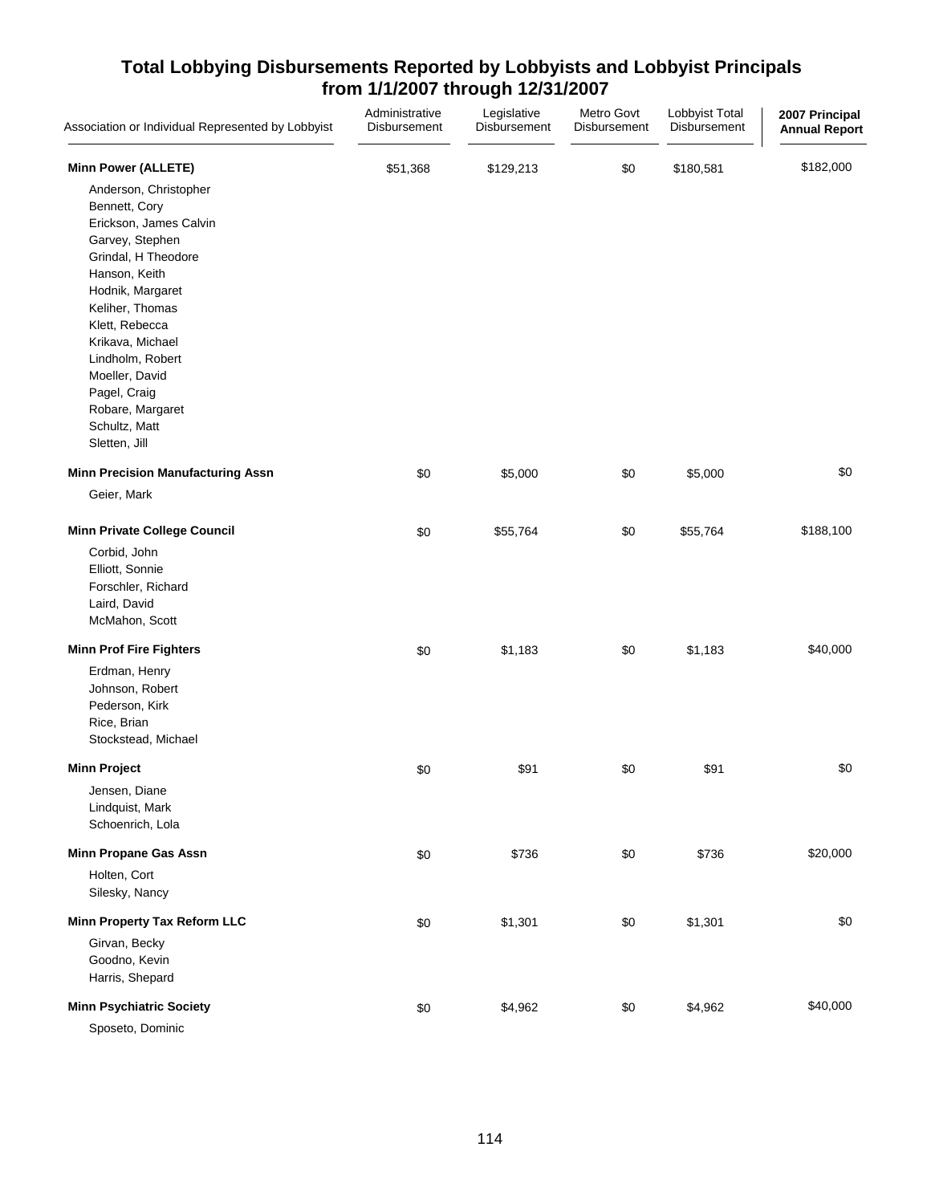# Total Lobbying Disbursements Reported by Lobbyists and Lobbyist Principals from 1/1/2007 through 12/31/2007

| Association or Individual Represented by Lobbyist | Administrative Disbursement | Legislative Disbursement | Metro Govt Disbursement | Lobbyist Total Disbursement | 2007 Principal Annual Report |
|---|---|---|---|---|---|
| **Minn Power (ALLETE)** | $51,368 | $129,213 | $0 | $180,581 | $182,000 |
| Anderson, Christopher | | | | | |
| Bennett, Cory | | | | | |
| Erickson, James Calvin | | | | | |
| Garvey, Stephen | | | | | |
| Grindal, H Theodore | | | | | |
| Hanson, Keith | | | | | |
| Hodnik, Margaret | | | | | |
| Keliher, Thomas | | | | | |
| Klett, Rebecca | | | | | |
| Krikava, Michael | | | | | |
| Lindholm, Robert | | | | | |
| Moeller, David | | | | | |
| Pagel, Craig | | | | | |
| Robare, Margaret | | | | | |
| Schultz, Matt | | | | | |
| Sletten, Jill | | | | | |
| **Minn Precision Manufacturing Assn** | $0 | $5,000 | $0 | $5,000 | $0 |
| Geier, Mark | | | | | |
| **Minn Private College Council** | $0 | $55,764 | $0 | $55,764 | $188,100 |
| Corbid, John | | | | | |
| Elliott, Sonnie | | | | | |
| Forschler, Richard | | | | | |
| Laird, David | | | | | |
| McMahon, Scott | | | | | |
| **Minn Prof Fire Fighters** | $0 | $1,183 | $0 | $1,183 | $40,000 |
| Erdman, Henry | | | | | |
| Johnson, Robert | | | | | |
| Pederson, Kirk | | | | | |
| Rice, Brian | | | | | |
| Stockstead, Michael | | | | | |
| **Minn Project** | $0 | $91 | $0 | $91 | $0 |
| Jensen, Diane | | | | | |
| Lindquist, Mark | | | | | |
| Schoenrich, Lola | | | | | |
| **Minn Propane Gas Assn** | $0 | $736 | $0 | $736 | $20,000 |
| Holten, Cort | | | | | |
| Silesky, Nancy | | | | | |
| **Minn Property Tax Reform LLC** | $0 | $1,301 | $0 | $1,301 | $0 |
| Girvan, Becky | | | | | |
| Goodno, Kevin | | | | | |
| Harris, Shepard | | | | | |
| **Minn Psychiatric Society** | $0 | $4,962 | $0 | $4,962 | $40,000 |
| Sposeto, Dominic | | | | | |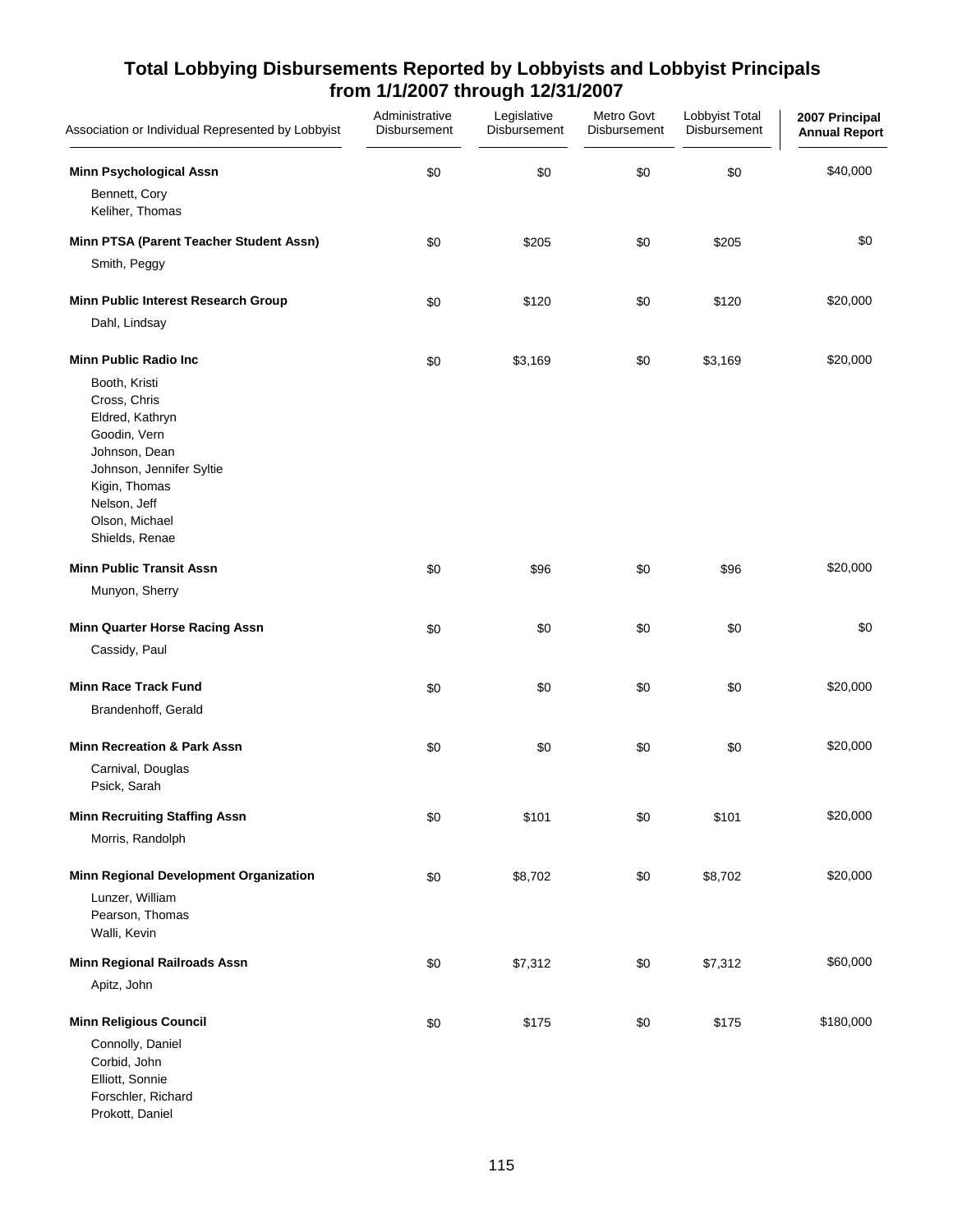# Total Lobbying Disbursements Reported by Lobbyists and Lobbyist Principals from 1/1/2007 through 12/31/2007

| Association or Individual Represented by Lobbyist | Administrative Disbursement | Legislative Disbursement | Metro Govt Disbursement | Lobbyist Total Disbursement | 2007 Principal Annual Report |
|---|---|---|---|---|---|
| **Minn Psychological Assn** | $0 | $0 | $0 | $0 | $40,000 |
| Bennett, Cory | | | | | |
| Keliher, Thomas | | | | | |
| **Minn PTSA (Parent Teacher Student Assn)** | $0 | $205 | $0 | $205 | $0 |
| Smith, Peggy | | | | | |
| **Minn Public Interest Research Group** | $0 | $120 | $0 | $120 | $20,000 |
| Dahl, Lindsay | | | | | |
| **Minn Public Radio Inc** | $0 | $3,169 | $0 | $3,169 | $20,000 |
| Booth, Kristi | | | | | |
| Cross, Chris | | | | | |
| Eldred, Kathryn | | | | | |
| Goodin, Vern | | | | | |
| Johnson, Dean | | | | | |
| Johnson, Jennifer Syltie | | | | | |
| Kigin, Thomas | | | | | |
| Nelson, Jeff | | | | | |
| Olson, Michael | | | | | |
| Shields, Renae | | | | | |
| **Minn Public Transit Assn** | $0 | $96 | $0 | $96 | $20,000 |
| Munyon, Sherry | | | | | |
| **Minn Quarter Horse Racing Assn** | $0 | $0 | $0 | $0 | $0 |
| Cassidy, Paul | | | | | |
| **Minn Race Track Fund** | $0 | $0 | $0 | $0 | $20,000 |
| Brandenhoff, Gerald | | | | | |
| **Minn Recreation & Park Assn** | $0 | $0 | $0 | $0 | $20,000 |
| Carnival, Douglas | | | | | |
| Psick, Sarah | | | | | |
| **Minn Recruiting Staffing Assn** | $0 | $101 | $0 | $101 | $20,000 |
| Morris, Randolph | | | | | |
| **Minn Regional Development Organization** | $0 | $8,702 | $0 | $8,702 | $20,000 |
| Lunzer, William | | | | | |
| Pearson, Thomas | | | | | |
| Walli, Kevin | | | | | |
| **Minn Regional Railroads Assn** | $0 | $7,312 | $0 | $7,312 | $60,000 |
| Apitz, John | | | | | |
| **Minn Religious Council** | $0 | $175 | $0 | $175 | $180,000 |
| Connolly, Daniel | | | | | |
| Corbid, John | | | | | |
| Elliott, Sonnie | | | | | |
| Forschler, Richard | | | | | |
| Prokott, Daniel | | | | | |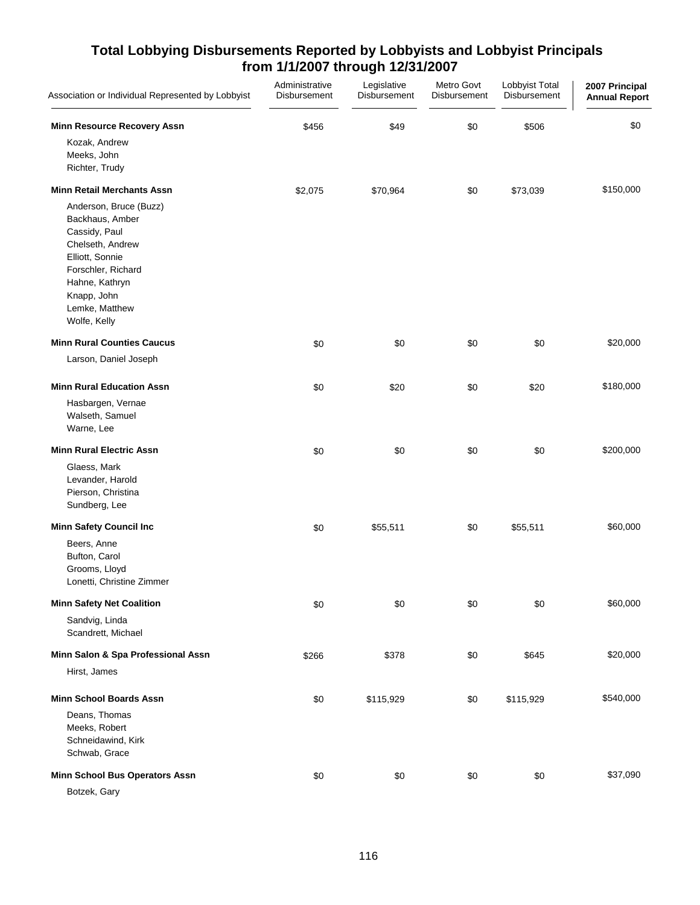# Total Lobbying Disbursements Reported by Lobbyists and Lobbyist Principals from 1/1/2007 through 12/31/2007

| Association or Individual Represented by Lobbyist | Administrative Disbursement | Legislative Disbursement | Metro Govt Disbursement | Lobbyist Total Disbursement | 2007 Principal Annual Report |
|---|---|---|---|---|---|
| **Minn Resource Recovery Assn** | $456 | $49 | $0 | $506 | $0 |
| Kozak, Andrew | | | | | |
| Meeks, John | | | | | |
| Richter, Trudy | | | | | |
| **Minn Retail Merchants Assn** | $2,075 | $70,964 | $0 | $73,039 | $150,000 |
| Anderson, Bruce (Buzz) | | | | | |
| Backhaus, Amber | | | | | |
| Cassidy, Paul | | | | | |
| Chelseth, Andrew | | | | | |
| Elliott, Sonnie | | | | | |
| Forschler, Richard | | | | | |
| Hahne, Kathryn | | | | | |
| Knapp, John | | | | | |
| Lemke, Matthew | | | | | |
| Wolfe, Kelly | | | | | |
| **Minn Rural Counties Caucus** | $0 | $0 | $0 | $0 | $20,000 |
| Larson, Daniel Joseph | | | | | |
| **Minn Rural Education Assn** | $0 | $20 | $0 | $20 | $180,000 |
| Hasbargen, Vernae | | | | | |
| Walseth, Samuel | | | | | |
| Warne, Lee | | | | | |
| **Minn Rural Electric Assn** | $0 | $0 | $0 | $0 | $200,000 |
| Glaess, Mark | | | | | |
| Levander, Harold | | | | | |
| Pierson, Christina | | | | | |
| Sundberg, Lee | | | | | |
| **Minn Safety Council Inc** | $0 | $55,511 | $0 | $55,511 | $60,000 |
| Beers, Anne | | | | | |
| Bufton, Carol | | | | | |
| Grooms, Lloyd | | | | | |
| Lonetti, Christine Zimmer | | | | | |
| **Minn Safety Net Coalition** | $0 | $0 | $0 | $0 | $60,000 |
| Sandvig, Linda | | | | | |
| Scandrett, Michael | | | | | |
| **Minn Salon & Spa Professional Assn** | $266 | $378 | $0 | $645 | $20,000 |
| Hirst, James | | | | | |
| **Minn School Boards Assn** | $0 | $115,929 | $0 | $115,929 | $540,000 |
| Deans, Thomas | | | | | |
| Meeks, Robert | | | | | |
| Schneidawind, Kirk | | | | | |
| Schwab, Grace | | | | | |
| **Minn School Bus Operators Assn** | $0 | $0 | $0 | $0 | $37,090 |
| Botzek, Gary | | | | | |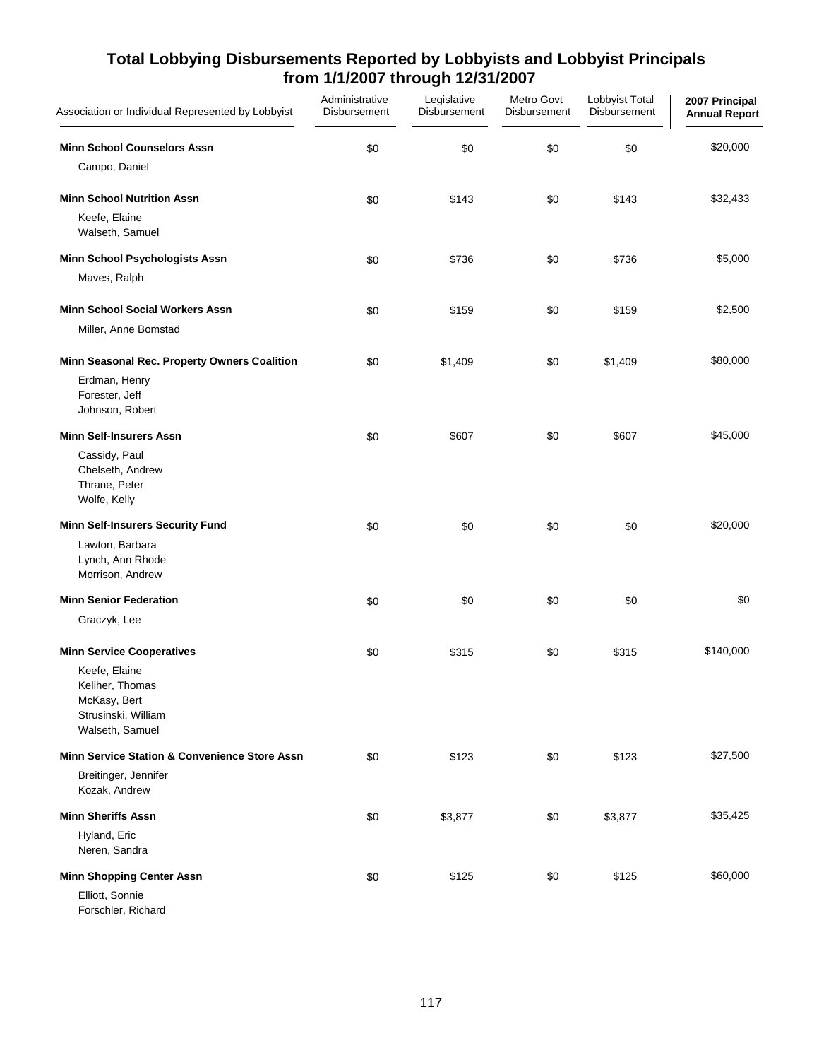## Total Lobbying Disbursements Reported by Lobbyists and Lobbyist Principals from 1/1/2007 through 12/31/2007

| Association or Individual Represented by Lobbyist | Administrative Disbursement | Legislative Disbursement | Metro Govt Disbursement | Lobbyist Total Disbursement | 2007 Principal Annual Report |
|---|---|---|---|---|---|
| **Minn School Counselors Assn** | $0 | $0 | $0 | $0 | $20,000 |
| Campo, Daniel | | | | | |
| **Minn School Nutrition Assn** | $0 | $143 | $0 | $143 | $32,433 |
| Keefe, Elaine | | | | | |
| Walseth, Samuel | | | | | |
| **Minn School Psychologists Assn** | $0 | $736 | $0 | $736 | $5,000 |
| Maves, Ralph | | | | | |
| **Minn School Social Workers Assn** | $0 | $159 | $0 | $159 | $2,500 |
| Miller, Anne Bomstad | | | | | |
| **Minn Seasonal Rec. Property Owners Coalition** | $0 | $1,409 | $0 | $1,409 | $80,000 |
| Erdman, Henry | | | | | |
| Forester, Jeff | | | | | |
| Johnson, Robert | | | | | |
| **Minn Self-Insurers Assn** | $0 | $607 | $0 | $607 | $45,000 |
| Cassidy, Paul | | | | | |
| Chelseth, Andrew | | | | | |
| Thrane, Peter | | | | | |
| Wolfe, Kelly | | | | | |
| **Minn Self-Insurers Security Fund** | $0 | $0 | $0 | $0 | $20,000 |
| Lawton, Barbara | | | | | |
| Lynch, Ann Rhode | | | | | |
| Morrison, Andrew | | | | | |
| **Minn Senior Federation** | $0 | $0 | $0 | $0 | $0 |
| Graczyk, Lee | | | | | |
| **Minn Service Cooperatives** | $0 | $315 | $0 | $315 | $140,000 |
| Keefe, Elaine | | | | | |
| Keliher, Thomas | | | | | |
| McKasy, Bert | | | | | |
| Strusinski, William | | | | | |
| Walseth, Samuel | | | | | |
| **Minn Service Station & Convenience Store Assn** | $0 | $123 | $0 | $123 | $27,500 |
| Breitinger, Jennifer | | | | | |
| Kozak, Andrew | | | | | |
| **Minn Sheriffs Assn** | $0 | $3,877 | $0 | $3,877 | $35,425 |
| Hyland, Eric | | | | | |
| Neren, Sandra | | | | | |
| **Minn Shopping Center Assn** | $0 | $125 | $0 | $125 | $60,000 |
| Elliott, Sonnie | | | | | |
| Forschler, Richard | | | | | |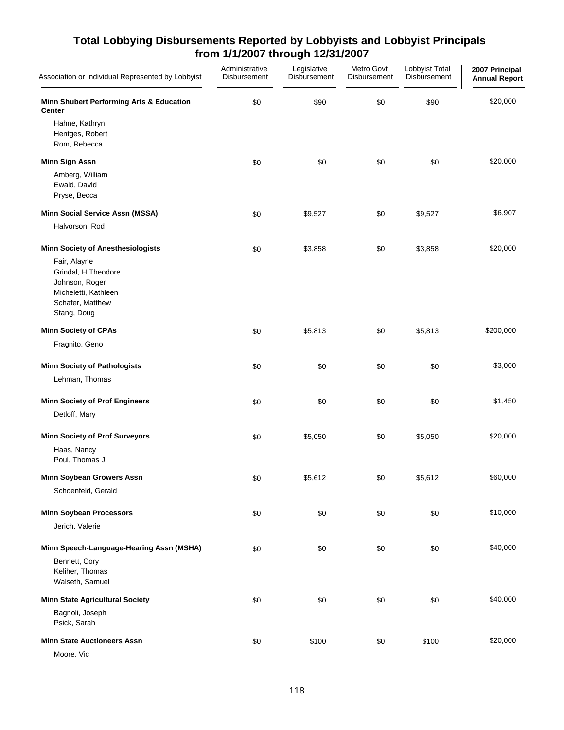## Total Lobbying Disbursements Reported by Lobbyists and Lobbyist Principals from 1/1/2007 through 12/31/2007

| Association or Individual Represented by Lobbyist | Administrative Disbursement | Legislative Disbursement | Metro Govt Disbursement | Lobbyist Total Disbursement | 2007 Principal Annual Report |
|---|---|---|---|---|---|
| **Minn Shubert Performing Arts & Education Center** | $0 | $90 | $0 | $90 | $20,000 |
| Hahne, Kathryn | | | | | |
| Hentges, Robert | | | | | |
| Rom, Rebecca | | | | | |
| **Minn Sign Assn** | $0 | $0 | $0 | $0 | $20,000 |
| Amberg, William | | | | | |
| Ewald, David | | | | | |
| Pryse, Becca | | | | | |
| **Minn Social Service Assn (MSSA)** | $0 | $9,527 | $0 | $9,527 | $6,907 |
| Halvorson, Rod | | | | | |
| **Minn Society of Anesthesiologists** | $0 | $3,858 | $0 | $3,858 | $20,000 |
| Fair, Alayne | | | | | |
| Grindal, H Theodore | | | | | |
| Johnson, Roger | | | | | |
| Micheletti, Kathleen | | | | | |
| Schafer, Matthew | | | | | |
| Stang, Doug | | | | | |
| **Minn Society of CPAs** | $0 | $5,813 | $0 | $5,813 | $200,000 |
| Fragnito, Geno | | | | | |
| **Minn Society of Pathologists** | $0 | $0 | $0 | $0 | $3,000 |
| Lehman, Thomas | | | | | |
| **Minn Society of Prof Engineers** | $0 | $0 | $0 | $0 | $1,450 |
| Detloff, Mary | | | | | |
| **Minn Society of Prof Surveyors** | $0 | $5,050 | $0 | $5,050 | $20,000 |
| Haas, Nancy | | | | | |
| Poul, Thomas J | | | | | |
| **Minn Soybean Growers Assn** | $0 | $5,612 | $0 | $5,612 | $60,000 |
| Schoenfeld, Gerald | | | | | |
| **Minn Soybean Processors** | $0 | $0 | $0 | $0 | $10,000 |
| Jerich, Valerie | | | | | |
| **Minn Speech-Language-Hearing Assn (MSHA)** | $0 | $0 | $0 | $0 | $40,000 |
| Bennett, Cory | | | | | |
| Keliher, Thomas | | | | | |
| Walseth, Samuel | | | | | |
| **Minn State Agricultural Society** | $0 | $0 | $0 | $0 | $40,000 |
| Bagnoli, Joseph | | | | | |
| Psick, Sarah | | | | | |
| **Minn State Auctioneers Assn** | $0 | $100 | $0 | $100 | $20,000 |
| Moore, Vic | | | | | |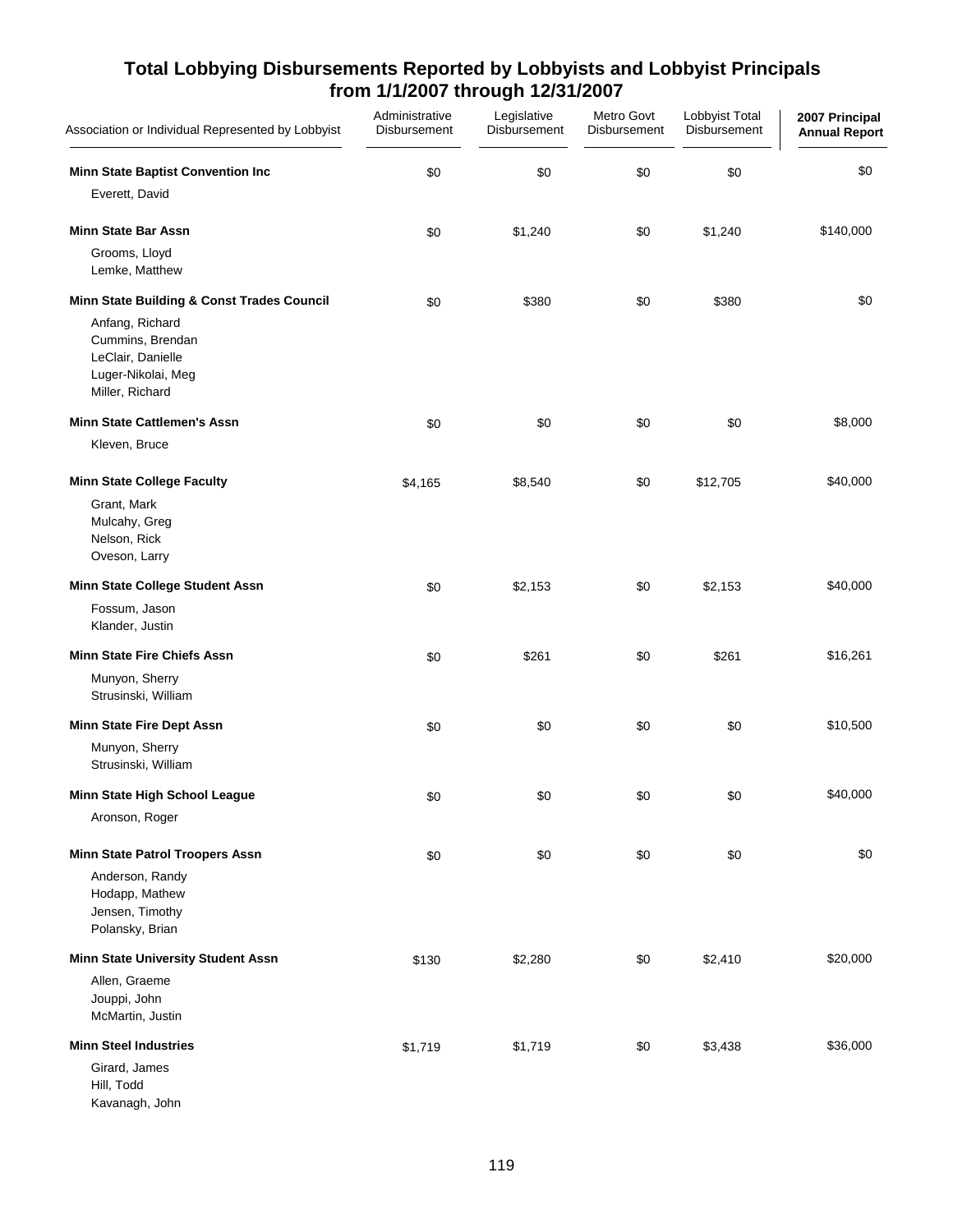## Total Lobbying Disbursements Reported by Lobbyists and Lobbyist Principals from 1/1/2007 through 12/31/2007

| Association or Individual Represented by Lobbyist | Administrative Disbursement | Legislative Disbursement | Metro Govt Disbursement | Lobbyist Total Disbursement | 2007 Principal Annual Report |
|---|---|---|---|---|---|
| **Minn State Baptist Convention Inc** | $0 | $0 | $0 | $0 | $0 |
| Everett, David | | | | | |
| **Minn State Bar Assn** | $0 | $1,240 | $0 | $1,240 | $140,000 |
| Grooms, Lloyd | | | | | |
| Lemke, Matthew | | | | | |
| **Minn State Building & Const Trades Council** | $0 | $380 | $0 | $380 | $0 |
| Anfang, Richard | | | | | |
| Cummins, Brendan | | | | | |
| LeClair, Danielle | | | | | |
| Luger-Nikolai, Meg | | | | | |
| Miller, Richard | | | | | |
| **Minn State Cattlemen's Assn** | $0 | $0 | $0 | $0 | $8,000 |
| Kleven, Bruce | | | | | |
| **Minn State College Faculty** | $4,165 | $8,540 | $0 | $12,705 | $40,000 |
| Grant, Mark | | | | | |
| Mulcahy, Greg | | | | | |
| Nelson, Rick | | | | | |
| Oveson, Larry | | | | | |
| **Minn State College Student Assn** | $0 | $2,153 | $0 | $2,153 | $40,000 |
| Fossum, Jason | | | | | |
| Klander, Justin | | | | | |
| **Minn State Fire Chiefs Assn** | $0 | $261 | $0 | $261 | $16,261 |
| Munyon, Sherry | | | | | |
| Strusinski, William | | | | | |
| **Minn State Fire Dept Assn** | $0 | $0 | $0 | $0 | $10,500 |
| Munyon, Sherry | | | | | |
| Strusinski, William | | | | | |
| **Minn State High School League** | $0 | $0 | $0 | $0 | $40,000 |
| Aronson, Roger | | | | | |
| **Minn State Patrol Troopers Assn** | $0 | $0 | $0 | $0 | $0 |
| Anderson, Randy | | | | | |
| Hodapp, Mathew | | | | | |
| Jensen, Timothy | | | | | |
| Polansky, Brian | | | | | |
| **Minn State University Student Assn** | $130 | $2,280 | $0 | $2,410 | $20,000 |
| Allen, Graeme | | | | | |
| Jouppi, John | | | | | |
| McMartin, Justin | | | | | |
| **Minn Steel Industries** | $1,719 | $1,719 | $0 | $3,438 | $36,000 |
| Girard, James | | | | | |
| Hill, Todd | | | | | |
| Kavanagh, John | | | | | |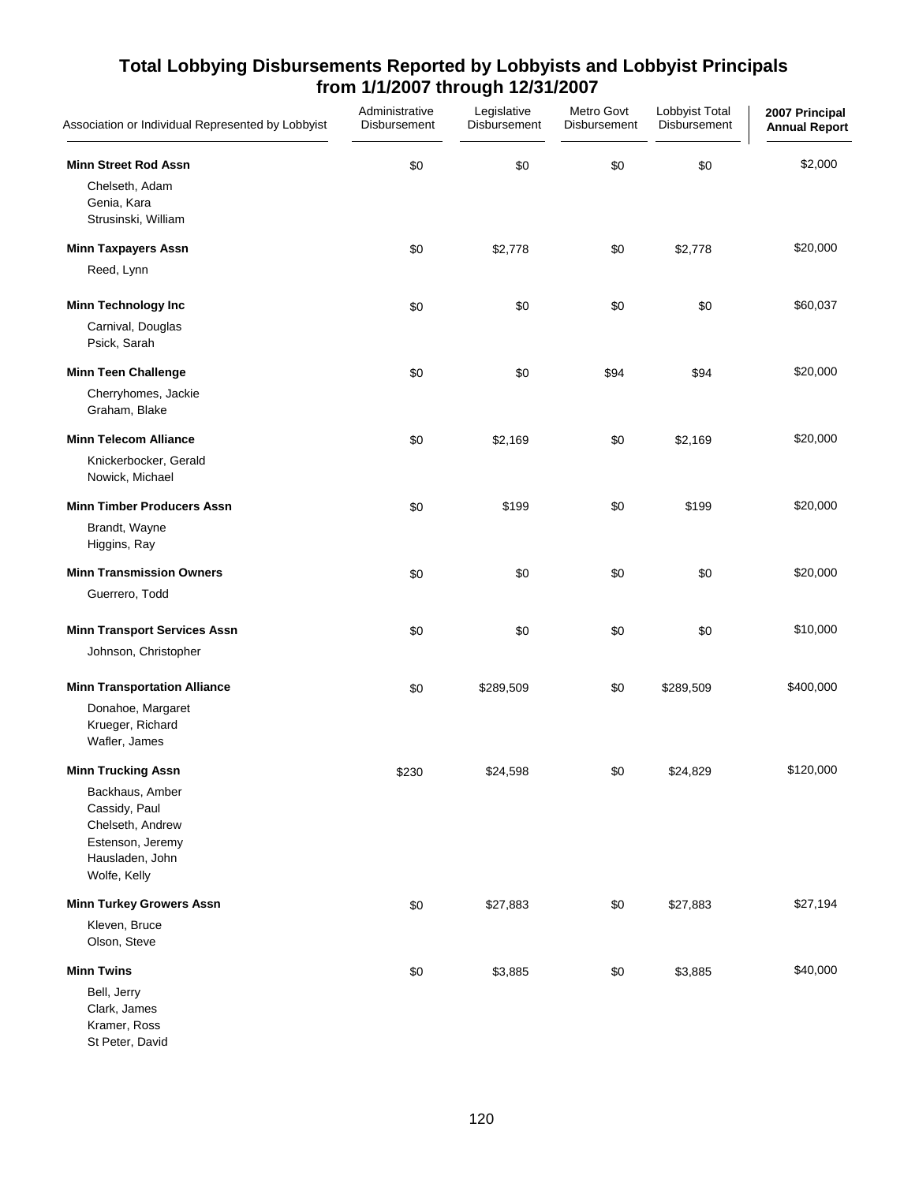## Total Lobbying Disbursements Reported by Lobbyists and Lobbyist Principals from 1/1/2007 through 12/31/2007

| Association or Individual Represented by Lobbyist | Administrative Disbursement | Legislative Disbursement | Metro Govt Disbursement | Lobbyist Total Disbursement | 2007 Principal Annual Report |
|---|---|---|---|---|---|
| **Minn Street Rod Assn** | $0 | $0 | $0 | $0 | $2,000 |
| Chelseth, Adam | | | | | |
| Genia, Kara | | | | | |
| Strusinski, William | | | | | |
| **Minn Taxpayers Assn** | $0 | $2,778 | $0 | $2,778 | $20,000 |
| Reed, Lynn | | | | | |
| **Minn Technology Inc** | $0 | $0 | $0 | $0 | $60,037 |
| Carnival, Douglas | | | | | |
| Psick, Sarah | | | | | |
| **Minn Teen Challenge** | $0 | $0 | $94 | $94 | $20,000 |
| Cherryhomes, Jackie | | | | | |
| Graham, Blake | | | | | |
| **Minn Telecom Alliance** | $0 | $2,169 | $0 | $2,169 | $20,000 |
| Knickerbocker, Gerald | | | | | |
| Nowick, Michael | | | | | |
| **Minn Timber Producers Assn** | $0 | $199 | $0 | $199 | $20,000 |
| Brandt, Wayne | | | | | |
| Higgins, Ray | | | | | |
| **Minn Transmission Owners** | $0 | $0 | $0 | $0 | $20,000 |
| Guerrero, Todd | | | | | |
| **Minn Transport Services Assn** | $0 | $0 | $0 | $0 | $10,000 |
| Johnson, Christopher | | | | | |
| **Minn Transportation Alliance** | $0 | $289,509 | $0 | $289,509 | $400,000 |
| Donahoe, Margaret | | | | | |
| Krueger, Richard | | | | | |
| Wafler, James | | | | | |
| **Minn Trucking Assn** | $230 | $24,598 | $0 | $24,829 | $120,000 |
| Backhaus, Amber | | | | | |
| Cassidy, Paul | | | | | |
| Chelseth, Andrew | | | | | |
| Estenson, Jeremy | | | | | |
| Hausladen, John | | | | | |
| Wolfe, Kelly | | | | | |
| **Minn Turkey Growers Assn** | $0 | $27,883 | $0 | $27,883 | $27,194 |
| Kleven, Bruce | | | | | |
| Olson, Steve | | | | | |
| **Minn Twins** | $0 | $3,885 | $0 | $3,885 | $40,000 |
| Bell, Jerry | | | | | |
| Clark, James | | | | | |
| Kramer, Ross | | | | | |
| St Peter, David | | | | | |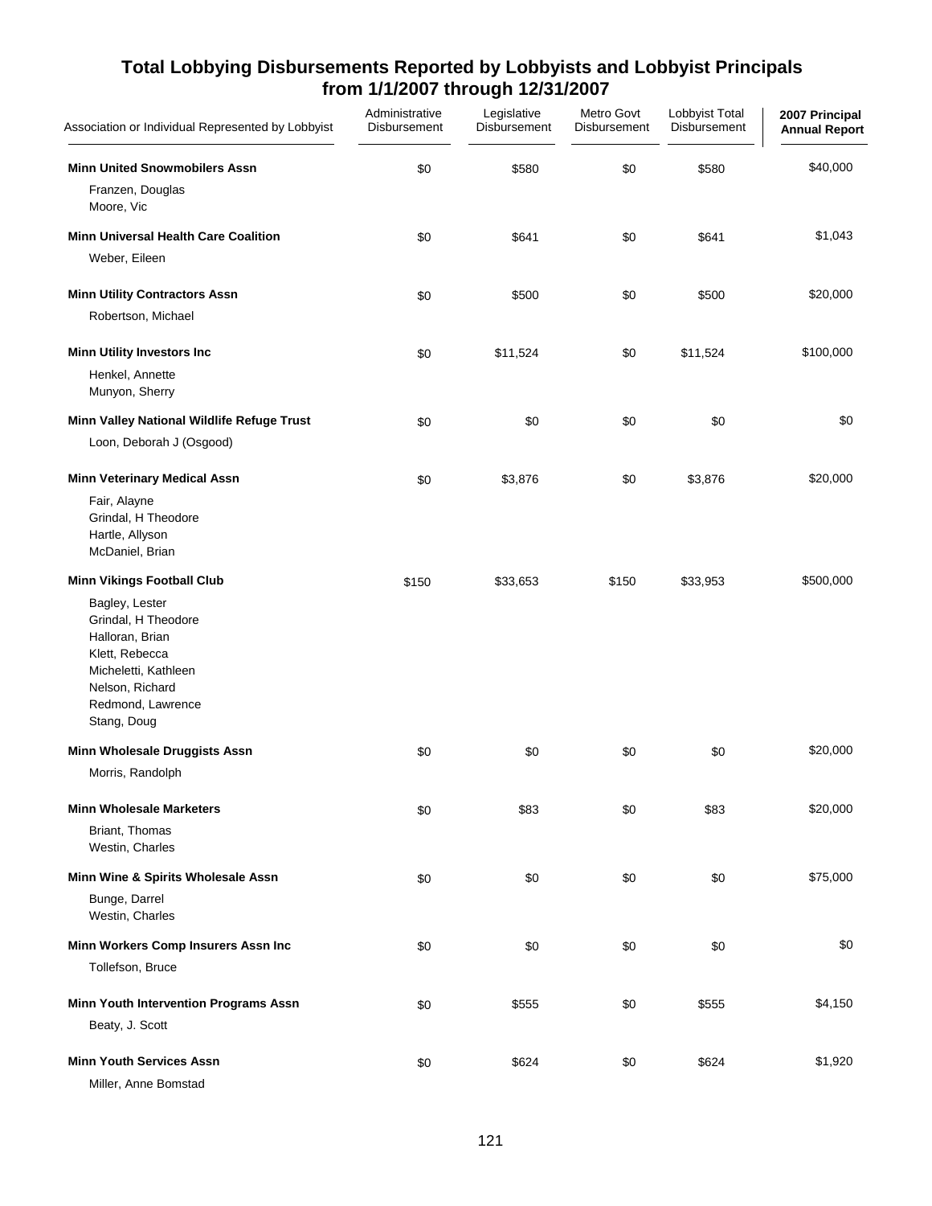## Total Lobbying Disbursements Reported by Lobbyists and Lobbyist Principals from 1/1/2007 through 12/31/2007

| Association or Individual Represented by Lobbyist | Administrative Disbursement | Legislative Disbursement | Metro Govt Disbursement | Lobbyist Total Disbursement | 2007 Principal Annual Report |
|---|---|---|---|---|---|
| **Minn United Snowmobilers Assn** | $0 | $580 | $0 | $580 | $40,000 |
| Franzen, Douglas | | | | | |
| Moore, Vic | | | | | |
| **Minn Universal Health Care Coalition** | $0 | $641 | $0 | $641 | $1,043 |
| Weber, Eileen | | | | | |
| **Minn Utility Contractors Assn** | $0 | $500 | $0 | $500 | $20,000 |
| Robertson, Michael | | | | | |
| **Minn Utility Investors Inc** | $0 | $11,524 | $0 | $11,524 | $100,000 |
| Henkel, Annette | | | | | |
| Munyon, Sherry | | | | | |
| **Minn Valley National Wildlife Refuge Trust** | $0 | $0 | $0 | $0 | $0 |
| Loon, Deborah J (Osgood) | | | | | |
| **Minn Veterinary Medical Assn** | $0 | $3,876 | $0 | $3,876 | $20,000 |
| Fair, Alayne | | | | | |
| Grindal, H Theodore | | | | | |
| Hartle, Allyson | | | | | |
| McDaniel, Brian | | | | | |
| **Minn Vikings Football Club** | $150 | $33,653 | $150 | $33,953 | $500,000 |
| Bagley, Lester | | | | | |
| Grindal, H Theodore | | | | | |
| Halloran, Brian | | | | | |
| Klett, Rebecca | | | | | |
| Micheletti, Kathleen | | | | | |
| Nelson, Richard | | | | | |
| Redmond, Lawrence | | | | | |
| Stang, Doug | | | | | |
| **Minn Wholesale Druggists Assn** | $0 | $0 | $0 | $0 | $20,000 |
| Morris, Randolph | | | | | |
| **Minn Wholesale Marketers** | $0 | $83 | $0 | $83 | $20,000 |
| Briant, Thomas | | | | | |
| Westin, Charles | | | | | |
| **Minn Wine & Spirits Wholesale Assn** | $0 | $0 | $0 | $0 | $75,000 |
| Bunge, Darrel | | | | | |
| Westin, Charles | | | | | |
| **Minn Workers Comp Insurers Assn Inc** | $0 | $0 | $0 | $0 | $0 |
| Tollefson, Bruce | | | | | |
| **Minn Youth Intervention Programs Assn** | $0 | $555 | $0 | $555 | $4,150 |
| Beaty, J. Scott | | | | | |
| **Minn Youth Services Assn** | $0 | $624 | $0 | $624 | $1,920 |
| Miller, Anne Bomstad | | | | | |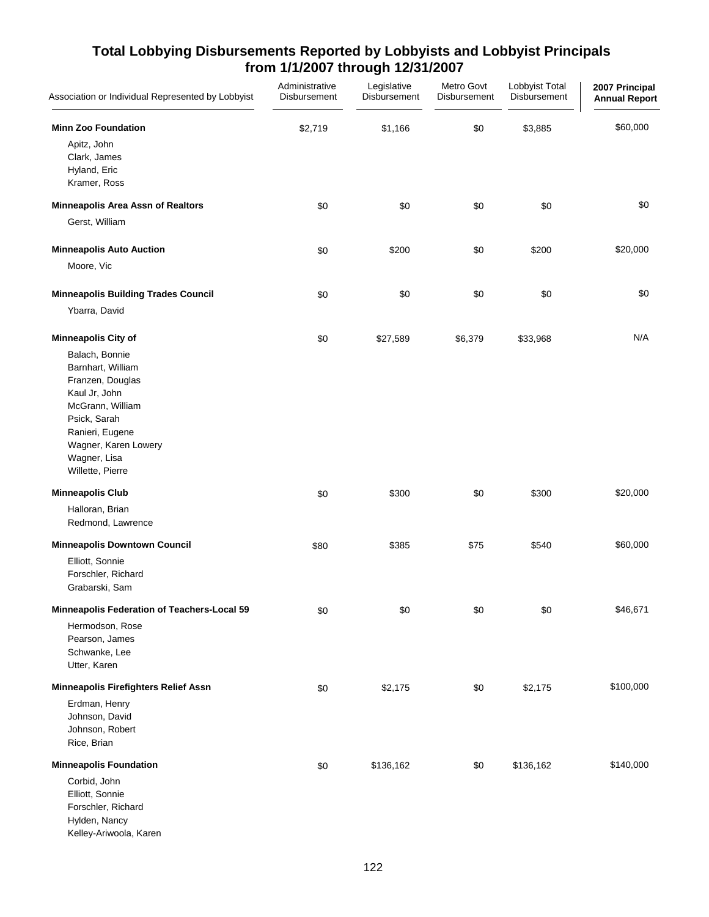## Total Lobbying Disbursements Reported by Lobbyists and Lobbyist Principals from 1/1/2007 through 12/31/2007

| Association or Individual Represented by Lobbyist | Administrative Disbursement | Legislative Disbursement | Metro Govt Disbursement | Lobbyist Total Disbursement | 2007 Principal Annual Report |
|---|---|---|---|---|---|
| **Minn Zoo Foundation** | $2,719 | $1,166 | $0 | $3,885 | $60,000 |
| Apitz, John | | | | | |
| Clark, James | | | | | |
| Hyland, Eric | | | | | |
| Kramer, Ross | | | | | |
| **Minneapolis Area Assn of Realtors** | $0 | $0 | $0 | $0 | $0 |
| Gerst, William | | | | | |
| **Minneapolis Auto Auction** | $0 | $200 | $0 | $200 | $20,000 |
| Moore, Vic | | | | | |
| **Minneapolis Building Trades Council** | $0 | $0 | $0 | $0 | $0 |
| Ybarra, David | | | | | |
| **Minneapolis City of** | $0 | $27,589 | $6,379 | $33,968 | N/A |
| Balach, Bonnie | | | | | |
| Barnhart, William | | | | | |
| Franzen, Douglas | | | | | |
| Kaul Jr, John | | | | | |
| McGrann, William | | | | | |
| Psick, Sarah | | | | | |
| Ranieri, Eugene | | | | | |
| Wagner, Karen Lowery | | | | | |
| Wagner, Lisa | | | | | |
| Willette, Pierre | | | | | |
| **Minneapolis Club** | $0 | $300 | $0 | $300 | $20,000 |
| Halloran, Brian | | | | | |
| Redmond, Lawrence | | | | | |
| **Minneapolis Downtown Council** | $80 | $385 | $75 | $540 | $60,000 |
| Elliott, Sonnie | | | | | |
| Forschler, Richard | | | | | |
| Grabarski, Sam | | | | | |
| **Minneapolis Federation of Teachers-Local 59** | $0 | $0 | $0 | $0 | $46,671 |
| Hermodson, Rose | | | | | |
| Pearson, James | | | | | |
| Schwanke, Lee | | | | | |
| Utter, Karen | | | | | |
| **Minneapolis Firefighters Relief Assn** | $0 | $2,175 | $0 | $2,175 | $100,000 |
| Erdman, Henry | | | | | |
| Johnson, David | | | | | |
| Johnson, Robert | | | | | |
| Rice, Brian | | | | | |
| **Minneapolis Foundation** | $0 | $136,162 | $0 | $136,162 | $140,000 |
| Corbid, John | | | | | |
| Elliott, Sonnie | | | | | |
| Forschler, Richard | | | | | |
| Hylden, Nancy | | | | | |
| Kelley-Ariwoola, Karen | | | | | |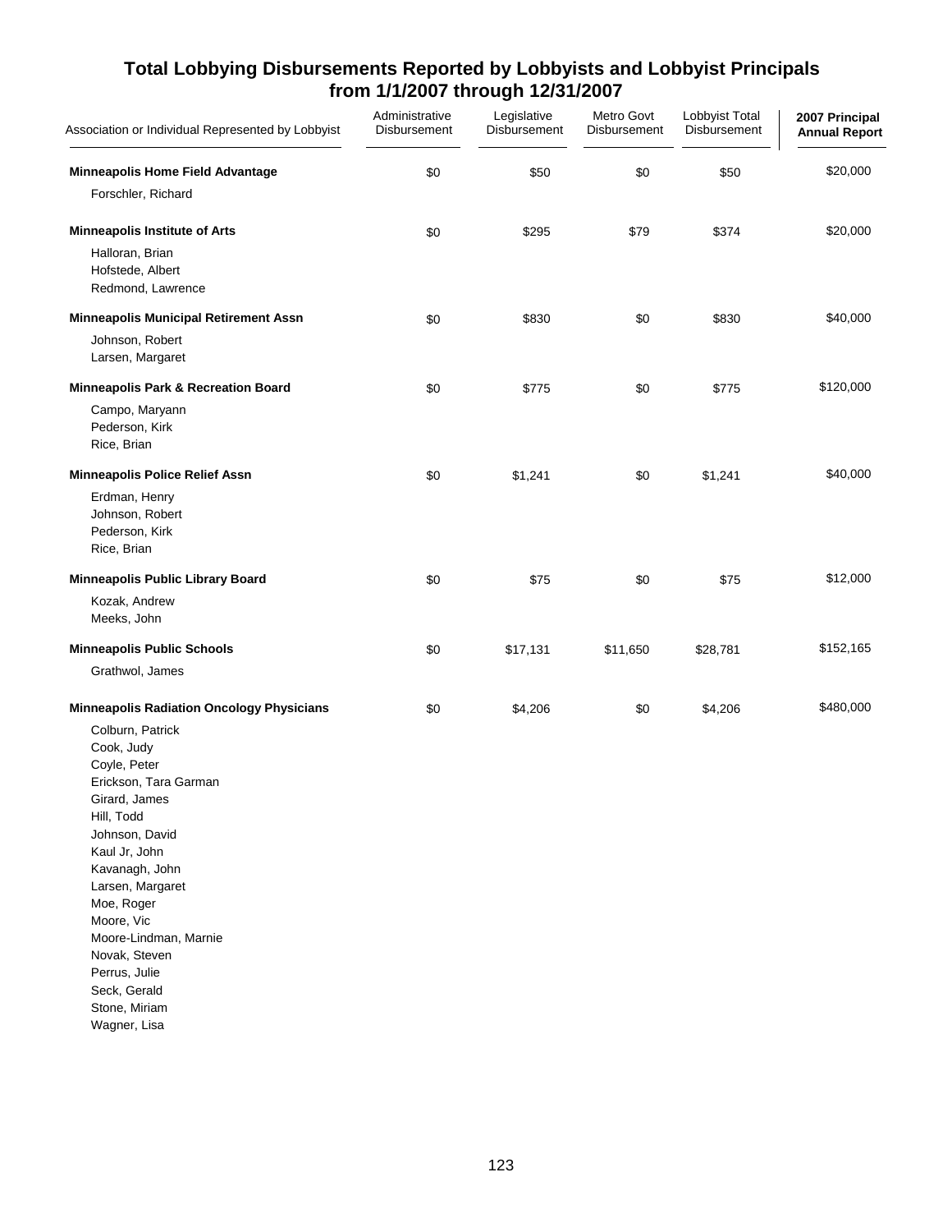## Total Lobbying Disbursements Reported by Lobbyists and Lobbyist Principals from 1/1/2007 through 12/31/2007

| Association or Individual Represented by Lobbyist | Administrative Disbursement | Legislative Disbursement | Metro Govt Disbursement | Lobbyist Total Disbursement | 2007 Principal Annual Report |
|---|---|---|---|---|---|
| **Minneapolis Home Field Advantage** | $0 | $50 | $0 | $50 | $20,000 |
| Forschler, Richard | | | | | |
| **Minneapolis Institute of Arts** | $0 | $295 | $79 | $374 | $20,000 |
| Halloran, Brian | | | | | |
| Hofstede, Albert | | | | | |
| Redmond, Lawrence | | | | | |
| **Minneapolis Municipal Retirement Assn** | $0 | $830 | $0 | $830 | $40,000 |
| Johnson, Robert | | | | | |
| Larsen, Margaret | | | | | |
| **Minneapolis Park & Recreation Board** | $0 | $775 | $0 | $775 | $120,000 |
| Campo, Maryann | | | | | |
| Pederson, Kirk | | | | | |
| Rice, Brian | | | | | |
| **Minneapolis Police Relief Assn** | $0 | $1,241 | $0 | $1,241 | $40,000 |
| Erdman, Henry | | | | | |
| Johnson, Robert | | | | | |
| Pederson, Kirk | | | | | |
| Rice, Brian | | | | | |
| **Minneapolis Public Library Board** | $0 | $75 | $0 | $75 | $12,000 |
| Kozak, Andrew | | | | | |
| Meeks, John | | | | | |
| **Minneapolis Public Schools** | $0 | $17,131 | $11,650 | $28,781 | $152,165 |
| Grathwol, James | | | | | |
| **Minneapolis Radiation Oncology Physicians** | $0 | $4,206 | $0 | $4,206 | $480,000 |
| Colburn, Patrick | | | | | |
| Cook, Judy | | | | | |
| Coyle, Peter | | | | | |
| Erickson, Tara Garman | | | | | |
| Girard, James | | | | | |
| Hill, Todd | | | | | |
| Johnson, David | | | | | |
| Kaul Jr, John | | | | | |
| Kavanagh, John | | | | | |
| Larsen, Margaret | | | | | |
| Moe, Roger | | | | | |
| Moore, Vic | | | | | |
| Moore-Lindman, Marnie | | | | | |
| Novak, Steven | | | | | |
| Perrus, Julie | | | | | |
| Seck, Gerald | | | | | |
| Stone, Miriam | | | | | |
| Wagner, Lisa | | | | | |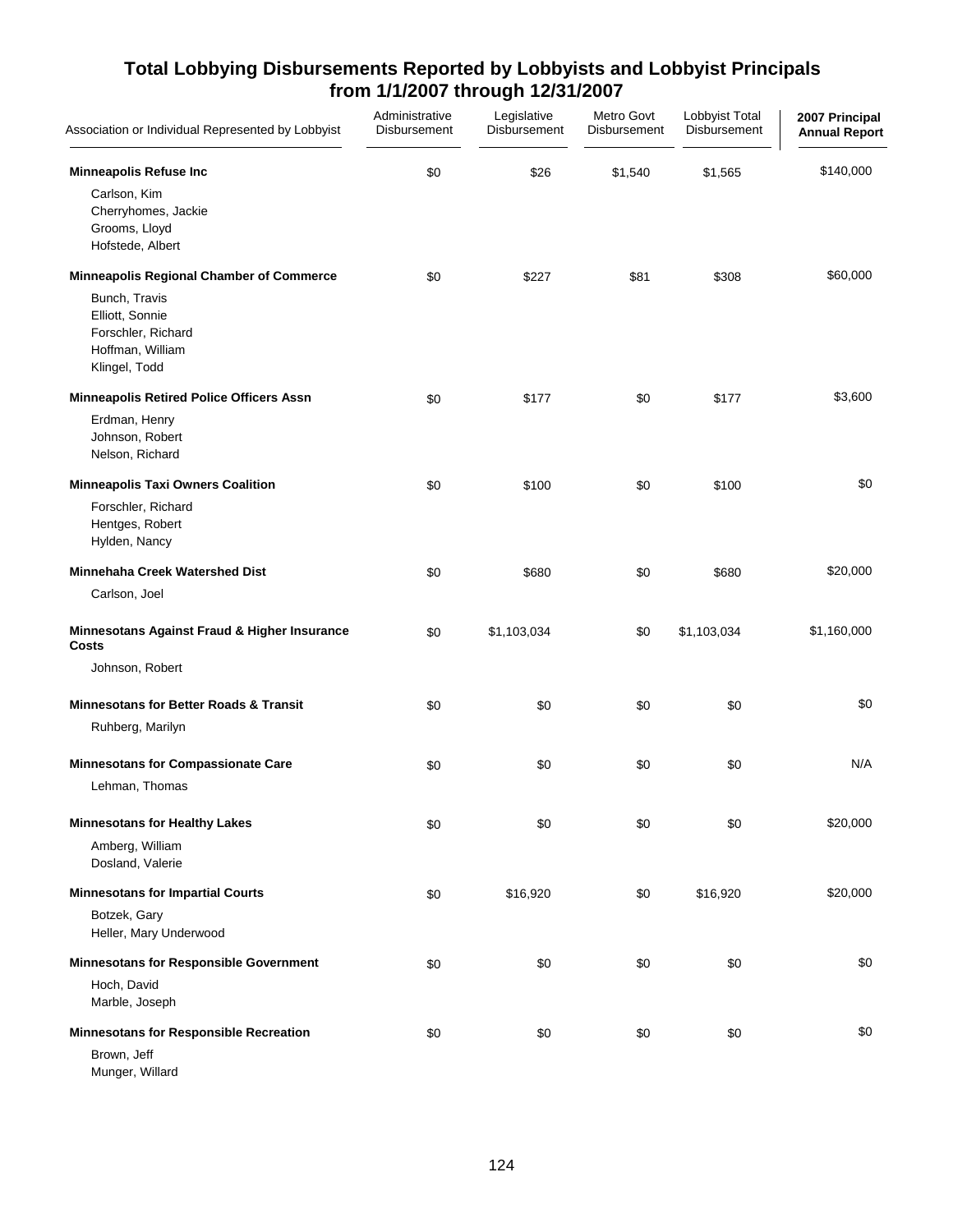# Total Lobbying Disbursements Reported by Lobbyists and Lobbyist Principals from 1/1/2007 through 12/31/2007

| Association or Individual Represented by Lobbyist | Administrative Disbursement | Legislative Disbursement | Metro Govt Disbursement | Lobbyist Total Disbursement | 2007 Principal Annual Report |
|---|---|---|---|---|---|
| **Minneapolis Refuse Inc** | $0 | $26 | $1,540 | $1,565 | $140,000 |
| Carlson, Kim | | | | | |
| Cherryhomes, Jackie | | | | | |
| Grooms, Lloyd | | | | | |
| Hofstede, Albert | | | | | |
| **Minneapolis Regional Chamber of Commerce** | $0 | $227 | $81 | $308 | $60,000 |
| Bunch, Travis | | | | | |
| Elliott, Sonnie | | | | | |
| Forschler, Richard | | | | | |
| Hoffman, William | | | | | |
| Klingel, Todd | | | | | |
| **Minneapolis Retired Police Officers Assn** | $0 | $177 | $0 | $177 | $3,600 |
| Erdman, Henry | | | | | |
| Johnson, Robert | | | | | |
| Nelson, Richard | | | | | |
| **Minneapolis Taxi Owners Coalition** | $0 | $100 | $0 | $100 | $0 |
| Forschler, Richard | | | | | |
| Hentges, Robert | | | | | |
| Hylden, Nancy | | | | | |
| **Minnehaha Creek Watershed Dist** | $0 | $680 | $0 | $680 | $20,000 |
| Carlson, Joel | | | | | |
| **Minnesotans Against Fraud & Higher Insurance Costs** | $0 | $1,103,034 | $0 | $1,103,034 | $1,160,000 |
| Johnson, Robert | | | | | |
| **Minnesotans for Better Roads & Transit** | $0 | $0 | $0 | $0 | $0 |
| Ruhberg, Marilyn | | | | | |
| **Minnesotans for Compassionate Care** | $0 | $0 | $0 | $0 | N/A |
| Lehman, Thomas | | | | | |
| **Minnesotans for Healthy Lakes** | $0 | $0 | $0 | $0 | $20,000 |
| Amberg, William | | | | | |
| Dosland, Valerie | | | | | |
| **Minnesotans for Impartial Courts** | $0 | $16,920 | $0 | $16,920 | $20,000 |
| Botzek, Gary | | | | | |
| Heller, Mary Underwood | | | | | |
| **Minnesotans for Responsible Government** | $0 | $0 | $0 | $0 | $0 |
| Hoch, David | | | | | |
| Marble, Joseph | | | | | |
| **Minnesotans for Responsible Recreation** | $0 | $0 | $0 | $0 | $0 |
| Brown, Jeff | | | | | |
| Munger, Willard | | | | | |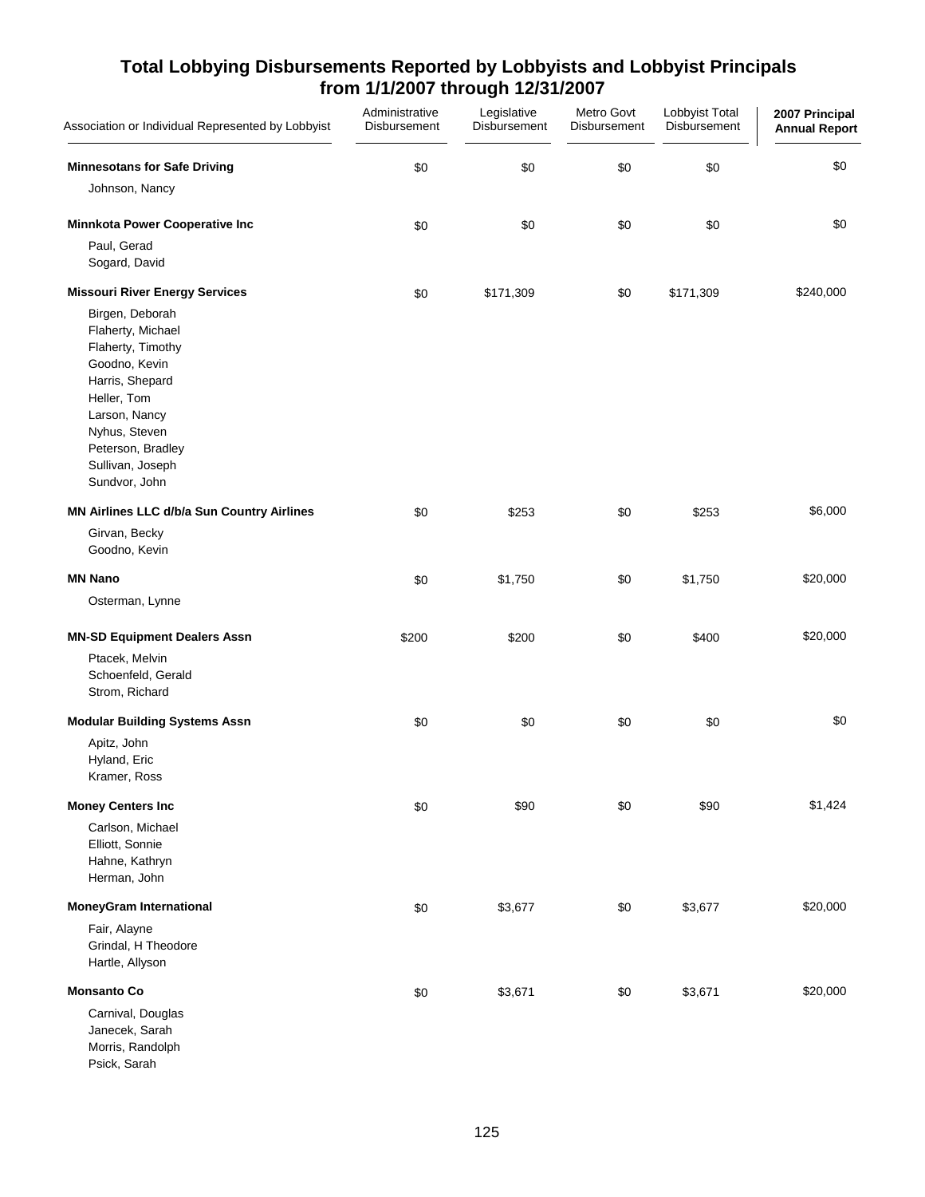## Total Lobbying Disbursements Reported by Lobbyists and Lobbyist Principals from 1/1/2007 through 12/31/2007

| Association or Individual Represented by Lobbyist | Administrative Disbursement | Legislative Disbursement | Metro Govt Disbursement | Lobbyist Total Disbursement | 2007 Principal Annual Report |
|---|---|---|---|---|---|
| **Minnesotans for Safe Driving** | $0 | $0 | $0 | $0 | $0 |
| Johnson, Nancy | | | | | |
| **Minnkota Power Cooperative Inc** | $0 | $0 | $0 | $0 | $0 |
| Paul, Gerad | | | | | |
| Sogard, David | | | | | |
| **Missouri River Energy Services** | $0 | $171,309 | $0 | $171,309 | $240,000 |
| Birgen, Deborah | | | | | |
| Flaherty, Michael | | | | | |
| Flaherty, Timothy | | | | | |
| Goodno, Kevin | | | | | |
| Harris, Shepard | | | | | |
| Heller, Tom | | | | | |
| Larson, Nancy | | | | | |
| Nyhus, Steven | | | | | |
| Peterson, Bradley | | | | | |
| Sullivan, Joseph | | | | | |
| Sundvor, John | | | | | |
| **MN Airlines LLC d/b/a Sun Country Airlines** | $0 | $253 | $0 | $253 | $6,000 |
| Girvan, Becky | | | | | |
| Goodno, Kevin | | | | | |
| **MN Nano** | $0 | $1,750 | $0 | $1,750 | $20,000 |
| Osterman, Lynne | | | | | |
| **MN-SD Equipment Dealers Assn** | $200 | $200 | $0 | $400 | $20,000 |
| Ptacek, Melvin | | | | | |
| Schoenfeld, Gerald | | | | | |
| Strom, Richard | | | | | |
| **Modular Building Systems Assn** | $0 | $0 | $0 | $0 | $0 |
| Apitz, John | | | | | |
| Hyland, Eric | | | | | |
| Kramer, Ross | | | | | |
| **Money Centers Inc** | $0 | $90 | $0 | $90 | $1,424 |
| Carlson, Michael | | | | | |
| Elliott, Sonnie | | | | | |
| Hahne, Kathryn | | | | | |
| Herman, John | | | | | |
| **MoneyGram International** | $0 | $3,677 | $0 | $3,677 | $20,000 |
| Fair, Alayne | | | | | |
| Grindal, H Theodore | | | | | |
| Hartle, Allyson | | | | | |
| **Monsanto Co** | $0 | $3,671 | $0 | $3,671 | $20,000 |
| Carnival, Douglas | | | | | |
| Janecek, Sarah | | | | | |
| Morris, Randolph | | | | | |
| Psick, Sarah | | | | | |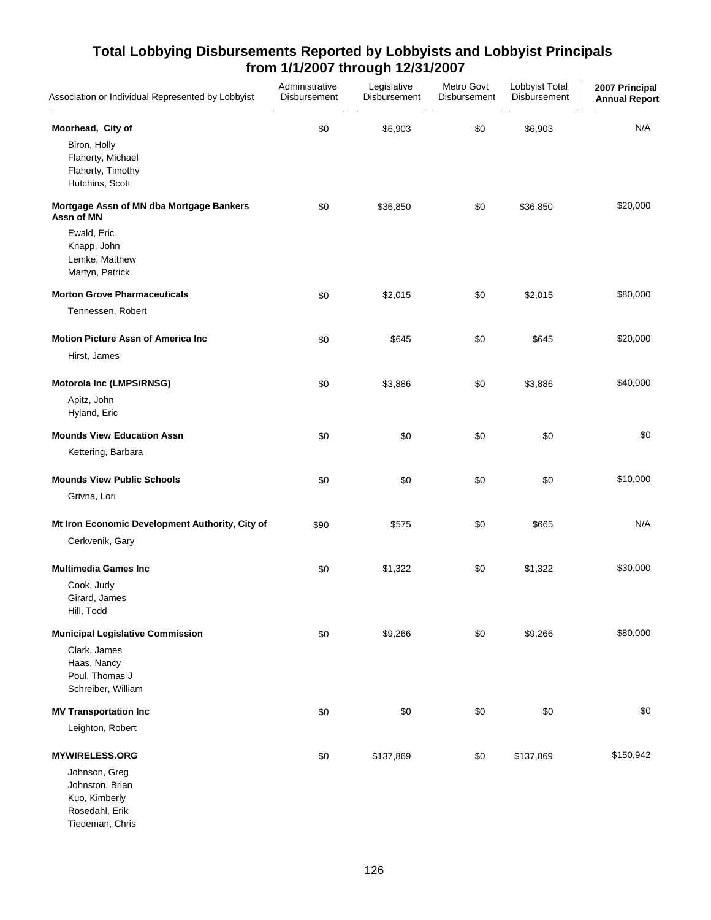## Total Lobbying Disbursements Reported by Lobbyists and Lobbyist Principals from 1/1/2007 through 12/31/2007

| Association or Individual Represented by Lobbyist | Administrative Disbursement | Legislative Disbursement | Metro Govt Disbursement | Lobbyist Total Disbursement | 2007 Principal Annual Report |
|---|---|---|---|---|---|
| **Moorhead, City of** | $0 | $6,903 | $0 | $6,903 | N/A |
| Biron, Holly<br>Flaherty, Michael<br>Flaherty, Timothy<br>Hutchins, Scott | | | | | |
| **Mortgage Assn of MN dba Mortgage Bankers Assn of MN** | $0 | $36,850 | $0 | $36,850 | $20,000 |
| Ewald, Eric<br>Knapp, John<br>Lemke, Matthew<br>Martyn, Patrick | | | | | |
| **Morton Grove Pharmaceuticals** | $0 | $2,015 | $0 | $2,015 | $80,000 |
| Tennessen, Robert | | | | | |
| **Motion Picture Assn of America Inc** | $0 | $645 | $0 | $645 | $20,000 |
| Hirst, James | | | | | |
| **Motorola Inc (LMPS/RNSG)** | $0 | $3,886 | $0 | $3,886 | $40,000 |
| Apitz, John<br>Hyland, Eric | | | | | |
| **Mounds View Education Assn** | $0 | $0 | $0 | $0 | $0 |
| Kettering, Barbara | | | | | |
| **Mounds View Public Schools** | $0 | $0 | $0 | $0 | $10,000 |
| Grivna, Lori | | | | | |
| **Mt Iron Economic Development Authority, City of** | $90 | $575 | $0 | $665 | N/A |
| Cerkvenik, Gary | | | | | |
| **Multimedia Games Inc** | $0 | $1,322 | $0 | $1,322 | $30,000 |
| Cook, Judy<br>Girard, James<br>Hill, Todd | | | | | |
| **Municipal Legislative Commission** | $0 | $9,266 | $0 | $9,266 | $80,000 |
| Clark, James<br>Haas, Nancy<br>Poul, Thomas J<br>Schreiber, William | | | | | |
| **MV Transportation Inc** | $0 | $0 | $0 | $0 | $0 |
| Leighton, Robert | | | | | |
| **MYWIRELESS.ORG** | $0 | $137,869 | $0 | $137,869 | $150,942 |
| Johnson, Greg<br>Johnston, Brian<br>Kuo, Kimberly<br>Rosedahl, Erik<br>Tiedeman, Chris | | | | | |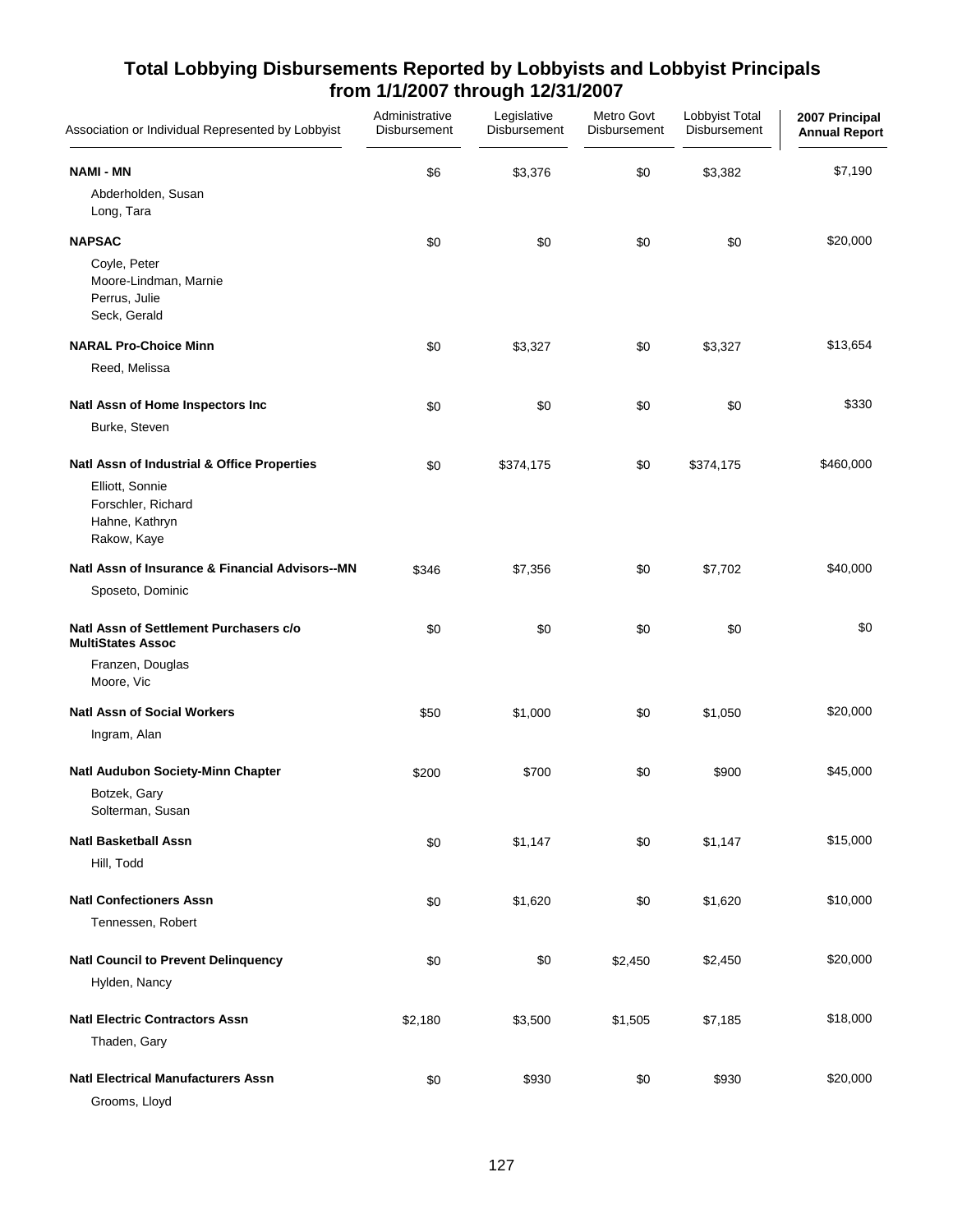## Total Lobbying Disbursements Reported by Lobbyists and Lobbyist Principals from 1/1/2007 through 12/31/2007

| Association or Individual Represented by Lobbyist | Administrative Disbursement | Legislative Disbursement | Metro Govt Disbursement | Lobbyist Total Disbursement | **2007 Principal Annual Report** |
|---|---|---|---|---|---|
| **NAMI - MN** | $6 | $3,376 | $0 | $3,382 | $7,190 |
| Abderholden, Susan<br>Long, Tara | | | | | |
| **NAPSAC** | $0 | $0 | $0 | $0 | $20,000 |
| Coyle, Peter<br>Moore-Lindman, Marnie<br>Perrus, Julie<br>Seck, Gerald | | | | | |
| **NARAL Pro-Choice Minn** | $0 | $3,327 | $0 | $3,327 | $13,654 |
| Reed, Melissa | | | | | |
| **Natl Assn of Home Inspectors Inc** | $0 | $0 | $0 | $0 | $330 |
| Burke, Steven | | | | | |
| **Natl Assn of Industrial & Office Properties** | $0 | $374,175 | $0 | $374,175 | $460,000 |
| Elliott, Sonnie<br>Forschler, Richard<br>Hahne, Kathryn<br>Rakow, Kaye | | | | | |
| **Natl Assn of Insurance & Financial Advisors--MN** | $346 | $7,356 | $0 | $7,702 | $40,000 |
| Sposeto, Dominic | | | | | |
| **Natl Assn of Settlement Purchasers c/o MultiStates Assoc** | $0 | $0 | $0 | $0 | $0 |
| Franzen, Douglas<br>Moore, Vic | | | | | |
| **Natl Assn of Social Workers** | $50 | $1,000 | $0 | $1,050 | $20,000 |
| Ingram, Alan | | | | | |
| **Natl Audubon Society-Minn Chapter** | $200 | $700 | $0 | $900 | $45,000 |
| Botzek, Gary<br>Solterman, Susan | | | | | |
| **Natl Basketball Assn** | $0 | $1,147 | $0 | $1,147 | $15,000 |
| Hill, Todd | | | | | |
| **Natl Confectioners Assn** | $0 | $1,620 | $0 | $1,620 | $10,000 |
| Tennessen, Robert | | | | | |
| **Natl Council to Prevent Delinquency** | $0 | $0 | $2,450 | $2,450 | $20,000 |
| Hylden, Nancy | | | | | |
| **Natl Electric Contractors Assn** | $2,180 | $3,500 | $1,505 | $7,185 | $18,000 |
| Thaden, Gary | | | | | |
| **Natl Electrical Manufacturers Assn** | $0 | $930 | $0 | $930 | $20,000 |
| Grooms, Lloyd | | | | | |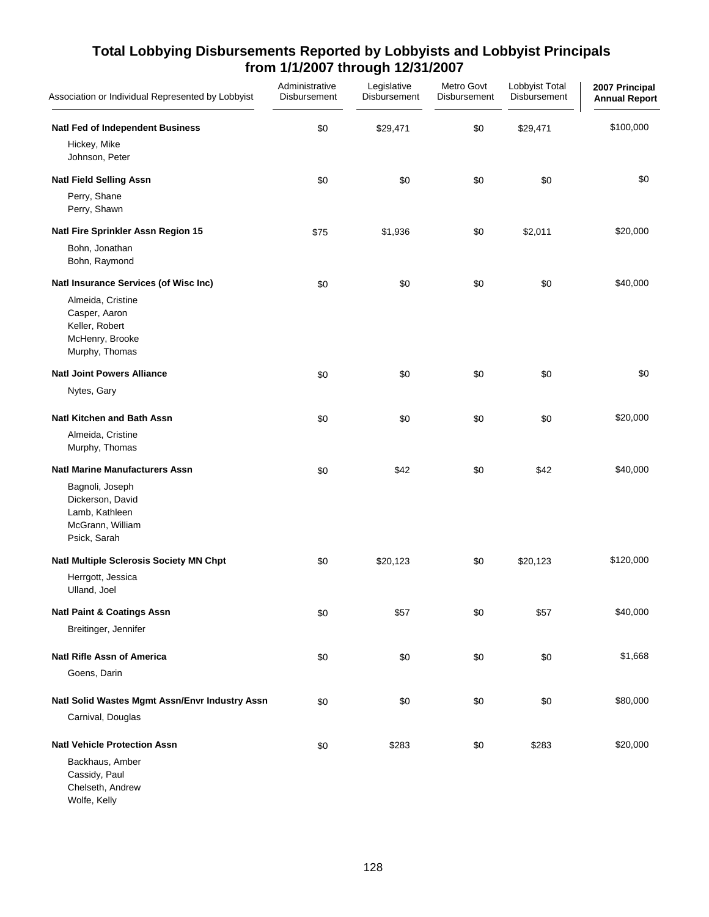## Total Lobbying Disbursements Reported by Lobbyists and Lobbyist Principals from 1/1/2007 through 12/31/2007

| Association or Individual Represented by Lobbyist | Administrative Disbursement | Legislative Disbursement | Metro Govt Disbursement | Lobbyist Total Disbursement | 2007 Principal Annual Report |
|---|---|---|---|---|---|
| **Natl Fed of Independent Business** | $0 | $29,471 | $0 | $29,471 | $100,000 |
| Hickey, Mike | | | | | |
| Johnson, Peter | | | | | |
| **Natl Field Selling Assn** | $0 | $0 | $0 | $0 | $0 |
| Perry, Shane | | | | | |
| Perry, Shawn | | | | | |
| **Natl Fire Sprinkler Assn Region 15** | $75 | $1,936 | $0 | $2,011 | $20,000 |
| Bohn, Jonathan | | | | | |
| Bohn, Raymond | | | | | |
| **Natl Insurance Services (of Wisc Inc)** | $0 | $0 | $0 | $0 | $40,000 |
| Almeida, Cristine | | | | | |
| Casper, Aaron | | | | | |
| Keller, Robert | | | | | |
| McHenry, Brooke | | | | | |
| Murphy, Thomas | | | | | |
| **Natl Joint Powers Alliance** | $0 | $0 | $0 | $0 | $0 |
| Nytes, Gary | | | | | |
| **Natl Kitchen and Bath Assn** | $0 | $0 | $0 | $0 | $20,000 |
| Almeida, Cristine | | | | | |
| Murphy, Thomas | | | | | |
| **Natl Marine Manufacturers Assn** | $0 | $42 | $0 | $42 | $40,000 |
| Bagnoli, Joseph | | | | | |
| Dickerson, David | | | | | |
| Lamb, Kathleen | | | | | |
| McGrann, William | | | | | |
| Psick, Sarah | | | | | |
| **Natl Multiple Sclerosis Society MN Chpt** | $0 | $20,123 | $0 | $20,123 | $120,000 |
| Herrgott, Jessica | | | | | |
| Ulland, Joel | | | | | |
| **Natl Paint & Coatings Assn** | $0 | $57 | $0 | $57 | $40,000 |
| Breitinger, Jennifer | | | | | |
| **Natl Rifle Assn of America** | $0 | $0 | $0 | $0 | $1,668 |
| Goens, Darin | | | | | |
| **Natl Solid Wastes Mgmt Assn/Envr Industry Assn** | $0 | $0 | $0 | $0 | $80,000 |
| Carnival, Douglas | | | | | |
| **Natl Vehicle Protection Assn** | $0 | $283 | $0 | $283 | $20,000 |
| Backhaus, Amber | | | | | |
| Cassidy, Paul | | | | | |
| Chelseth, Andrew | | | | | |
| Wolfe, Kelly | | | | | |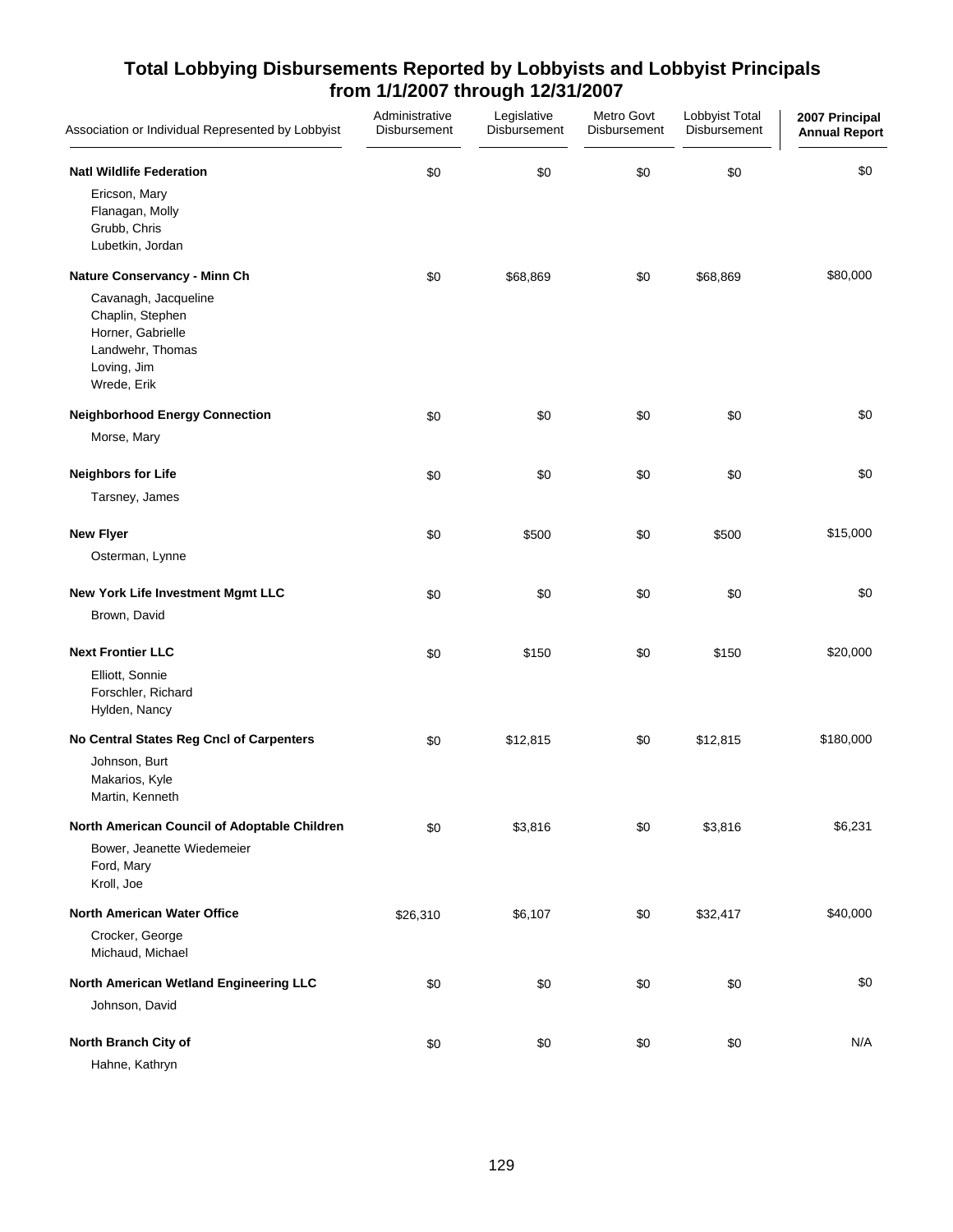# Total Lobbying Disbursements Reported by Lobbyists and Lobbyist Principals from 1/1/2007 through 12/31/2007

| Association or Individual Represented by Lobbyist | Administrative Disbursement | Legislative Disbursement | Metro Govt Disbursement | Lobbyist Total Disbursement | 2007 Principal Annual Report |
|---|---|---|---|---|---|
| **Natl Wildlife Federation** | $0 | $0 | $0 | $0 | $0 |
| Ericson, Mary<br>Flanagan, Molly<br>Grubb, Chris<br>Lubetkin, Jordan | | | | | |
| **Nature Conservancy - Minn Ch** | $0 | $68,869 | $0 | $68,869 | $80,000 |
| Cavanagh, Jacqueline<br>Chaplin, Stephen<br>Horner, Gabrielle<br>Landwehr, Thomas<br>Loving, Jim<br>Wrede, Erik | | | | | |
| **Neighborhood Energy Connection** | $0 | $0 | $0 | $0 | $0 |
| Morse, Mary | | | | | |
| **Neighbors for Life** | $0 | $0 | $0 | $0 | $0 |
| Tarsney, James | | | | | |
| **New Flyer** | $0 | $500 | $0 | $500 | $15,000 |
| Osterman, Lynne | | | | | |
| **New York Life Investment Mgmt LLC** | $0 | $0 | $0 | $0 | $0 |
| Brown, David | | | | | |
| **Next Frontier LLC** | $0 | $150 | $0 | $150 | $20,000 |
| Elliott, Sonnie<br>Forschler, Richard<br>Hylden, Nancy | | | | | |
| **No Central States Reg Cncl of Carpenters** | $0 | $12,815 | $0 | $12,815 | $180,000 |
| Johnson, Burt<br>Makarios, Kyle<br>Martin, Kenneth | | | | | |
| **North American Council of Adoptable Children** | $0 | $3,816 | $0 | $3,816 | $6,231 |
| Bower, Jeanette Wiedemeier<br>Ford, Mary<br>Kroll, Joe | | | | | |
| **North American Water Office** | $26,310 | $6,107 | $0 | $32,417 | $40,000 |
| Crocker, George<br>Michaud, Michael | | | | | |
| **North American Wetland Engineering LLC** | $0 | $0 | $0 | $0 | $0 |
| Johnson, David | | | | | |
| **North Branch City of** | $0 | $0 | $0 | $0 | N/A |
| Hahne, Kathryn | | | | | |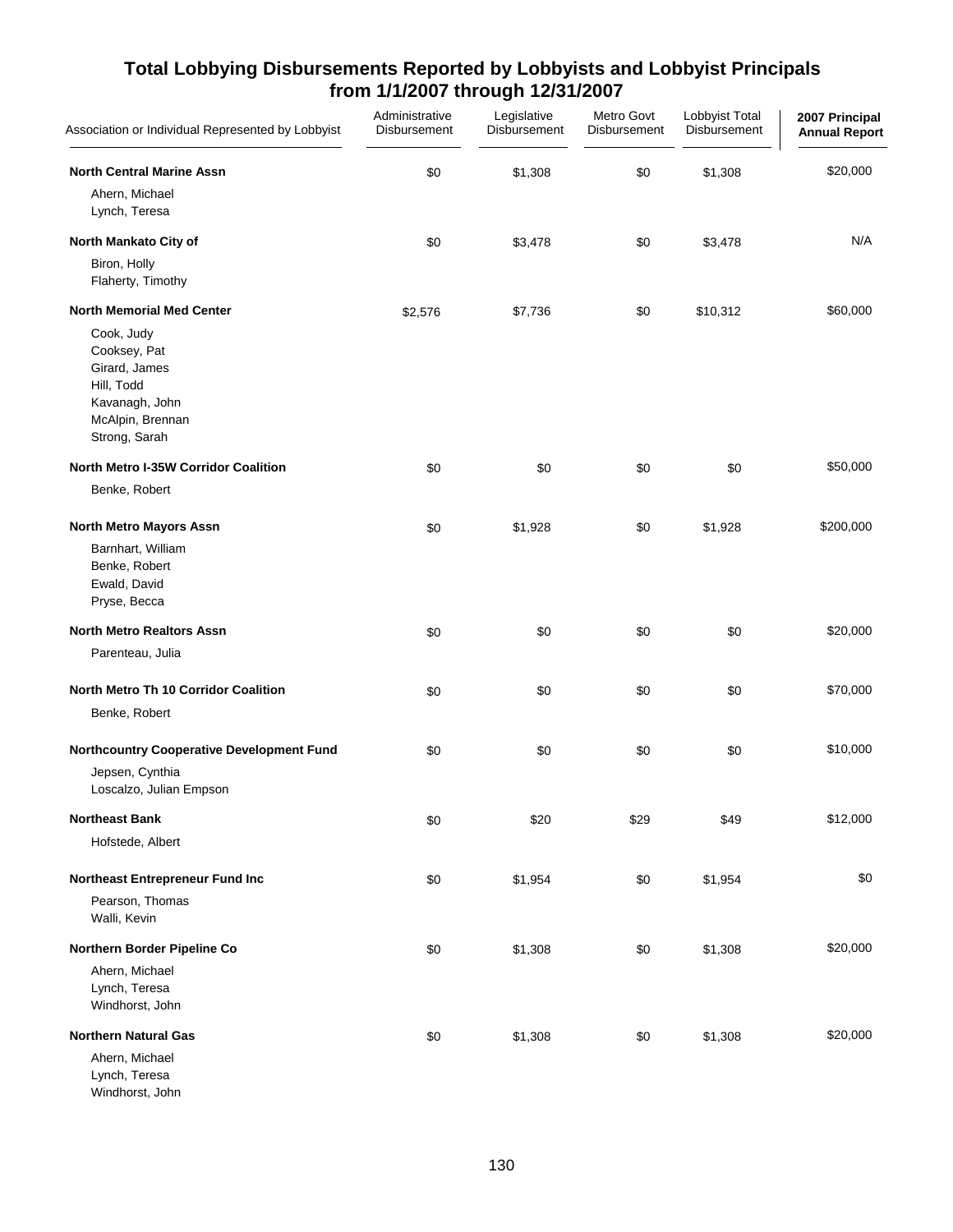# Total Lobbying Disbursements Reported by Lobbyists and Lobbyist Principals from 1/1/2007 through 12/31/2007

| Association or Individual Represented by Lobbyist | Administrative Disbursement | Legislative Disbursement | Metro Govt Disbursement | Lobbyist Total Disbursement | 2007 Principal Annual Report |
|---|---|---|---|---|---|
| **North Central Marine Assn** | $0 | $1,308 | $0 | $1,308 | $20,000 |
| Ahern, Michael | | | | | |
| Lynch, Teresa | | | | | |
| **North Mankato City of** | $0 | $3,478 | $0 | $3,478 | N/A |
| Biron, Holly | | | | | |
| Flaherty, Timothy | | | | | |
| **North Memorial Med Center** | $2,576 | $7,736 | $0 | $10,312 | $60,000 |
| Cook, Judy | | | | | |
| Cooksey, Pat | | | | | |
| Girard, James | | | | | |
| Hill, Todd | | | | | |
| Kavanagh, John | | | | | |
| McAlpin, Brennan | | | | | |
| Strong, Sarah | | | | | |
| **North Metro I-35W Corridor Coalition** | $0 | $0 | $0 | $0 | $50,000 |
| Benke, Robert | | | | | |
| **North Metro Mayors Assn** | $0 | $1,928 | $0 | $1,928 | $200,000 |
| Barnhart, William | | | | | |
| Benke, Robert | | | | | |
| Ewald, David | | | | | |
| Pryse, Becca | | | | | |
| **North Metro Realtors Assn** | $0 | $0 | $0 | $0 | $20,000 |
| Parenteau, Julia | | | | | |
| **North Metro Th 10 Corridor Coalition** | $0 | $0 | $0 | $0 | $70,000 |
| Benke, Robert | | | | | |
| **Northcountry Cooperative Development Fund** | $0 | $0 | $0 | $0 | $10,000 |
| Jepsen, Cynthia | | | | | |
| Loscalzo, Julian Empson | | | | | |
| **Northeast Bank** | $0 | $20 | $29 | $49 | $12,000 |
| Hofstede, Albert | | | | | |
| **Northeast Entrepreneur Fund Inc** | $0 | $1,954 | $0 | $1,954 | $0 |
| Pearson, Thomas | | | | | |
| Walli, Kevin | | | | | |
| **Northern Border Pipeline Co** | $0 | $1,308 | $0 | $1,308 | $20,000 |
| Ahern, Michael | | | | | |
| Lynch, Teresa | | | | | |
| Windhorst, John | | | | | |
| **Northern Natural Gas** | $0 | $1,308 | $0 | $1,308 | $20,000 |
| Ahern, Michael | | | | | |
| Lynch, Teresa | | | | | |
| Windhorst, John | | | | | |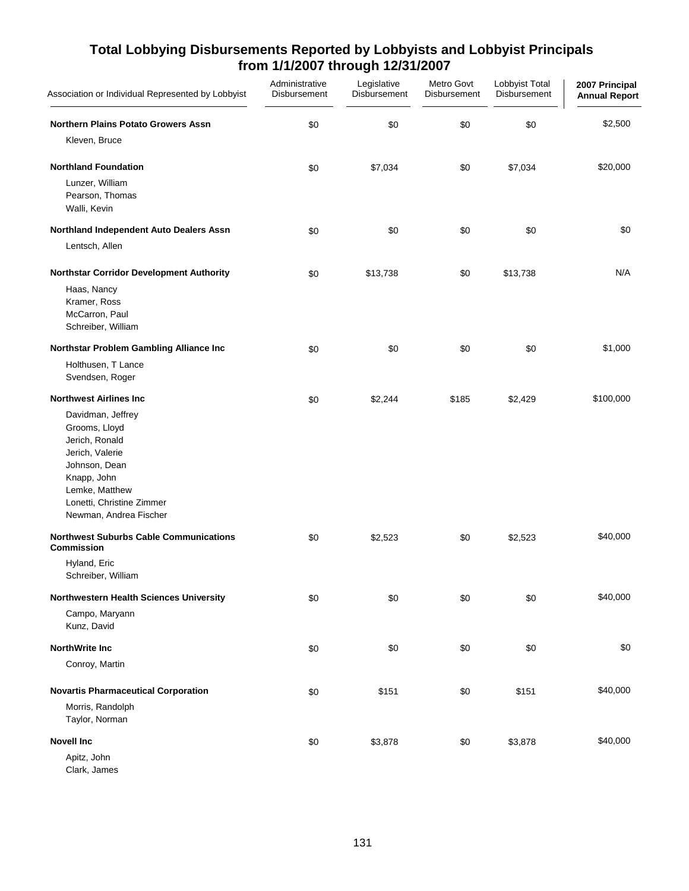## Total Lobbying Disbursements Reported by Lobbyists and Lobbyist Principals from 1/1/2007 through 12/31/2007

| Association or Individual Represented by Lobbyist | Administrative Disbursement | Legislative Disbursement | Metro Govt Disbursement | Lobbyist Total Disbursement | 2007 Principal Annual Report |
|---|---|---|---|---|---|
| **Northern Plains Potato Growers Assn** | $0 | $0 | $0 | $0 | $2,500 |
| Kleven, Bruce | | | | | |
| **Northland Foundation** | $0 | $7,034 | $0 | $7,034 | $20,000 |
| Lunzer, William | | | | | |
| Pearson, Thomas | | | | | |
| Walli, Kevin | | | | | |
| **Northland Independent Auto Dealers Assn** | $0 | $0 | $0 | $0 | $0 |
| Lentsch, Allen | | | | | |
| **Northstar Corridor Development Authority** | $0 | $13,738 | $0 | $13,738 | N/A |
| Haas, Nancy | | | | | |
| Kramer, Ross | | | | | |
| McCarron, Paul | | | | | |
| Schreiber, William | | | | | |
| **Northstar Problem Gambling Alliance Inc** | $0 | $0 | $0 | $0 | $1,000 |
| Holthusen, T Lance | | | | | |
| Svendsen, Roger | | | | | |
| **Northwest Airlines Inc** | $0 | $2,244 | $185 | $2,429 | $100,000 |
| Davidman, Jeffrey | | | | | |
| Grooms, Lloyd | | | | | |
| Jerich, Ronald | | | | | |
| Jerich, Valerie | | | | | |
| Johnson, Dean | | | | | |
| Knapp, John | | | | | |
| Lemke, Matthew | | | | | |
| Lonetti, Christine Zimmer | | | | | |
| Newman, Andrea Fischer | | | | | |
| **Northwest Suburbs Cable Communications Commission** | $0 | $2,523 | $0 | $2,523 | $40,000 |
| Hyland, Eric | | | | | |
| Schreiber, William | | | | | |
| **Northwestern Health Sciences University** | $0 | $0 | $0 | $0 | $40,000 |
| Campo, Maryann | | | | | |
| Kunz, David | | | | | |
| **NorthWrite Inc** | $0 | $0 | $0 | $0 | $0 |
| Conroy, Martin | | | | | |
| **Novartis Pharmaceutical Corporation** | $0 | $151 | $0 | $151 | $40,000 |
| Morris, Randolph | | | | | |
| Taylor, Norman | | | | | |
| **Novell Inc** | $0 | $3,878 | $0 | $3,878 | $40,000 |
| Apitz, John | | | | | |
| Clark, James | | | | | |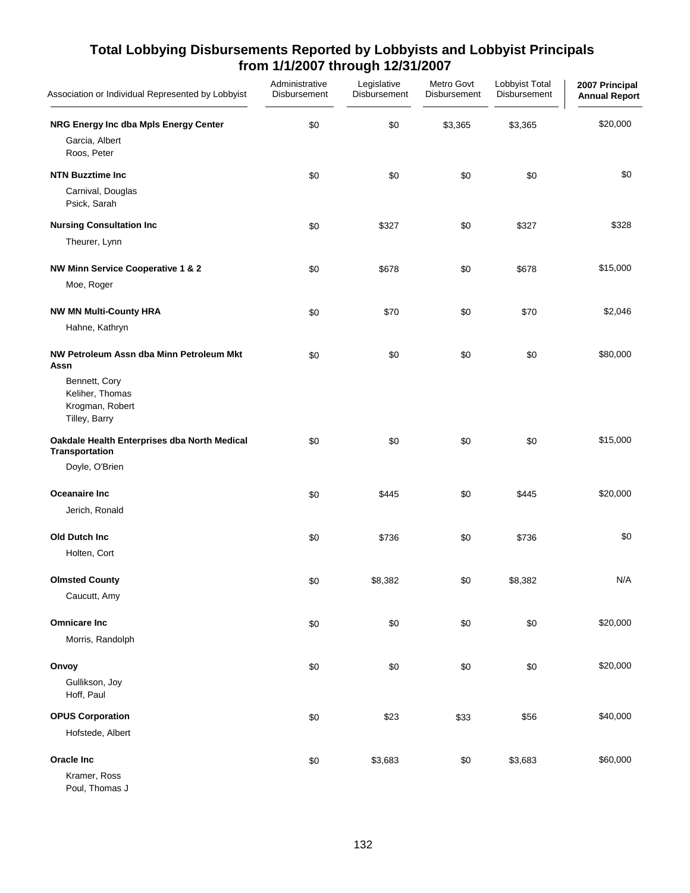## Total Lobbying Disbursements Reported by Lobbyists and Lobbyist Principals from 1/1/2007 through 12/31/2007

| Association or Individual Represented by Lobbyist | Administrative Disbursement | Legislative Disbursement | Metro Govt Disbursement | Lobbyist Total Disbursement | 2007 Principal Annual Report |
|---|---|---|---|---|---|
| **NRG Energy Inc dba Mpls Energy Center** | $0 | $0 | $3,365 | $3,365 | $20,000 |
| Garcia, Albert<br>Roos, Peter | | | | | |
| **NTN Buzztime Inc** | $0 | $0 | $0 | $0 | $0 |
| Carnival, Douglas<br>Psick, Sarah | | | | | |
| **Nursing Consultation Inc** | $0 | $327 | $0 | $327 | $328 |
| Theurer, Lynn | | | | | |
| **NW Minn Service Cooperative 1 & 2** | $0 | $678 | $0 | $678 | $15,000 |
| Moe, Roger | | | | | |
| **NW MN Multi-County HRA** | $0 | $70 | $0 | $70 | $2,046 |
| Hahne, Kathryn | | | | | |
| **NW Petroleum Assn dba Minn Petroleum Mkt Assn** | $0 | $0 | $0 | $0 | $80,000 |
| Bennett, Cory<br>Keliher, Thomas<br>Krogman, Robert<br>Tilley, Barry | | | | | |
| **Oakdale Health Enterprises dba North Medical Transportation** | $0 | $0 | $0 | $0 | $15,000 |
| Doyle, O'Brien | | | | | |
| **Oceanaire Inc** | $0 | $445 | $0 | $445 | $20,000 |
| Jerich, Ronald | | | | | |
| **Old Dutch Inc** | $0 | $736 | $0 | $736 | $0 |
| Holten, Cort | | | | | |
| **Olmsted County** | $0 | $8,382 | $0 | $8,382 | N/A |
| Caucutt, Amy | | | | | |
| **Omnicare Inc** | $0 | $0 | $0 | $0 | $20,000 |
| Morris, Randolph | | | | | |
| **Onvoy** | $0 | $0 | $0 | $0 | $20,000 |
| Gullikson, Joy<br>Hoff, Paul | | | | | |
| **OPUS Corporation** | $0 | $23 | $33 | $56 | $40,000 |
| Hofstede, Albert | | | | | |
| **Oracle Inc** | $0 | $3,683 | $0 | $3,683 | $60,000 |
| Kramer, Ross<br>Poul, Thomas J | | | | | |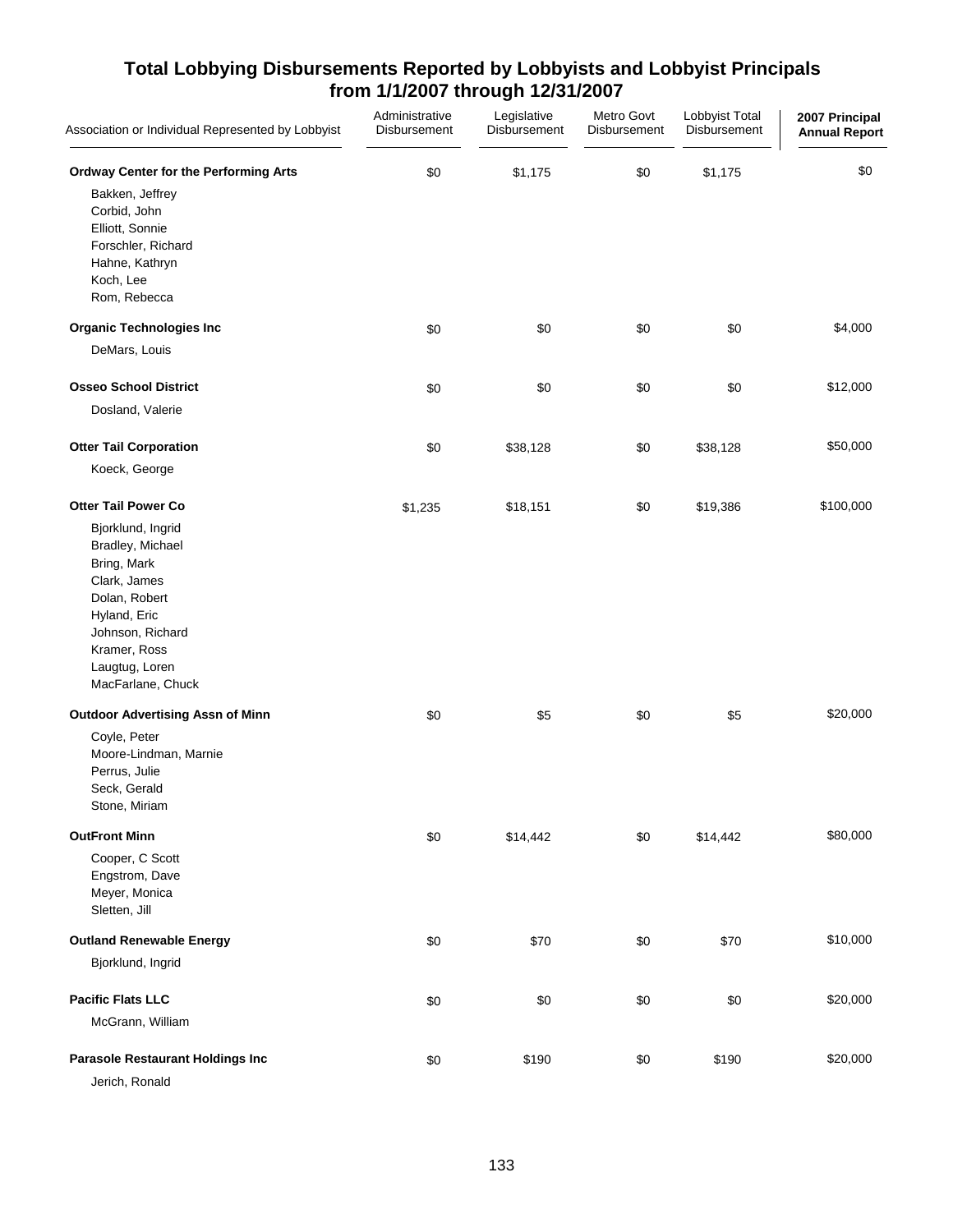## Total Lobbying Disbursements Reported by Lobbyists and Lobbyist Principals from 1/1/2007 through 12/31/2007

| Association or Individual Represented by Lobbyist | Administrative Disbursement | Legislative Disbursement | Metro Govt Disbursement | Lobbyist Total Disbursement | 2007 Principal Annual Report |
|---|---|---|---|---|---|
| **Ordway Center for the Performing Arts** | $0 | $1,175 | $0 | $1,175 | $0 |
| Bakken, Jeffrey | | | | | |
| Corbid, John | | | | | |
| Elliott, Sonnie | | | | | |
| Forschler, Richard | | | | | |
| Hahne, Kathryn | | | | | |
| Koch, Lee | | | | | |
| Rom, Rebecca | | | | | |
| **Organic Technologies Inc** | $0 | $0 | $0 | $0 | $4,000 |
| DeMars, Louis | | | | | |
| **Osseo School District** | $0 | $0 | $0 | $0 | $12,000 |
| Dosland, Valerie | | | | | |
| **Otter Tail Corporation** | $0 | $38,128 | $0 | $38,128 | $50,000 |
| Koeck, George | | | | | |
| **Otter Tail Power Co** | $1,235 | $18,151 | $0 | $19,386 | $100,000 |
| Bjorklund, Ingrid | | | | | |
| Bradley, Michael | | | | | |
| Bring, Mark | | | | | |
| Clark, James | | | | | |
| Dolan, Robert | | | | | |
| Hyland, Eric | | | | | |
| Johnson, Richard | | | | | |
| Kramer, Ross | | | | | |
| Laugtug, Loren | | | | | |
| MacFarlane, Chuck | | | | | |
| **Outdoor Advertising Assn of Minn** | $0 | $5 | $0 | $5 | $20,000 |
| Coyle, Peter | | | | | |
| Moore-Lindman, Marnie | | | | | |
| Perrus, Julie | | | | | |
| Seck, Gerald | | | | | |
| Stone, Miriam | | | | | |
| **OutFront Minn** | $0 | $14,442 | $0 | $14,442 | $80,000 |
| Cooper, C Scott | | | | | |
| Engstrom, Dave | | | | | |
| Meyer, Monica | | | | | |
| Sletten, Jill | | | | | |
| **Outland Renewable Energy** | $0 | $70 | $0 | $70 | $10,000 |
| Bjorklund, Ingrid | | | | | |
| **Pacific Flats LLC** | $0 | $0 | $0 | $0 | $20,000 |
| McGrann, William | | | | | |
| **Parasole Restaurant Holdings Inc** | $0 | $190 | $0 | $190 | $20,000 |
| Jerich, Ronald | | | | | |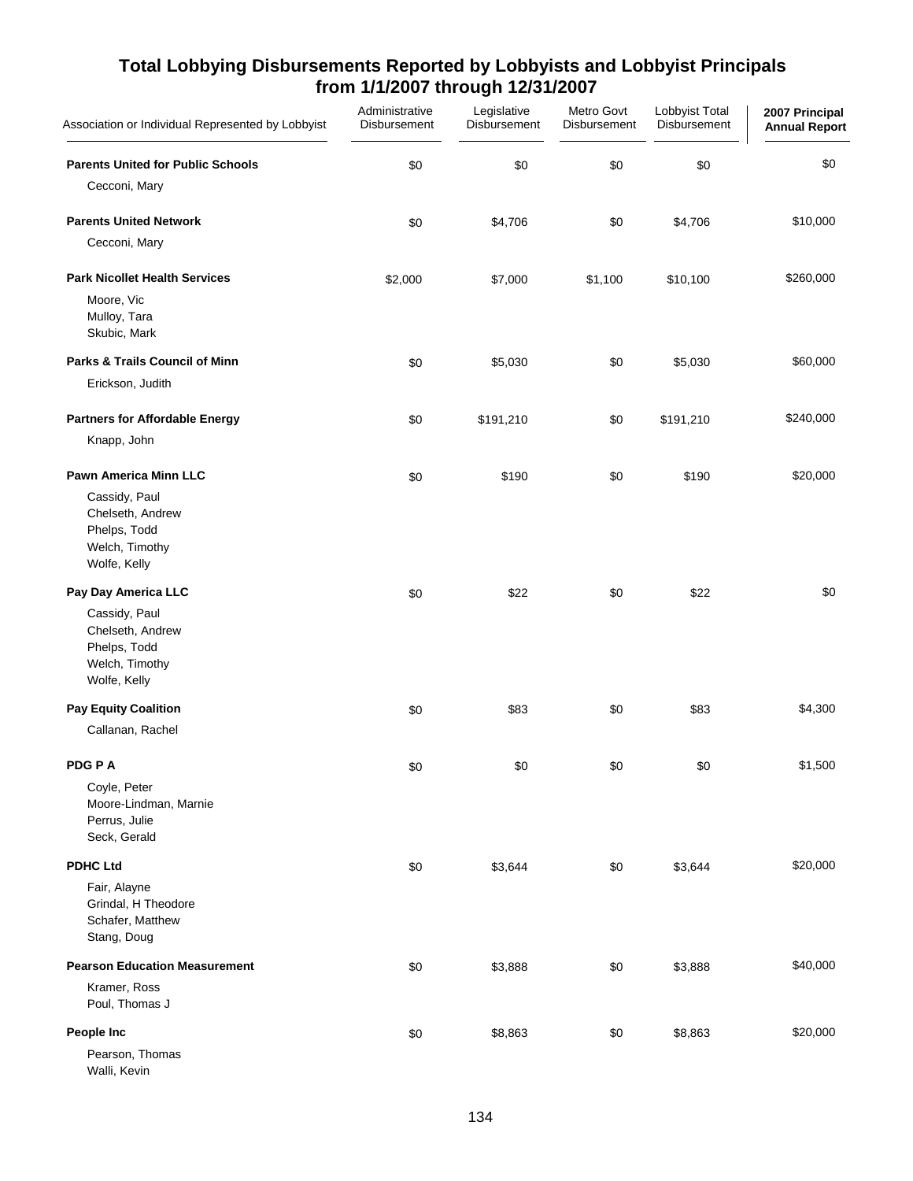# Total Lobbying Disbursements Reported by Lobbyists and Lobbyist Principals from 1/1/2007 through 12/31/2007

| Association or Individual Represented by Lobbyist | Administrative Disbursement | Legislative Disbursement | Metro Govt Disbursement | Lobbyist Total Disbursement | 2007 Principal Annual Report |
|---|---|---|---|---|---|
| **Parents United for Public Schools** | $0 | $0 | $0 | $0 | $0 |
| Cecconi, Mary | | | | | |
| **Parents United Network** | $0 | $4,706 | $0 | $4,706 | $10,000 |
| Cecconi, Mary | | | | | |
| **Park Nicollet Health Services** | $2,000 | $7,000 | $1,100 | $10,100 | $260,000 |
| Moore, Vic<br>Mulloy, Tara<br>Skubic, Mark | | | | | |
| **Parks & Trails Council of Minn** | $0 | $5,030 | $0 | $5,030 | $60,000 |
| Erickson, Judith | | | | | |
| **Partners for Affordable Energy** | $0 | $191,210 | $0 | $191,210 | $240,000 |
| Knapp, John | | | | | |
| **Pawn America Minn LLC** | $0 | $190 | $0 | $190 | $20,000 |
| Cassidy, Paul<br>Chelseth, Andrew<br>Phelps, Todd<br>Welch, Timothy<br>Wolfe, Kelly | | | | | |
| **Pay Day America LLC** | $0 | $22 | $0 | $22 | $0 |
| Cassidy, Paul<br>Chelseth, Andrew<br>Phelps, Todd<br>Welch, Timothy<br>Wolfe, Kelly | | | | | |
| **Pay Equity Coalition** | $0 | $83 | $0 | $83 | $4,300 |
| Callanan, Rachel | | | | | |
| **PDG P A** | $0 | $0 | $0 | $0 | $1,500 |
| Coyle, Peter<br>Moore-Lindman, Marnie<br>Perrus, Julie<br>Seck, Gerald | | | | | |
| **PDHC Ltd** | $0 | $3,644 | $0 | $3,644 | $20,000 |
| Fair, Alayne<br>Grindal, H Theodore<br>Schafer, Matthew<br>Stang, Doug | | | | | |
| **Pearson Education Measurement** | $0 | $3,888 | $0 | $3,888 | $40,000 |
| Kramer, Ross<br>Poul, Thomas J | | | | | |
| **People Inc** | $0 | $8,863 | $0 | $8,863 | $20,000 |
| Pearson, Thomas<br>Walli, Kevin | | | | | |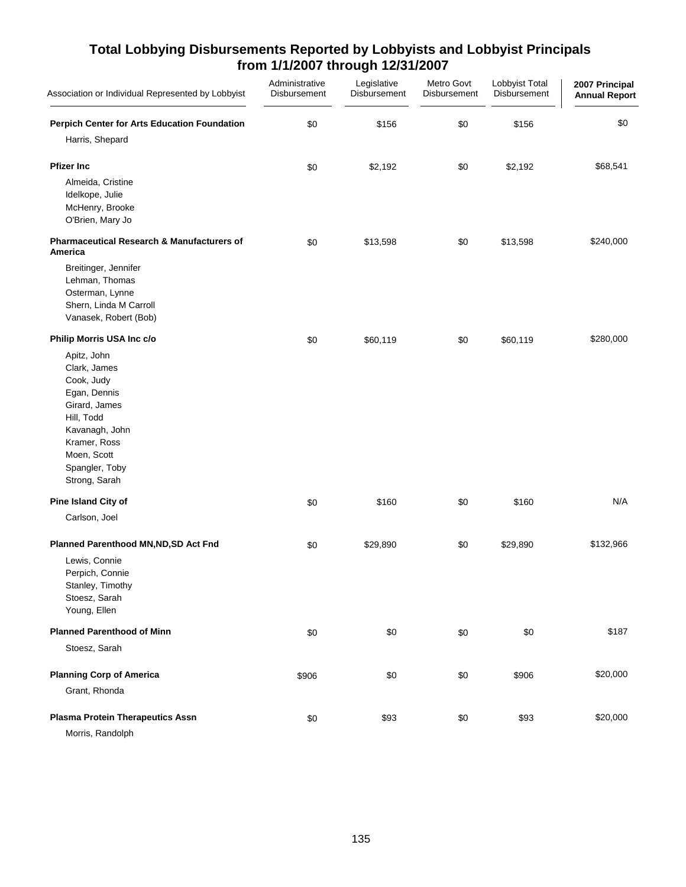# Total Lobbying Disbursements Reported by Lobbyists and Lobbyist Principals from 1/1/2007 through 12/31/2007

| Association or Individual Represented by Lobbyist | Administrative Disbursement | Legislative Disbursement | Metro Govt Disbursement | Lobbyist Total Disbursement | 2007 Principal Annual Report |
|---|---|---|---|---|---|
| **Perpich Center for Arts Education Foundation** | $0 | $156 | $0 | $156 | $0 |
| Harris, Shepard | | | | | |
| **Pfizer Inc** | $0 | $2,192 | $0 | $2,192 | $68,541 |
| Almeida, Cristine | | | | | |
| Idelkope, Julie | | | | | |
| McHenry, Brooke | | | | | |
| O'Brien, Mary Jo | | | | | |
| **Pharmaceutical Research & Manufacturers of America** | $0 | $13,598 | $0 | $13,598 | $240,000 |
| Breitinger, Jennifer | | | | | |
| Lehman, Thomas | | | | | |
| Osterman, Lynne | | | | | |
| Shern, Linda M Carroll | | | | | |
| Vanasek, Robert (Bob) | | | | | |
| **Philip Morris USA Inc c/o** | $0 | $60,119 | $0 | $60,119 | $280,000 |
| Apitz, John | | | | | |
| Clark, James | | | | | |
| Cook, Judy | | | | | |
| Egan, Dennis | | | | | |
| Girard, James | | | | | |
| Hill, Todd | | | | | |
| Kavanagh, John | | | | | |
| Kramer, Ross | | | | | |
| Moen, Scott | | | | | |
| Spangler, Toby | | | | | |
| Strong, Sarah | | | | | |
| **Pine Island City of** | $0 | $160 | $0 | $160 | N/A |
| Carlson, Joel | | | | | |
| **Planned Parenthood MN,ND,SD Act Fnd** | $0 | $29,890 | $0 | $29,890 | $132,966 |
| Lewis, Connie | | | | | |
| Perpich, Connie | | | | | |
| Stanley, Timothy | | | | | |
| Stoesz, Sarah | | | | | |
| Young, Ellen | | | | | |
| **Planned Parenthood of Minn** | $0 | $0 | $0 | $0 | $187 |
| Stoesz, Sarah | | | | | |
| **Planning Corp of America** | $906 | $0 | $0 | $906 | $20,000 |
| Grant, Rhonda | | | | | |
| **Plasma Protein Therapeutics Assn** | $0 | $93 | $0 | $93 | $20,000 |
| Morris, Randolph | | | | | |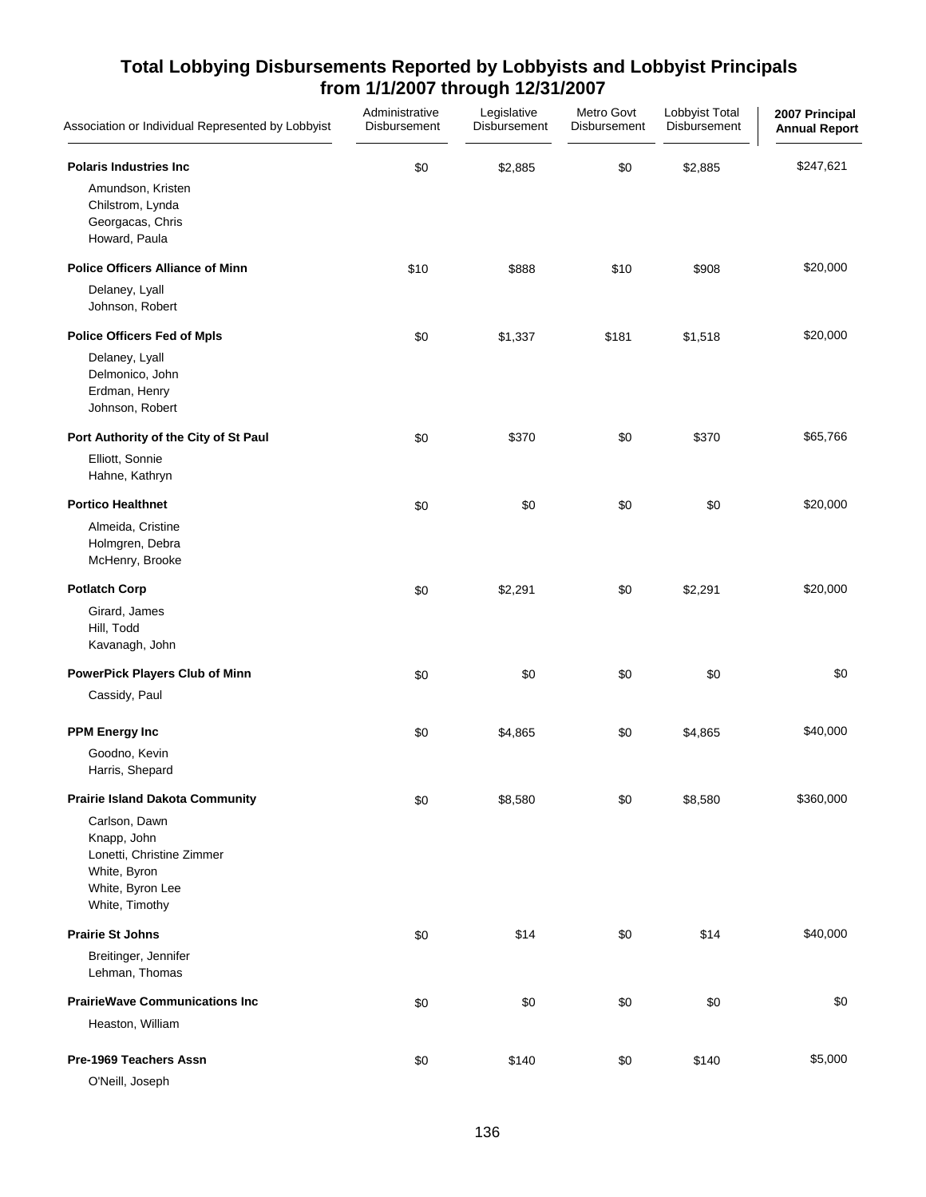## Total Lobbying Disbursements Reported by Lobbyists and Lobbyist Principals from 1/1/2007 through 12/31/2007

| Association or Individual Represented by Lobbyist | Administrative Disbursement | Legislative Disbursement | Metro Govt Disbursement | Lobbyist Total Disbursement | 2007 Principal Annual Report |
|---|---|---|---|---|---|
| **Polaris Industries Inc** | $0 | $2,885 | $0 | $2,885 | $247,621 |
| Amundson, Kristen | | | | | |
| Chilstrom, Lynda | | | | | |
| Georgacas, Chris | | | | | |
| Howard, Paula | | | | | |
| **Police Officers Alliance of Minn** | $10 | $888 | $10 | $908 | $20,000 |
| Delaney, Lyall | | | | | |
| Johnson, Robert | | | | | |
| **Police Officers Fed of Mpls** | $0 | $1,337 | $181 | $1,518 | $20,000 |
| Delaney, Lyall | | | | | |
| Delmonico, John | | | | | |
| Erdman, Henry | | | | | |
| Johnson, Robert | | | | | |
| **Port Authority of the City of St Paul** | $0 | $370 | $0 | $370 | $65,766 |
| Elliott, Sonnie | | | | | |
| Hahne, Kathryn | | | | | |
| **Portico Healthnet** | $0 | $0 | $0 | $0 | $20,000 |
| Almeida, Cristine | | | | | |
| Holmgren, Debra | | | | | |
| McHenry, Brooke | | | | | |
| **Potlatch Corp** | $0 | $2,291 | $0 | $2,291 | $20,000 |
| Girard, James | | | | | |
| Hill, Todd | | | | | |
| Kavanagh, John | | | | | |
| **PowerPick Players Club of Minn** | $0 | $0 | $0 | $0 | $0 |
| Cassidy, Paul | | | | | |
| **PPM Energy Inc** | $0 | $4,865 | $0 | $4,865 | $40,000 |
| Goodno, Kevin | | | | | |
| Harris, Shepard | | | | | |
| **Prairie Island Dakota Community** | $0 | $8,580 | $0 | $8,580 | $360,000 |
| Carlson, Dawn | | | | | |
| Knapp, John | | | | | |
| Lonetti, Christine Zimmer | | | | | |
| White, Byron | | | | | |
| White, Byron Lee | | | | | |
| White, Timothy | | | | | |
| **Prairie St Johns** | $0 | $14 | $0 | $14 | $40,000 |
| Breitinger, Jennifer | | | | | |
| Lehman, Thomas | | | | | |
| **PrairieWave Communications Inc** | $0 | $0 | $0 | $0 | $0 |
| Heaston, William | | | | | |
| **Pre-1969 Teachers Assn** | $0 | $140 | $0 | $140 | $5,000 |
| O'Neill, Joseph | | | | | |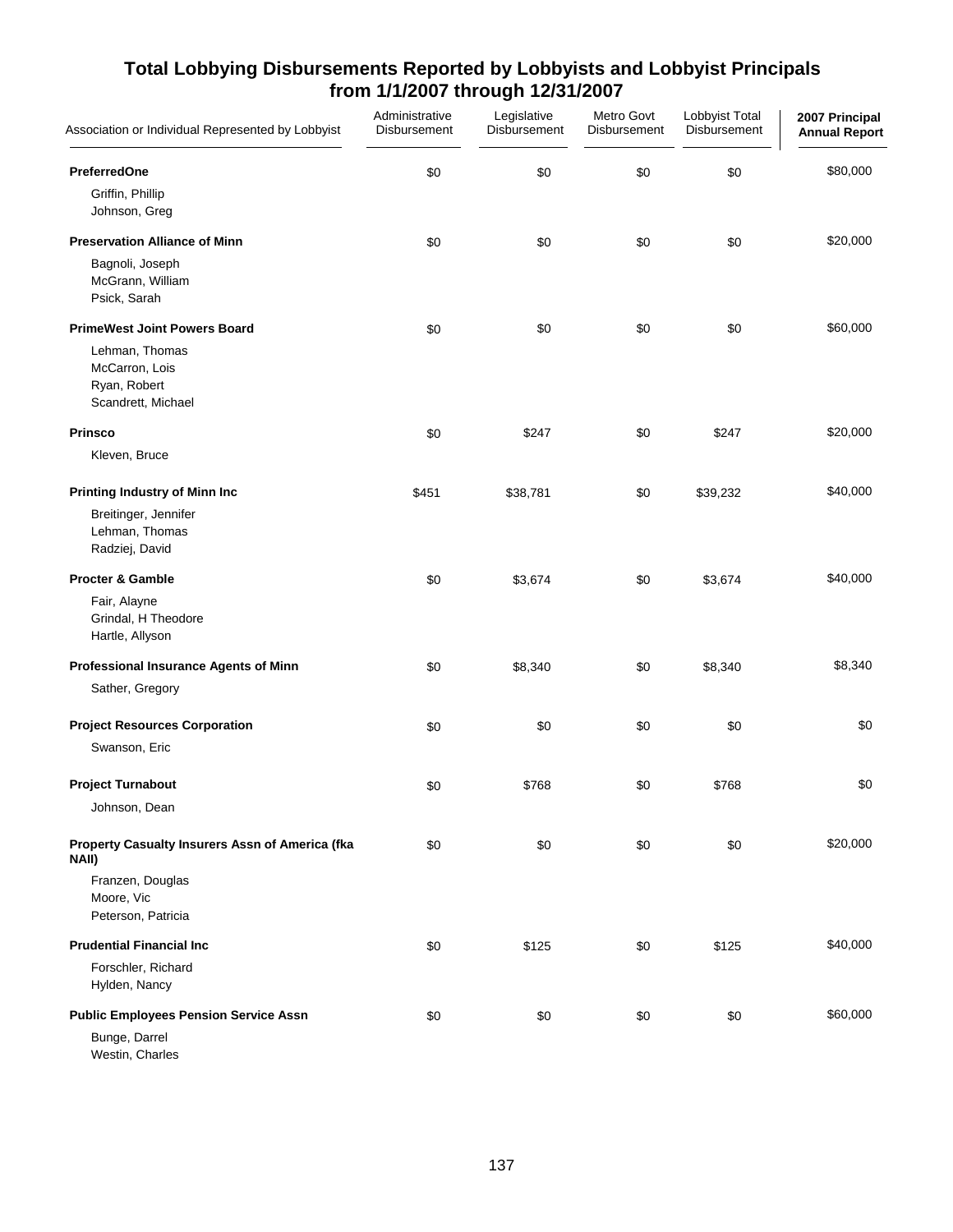## Total Lobbying Disbursements Reported by Lobbyists and Lobbyist Principals from 1/1/2007 through 12/31/2007

| Association or Individual Represented by Lobbyist | Administrative Disbursement | Legislative Disbursement | Metro Govt Disbursement | Lobbyist Total Disbursement | 2007 Principal Annual Report |
|---|---|---|---|---|---|
| **PreferredOne** | $0 | $0 | $0 | $0 | $80,000 |
| Griffin, Phillip | | | | | |
| Johnson, Greg | | | | | |
| **Preservation Alliance of Minn** | $0 | $0 | $0 | $0 | $20,000 |
| Bagnoli, Joseph | | | | | |
| McGrann, William | | | | | |
| Psick, Sarah | | | | | |
| **PrimeWest Joint Powers Board** | $0 | $0 | $0 | $0 | $60,000 |
| Lehman, Thomas | | | | | |
| McCarron, Lois | | | | | |
| Ryan, Robert | | | | | |
| Scandrett, Michael | | | | | |
| **Prinsco** | $0 | $247 | $0 | $247 | $20,000 |
| Kleven, Bruce | | | | | |
| **Printing Industry of Minn Inc** | $451 | $38,781 | $0 | $39,232 | $40,000 |
| Breitinger, Jennifer | | | | | |
| Lehman, Thomas | | | | | |
| Radziej, David | | | | | |
| **Procter & Gamble** | $0 | $3,674 | $0 | $3,674 | $40,000 |
| Fair, Alayne | | | | | |
| Grindal, H Theodore | | | | | |
| Hartle, Allyson | | | | | |
| **Professional Insurance Agents of Minn** | $0 | $8,340 | $0 | $8,340 | $8,340 |
| Sather, Gregory | | | | | |
| **Project Resources Corporation** | $0 | $0 | $0 | $0 | $0 |
| Swanson, Eric | | | | | |
| **Project Turnabout** | $0 | $768 | $0 | $768 | $0 |
| Johnson, Dean | | | | | |
| **Property Casualty Insurers Assn of America (fka NAII)** | $0 | $0 | $0 | $0 | $20,000 |
| Franzen, Douglas | | | | | |
| Moore, Vic | | | | | |
| Peterson, Patricia | | | | | |
| **Prudential Financial Inc** | $0 | $125 | $0 | $125 | $40,000 |
| Forschler, Richard | | | | | |
| Hylden, Nancy | | | | | |
| **Public Employees Pension Service Assn** | $0 | $0 | $0 | $0 | $60,000 |
| Bunge, Darrel | | | | | |
| Westin, Charles | | | | | |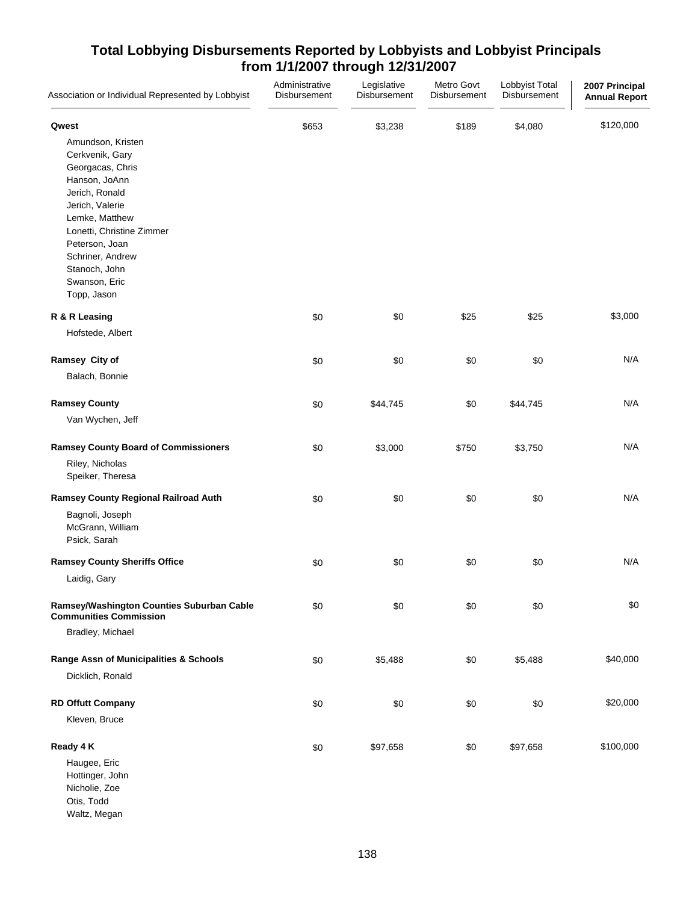## Total Lobbying Disbursements Reported by Lobbyists and Lobbyist Principals from 1/1/2007 through 12/31/2007

| Association or Individual Represented by Lobbyist | Administrative Disbursement | Legislative Disbursement | Metro Govt Disbursement | Lobbyist Total Disbursement | 2007 Principal Annual Report |
|---|---|---|---|---|---|
| **Qwest** | $653 | $3,238 | $189 | $4,080 | $120,000 |
| Amundson, Kristen | | | | | |
| Cerkvenik, Gary | | | | | |
| Georgacas, Chris | | | | | |
| Hanson, JoAnn | | | | | |
| Jerich, Ronald | | | | | |
| Jerich, Valerie | | | | | |
| Lemke, Matthew | | | | | |
| Lonetti, Christine Zimmer | | | | | |
| Peterson, Joan | | | | | |
| Schriner, Andrew | | | | | |
| Stanoch, John | | | | | |
| Swanson, Eric | | | | | |
| Topp, Jason | | | | | |
| **R & R Leasing** | $0 | $0 | $25 | $25 | $3,000 |
| Hofstede, Albert | | | | | |
| **Ramsey City of** | $0 | $0 | $0 | $0 | N/A |
| Balach, Bonnie | | | | | |
| **Ramsey County** | $0 | $44,745 | $0 | $44,745 | N/A |
| Van Wychen, Jeff | | | | | |
| **Ramsey County Board of Commissioners** | $0 | $3,000 | $750 | $3,750 | N/A |
| Riley, Nicholas | | | | | |
| Speiker, Theresa | | | | | |
| **Ramsey County Regional Railroad Auth** | $0 | $0 | $0 | $0 | N/A |
| Bagnoli, Joseph | | | | | |
| McGrann, William | | | | | |
| Psick, Sarah | | | | | |
| **Ramsey County Sheriffs Office** | $0 | $0 | $0 | $0 | N/A |
| Laidig, Gary | | | | | |
| **Ramsey/Washington Counties Suburban Cable Communities Commission** | $0 | $0 | $0 | $0 | $0 |
| Bradley, Michael | | | | | |
| **Range Assn of Municipalities & Schools** | $0 | $5,488 | $0 | $5,488 | $40,000 |
| Dicklich, Ronald | | | | | |
| **RD Offutt Company** | $0 | $0 | $0 | $0 | $20,000 |
| Kleven, Bruce | | | | | |
| **Ready 4 K** | $0 | $97,658 | $0 | $97,658 | $100,000 |
| Haugee, Eric | | | | | |
| Hottinger, John | | | | | |
| Nicholie, Zoe | | | | | |
| Otis, Todd | | | | | |
| Waltz, Megan | | | | | |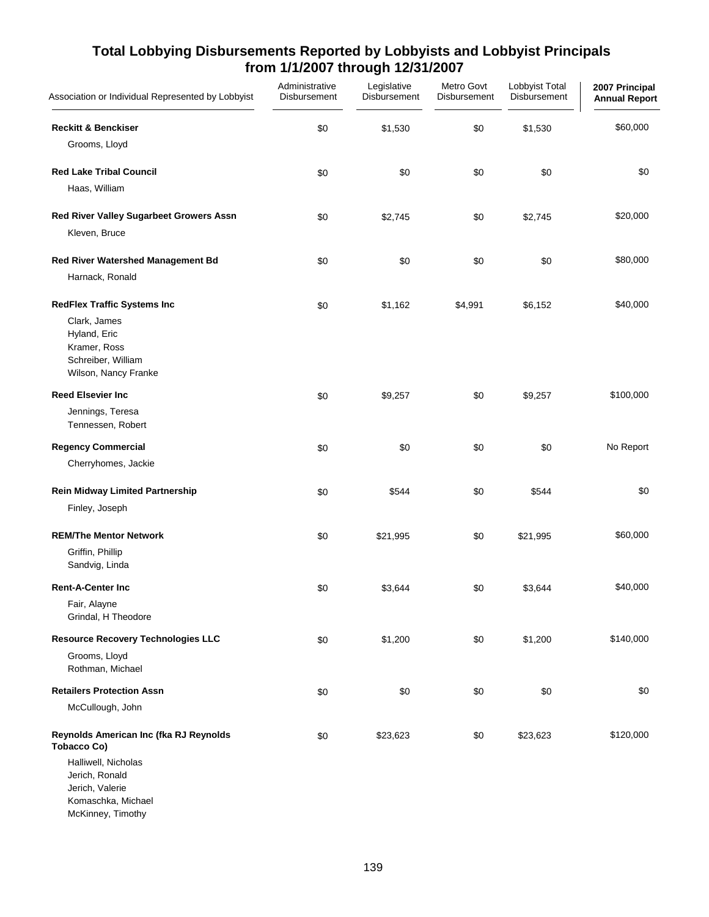## Total Lobbying Disbursements Reported by Lobbyists and Lobbyist Principals from 1/1/2007 through 12/31/2007

| Association or Individual Represented by Lobbyist | Administrative Disbursement | Legislative Disbursement | Metro Govt Disbursement | Lobbyist Total Disbursement | 2007 Principal Annual Report |
|---|---|---|---|---|---|
| **Reckitt & Benckiser** | $0 | $1,530 | $0 | $1,530 | $60,000 |
| Grooms, Lloyd | | | | | |
| **Red Lake Tribal Council** | $0 | $0 | $0 | $0 | $0 |
| Haas, William | | | | | |
| **Red River Valley Sugarbeet Growers Assn** | $0 | $2,745 | $0 | $2,745 | $20,000 |
| Kleven, Bruce | | | | | |
| **Red River Watershed Management Bd** | $0 | $0 | $0 | $0 | $80,000 |
| Harnack, Ronald | | | | | |
| **RedFlex Traffic Systems Inc** | $0 | $1,162 | $4,991 | $6,152 | $40,000 |
| Clark, James<br>Hyland, Eric<br>Kramer, Ross<br>Schreiber, William<br>Wilson, Nancy Franke | | | | | |
| **Reed Elsevier Inc** | $0 | $9,257 | $0 | $9,257 | $100,000 |
| Jennings, Teresa<br>Tennessen, Robert | | | | | |
| **Regency Commercial** | $0 | $0 | $0 | $0 | No Report |
| Cherryhomes, Jackie | | | | | |
| **Rein Midway Limited Partnership** | $0 | $544 | $0 | $544 | $0 |
| Finley, Joseph | | | | | |
| **REM/The Mentor Network** | $0 | $21,995 | $0 | $21,995 | $60,000 |
| Griffin, Phillip<br>Sandvig, Linda | | | | | |
| **Rent-A-Center Inc** | $0 | $3,644 | $0 | $3,644 | $40,000 |
| Fair, Alayne<br>Grindal, H Theodore | | | | | |
| **Resource Recovery Technologies LLC** | $0 | $1,200 | $0 | $1,200 | $140,000 |
| Grooms, Lloyd<br>Rothman, Michael | | | | | |
| **Retailers Protection Assn** | $0 | $0 | $0 | $0 | $0 |
| McCullough, John | | | | | |
| **Reynolds American Inc (fka RJ Reynolds Tobacco Co)** | $0 | $23,623 | $0 | $23,623 | $120,000 |
| Halliwell, Nicholas<br>Jerich, Ronald<br>Jerich, Valerie<br>Komaschka, Michael<br>McKinney, Timothy | | | | | |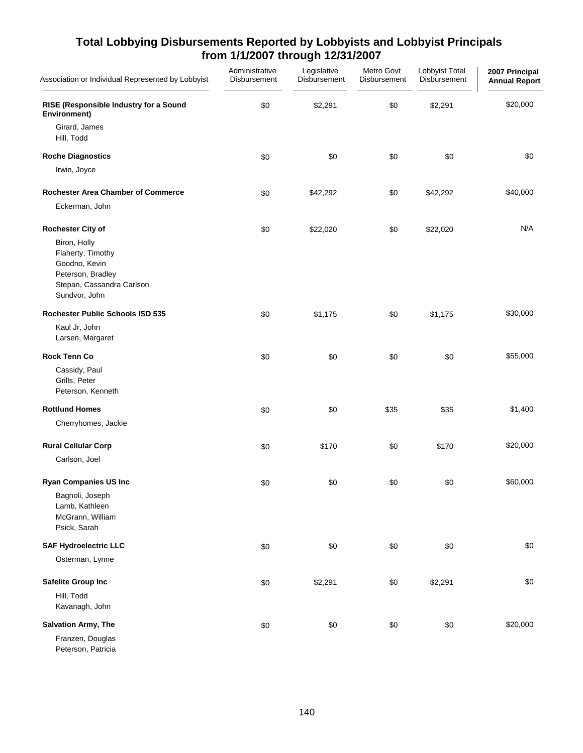## Total Lobbying Disbursements Reported by Lobbyists and Lobbyist Principals from 1/1/2007 through 12/31/2007

| Association or Individual Represented by Lobbyist | Administrative Disbursement | Legislative Disbursement | Metro Govt Disbursement | Lobbyist Total Disbursement | 2007 Principal Annual Report |
|---|---|---|---|---|---|
| **RISE (Responsible Industry for a Sound Environment)** | $0 | $2,291 | $0 | $2,291 | $20,000 |
| Girard, James | | | | | |
| Hill, Todd | | | | | |
| **Roche Diagnostics** | $0 | $0 | $0 | $0 | $0 |
| Irwin, Joyce | | | | | |
| **Rochester Area Chamber of Commerce** | $0 | $42,292 | $0 | $42,292 | $40,000 |
| Eckerman, John | | | | | |
| **Rochester City of** | $0 | $22,020 | $0 | $22,020 | N/A |
| Biron, Holly | | | | | |
| Flaherty, Timothy | | | | | |
| Goodno, Kevin | | | | | |
| Peterson, Bradley | | | | | |
| Stepan, Cassandra Carlson | | | | | |
| Sundvor, John | | | | | |
| **Rochester Public Schools ISD 535** | $0 | $1,175 | $0 | $1,175 | $30,000 |
| Kaul Jr, John | | | | | |
| Larsen, Margaret | | | | | |
| **Rock Tenn Co** | $0 | $0 | $0 | $0 | $55,000 |
| Cassidy, Paul | | | | | |
| Grills, Peter | | | | | |
| Peterson, Kenneth | | | | | |
| **Rottlund Homes** | $0 | $0 | $35 | $35 | $1,400 |
| Cherryhomes, Jackie | | | | | |
| **Rural Cellular Corp** | $0 | $170 | $0 | $170 | $20,000 |
| Carlson, Joel | | | | | |
| **Ryan Companies US Inc** | $0 | $0 | $0 | $0 | $60,000 |
| Bagnoli, Joseph | | | | | |
| Lamb, Kathleen | | | | | |
| McGrann, William | | | | | |
| Psick, Sarah | | | | | |
| **SAF Hydroelectric LLC** | $0 | $0 | $0 | $0 | $0 |
| Osterman, Lynne | | | | | |
| **Safelite Group Inc** | $0 | $2,291 | $0 | $2,291 | $0 |
| Hill, Todd | | | | | |
| Kavanagh, John | | | | | |
| **Salvation Army, The** | $0 | $0 | $0 | $0 | $20,000 |
| Franzen, Douglas | | | | | |
| Peterson, Patricia | | | | | |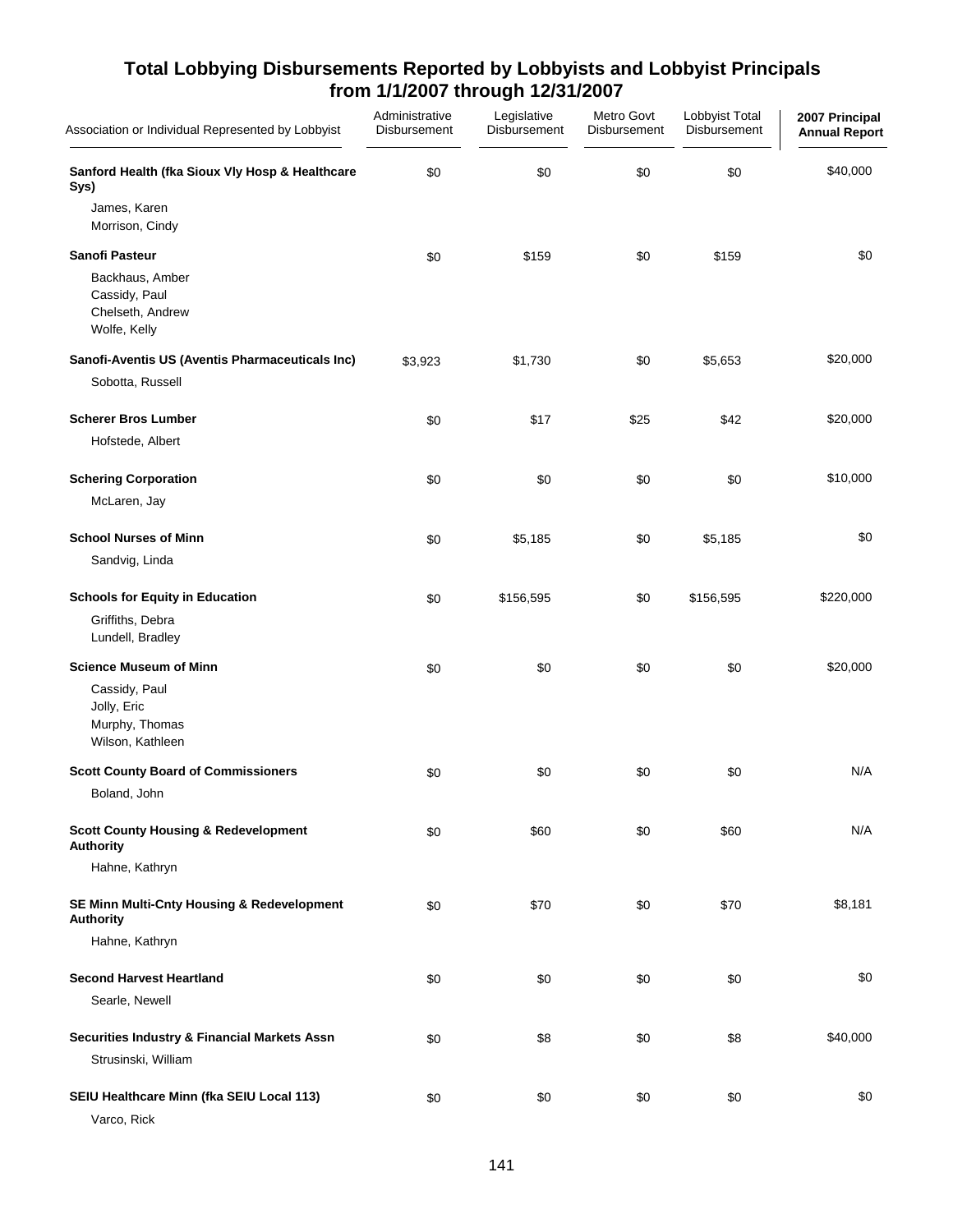# Total Lobbying Disbursements Reported by Lobbyists and Lobbyist Principals from 1/1/2007 through 12/31/2007

| Association or Individual Represented by Lobbyist | Administrative Disbursement | Legislative Disbursement | Metro Govt Disbursement | Lobbyist Total Disbursement | 2007 Principal Annual Report |
|---|---|---|---|---|---|
| **Sanford Health (fka Sioux Vly Hosp & Healthcare Sys)** | $0 | $0 | $0 | $0 | $40,000 |
| James, Karen<br>Morrison, Cindy | | | | | |
| **Sanofi Pasteur** | $0 | $159 | $0 | $159 | $0 |
| Backhaus, Amber<br>Cassidy, Paul<br>Chelseth, Andrew<br>Wolfe, Kelly | | | | | |
| **Sanofi-Aventis US (Aventis Pharmaceuticals Inc)** | $3,923 | $1,730 | $0 | $5,653 | $20,000 |
| Sobotta, Russell | | | | | |
| **Scherer Bros Lumber** | $0 | $17 | $25 | $42 | $20,000 |
| Hofstede, Albert | | | | | |
| **Schering Corporation** | $0 | $0 | $0 | $0 | $10,000 |
| McLaren, Jay | | | | | |
| **School Nurses of Minn** | $0 | $5,185 | $0 | $5,185 | $0 |
| Sandvig, Linda | | | | | |
| **Schools for Equity in Education** | $0 | $156,595 | $0 | $156,595 | $220,000 |
| Griffiths, Debra<br>Lundell, Bradley | | | | | |
| **Science Museum of Minn** | $0 | $0 | $0 | $0 | $20,000 |
| Cassidy, Paul<br>Jolly, Eric<br>Murphy, Thomas<br>Wilson, Kathleen | | | | | |
| **Scott County Board of Commissioners** | $0 | $0 | $0 | $0 | N/A |
| Boland, John | | | | | |
| **Scott County Housing & Redevelopment Authority** | $0 | $60 | $0 | $60 | N/A |
| Hahne, Kathryn | | | | | |
| **SE Minn Multi-Cnty Housing & Redevelopment Authority** | $0 | $70 | $0 | $70 | $8,181 |
| Hahne, Kathryn | | | | | |
| **Second Harvest Heartland** | $0 | $0 | $0 | $0 | $0 |
| Searle, Newell | | | | | |
| **Securities Industry & Financial Markets Assn** | $0 | $8 | $0 | $8 | $40,000 |
| Strusinski, William | | | | | |
| **SEIU Healthcare Minn (fka SEIU Local 113)** | $0 | $0 | $0 | $0 | $0 |
| Varco, Rick | | | | | |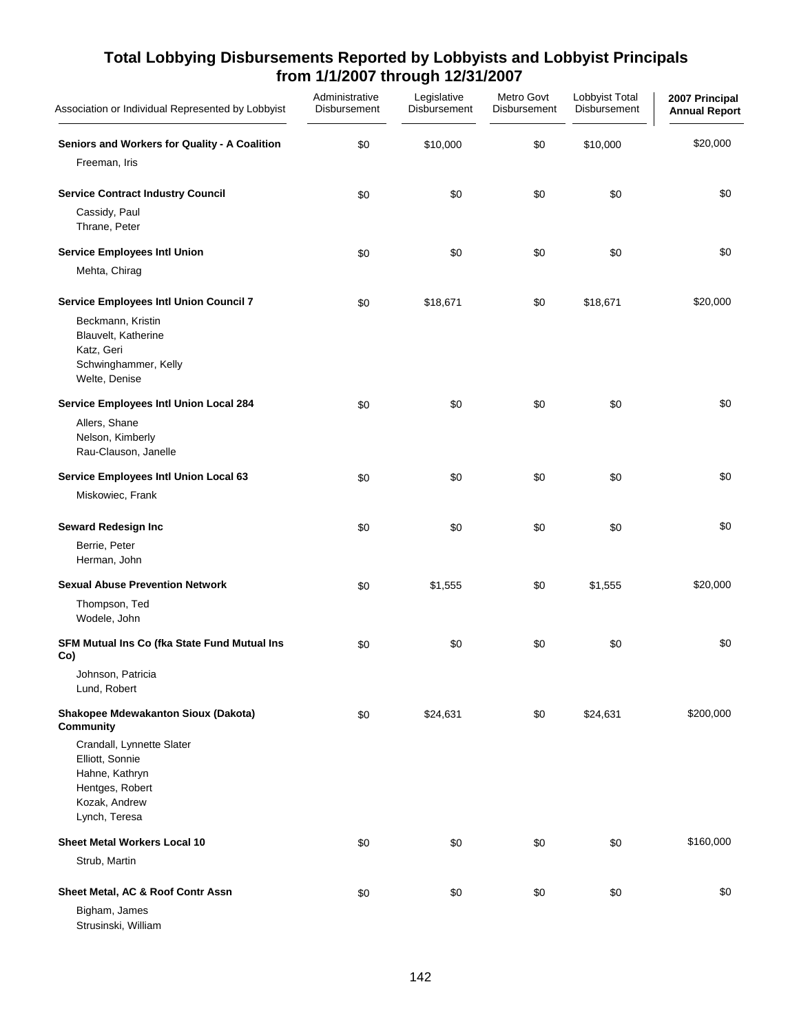## Total Lobbying Disbursements Reported by Lobbyists and Lobbyist Principals from 1/1/2007 through 12/31/2007

| Association or Individual Represented by Lobbyist | Administrative Disbursement | Legislative Disbursement | Metro Govt Disbursement | Lobbyist Total Disbursement | 2007 Principal Annual Report |
|---|---|---|---|---|---|
| **Seniors and Workers for Quality - A Coalition** | $0 | $10,000 | $0 | $10,000 | $20,000 |
| Freeman, Iris | | | | | |
| **Service Contract Industry Council** | $0 | $0 | $0 | $0 | $0 |
| Cassidy, Paul | | | | | |
| Thrane, Peter | | | | | |
| **Service Employees Intl Union** | $0 | $0 | $0 | $0 | $0 |
| Mehta, Chirag | | | | | |
| **Service Employees Intl Union Council 7** | $0 | $18,671 | $0 | $18,671 | $20,000 |
| Beckmann, Kristin | | | | | |
| Blauvelt, Katherine | | | | | |
| Katz, Geri | | | | | |
| Schwinghammer, Kelly | | | | | |
| Welte, Denise | | | | | |
| **Service Employees Intl Union Local 284** | $0 | $0 | $0 | $0 | $0 |
| Allers, Shane | | | | | |
| Nelson, Kimberly | | | | | |
| Rau-Clauson, Janelle | | | | | |
| **Service Employees Intl Union Local 63** | $0 | $0 | $0 | $0 | $0 |
| Miskowiec, Frank | | | | | |
| **Seward Redesign Inc** | $0 | $0 | $0 | $0 | $0 |
| Berrie, Peter | | | | | |
| Herman, John | | | | | |
| **Sexual Abuse Prevention Network** | $0 | $1,555 | $0 | $1,555 | $20,000 |
| Thompson, Ted | | | | | |
| Wodele, John | | | | | |
| **SFM Mutual Ins Co (fka State Fund Mutual Ins Co)** | $0 | $0 | $0 | $0 | $0 |
| Johnson, Patricia | | | | | |
| Lund, Robert | | | | | |
| **Shakopee Mdewakanton Sioux (Dakota) Community** | $0 | $24,631 | $0 | $24,631 | $200,000 |
| Crandall, Lynnette Slater | | | | | |
| Elliott, Sonnie | | | | | |
| Hahne, Kathryn | | | | | |
| Hentges, Robert | | | | | |
| Kozak, Andrew | | | | | |
| Lynch, Teresa | | | | | |
| **Sheet Metal Workers Local 10** | $0 | $0 | $0 | $0 | $160,000 |
| Strub, Martin | | | | | |
| **Sheet Metal, AC & Roof Contr Assn** | $0 | $0 | $0 | $0 | $0 |
| Bigham, James | | | | | |
| Strusinski, William | | | | | |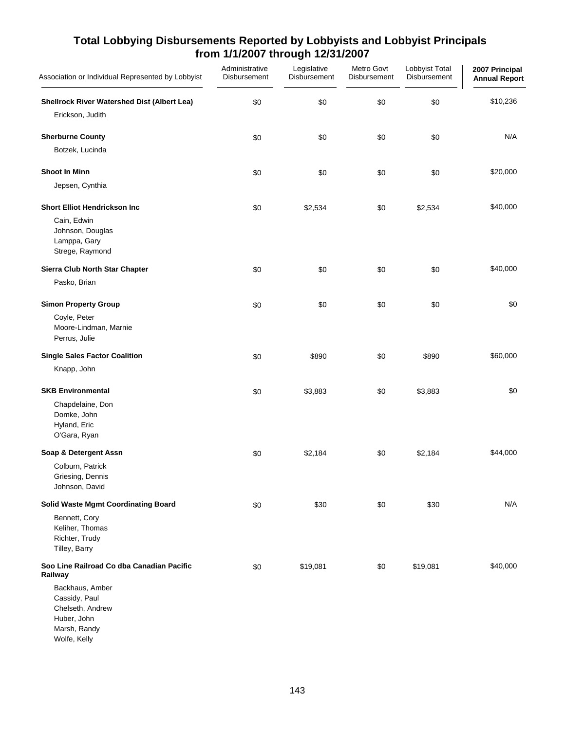# Total Lobbying Disbursements Reported by Lobbyists and Lobbyist Principals from 1/1/2007 through 12/31/2007

| Association or Individual Represented by Lobbyist | Administrative Disbursement | Legislative Disbursement | Metro Govt Disbursement | Lobbyist Total Disbursement | 2007 Principal Annual Report |
|---|---|---|---|---|---|
| **Shellrock River Watershed Dist (Albert Lea)** | $0 | $0 | $0 | $0 | $10,236 |
| Erickson, Judith | | | | | |
| **Sherburne County** | $0 | $0 | $0 | $0 | N/A |
| Botzek, Lucinda | | | | | |
| **Shoot In Minn** | $0 | $0 | $0 | $0 | $20,000 |
| Jepsen, Cynthia | | | | | |
| **Short Elliot Hendrickson Inc** | $0 | $2,534 | $0 | $2,534 | $40,000 |
| Cain, Edwin | | | | | |
| Johnson, Douglas | | | | | |
| Lamppa, Gary | | | | | |
| Strege, Raymond | | | | | |
| **Sierra Club North Star Chapter** | $0 | $0 | $0 | $0 | $40,000 |
| Pasko, Brian | | | | | |
| **Simon Property Group** | $0 | $0 | $0 | $0 | $0 |
| Coyle, Peter | | | | | |
| Moore-Lindman, Marnie | | | | | |
| Perrus, Julie | | | | | |
| **Single Sales Factor Coalition** | $0 | $890 | $0 | $890 | $60,000 |
| Knapp, John | | | | | |
| **SKB Environmental** | $0 | $3,883 | $0 | $3,883 | $0 |
| Chapdelaine, Don | | | | | |
| Domke, John | | | | | |
| Hyland, Eric | | | | | |
| O'Gara, Ryan | | | | | |
| **Soap & Detergent Assn** | $0 | $2,184 | $0 | $2,184 | $44,000 |
| Colburn, Patrick | | | | | |
| Griesing, Dennis | | | | | |
| Johnson, David | | | | | |
| **Solid Waste Mgmt Coordinating Board** | $0 | $30 | $0 | $30 | N/A |
| Bennett, Cory | | | | | |
| Keliher, Thomas | | | | | |
| Richter, Trudy | | | | | |
| Tilley, Barry | | | | | |
| **Soo Line Railroad Co dba Canadian Pacific Railway** | $0 | $19,081 | $0 | $19,081 | $40,000 |
| Backhaus, Amber | | | | | |
| Cassidy, Paul | | | | | |
| Chelseth, Andrew | | | | | |
| Huber, John | | | | | |
| Marsh, Randy | | | | | |
| Wolfe, Kelly | | | | | |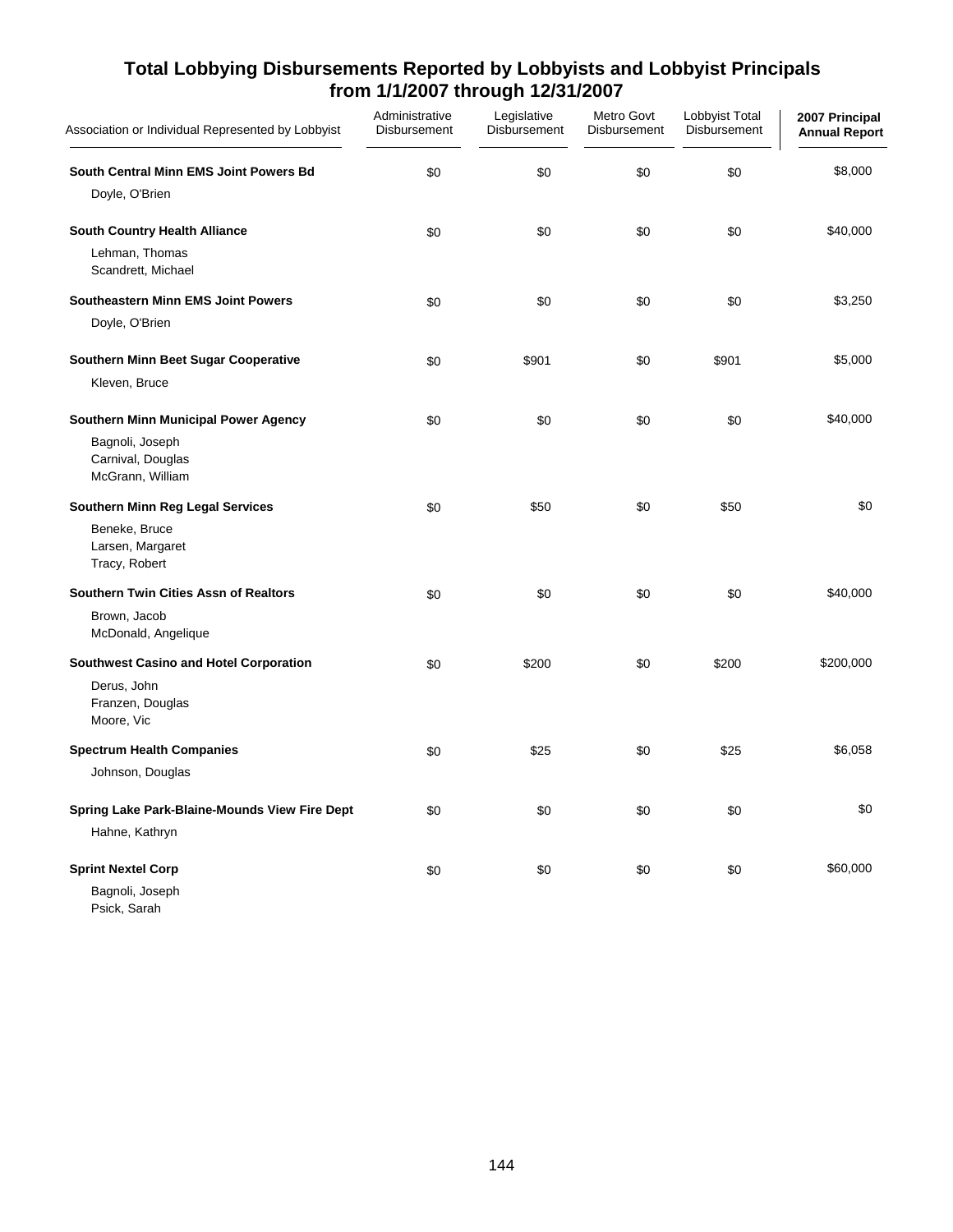## Total Lobbying Disbursements Reported by Lobbyists and Lobbyist Principals from 1/1/2007 through 12/31/2007

| Association or Individual Represented by Lobbyist | Administrative Disbursement | Legislative Disbursement | Metro Govt Disbursement | Lobbyist Total Disbursement | 2007 Principal Annual Report |
|---|---|---|---|---|---|
| **South Central Minn EMS Joint Powers Bd** | $0 | $0 | $0 | $0 | $8,000 |
| Doyle, O'Brien | | | | | |
| **South Country Health Alliance** | $0 | $0 | $0 | $0 | $40,000 |
| Lehman, Thomas<br>Scandrett, Michael | | | | | |
| **Southeastern Minn EMS Joint Powers** | $0 | $0 | $0 | $0 | $3,250 |
| Doyle, O'Brien | | | | | |
| **Southern Minn Beet Sugar Cooperative** | $0 | $901 | $0 | $901 | $5,000 |
| Kleven, Bruce | | | | | |
| **Southern Minn Municipal Power Agency** | $0 | $0 | $0 | $0 | $40,000 |
| Bagnoli, Joseph<br>Carnival, Douglas<br>McGrann, William | | | | | |
| **Southern Minn Reg Legal Services** | $0 | $50 | $0 | $50 | $0 |
| Beneke, Bruce<br>Larsen, Margaret<br>Tracy, Robert | | | | | |
| **Southern Twin Cities Assn of Realtors** | $0 | $0 | $0 | $0 | $40,000 |
| Brown, Jacob<br>McDonald, Angelique | | | | | |
| **Southwest Casino and Hotel Corporation** | $0 | $200 | $0 | $200 | $200,000 |
| Derus, John<br>Franzen, Douglas<br>Moore, Vic | | | | | |
| **Spectrum Health Companies** | $0 | $25 | $0 | $25 | $6,058 |
| Johnson, Douglas | | | | | |
| **Spring Lake Park-Blaine-Mounds View Fire Dept** | $0 | $0 | $0 | $0 | $0 |
| Hahne, Kathryn | | | | | |
| **Sprint Nextel Corp** | $0 | $0 | $0 | $0 | $60,000 |
| Bagnoli, Joseph<br>Psick, Sarah | | | | | |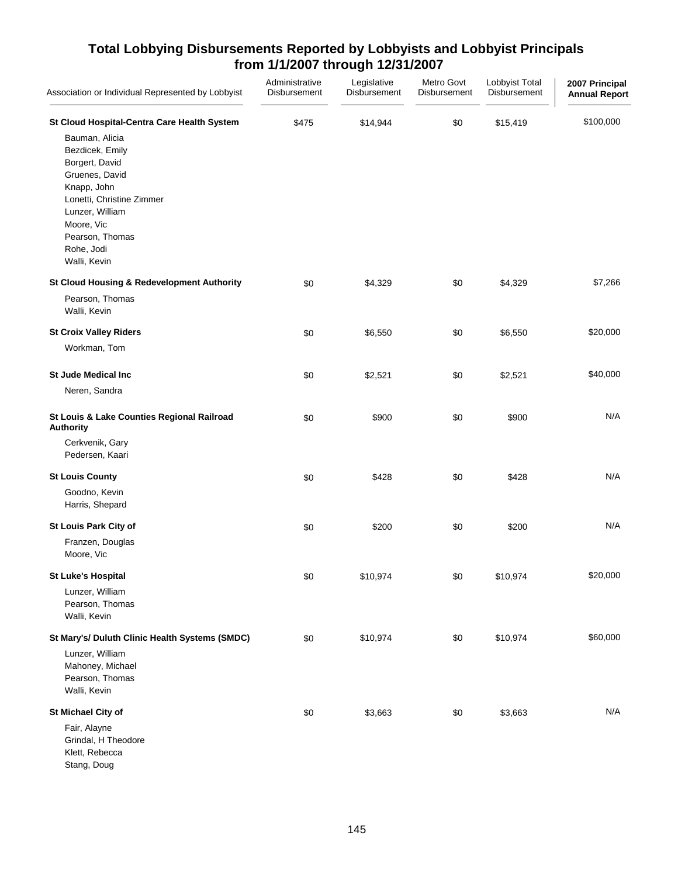## Total Lobbying Disbursements Reported by Lobbyists and Lobbyist Principals from 1/1/2007 through 12/31/2007

| Association or Individual Represented by Lobbyist | Administrative Disbursement | Legislative Disbursement | Metro Govt Disbursement | Lobbyist Total Disbursement | 2007 Principal Annual Report |
|---|---|---|---|---|---|
| **St Cloud Hospital-Centra Care Health System** | $475 | $14,944 | $0 | $15,419 | $100,000 |
| Bauman, Alicia | | | | | |
| Bezdicek, Emily | | | | | |
| Borgert, David | | | | | |
| Gruenes, David | | | | | |
| Knapp, John | | | | | |
| Lonetti, Christine Zimmer | | | | | |
| Lunzer, William | | | | | |
| Moore, Vic | | | | | |
| Pearson, Thomas | | | | | |
| Rohe, Jodi | | | | | |
| Walli, Kevin | | | | | |
| **St Cloud Housing & Redevelopment Authority** | $0 | $4,329 | $0 | $4,329 | $7,266 |
| Pearson, Thomas | | | | | |
| Walli, Kevin | | | | | |
| **St Croix Valley Riders** | $0 | $6,550 | $0 | $6,550 | $20,000 |
| Workman, Tom | | | | | |
| **St Jude Medical Inc** | $0 | $2,521 | $0 | $2,521 | $40,000 |
| Neren, Sandra | | | | | |
| **St Louis & Lake Counties Regional Railroad Authority** | $0 | $900 | $0 | $900 | N/A |
| Cerkvenik, Gary | | | | | |
| Pedersen, Kaari | | | | | |
| **St Louis County** | $0 | $428 | $0 | $428 | N/A |
| Goodno, Kevin | | | | | |
| Harris, Shepard | | | | | |
| **St Louis Park City of** | $0 | $200 | $0 | $200 | N/A |
| Franzen, Douglas | | | | | |
| Moore, Vic | | | | | |
| **St Luke's Hospital** | $0 | $10,974 | $0 | $10,974 | $20,000 |
| Lunzer, William | | | | | |
| Pearson, Thomas | | | | | |
| Walli, Kevin | | | | | |
| **St Mary's/ Duluth Clinic Health Systems (SMDC)** | $0 | $10,974 | $0 | $10,974 | $60,000 |
| Lunzer, William | | | | | |
| Mahoney, Michael | | | | | |
| Pearson, Thomas | | | | | |
| Walli, Kevin | | | | | |
| **St Michael City of** | $0 | $3,663 | $0 | $3,663 | N/A |
| Fair, Alayne | | | | | |
| Grindal, H Theodore | | | | | |
| Klett, Rebecca | | | | | |
| Stang, Doug | | | | | |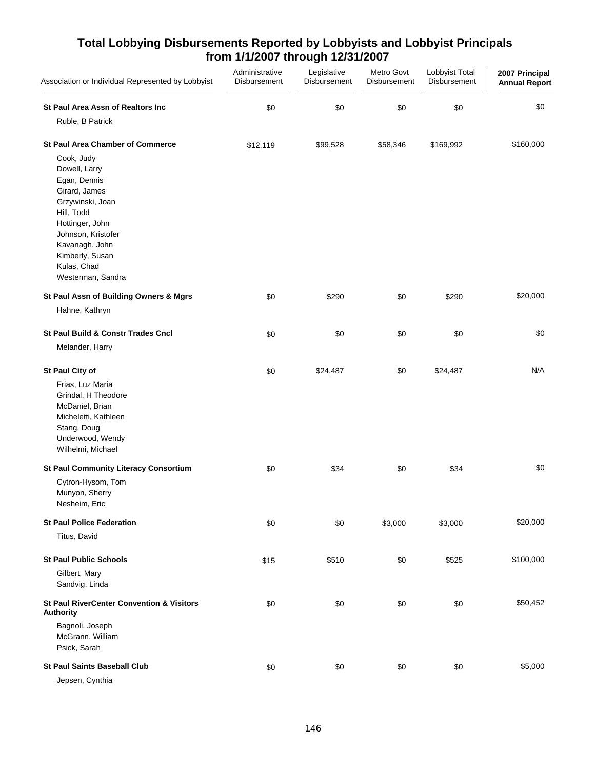## Total Lobbying Disbursements Reported by Lobbyists and Lobbyist Principals from 1/1/2007 through 12/31/2007

| Association or Individual Represented by Lobbyist | Administrative Disbursement | Legislative Disbursement | Metro Govt Disbursement | Lobbyist Total Disbursement | 2007 Principal Annual Report |
|---|---|---|---|---|---|
| **St Paul Area Assn of Realtors Inc** | $0 | $0 | $0 | $0 | $0 |
| Ruble, B Patrick | | | | | |
| **St Paul Area Chamber of Commerce** | $12,119 | $99,528 | $58,346 | $169,992 | $160,000 |
| Cook, Judy | | | | | |
| Dowell, Larry | | | | | |
| Egan, Dennis | | | | | |
| Girard, James | | | | | |
| Grzywinski, Joan | | | | | |
| Hill, Todd | | | | | |
| Hottinger, John | | | | | |
| Johnson, Kristofer | | | | | |
| Kavanagh, John | | | | | |
| Kimberly, Susan | | | | | |
| Kulas, Chad | | | | | |
| Westerman, Sandra | | | | | |
| **St Paul Assn of Building Owners & Mgrs** | $0 | $290 | $0 | $290 | $20,000 |
| Hahne, Kathryn | | | | | |
| **St Paul Build & Constr Trades Cncl** | $0 | $0 | $0 | $0 | $0 |
| Melander, Harry | | | | | |
| **St Paul City of** | $0 | $24,487 | $0 | $24,487 | N/A |
| Frias, Luz Maria | | | | | |
| Grindal, H Theodore | | | | | |
| McDaniel, Brian | | | | | |
| Micheletti, Kathleen | | | | | |
| Stang, Doug | | | | | |
| Underwood, Wendy | | | | | |
| Wilhelmi, Michael | | | | | |
| **St Paul Community Literacy Consortium** | $0 | $34 | $0 | $34 | $0 |
| Cytron-Hysom, Tom | | | | | |
| Munyon, Sherry | | | | | |
| Nesheim, Eric | | | | | |
| **St Paul Police Federation** | $0 | $0 | $3,000 | $3,000 | $20,000 |
| Titus, David | | | | | |
| **St Paul Public Schools** | $15 | $510 | $0 | $525 | $100,000 |
| Gilbert, Mary | | | | | |
| Sandvig, Linda | | | | | |
| **St Paul RiverCenter Convention & Visitors Authority** | $0 | $0 | $0 | $0 | $50,452 |
| Bagnoli, Joseph | | | | | |
| McGrann, William | | | | | |
| Psick, Sarah | | | | | |
| **St Paul Saints Baseball Club** | $0 | $0 | $0 | $0 | $5,000 |
| Jepsen, Cynthia | | | | | |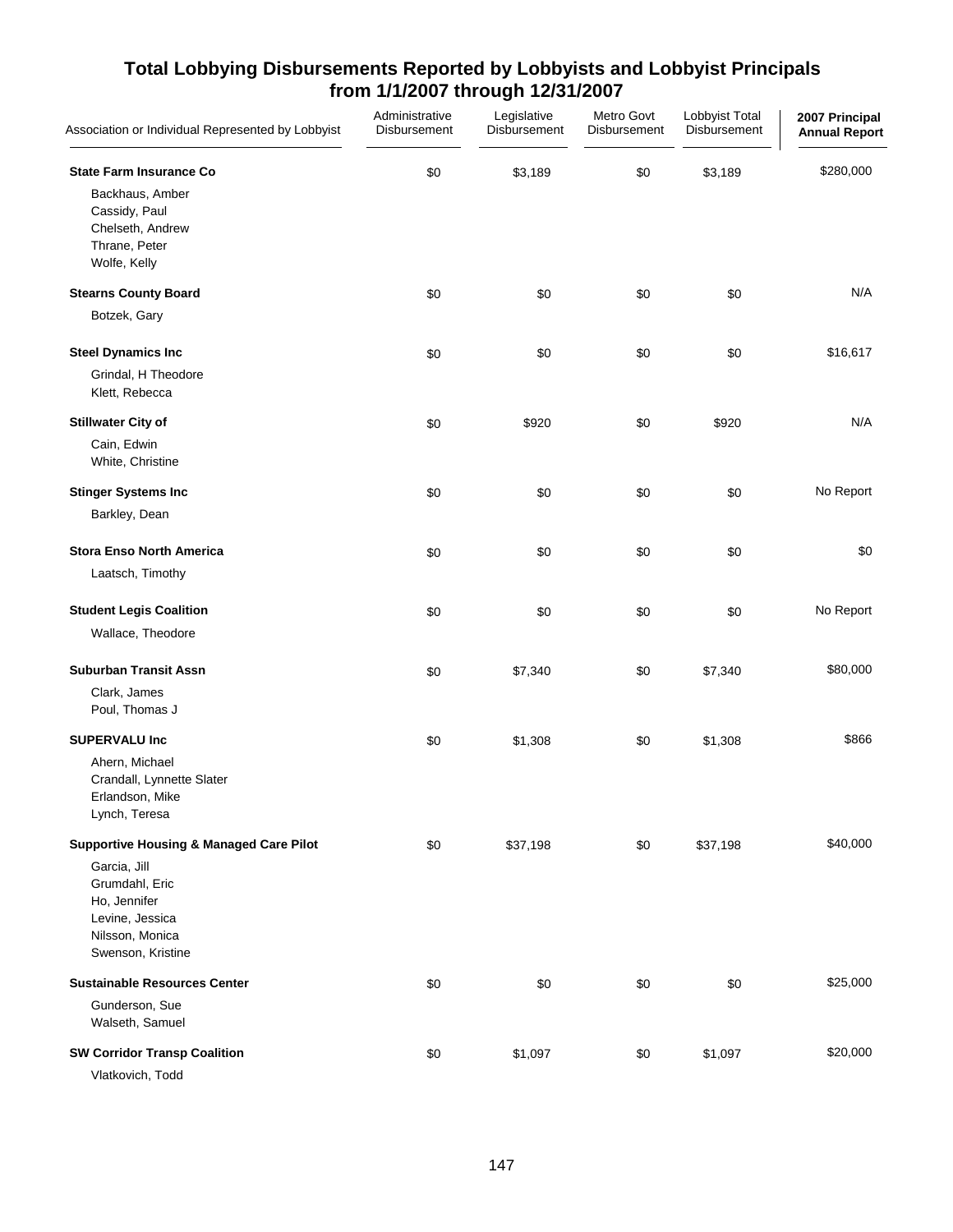# Total Lobbying Disbursements Reported by Lobbyists and Lobbyist Principals from 1/1/2007 through 12/31/2007

| Association or Individual Represented by Lobbyist | Administrative Disbursement | Legislative Disbursement | Metro Govt Disbursement | Lobbyist Total Disbursement | 2007 Principal Annual Report |
|---|---|---|---|---|---|
| **State Farm Insurance Co** | $0 | $3,189 | $0 | $3,189 | $280,000 |
| Backhaus, Amber | | | | | |
| Cassidy, Paul | | | | | |
| Chelseth, Andrew | | | | | |
| Thrane, Peter | | | | | |
| Wolfe, Kelly | | | | | |
| **Stearns County Board** | $0 | $0 | $0 | $0 | N/A |
| Botzek, Gary | | | | | |
| **Steel Dynamics Inc** | $0 | $0 | $0 | $0 | $16,617 |
| Grindal, H Theodore | | | | | |
| Klett, Rebecca | | | | | |
| **Stillwater City of** | $0 | $920 | $0 | $920 | N/A |
| Cain, Edwin | | | | | |
| White, Christine | | | | | |
| **Stinger Systems Inc** | $0 | $0 | $0 | $0 | No Report |
| Barkley, Dean | | | | | |
| **Stora Enso North America** | $0 | $0 | $0 | $0 | $0 |
| Laatsch, Timothy | | | | | |
| **Student Legis Coalition** | $0 | $0 | $0 | $0 | No Report |
| Wallace, Theodore | | | | | |
| **Suburban Transit Assn** | $0 | $7,340 | $0 | $7,340 | $80,000 |
| Clark, James | | | | | |
| Poul, Thomas J | | | | | |
| **SUPERVALU Inc** | $0 | $1,308 | $0 | $1,308 | $866 |
| Ahern, Michael | | | | | |
| Crandall, Lynnette Slater | | | | | |
| Erlandson, Mike | | | | | |
| Lynch, Teresa | | | | | |
| **Supportive Housing & Managed Care Pilot** | $0 | $37,198 | $0 | $37,198 | $40,000 |
| Garcia, Jill | | | | | |
| Grumdahl, Eric | | | | | |
| Ho, Jennifer | | | | | |
| Levine, Jessica | | | | | |
| Nilsson, Monica | | | | | |
| Swenson, Kristine | | | | | |
| **Sustainable Resources Center** | $0 | $0 | $0 | $0 | $25,000 |
| Gunderson, Sue | | | | | |
| Walseth, Samuel | | | | | |
| **SW Corridor Transp Coalition** | $0 | $1,097 | $0 | $1,097 | $20,000 |
| Vlatkovich, Todd | | | | | |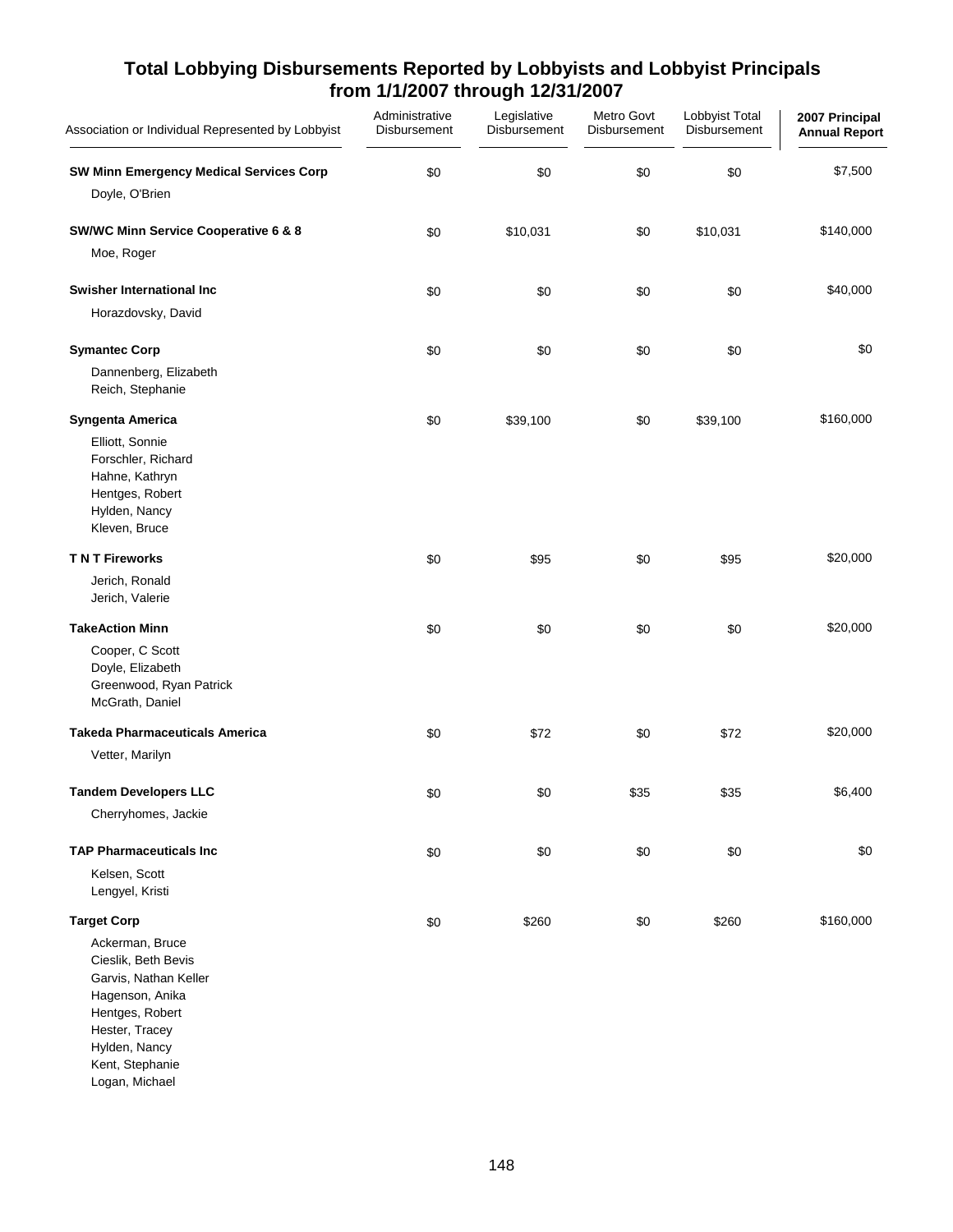# Total Lobbying Disbursements Reported by Lobbyists and Lobbyist Principals from 1/1/2007 through 12/31/2007

| Association or Individual Represented by Lobbyist | Administrative Disbursement | Legislative Disbursement | Metro Govt Disbursement | Lobbyist Total Disbursement | 2007 Principal Annual Report |
|---|---|---|---|---|---|
| **SW Minn Emergency Medical Services Corp** | $0 | $0 | $0 | $0 | $7,500 |
| Doyle, O'Brien | | | | | |
| **SW/WC Minn Service Cooperative 6 & 8** | $0 | $10,031 | $0 | $10,031 | $140,000 |
| Moe, Roger | | | | | |
| **Swisher International Inc** | $0 | $0 | $0 | $0 | $40,000 |
| Horazdovsky, David | | | | | |
| **Symantec Corp** | $0 | $0 | $0 | $0 | $0 |
| Dannenberg, Elizabeth | | | | | |
| Reich, Stephanie | | | | | |
| **Syngenta America** | $0 | $39,100 | $0 | $39,100 | $160,000 |
| Elliott, Sonnie | | | | | |
| Forschler, Richard | | | | | |
| Hahne, Kathryn | | | | | |
| Hentges, Robert | | | | | |
| Hylden, Nancy | | | | | |
| Kleven, Bruce | | | | | |
| **T N T Fireworks** | $0 | $95 | $0 | $95 | $20,000 |
| Jerich, Ronald | | | | | |
| Jerich, Valerie | | | | | |
| **TakeAction Minn** | $0 | $0 | $0 | $0 | $20,000 |
| Cooper, C Scott | | | | | |
| Doyle, Elizabeth | | | | | |
| Greenwood, Ryan Patrick | | | | | |
| McGrath, Daniel | | | | | |
| **Takeda Pharmaceuticals America** | $0 | $72 | $0 | $72 | $20,000 |
| Vetter, Marilyn | | | | | |
| **Tandem Developers LLC** | $0 | $0 | $35 | $35 | $6,400 |
| Cherryhomes, Jackie | | | | | |
| **TAP Pharmaceuticals Inc** | $0 | $0 | $0 | $0 | $0 |
| Kelsen, Scott | | | | | |
| Lengyel, Kristi | | | | | |
| **Target Corp** | $0 | $260 | $0 | $260 | $160,000 |
| Ackerman, Bruce | | | | | |
| Cieslik, Beth Bevis | | | | | |
| Garvis, Nathan Keller | | | | | |
| Hagenson, Anika | | | | | |
| Hentges, Robert | | | | | |
| Hester, Tracey | | | | | |
| Hylden, Nancy | | | | | |
| Kent, Stephanie | | | | | |
| Logan, Michael | | | | | |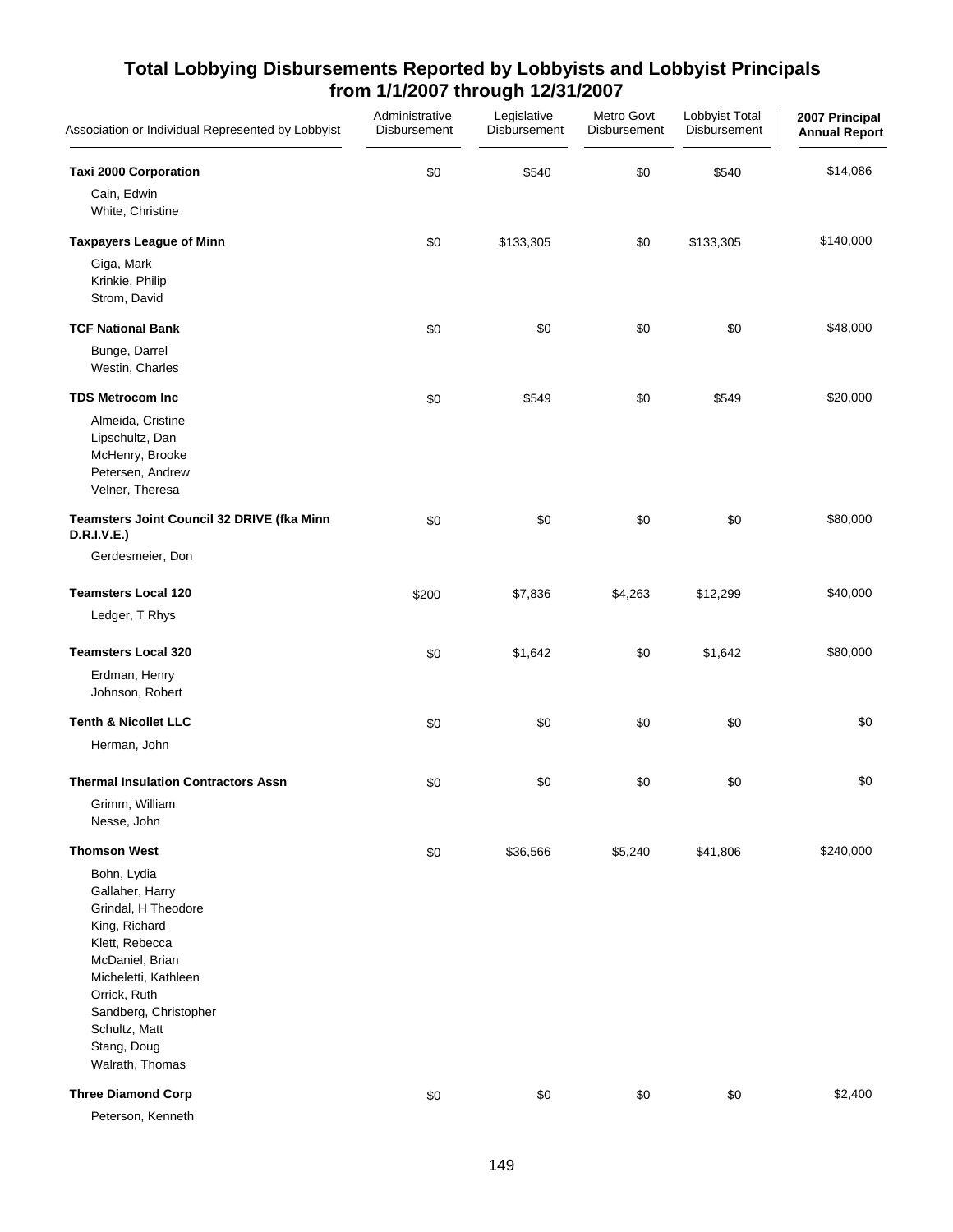## Total Lobbying Disbursements Reported by Lobbyists and Lobbyist Principals from 1/1/2007 through 12/31/2007

| Association or Individual Represented by Lobbyist | Administrative Disbursement | Legislative Disbursement | Metro Govt Disbursement | Lobbyist Total Disbursement | 2007 Principal Annual Report |
|---|---|---|---|---|---|
| **Taxi 2000 Corporation** | $0 | $540 | $0 | $540 | $14,086 |
| Cain, Edwin<br>White, Christine | | | | | |
| **Taxpayers League of Minn** | $0 | $133,305 | $0 | $133,305 | $140,000 |
| Giga, Mark<br>Krinkie, Philip<br>Strom, David | | | | | |
| **TCF National Bank** | $0 | $0 | $0 | $0 | $48,000 |
| Bunge, Darrel<br>Westin, Charles | | | | | |
| **TDS Metrocom Inc** | $0 | $549 | $0 | $549 | $20,000 |
| Almeida, Cristine<br>Lipschultz, Dan<br>McHenry, Brooke<br>Petersen, Andrew<br>Velner, Theresa | | | | | |
| **Teamsters Joint Council 32 DRIVE (fka Minn D.R.I.V.E.)** | $0 | $0 | $0 | $0 | $80,000 |
| Gerdesmeier, Don | | | | | |
| **Teamsters Local 120** | $200 | $7,836 | $4,263 | $12,299 | $40,000 |
| Ledger, T Rhys | | | | | |
| **Teamsters Local 320** | $0 | $1,642 | $0 | $1,642 | $80,000 |
| Erdman, Henry<br>Johnson, Robert | | | | | |
| **Tenth & Nicollet LLC** | $0 | $0 | $0 | $0 | $0 |
| Herman, John | | | | | |
| **Thermal Insulation Contractors Assn** | $0 | $0 | $0 | $0 | $0 |
| Grimm, William<br>Nesse, John | | | | | |
| **Thomson West** | $0 | $36,566 | $5,240 | $41,806 | $240,000 |
| Bohn, Lydia<br>Gallaher, Harry<br>Grindal, H Theodore<br>King, Richard<br>Klett, Rebecca<br>McDaniel, Brian<br>Micheletti, Kathleen<br>Orrick, Ruth<br>Sandberg, Christopher<br>Schultz, Matt<br>Stang, Doug<br>Walrath, Thomas | | | | | |
| **Three Diamond Corp** | $0 | $0 | $0 | $0 | $2,400 |
| Peterson, Kenneth | | | | | |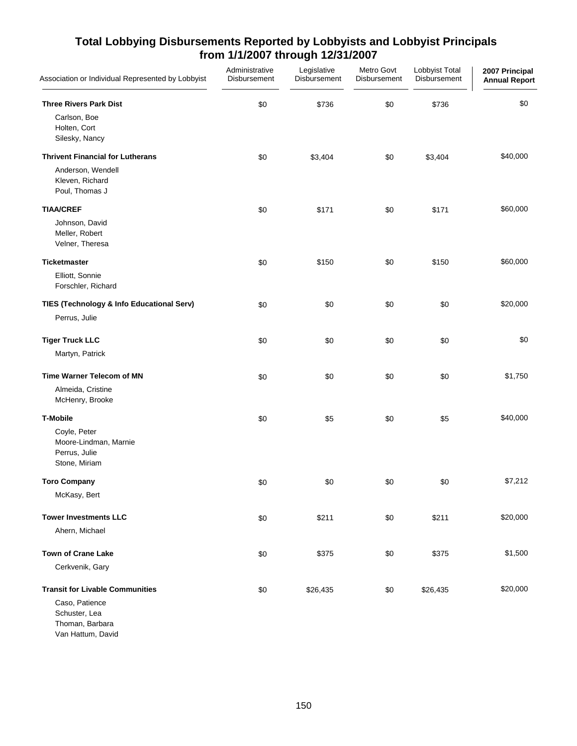## Total Lobbying Disbursements Reported by Lobbyists and Lobbyist Principals from 1/1/2007 through 12/31/2007

| Association or Individual Represented by Lobbyist | Administrative Disbursement | Legislative Disbursement | Metro Govt Disbursement | Lobbyist Total Disbursement | 2007 Principal Annual Report |
|---|---|---|---|---|---|
| **Three Rivers Park Dist** | $0 | $736 | $0 | $736 | $0 |
| Carlson, Boe<br>Holten, Cort<br>Silesky, Nancy | | | | | |
| **Thrivent Financial for Lutherans** | $0 | $3,404 | $0 | $3,404 | $40,000 |
| Anderson, Wendell<br>Kleven, Richard<br>Poul, Thomas J | | | | | |
| **TIAA/CREF** | $0 | $171 | $0 | $171 | $60,000 |
| Johnson, David<br>Meller, Robert<br>Velner, Theresa | | | | | |
| **Ticketmaster** | $0 | $150 | $0 | $150 | $60,000 |
| Elliott, Sonnie<br>Forschler, Richard | | | | | |
| **TIES (Technology & Info Educational Serv)** | $0 | $0 | $0 | $0 | $20,000 |
| Perrus, Julie | | | | | |
| **Tiger Truck LLC** | $0 | $0 | $0 | $0 | $0 |
| Martyn, Patrick | | | | | |
| **Time Warner Telecom of MN** | $0 | $0 | $0 | $0 | $1,750 |
| Almeida, Cristine<br>McHenry, Brooke | | | | | |
| **T-Mobile** | $0 | $5 | $0 | $5 | $40,000 |
| Coyle, Peter<br>Moore-Lindman, Marnie<br>Perrus, Julie<br>Stone, Miriam | | | | | |
| **Toro Company** | $0 | $0 | $0 | $0 | $7,212 |
| McKasy, Bert | | | | | |
| **Tower Investments LLC** | $0 | $211 | $0 | $211 | $20,000 |
| Ahern, Michael | | | | | |
| **Town of Crane Lake** | $0 | $375 | $0 | $375 | $1,500 |
| Cerkvenik, Gary | | | | | |
| **Transit for Livable Communities** | $0 | $26,435 | $0 | $26,435 | $20,000 |
| Caso, Patience<br>Schuster, Lea<br>Thoman, Barbara<br>Van Hattum, David | | | | | |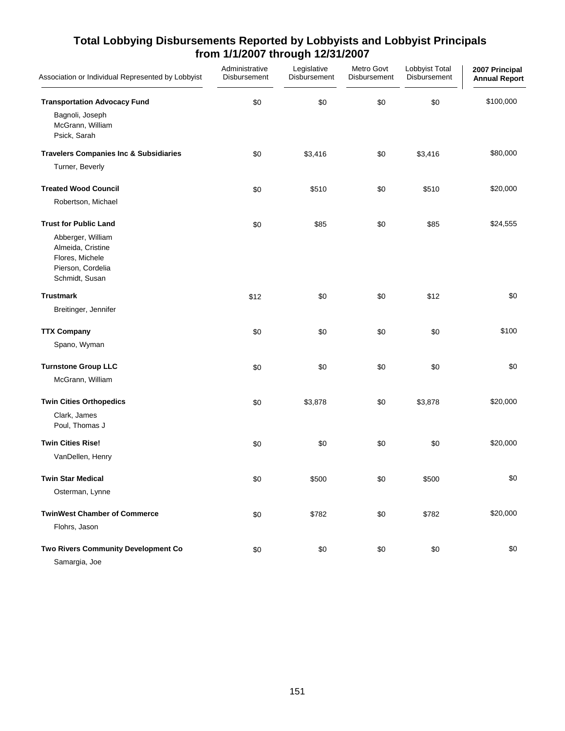## Total Lobbying Disbursements Reported by Lobbyists and Lobbyist Principals from 1/1/2007 through 12/31/2007

| Association or Individual Represented by Lobbyist | Administrative Disbursement | Legislative Disbursement | Metro Govt Disbursement | Lobbyist Total Disbursement | 2007 Principal Annual Report |
|---|---|---|---|---|---|
| **Transportation Advocacy Fund** | $0 | $0 | $0 | $0 | $100,000 |
| Bagnoli, Joseph<br>McGrann, William<br>Psick, Sarah | | | | | |
| **Travelers Companies Inc & Subsidiaries** | $0 | $3,416 | $0 | $3,416 | $80,000 |
| Turner, Beverly | | | | | |
| **Treated Wood Council** | $0 | $510 | $0 | $510 | $20,000 |
| Robertson, Michael | | | | | |
| **Trust for Public Land** | $0 | $85 | $0 | $85 | $24,555 |
| Abberger, William<br>Almeida, Cristine<br>Flores, Michele<br>Pierson, Cordelia<br>Schmidt, Susan | | | | | |
| **Trustmark** | $12 | $0 | $0 | $12 | $0 |
| Breitinger, Jennifer | | | | | |
| **TTX Company** | $0 | $0 | $0 | $0 | $100 |
| Spano, Wyman | | | | | |
| **Turnstone Group LLC** | $0 | $0 | $0 | $0 | $0 |
| McGrann, William | | | | | |
| **Twin Cities Orthopedics** | $0 | $3,878 | $0 | $3,878 | $20,000 |
| Clark, James<br>Poul, Thomas J | | | | | |
| **Twin Cities Rise!** | $0 | $0 | $0 | $0 | $20,000 |
| VanDellen, Henry | | | | | |
| **Twin Star Medical** | $0 | $500 | $0 | $500 | $0 |
| Osterman, Lynne | | | | | |
| **TwinWest Chamber of Commerce** | $0 | $782 | $0 | $782 | $20,000 |
| Flohrs, Jason | | | | | |
| **Two Rivers Community Development Co** | $0 | $0 | $0 | $0 | $0 |
| Samargia, Joe | | | | | |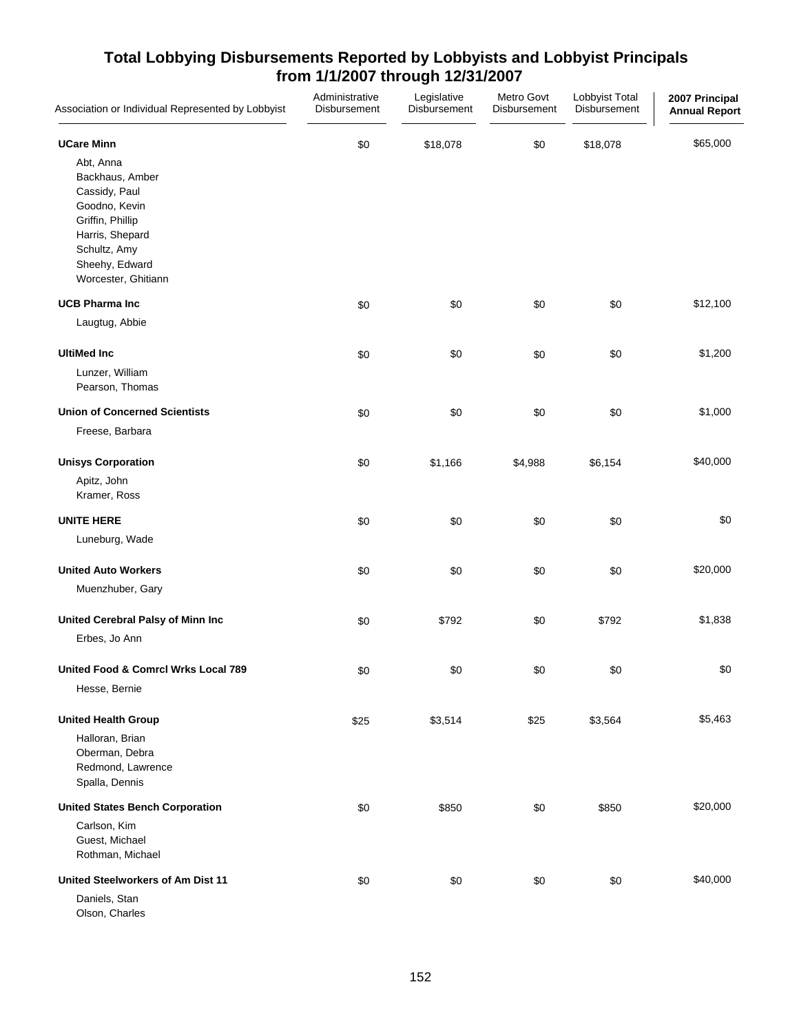## Total Lobbying Disbursements Reported by Lobbyists and Lobbyist Principals from 1/1/2007 through 12/31/2007

| Association or Individual Represented by Lobbyist | Administrative Disbursement | Legislative Disbursement | Metro Govt Disbursement | Lobbyist Total Disbursement | 2007 Principal Annual Report |
|---|---|---|---|---|---|
| **UCare Minn** | $0 | $18,078 | $0 | $18,078 | $65,000 |
| Abt, Anna<br>Backhaus, Amber<br>Cassidy, Paul<br>Goodno, Kevin<br>Griffin, Phillip<br>Harris, Shepard<br>Schultz, Amy<br>Sheehy, Edward<br>Worcester, Ghitiann | | | | | |
| **UCB Pharma Inc** | $0 | $0 | $0 | $0 | $12,100 |
| Laugtug, Abbie | | | | | |
| **UltiMed Inc** | $0 | $0 | $0 | $0 | $1,200 |
| Lunzer, William<br>Pearson, Thomas | | | | | |
| **Union of Concerned Scientists** | $0 | $0 | $0 | $0 | $1,000 |
| Freese, Barbara | | | | | |
| **Unisys Corporation** | $0 | $1,166 | $4,988 | $6,154 | $40,000 |
| Apitz, John<br>Kramer, Ross | | | | | |
| **UNITE HERE** | $0 | $0 | $0 | $0 | $0 |
| Luneburg, Wade | | | | | |
| **United Auto Workers** | $0 | $0 | $0 | $0 | $20,000 |
| Muenzhuber, Gary | | | | | |
| **United Cerebral Palsy of Minn Inc** | $0 | $792 | $0 | $792 | $1,838 |
| Erbes, Jo Ann | | | | | |
| **United Food & Comrcl Wrks Local 789** | $0 | $0 | $0 | $0 | $0 |
| Hesse, Bernie | | | | | |
| **United Health Group** | $25 | $3,514 | $25 | $3,564 | $5,463 |
| Halloran, Brian<br>Oberman, Debra<br>Redmond, Lawrence<br>Spalla, Dennis | | | | | |
| **United States Bench Corporation** | $0 | $850 | $0 | $850 | $20,000 |
| Carlson, Kim<br>Guest, Michael<br>Rothman, Michael | | | | | |
| **United Steelworkers of Am Dist 11** | $0 | $0 | $0 | $0 | $40,000 |
| Daniels, Stan<br>Olson, Charles | | | | | |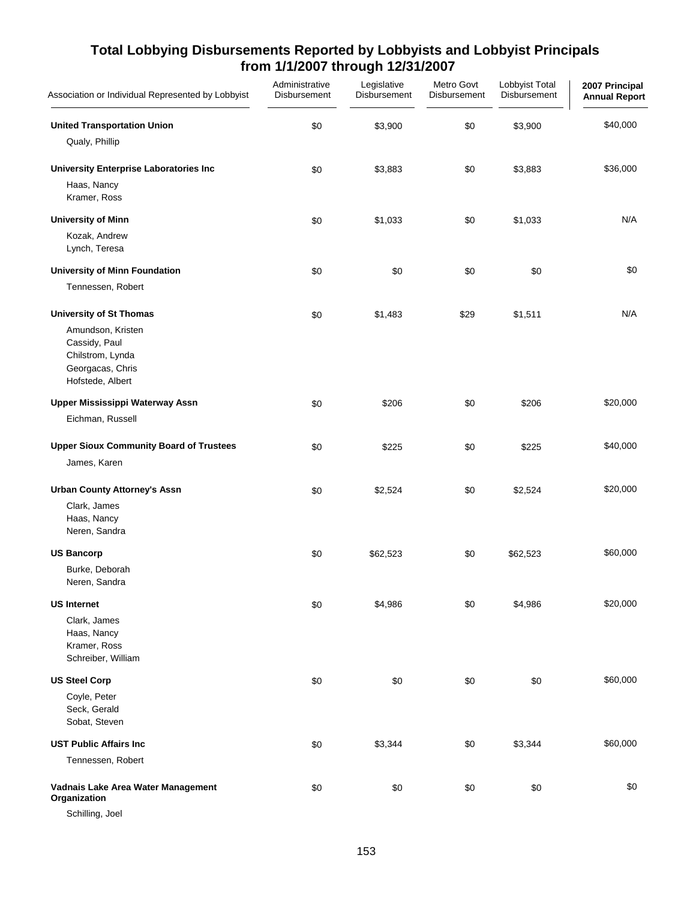## Total Lobbying Disbursements Reported by Lobbyists and Lobbyist Principals from 1/1/2007 through 12/31/2007

| Association or Individual Represented by Lobbyist | Administrative Disbursement | Legislative Disbursement | Metro Govt Disbursement | Lobbyist Total Disbursement | 2007 Principal Annual Report |
|---|---|---|---|---|---|
| **United Transportation Union** | $0 | $3,900 | $0 | $3,900 | $40,000 |
| Qualy, Phillip | | | | | |
| **University Enterprise Laboratories Inc** | $0 | $3,883 | $0 | $3,883 | $36,000 |
| Haas, Nancy | | | | | |
| Kramer, Ross | | | | | |
| **University of Minn** | $0 | $1,033 | $0 | $1,033 | N/A |
| Kozak, Andrew | | | | | |
| Lynch, Teresa | | | | | |
| **University of Minn Foundation** | $0 | $0 | $0 | $0 | $0 |
| Tennessen, Robert | | | | | |
| **University of St Thomas** | $0 | $1,483 | $29 | $1,511 | N/A |
| Amundson, Kristen | | | | | |
| Cassidy, Paul | | | | | |
| Chilstrom, Lynda | | | | | |
| Georgacas, Chris | | | | | |
| Hofstede, Albert | | | | | |
| **Upper Mississippi Waterway Assn** | $0 | $206 | $0 | $206 | $20,000 |
| Eichman, Russell | | | | | |
| **Upper Sioux Community Board of Trustees** | $0 | $225 | $0 | $225 | $40,000 |
| James, Karen | | | | | |
| **Urban County Attorney's Assn** | $0 | $2,524 | $0 | $2,524 | $20,000 |
| Clark, James | | | | | |
| Haas, Nancy | | | | | |
| Neren, Sandra | | | | | |
| **US Bancorp** | $0 | $62,523 | $0 | $62,523 | $60,000 |
| Burke, Deborah | | | | | |
| Neren, Sandra | | | | | |
| **US Internet** | $0 | $4,986 | $0 | $4,986 | $20,000 |
| Clark, James | | | | | |
| Haas, Nancy | | | | | |
| Kramer, Ross | | | | | |
| Schreiber, William | | | | | |
| **US Steel Corp** | $0 | $0 | $0 | $0 | $60,000 |
| Coyle, Peter | | | | | |
| Seck, Gerald | | | | | |
| Sobat, Steven | | | | | |
| **UST Public Affairs Inc** | $0 | $3,344 | $0 | $3,344 | $60,000 |
| Tennessen, Robert | | | | | |
| **Vadnais Lake Area Water Management Organization** | $0 | $0 | $0 | $0 | $0 |
| Schilling, Joel | | | | | |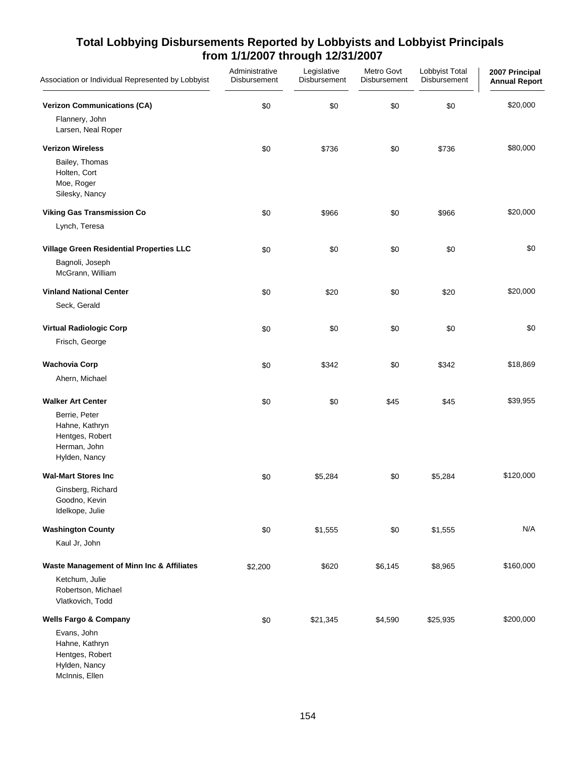## Total Lobbying Disbursements Reported by Lobbyists and Lobbyist Principals from 1/1/2007 through 12/31/2007

| Association or Individual Represented by Lobbyist | Administrative Disbursement | Legislative Disbursement | Metro Govt Disbursement | Lobbyist Total Disbursement | 2007 Principal Annual Report |
|---|---|---|---|---|---|
| **Verizon Communications (CA)** | $0 | $0 | $0 | $0 | $20,000 |
| Flannery, John | | | | | |
| Larsen, Neal Roper | | | | | |
| **Verizon Wireless** | $0 | $736 | $0 | $736 | $80,000 |
| Bailey, Thomas | | | | | |
| Holten, Cort | | | | | |
| Moe, Roger | | | | | |
| Silesky, Nancy | | | | | |
| **Viking Gas Transmission Co** | $0 | $966 | $0 | $966 | $20,000 |
| Lynch, Teresa | | | | | |
| **Village Green Residential Properties LLC** | $0 | $0 | $0 | $0 | $0 |
| Bagnoli, Joseph | | | | | |
| McGrann, William | | | | | |
| **Vinland National Center** | $0 | $20 | $0 | $20 | $20,000 |
| Seck, Gerald | | | | | |
| **Virtual Radiologic Corp** | $0 | $0 | $0 | $0 | $0 |
| Frisch, George | | | | | |
| **Wachovia Corp** | $0 | $342 | $0 | $342 | $18,869 |
| Ahern, Michael | | | | | |
| **Walker Art Center** | $0 | $0 | $45 | $45 | $39,955 |
| Berrie, Peter | | | | | |
| Hahne, Kathryn | | | | | |
| Hentges, Robert | | | | | |
| Herman, John | | | | | |
| Hylden, Nancy | | | | | |
| **Wal-Mart Stores Inc** | $0 | $5,284 | $0 | $5,284 | $120,000 |
| Ginsberg, Richard | | | | | |
| Goodno, Kevin | | | | | |
| Idelkope, Julie | | | | | |
| **Washington County** | $0 | $1,555 | $0 | $1,555 | N/A |
| Kaul Jr, John | | | | | |
| **Waste Management of Minn Inc & Affiliates** | $2,200 | $620 | $6,145 | $8,965 | $160,000 |
| Ketchum, Julie | | | | | |
| Robertson, Michael | | | | | |
| Vlatkovich, Todd | | | | | |
| **Wells Fargo & Company** | $0 | $21,345 | $4,590 | $25,935 | $200,000 |
| Evans, John | | | | | |
| Hahne, Kathryn | | | | | |
| Hentges, Robert | | | | | |
| Hylden, Nancy | | | | | |
| McInnis, Ellen | | | | | |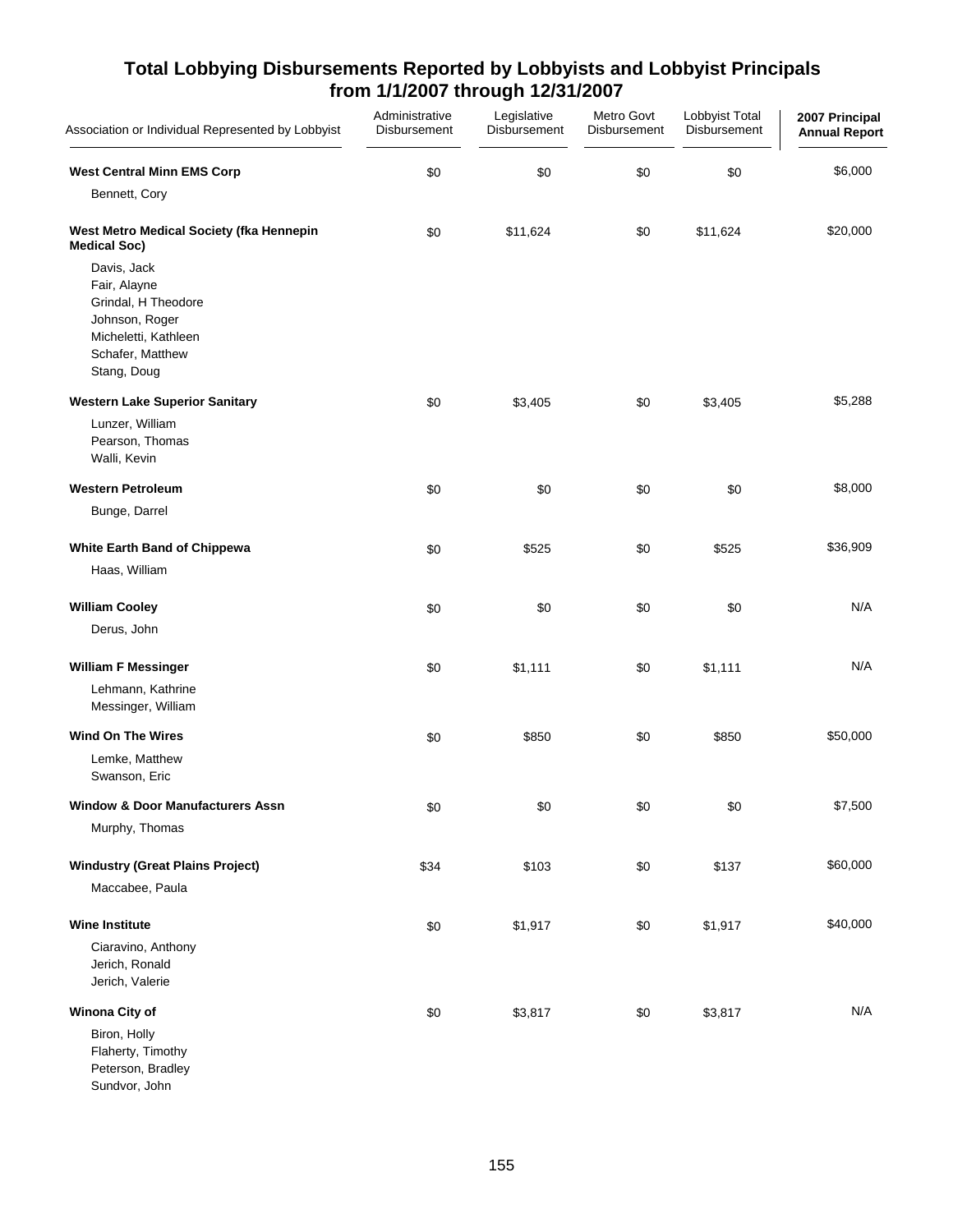# Total Lobbying Disbursements Reported by Lobbyists and Lobbyist Principals from 1/1/2007 through 12/31/2007

| Association or Individual Represented by Lobbyist | Administrative Disbursement | Legislative Disbursement | Metro Govt Disbursement | Lobbyist Total Disbursement | 2007 Principal Annual Report |
|---|---|---|---|---|---|
| **West Central Minn EMS Corp** | $0 | $0 | $0 | $0 | $6,000 |
| Bennett, Cory | | | | | |
| **West Metro Medical Society (fka Hennepin Medical Soc)** | $0 | $11,624 | $0 | $11,624 | $20,000 |
| Davis, Jack | | | | | |
| Fair, Alayne | | | | | |
| Grindal, H Theodore | | | | | |
| Johnson, Roger | | | | | |
| Micheletti, Kathleen | | | | | |
| Schafer, Matthew | | | | | |
| Stang, Doug | | | | | |
| **Western Lake Superior Sanitary** | $0 | $3,405 | $0 | $3,405 | $5,288 |
| Lunzer, William | | | | | |
| Pearson, Thomas | | | | | |
| Walli, Kevin | | | | | |
| **Western Petroleum** | $0 | $0 | $0 | $0 | $8,000 |
| Bunge, Darrel | | | | | |
| **White Earth Band of Chippewa** | $0 | $525 | $0 | $525 | $36,909 |
| Haas, William | | | | | |
| **William Cooley** | $0 | $0 | $0 | $0 | N/A |
| Derus, John | | | | | |
| **William F Messinger** | $0 | $1,111 | $0 | $1,111 | N/A |
| Lehmann, Kathrine | | | | | |
| Messinger, William | | | | | |
| **Wind On The Wires** | $0 | $850 | $0 | $850 | $50,000 |
| Lemke, Matthew | | | | | |
| Swanson, Eric | | | | | |
| **Window & Door Manufacturers Assn** | $0 | $0 | $0 | $0 | $7,500 |
| Murphy, Thomas | | | | | |
| **Windustry (Great Plains Project)** | $34 | $103 | $0 | $137 | $60,000 |
| Maccabee, Paula | | | | | |
| **Wine Institute** | $0 | $1,917 | $0 | $1,917 | $40,000 |
| Ciaravino, Anthony | | | | | |
| Jerich, Ronald | | | | | |
| Jerich, Valerie | | | | | |
| **Winona City of** | $0 | $3,817 | $0 | $3,817 | N/A |
| Biron, Holly | | | | | |
| Flaherty, Timothy | | | | | |
| Peterson, Bradley | | | | | |
| Sundvor, John | | | | | |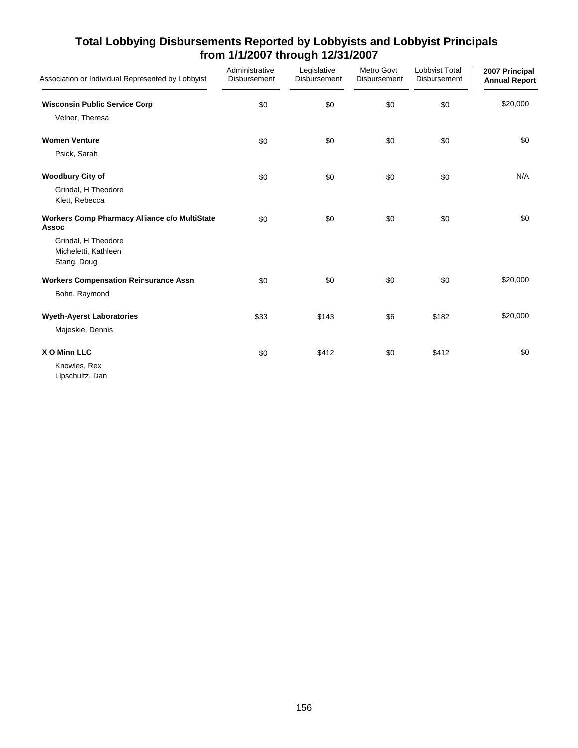## Total Lobbying Disbursements Reported by Lobbyists and Lobbyist Principals from 1/1/2007 through 12/31/2007

| Association or Individual Represented by Lobbyist | Administrative Disbursement | Legislative Disbursement | Metro Govt Disbursement | Lobbyist Total Disbursement | 2007 Principal Annual Report |
|---|---|---|---|---|---|
| **Wisconsin Public Service Corp** | $0 | $0 | $0 | $0 | $20,000 |
| Velner, Theresa | | | | | |
| **Women Venture** | $0 | $0 | $0 | $0 | $0 |
| Psick, Sarah | | | | | |
| **Woodbury City of** | $0 | $0 | $0 | $0 | N/A |
| Grindal, H Theodore<br>Klett, Rebecca | | | | | |
| **Workers Comp Pharmacy Alliance c/o MultiState Assoc** | $0 | $0 | $0 | $0 | $0 |
| Grindal, H Theodore<br>Micheletti, Kathleen<br>Stang, Doug | | | | | |
| **Workers Compensation Reinsurance Assn** | $0 | $0 | $0 | $0 | $20,000 |
| Bohn, Raymond | | | | | |
| **Wyeth-Ayerst Laboratories** | $33 | $143 | $6 | $182 | $20,000 |
| Majeskie, Dennis | | | | | |
| **X O Minn LLC** | $0 | $412 | $0 | $412 | $0 |
| Knowles, Rex<br>Lipschultz, Dan | | | | | |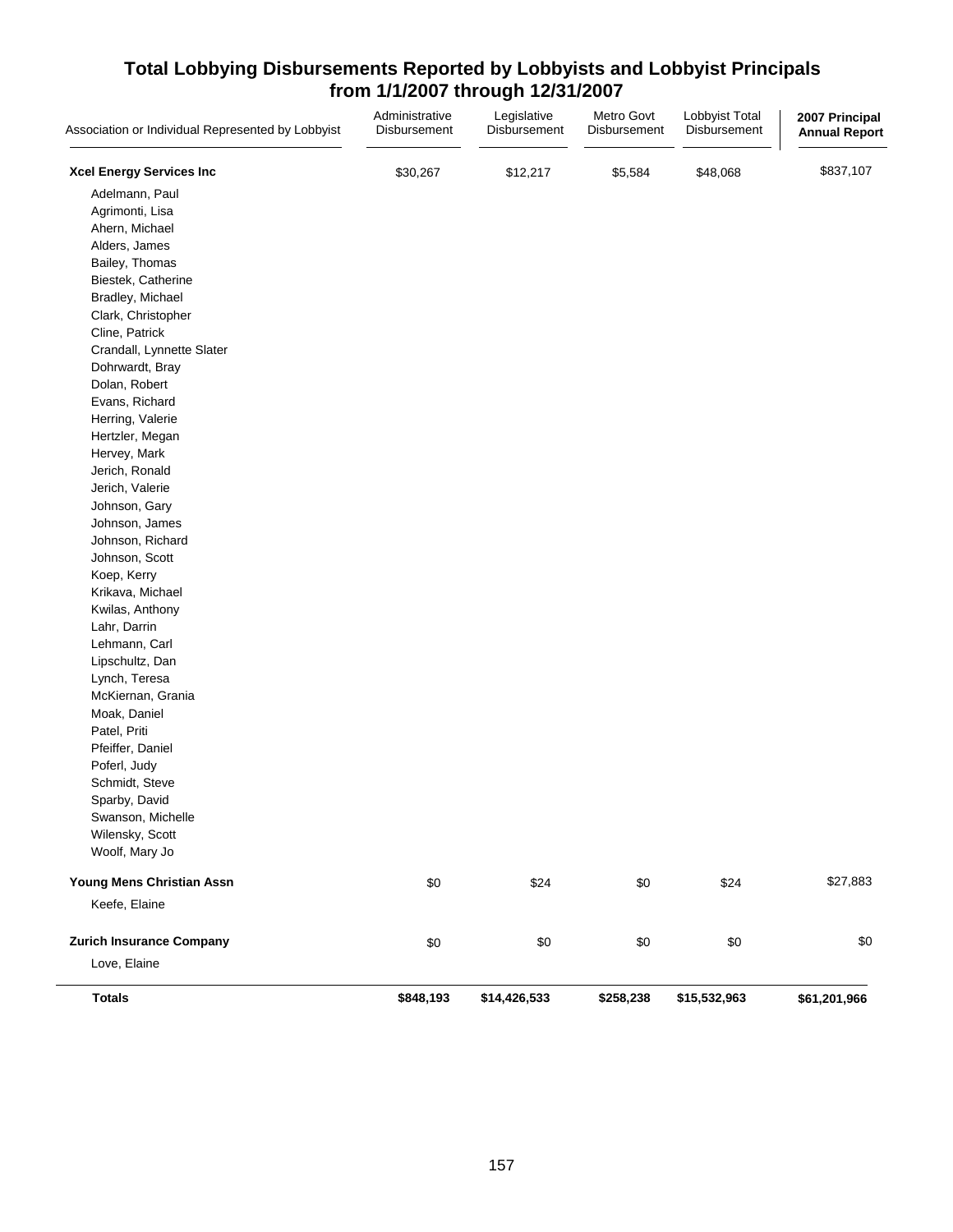## Total Lobbying Disbursements Reported by Lobbyists and Lobbyist Principals from 1/1/2007 through 12/31/2007

| Association or Individual Represented by Lobbyist | Administrative Disbursement | Legislative Disbursement | Metro Govt Disbursement | Lobbyist Total Disbursement | 2007 Principal Annual Report |
|---|---|---|---|---|---|
| **Xcel Energy Services Inc** | $30,267 | $12,217 | $5,584 | $48,068 | $837,107 |
| Adelmann, Paul | | | | | |
| Agrimonti, Lisa | | | | | |
| Ahern, Michael | | | | | |
| Alders, James | | | | | |
| Bailey, Thomas | | | | | |
| Biestek, Catherine | | | | | |
| Bradley, Michael | | | | | |
| Clark, Christopher | | | | | |
| Cline, Patrick | | | | | |
| Crandall, Lynnette Slater | | | | | |
| Dohrwardt, Bray | | | | | |
| Dolan, Robert | | | | | |
| Evans, Richard | | | | | |
| Herring, Valerie | | | | | |
| Hertzler, Megan | | | | | |
| Hervey, Mark | | | | | |
| Jerich, Ronald | | | | | |
| Jerich, Valerie | | | | | |
| Johnson, Gary | | | | | |
| Johnson, James | | | | | |
| Johnson, Richard | | | | | |
| Johnson, Scott | | | | | |
| Koep, Kerry | | | | | |
| Krikava, Michael | | | | | |
| Kwilas, Anthony | | | | | |
| Lahr, Darrin | | | | | |
| Lehmann, Carl | | | | | |
| Lipschultz, Dan | | | | | |
| Lynch, Teresa | | | | | |
| McKiernan, Grania | | | | | |
| Moak, Daniel | | | | | |
| Patel, Priti | | | | | |
| Pfeiffer, Daniel | | | | | |
| Poferl, Judy | | | | | |
| Schmidt, Steve | | | | | |
| Sparby, David | | | | | |
| Swanson, Michelle | | | | | |
| Wilensky, Scott | | | | | |
| Woolf, Mary Jo | | | | | |
| **Young Mens Christian Assn** | $0 | $24 | $0 | $24 | $27,883 |
| Keefe, Elaine | | | | | |
| **Zurich Insurance Company** | $0 | $0 | $0 | $0 | $0 |
| Love, Elaine | | | | | |
| **Totals** | **$848,193** | **$14,426,533** | **$258,238** | **$15,532,963** | **$61,201,966** |